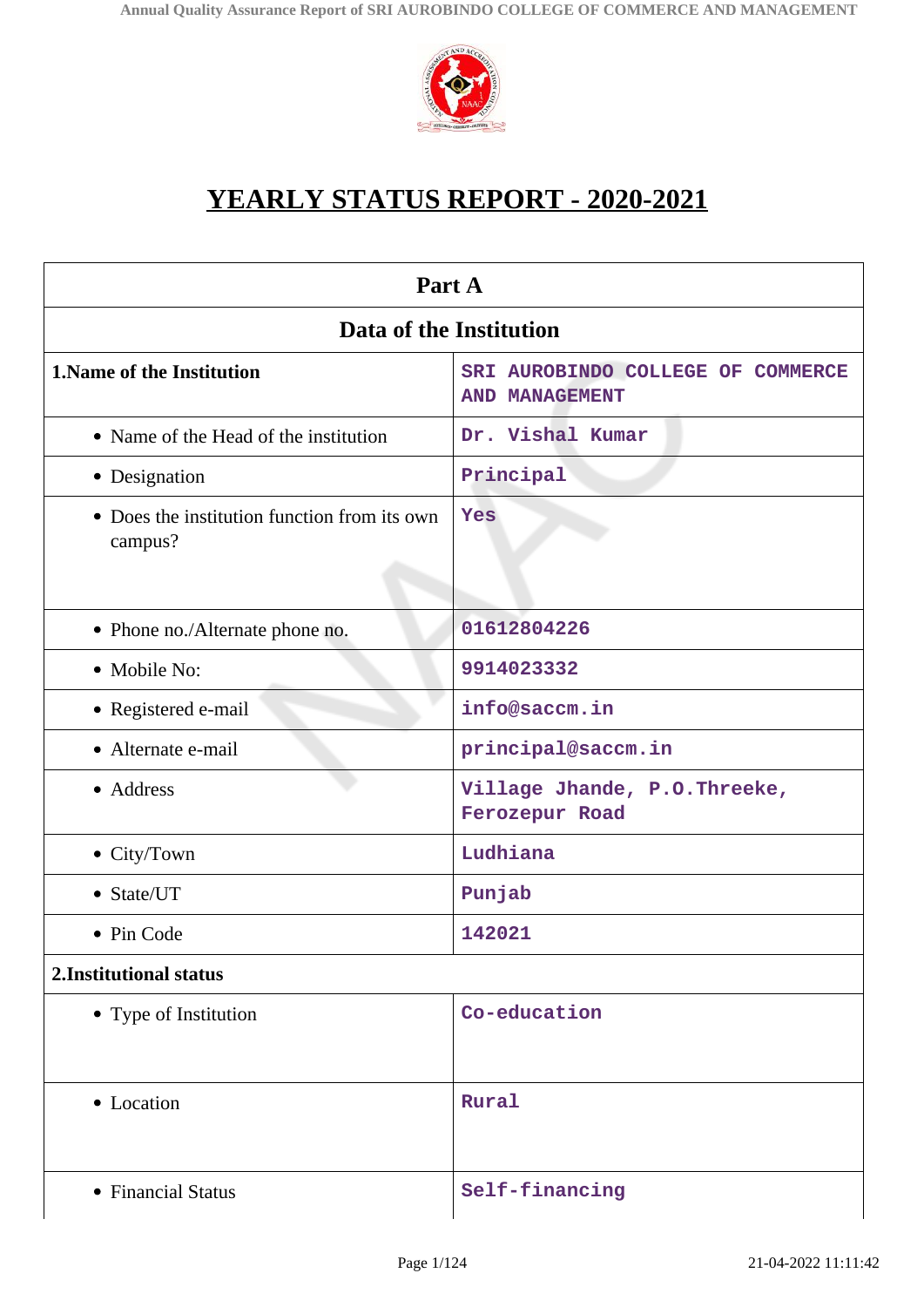# YEARLY STATUS REPORT - 2020-2021

| Part A | |
|---|---|
| **Data of the Institution** | |
| **1.Name of the Institution** | SRI AUROBINDO COLLEGE OF COMMERCE AND MANAGEMENT |
| • Name of the Head of the institution | Dr. Vishal Kumar |
| • Designation | Principal |
| • Does the institution function from its own campus? | Yes |
| • Phone no./Alternate phone no. | 01612804226 |
| • Mobile No: | 9914023332 |
| • Registered e-mail | info@saccm.in |
| • Alternate e-mail | principal@saccm.in |
| • Address | Village Jhande, P.O.Threeke, Ferozepur Road |
| • City/Town | Ludhiana |
| • State/UT | Punjab |
| • Pin Code | 142021 |
| **2.Institutional status** | |
| • Type of Institution | Co-education |
| • Location | Rural |
| • Financial Status | Self-financing |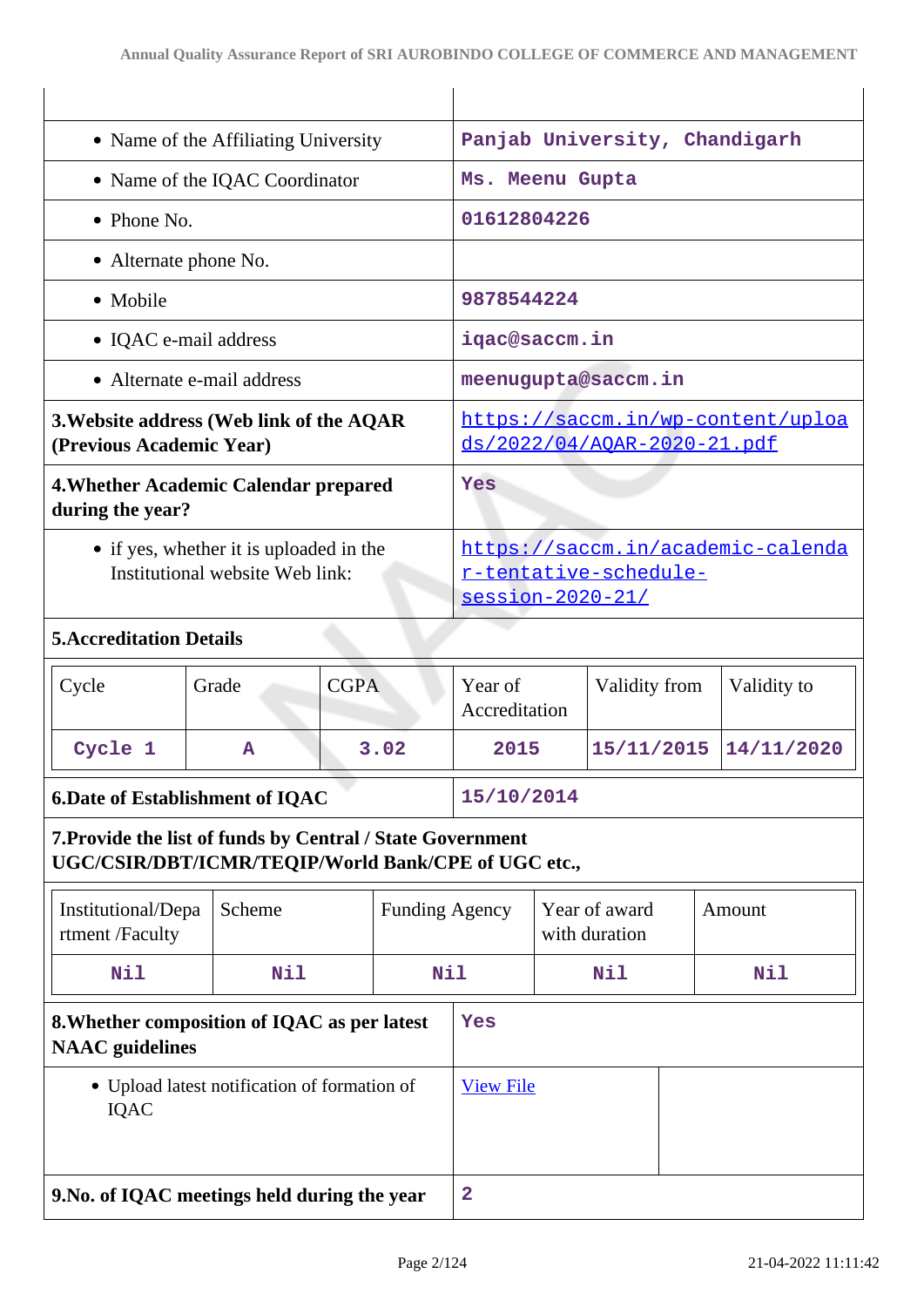| | |
|---|---|
| • Name of the Affiliating University | Panjab University, Chandigarh |
| • Name of the IQAC Coordinator | Ms. Meenu Gupta |
| • Phone No. | 01612804226 |
| • Alternate phone No. | |
| • Mobile | 9878544224 |
| • IQAC e-mail address | iqac@saccm.in |
| • Alternate e-mail address | meenugupta@saccm.in |
| **3.Website address (Web link of the AQAR (Previous Academic Year)** | https://saccm.in/wp-content/uploads/2022/04/AQAR-2020-21.pdf |
| **4.Whether Academic Calendar prepared during the year?** | Yes |
| • if yes, whether it is uploaded in the Institutional website Web link: | https://saccm.in/academic-calendar-tentative-schedule-session-2020-21/ |

**5.Accreditation Details**

| Cycle | Grade | CGPA | Year of Accreditation | Validity from | Validity to |
|---|---|---|---|---|---|
| Cycle 1 | A | 3.02 | 2015 | 15/11/2015 | 14/11/2020 |

| | |
|---|---|
| **6.Date of Establishment of IQAC** | 15/10/2014 |

**7.Provide the list of funds by Central / State Government UGC/CSIR/DBT/ICMR/TEQIP/World Bank/CPE of UGC etc.,**

| Institutional/Department /Faculty | Scheme | Funding Agency | Year of award with duration | Amount |
|---|---|---|---|---|
| Nil | Nil | Nil | Nil | Nil |

| | |
|---|---|
| **8.Whether composition of IQAC as per latest NAAC guidelines** | Yes |
| • Upload latest notification of formation of IQAC | View File |
| **9.No. of IQAC meetings held during the year** | 2 |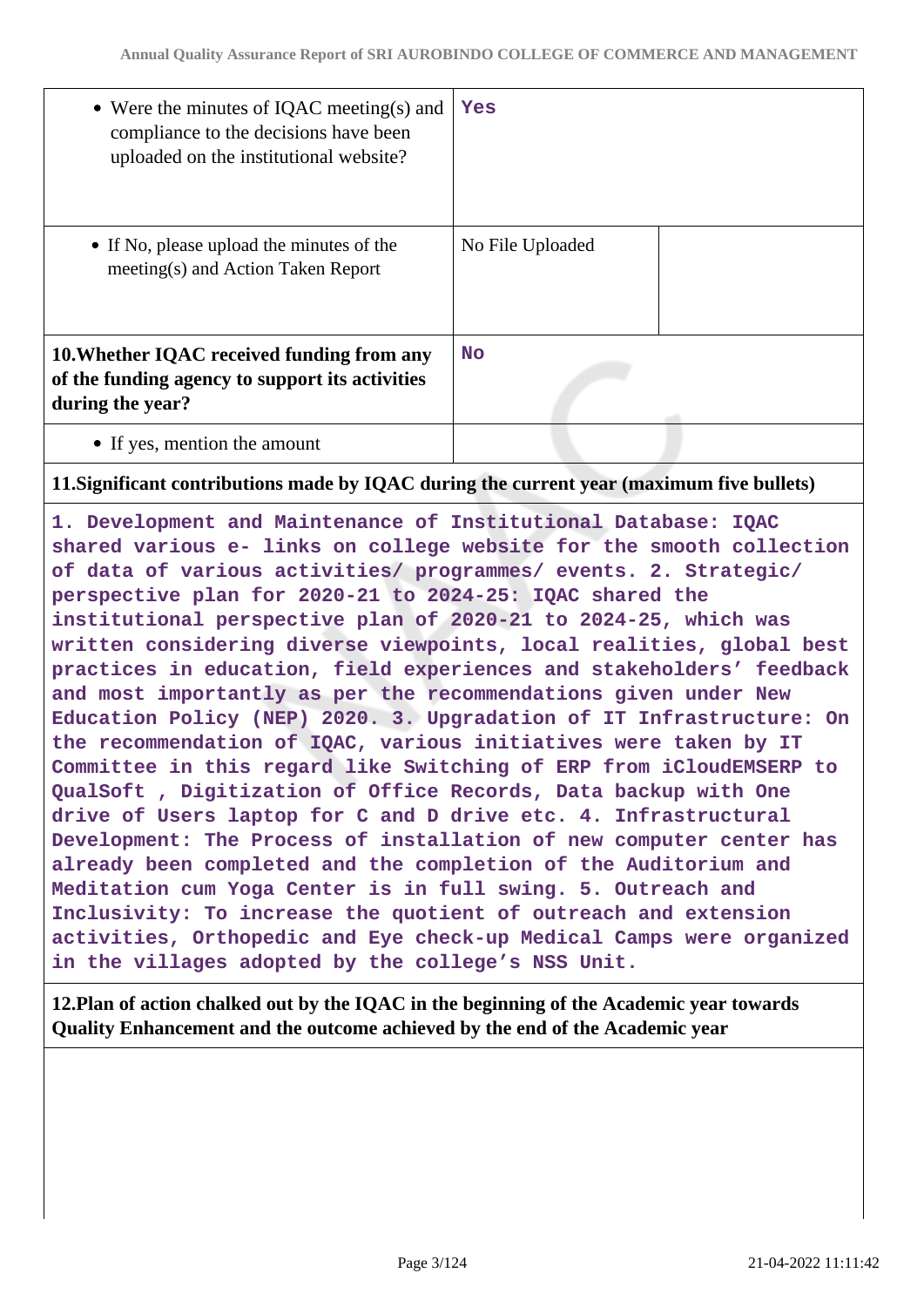| | | |
|---|---|---|
| • Were the minutes of IQAC meeting(s) and compliance to the decisions have been uploaded on the institutional website? | Yes | |
| • If No, please upload the minutes of the meeting(s) and Action Taken Report | No File Uploaded | |
| **10.Whether IQAC received funding from any of the funding agency to support its activities during the year?** | No | |
| • If yes, mention the amount | | |

**11.Significant contributions made by IQAC during the current year (maximum five bullets)**

1. Development and Maintenance of Institutional Database: IQAC shared various e- links on college website for the smooth collection of data of various activities/ programmes/ events. 2. Strategic/ perspective plan for 2020-21 to 2024-25: IQAC shared the institutional perspective plan of 2020-21 to 2024-25, which was written considering diverse viewpoints, local realities, global best practices in education, field experiences and stakeholders' feedback and most importantly as per the recommendations given under New Education Policy (NEP) 2020. 3. Upgradation of IT Infrastructure: On the recommendation of IQAC, various initiatives were taken by IT Committee in this regard like Switching of ERP from iCloudEMSERP to QualSoft , Digitization of Office Records, Data backup with One drive of Users laptop for C and D drive etc. 4. Infrastructural Development: The Process of installation of new computer center has already been completed and the completion of the Auditorium and Meditation cum Yoga Center is in full swing. 5. Outreach and Inclusivity: To increase the quotient of outreach and extension activities, Orthopedic and Eye check-up Medical Camps were organized in the villages adopted by the college's NSS Unit.

**12.Plan of action chalked out by the IQAC in the beginning of the Academic year towards Quality Enhancement and the outcome achieved by the end of the Academic year**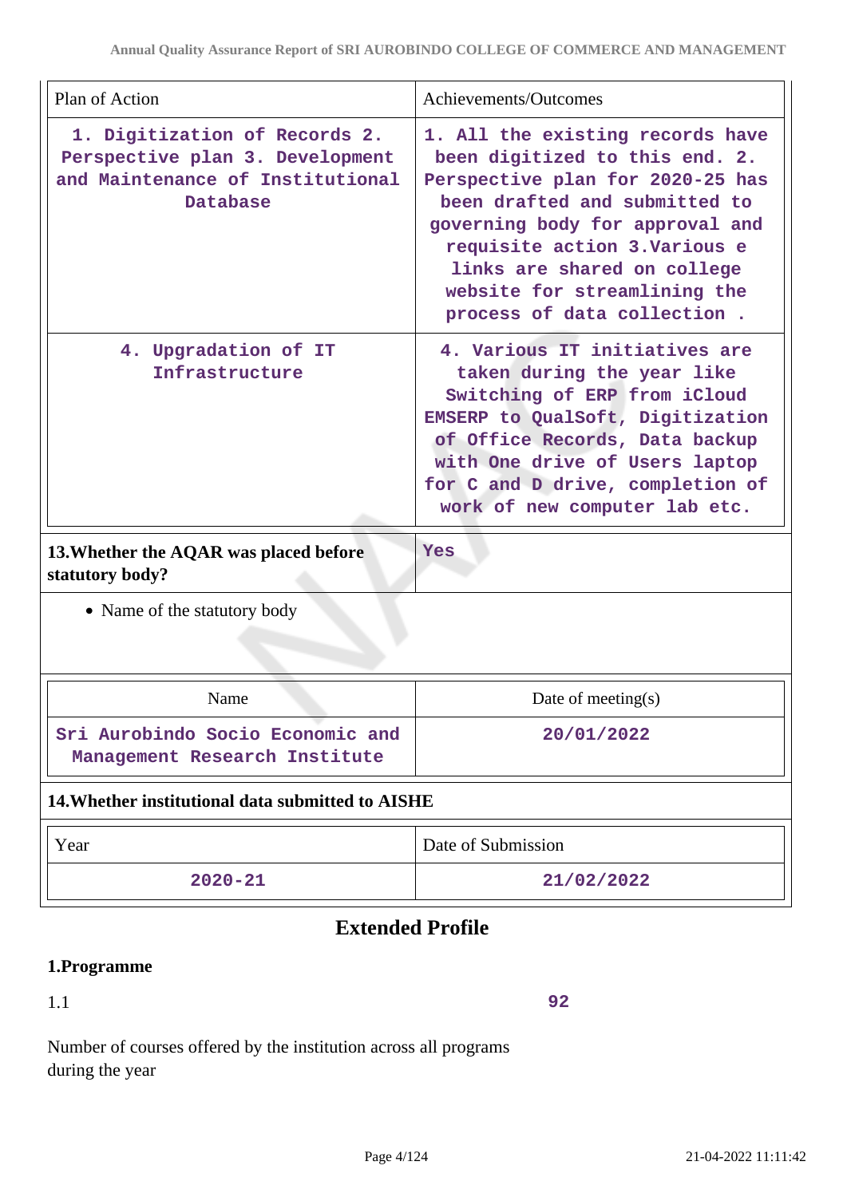| Plan of Action | Achievements/Outcomes |
|---|---|
| 1. Digitization of Records 2. Perspective plan 3. Development and Maintenance of Institutional Database | 1. All the existing records have been digitized to this end. 2. Perspective plan for 2020-25 has been drafted and submitted to governing body for approval and requisite action 3.Various e links are shared on college website for streamlining the process of data collection . |
| 4. Upgradation of IT Infrastructure | 4. Various IT initiatives are taken during the year like Switching of ERP from iCloud EMSERP to QualSoft, Digitization of Office Records, Data backup with One drive of Users laptop for C and D drive, completion of work of new computer lab etc. |

**13.Whether the AQAR was placed before statutory body?** Yes

- Name of the statutory body

| Name | Date of meeting(s) |
|---|---|
| Sri Aurobindo Socio Economic and Management Research Institute | 20/01/2022 |

**14.Whether institutional data submitted to AISHE**

| Year | Date of Submission |
|---|---|
| 2020-21 | 21/02/2022 |

## Extended Profile

### 1.Programme

1.1 **92**

Number of courses offered by the institution across all programs during the year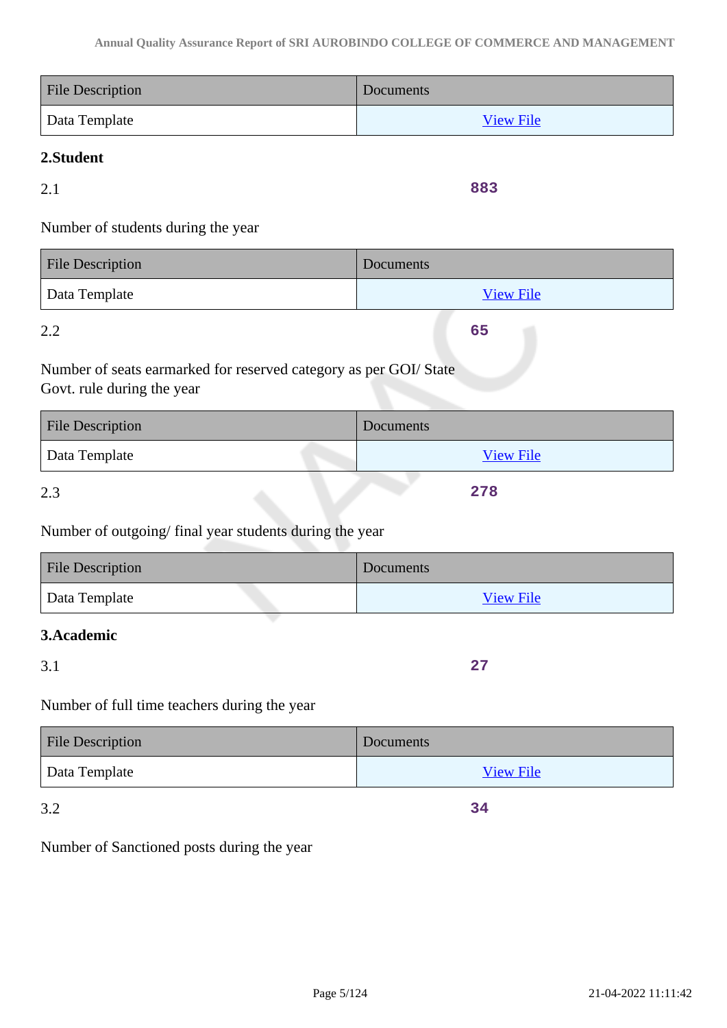| File Description | Documents |
|---|---|
| Data Template | View File |

**2.Student**

2.1 **883**

Number of students during the year

| File Description | Documents |
|---|---|
| Data Template | View File |

2.2 **65**

Number of seats earmarked for reserved category as per GOI/ State Govt. rule during the year

| File Description | Documents |
|---|---|
| Data Template | View File |

2.3 **278**

Number of outgoing/ final year students during the year

| File Description | Documents |
|---|---|
| Data Template | View File |

**3.Academic**

3.1 **27**

Number of full time teachers during the year

| File Description | Documents |
|---|---|
| Data Template | View File |

3.2 **34**

Number of Sanctioned posts during the year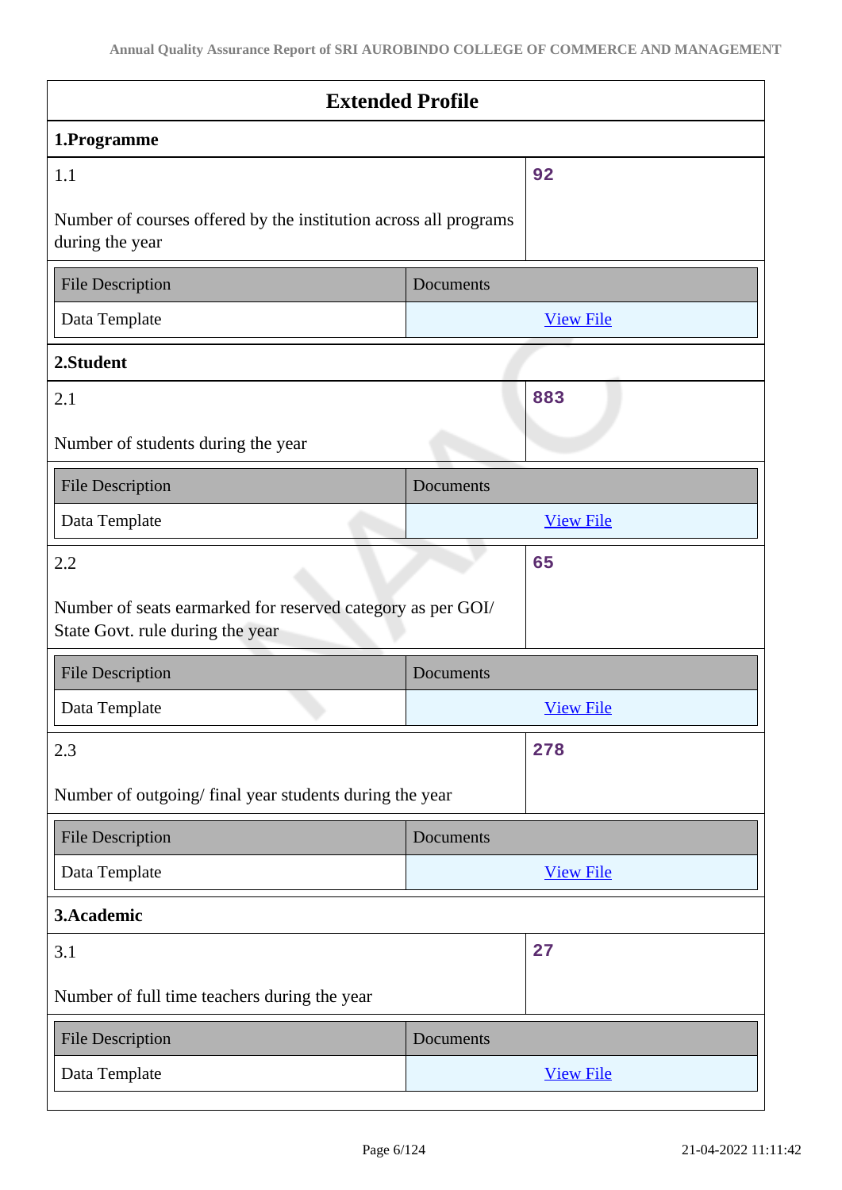## Extended Profile

### 1.Programme

| 1.1 | 92 |
|---|---|
| Number of courses offered by the institution across all programs during the year | |

| File Description | Documents |
|---|---|
| Data Template | View File |

### 2.Student

| 2.1 | 883 |
|---|---|
| Number of students during the year | |

| File Description | Documents |
|---|---|
| Data Template | View File |

| 2.2 | 65 |
|---|---|
| Number of seats earmarked for reserved category as per GOI/ State Govt. rule during the year | |

| File Description | Documents |
|---|---|
| Data Template | View File |

| 2.3 | 278 |
|---|---|
| Number of outgoing/ final year students during the year | |

| File Description | Documents |
|---|---|
| Data Template | View File |

### 3.Academic

| 3.1 | 27 |
|---|---|
| Number of full time teachers during the year | |

| File Description | Documents |
|---|---|
| Data Template | View File |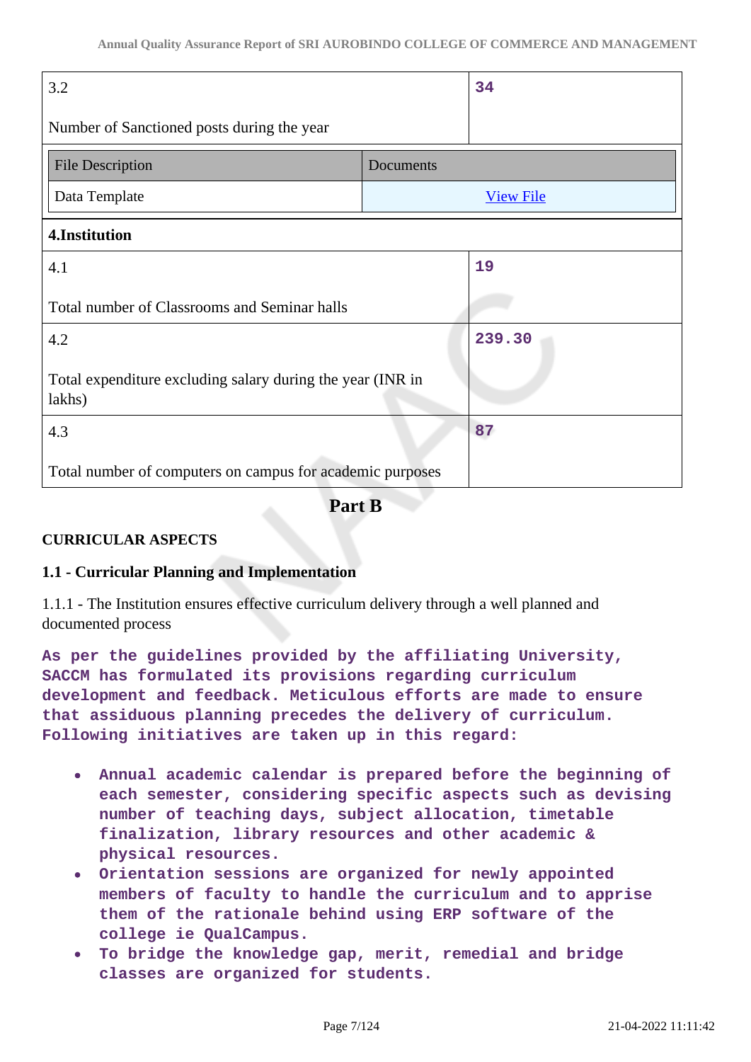| 3.2<br><br>Number of Sanctioned posts during the year | 34 |
|---|---|

| File Description | Documents |
|---|---|
| Data Template | View File |

**4.Institution**

| 4.1<br><br>Total number of Classrooms and Seminar halls | 19 |
|---|---|
| 4.2<br><br>Total expenditure excluding salary during the year (INR in lakhs) | 239.30 |
| 4.3<br><br>Total number of computers on campus for academic purposes | 87 |

## Part B

### CURRICULAR ASPECTS

### 1.1 - Curricular Planning and Implementation

1.1.1 - The Institution ensures effective curriculum delivery through a well planned and documented process

As per the guidelines provided by the affiliating University, SACCM has formulated its provisions regarding curriculum development and feedback. Meticulous efforts are made to ensure that assiduous planning precedes the delivery of curriculum. Following initiatives are taken up in this regard:

- Annual academic calendar is prepared before the beginning of each semester, considering specific aspects such as devising number of teaching days, subject allocation, timetable finalization, library resources and other academic & physical resources.
- Orientation sessions are organized for newly appointed members of faculty to handle the curriculum and to apprise them of the rationale behind using ERP software of the college ie QualCampus.
- To bridge the knowledge gap, merit, remedial and bridge classes are organized for students.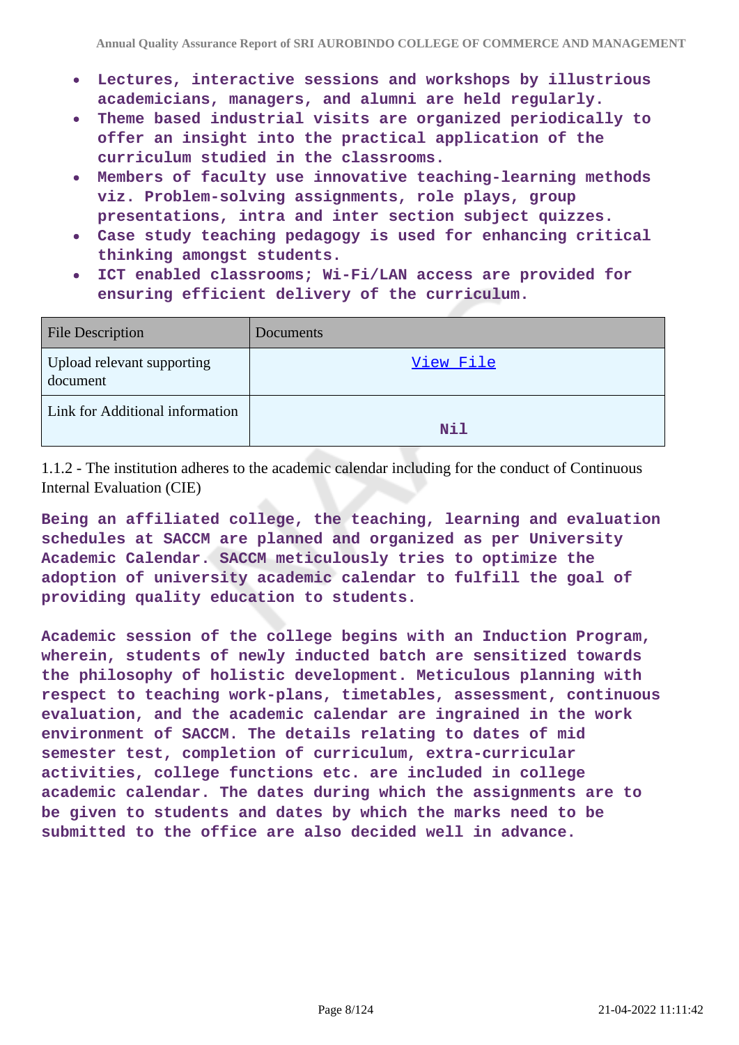- **Lectures, interactive sessions and workshops by illustrious academicians, managers, and alumni are held regularly.**
- **Theme based industrial visits are organized periodically to offer an insight into the practical application of the curriculum studied in the classrooms.**
- **Members of faculty use innovative teaching-learning methods viz. Problem-solving assignments, role plays, group presentations, intra and inter section subject quizzes.**
- **Case study teaching pedagogy is used for enhancing critical thinking amongst students.**
- **ICT enabled classrooms; Wi-Fi/LAN access are provided for ensuring efficient delivery of the curriculum.**

| File Description | Documents |
|---|---|
| Upload relevant supporting document | View File |
| Link for Additional information | **Nil** |

1.1.2 - The institution adheres to the academic calendar including for the conduct of Continuous Internal Evaluation (CIE)

**Being an affiliated college, the teaching, learning and evaluation schedules at SACCM are planned and organized as per University Academic Calendar. SACCM meticulously tries to optimize the adoption of university academic calendar to fulfill the goal of providing quality education to students.**

**Academic session of the college begins with an Induction Program, wherein, students of newly inducted batch are sensitized towards the philosophy of holistic development. Meticulous planning with respect to teaching work-plans, timetables, assessment, continuous evaluation, and the academic calendar are ingrained in the work environment of SACCM. The details relating to dates of mid semester test, completion of curriculum, extra-curricular activities, college functions etc. are included in college academic calendar. The dates during which the assignments are to be given to students and dates by which the marks need to be submitted to the office are also decided well in advance.**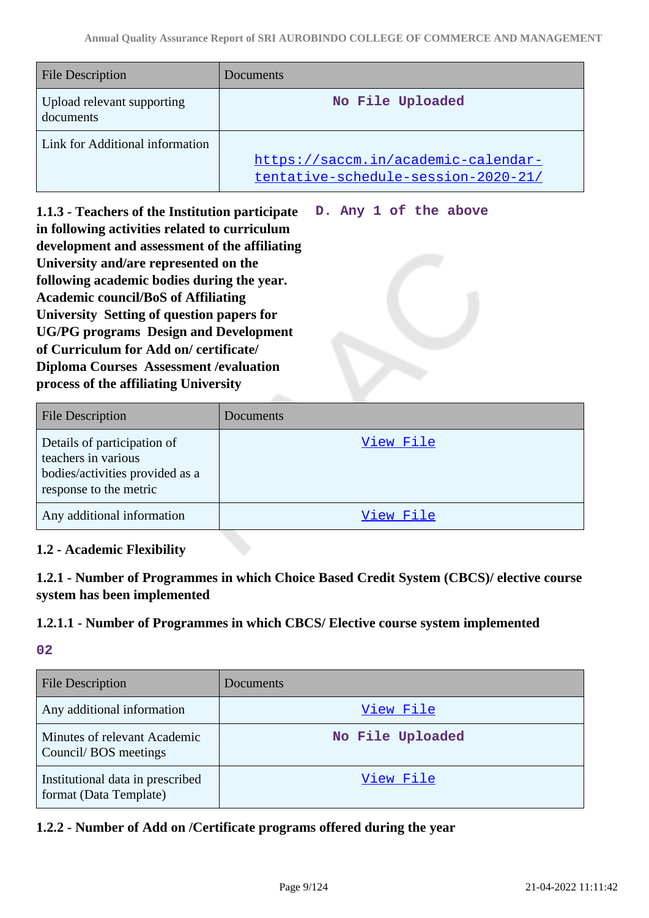| File Description | Documents |
| --- | --- |
| Upload relevant supporting documents | No File Uploaded |
| Link for Additional information | https://saccm.in/academic-calendar-tentative-schedule-session-2020-21/ |

**1.1.3 - Teachers of the Institution participate in following activities related to curriculum development and assessment of the affiliating University and/are represented on the following academic bodies during the year. Academic council/BoS of Affiliating University Setting of question papers for UG/PG programs Design and Development of Curriculum for Add on/ certificate/ Diploma Courses Assessment /evaluation process of the affiliating University**

D. Any 1 of the above

| File Description | Documents |
| --- | --- |
| Details of participation of teachers in various bodies/activities provided as a response to the metric | View File |
| Any additional information | View File |

### 1.2 - Academic Flexibility

**1.2.1 - Number of Programmes in which Choice Based Credit System (CBCS)/ elective course system has been implemented**

**1.2.1.1 - Number of Programmes in which CBCS/ Elective course system implemented**

02

| File Description | Documents |
| --- | --- |
| Any additional information | View File |
| Minutes of relevant Academic Council/ BOS meetings | No File Uploaded |
| Institutional data in prescribed format (Data Template) | View File |

**1.2.2 - Number of Add on /Certificate programs offered during the year**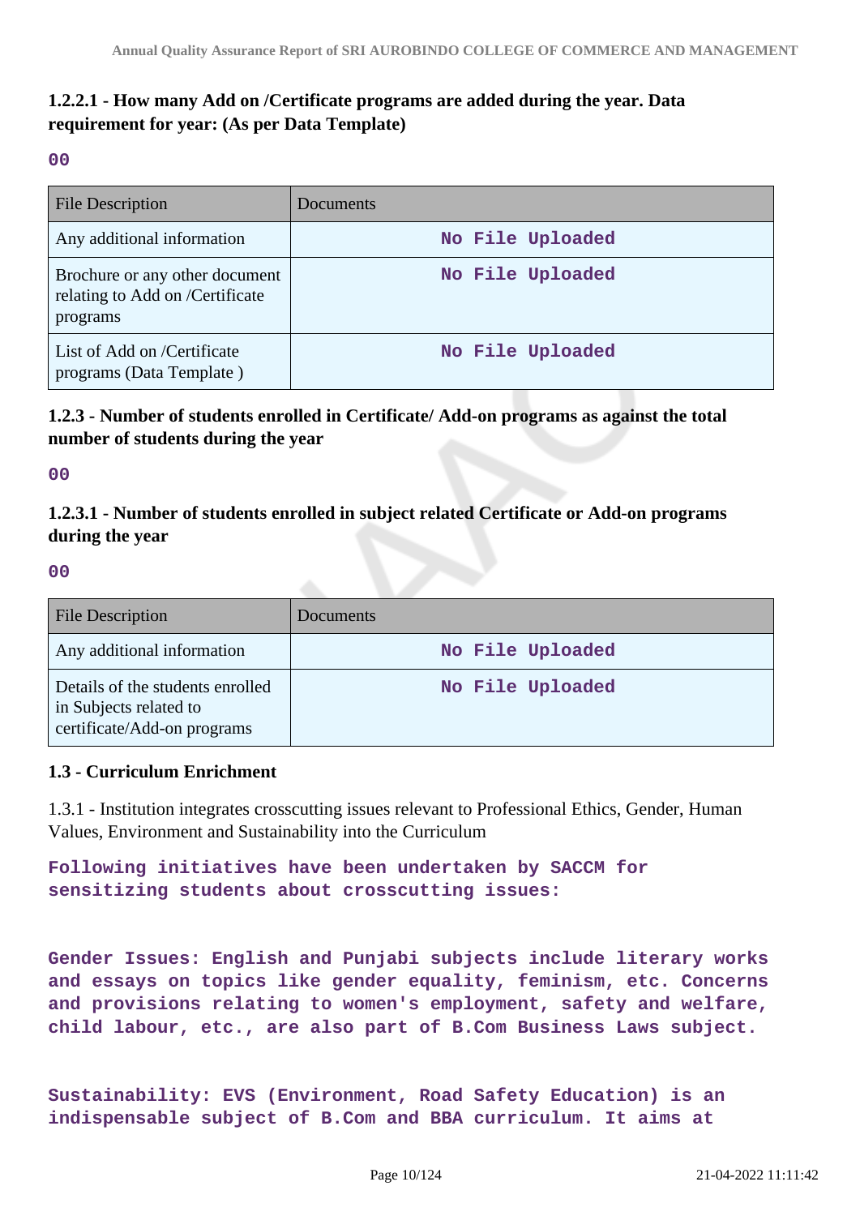### 1.2.2.1 - How many Add on /Certificate programs are added during the year. Data requirement for year: (As per Data Template)

00

| File Description | Documents |
| --- | --- |
| Any additional information | No File Uploaded |
| Brochure or any other document relating to Add on /Certificate programs | No File Uploaded |
| List of Add on /Certificate programs (Data Template ) | No File Uploaded |

### 1.2.3 - Number of students enrolled in Certificate/ Add-on programs as against the total number of students during the year

00

### 1.2.3.1 - Number of students enrolled in subject related Certificate or Add-on programs during the year

00

| File Description | Documents |
| --- | --- |
| Any additional information | No File Uploaded |
| Details of the students enrolled in Subjects related to certificate/Add-on programs | No File Uploaded |

### 1.3 - Curriculum Enrichment

1.3.1 - Institution integrates crosscutting issues relevant to Professional Ethics, Gender, Human Values, Environment and Sustainability into the Curriculum

**Following initiatives have been undertaken by SACCM for sensitizing students about crosscutting issues:**

**Gender Issues: English and Punjabi subjects include literary works and essays on topics like gender equality, feminism, etc. Concerns and provisions relating to women's employment, safety and welfare, child labour, etc., are also part of B.Com Business Laws subject.**

**Sustainability: EVS (Environment, Road Safety Education) is an indispensable subject of B.Com and BBA curriculum. It aims at**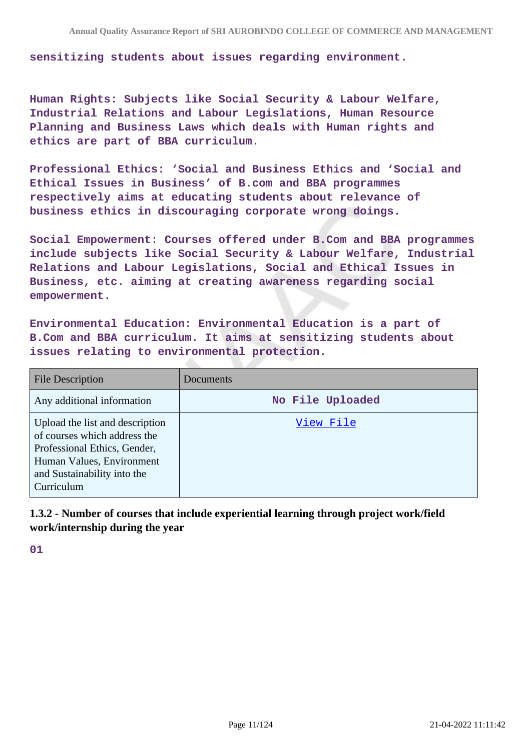sensitizing students about issues regarding environment.

Human Rights: Subjects like Social Security & Labour Welfare, Industrial Relations and Labour Legislations, Human Resource Planning and Business Laws which deals with Human rights and ethics are part of BBA curriculum.

Professional Ethics: 'Social and Business Ethics and 'Social and Ethical Issues in Business' of B.com and BBA programmes respectively aims at educating students about relevance of business ethics in discouraging corporate wrong doings.

Social Empowerment: Courses offered under B.Com and BBA programmes include subjects like Social Security & Labour Welfare, Industrial Relations and Labour Legislations, Social and Ethical Issues in Business, etc. aiming at creating awareness regarding social empowerment.

Environmental Education: Environmental Education is a part of B.Com and BBA curriculum. It aims at sensitizing students about issues relating to environmental protection.

| File Description | Documents |
|---|---|
| Any additional information | No File Uploaded |
| Upload the list and description of courses which address the Professional Ethics, Gender, Human Values, Environment and Sustainability into the Curriculum | View File |

**1.3.2 - Number of courses that include experiential learning through project work/field work/internship during the year**

01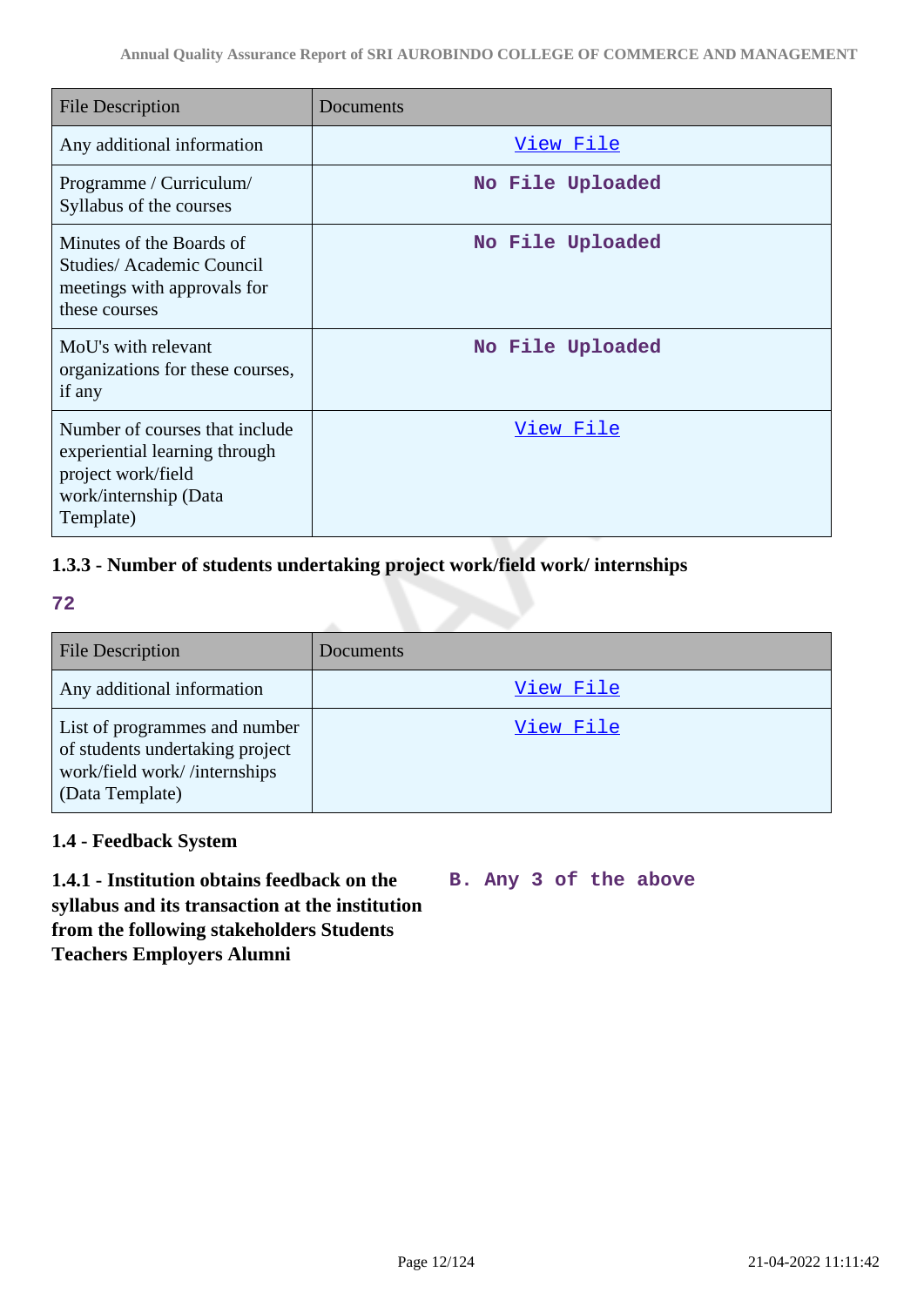| File Description | Documents |
| --- | --- |
| Any additional information | View File |
| Programme / Curriculum/ Syllabus of the courses | No File Uploaded |
| Minutes of the Boards of Studies/ Academic Council meetings with approvals for these courses | No File Uploaded |
| MoU's with relevant organizations for these courses, if any | No File Uploaded |
| Number of courses that include experiential learning through project work/field work/internship (Data Template) | View File |

**1.3.3 - Number of students undertaking project work/field work/ internships**

**72**

| File Description | Documents |
| --- | --- |
| Any additional information | View File |
| List of programmes and number of students undertaking project work/field work/ /internships (Data Template) | View File |

**1.4 - Feedback System**

**1.4.1 - Institution obtains feedback on the syllabus and its transaction at the institution from the following stakeholders Students Teachers Employers Alumni**

**B. Any 3 of the above**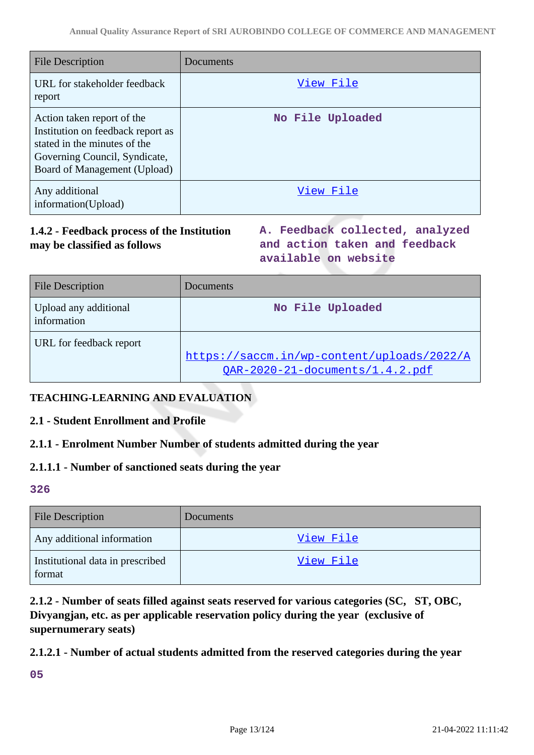| File Description | Documents |
| --- | --- |
| URL for stakeholder feedback report | View File |
| Action taken report of the Institution on feedback report as stated in the minutes of the Governing Council, Syndicate, Board of Management (Upload) | No File Uploaded |
| Any additional information(Upload) | View File |

**1.4.2 - Feedback process of the Institution may be classified as follows**

**A. Feedback collected, analyzed and action taken and feedback available on website**

| File Description | Documents |
| --- | --- |
| Upload any additional information | No File Uploaded |
| URL for feedback report | https://saccm.in/wp-content/uploads/2022/AQAR-2020-21-documents/1.4.2.pdf |

**TEACHING-LEARNING AND EVALUATION**

**2.1 - Student Enrollment and Profile**

**2.1.1 - Enrolment Number Number of students admitted during the year**

**2.1.1.1 - Number of sanctioned seats during the year**

**326**

| File Description | Documents |
| --- | --- |
| Any additional information | View File |
| Institutional data in prescribed format | View File |

**2.1.2 - Number of seats filled against seats reserved for various categories (SC, ST, OBC, Divyangjan, etc. as per applicable reservation policy during the year (exclusive of supernumerary seats)**

**2.1.2.1 - Number of actual students admitted from the reserved categories during the year**

**05**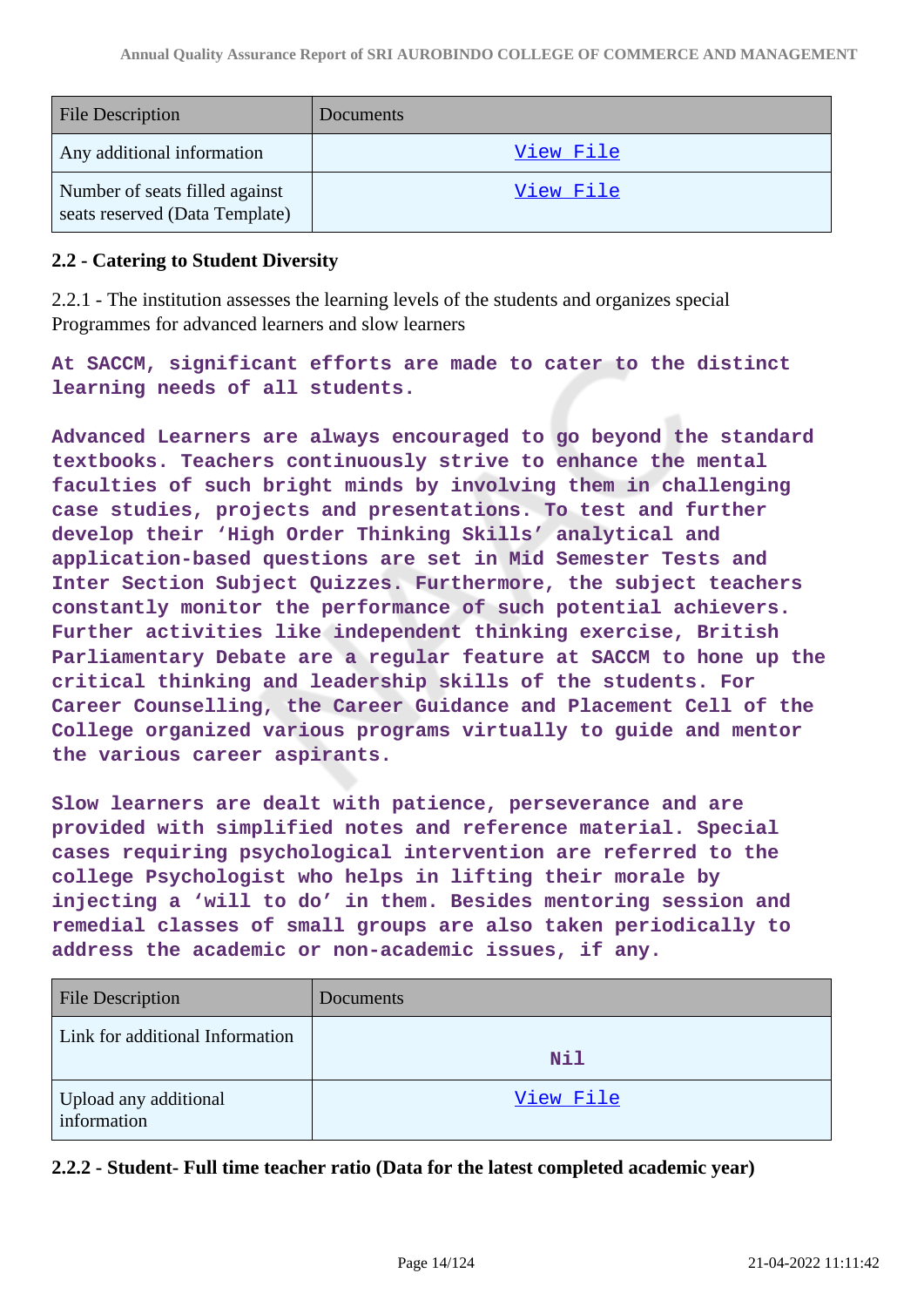| File Description | Documents |
| --- | --- |
| Any additional information | View File |
| Number of seats filled against seats reserved (Data Template) | View File |

### 2.2 - Catering to Student Diversity

2.2.1 - The institution assesses the learning levels of the students and organizes special Programmes for advanced learners and slow learners

**At SACCM, significant efforts are made to cater to the distinct learning needs of all students.**

**Advanced Learners are always encouraged to go beyond the standard textbooks. Teachers continuously strive to enhance the mental faculties of such bright minds by involving them in challenging case studies, projects and presentations. To test and further develop their 'High Order Thinking Skills' analytical and application-based questions are set in Mid Semester Tests and Inter Section Subject Quizzes. Furthermore, the subject teachers constantly monitor the performance of such potential achievers. Further activities like independent thinking exercise, British Parliamentary Debate are a regular feature at SACCM to hone up the critical thinking and leadership skills of the students. For Career Counselling, the Career Guidance and Placement Cell of the College organized various programs virtually to guide and mentor the various career aspirants.**

**Slow learners are dealt with patience, perseverance and are provided with simplified notes and reference material. Special cases requiring psychological intervention are referred to the college Psychologist who helps in lifting their morale by injecting a 'will to do' in them. Besides mentoring session and remedial classes of small groups are also taken periodically to address the academic or non-academic issues, if any.**

| File Description | Documents |
| --- | --- |
| Link for additional Information | Nil |
| Upload any additional information | View File |

**2.2.2 - Student- Full time teacher ratio (Data for the latest completed academic year)**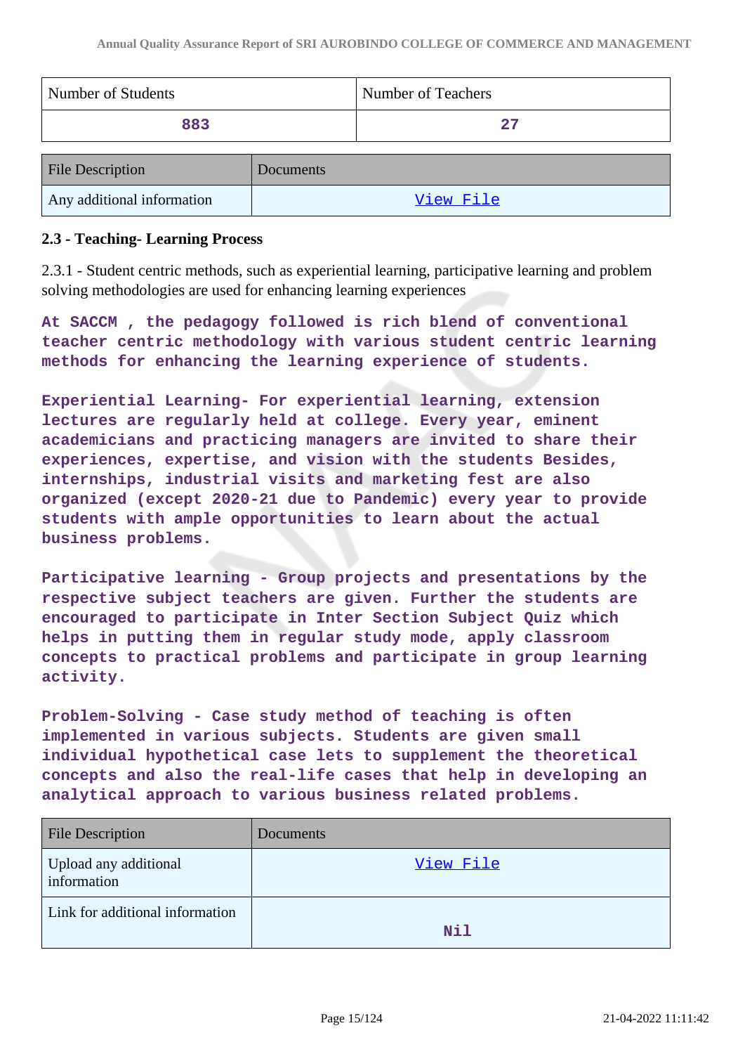| Number of Students | Number of Teachers |
|---|---|
| 883 | 27 |

| File Description | Documents |
|---|---|
| Any additional information | View File |

### 2.3 - Teaching- Learning Process

2.3.1 - Student centric methods, such as experiential learning, participative learning and problem solving methodologies are used for enhancing learning experiences

At SACCM , the pedagogy followed is rich blend of conventional teacher centric methodology with various student centric learning methods for enhancing the learning experience of students.

Experiential Learning- For experiential learning, extension lectures are regularly held at college. Every year, eminent academicians and practicing managers are invited to share their experiences, expertise, and vision with the students Besides, internships, industrial visits and marketing fest are also organized (except 2020-21 due to Pandemic) every year to provide students with ample opportunities to learn about the actual business problems.

Participative learning - Group projects and presentations by the respective subject teachers are given. Further the students are encouraged to participate in Inter Section Subject Quiz which helps in putting them in regular study mode, apply classroom concepts to practical problems and participate in group learning activity.

Problem-Solving - Case study method of teaching is often implemented in various subjects. Students are given small individual hypothetical case lets to supplement the theoretical concepts and also the real-life cases that help in developing an analytical approach to various business related problems.

| File Description | Documents |
|---|---|
| Upload any additional information | View File |
| Link for additional information | Nil |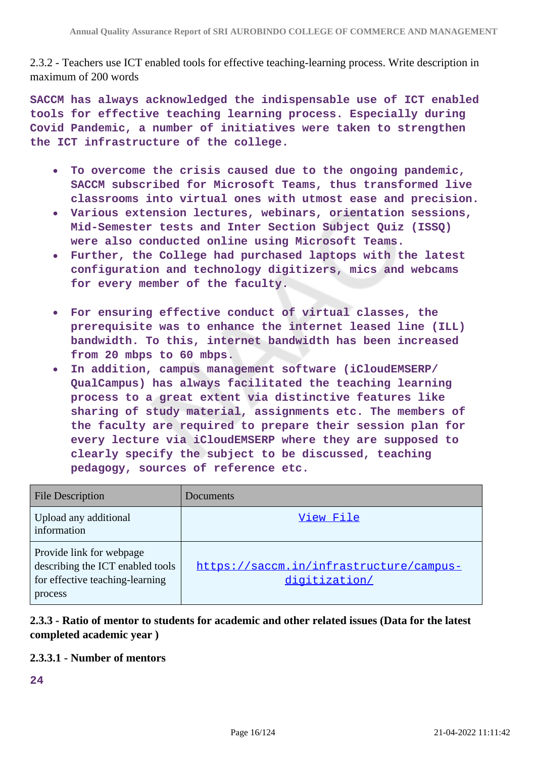2.3.2 - Teachers use ICT enabled tools for effective teaching-learning process. Write description in maximum of 200 words

**SACCM has always acknowledged the indispensable use of ICT enabled tools for effective teaching learning process. Especially during Covid Pandemic, a number of initiatives were taken to strengthen the ICT infrastructure of the college.**

- **To overcome the crisis caused due to the ongoing pandemic, SACCM subscribed for Microsoft Teams, thus transformed live classrooms into virtual ones with utmost ease and precision.**
- **Various extension lectures, webinars, orientation sessions, Mid-Semester tests and Inter Section Subject Quiz (ISSQ) were also conducted online using Microsoft Teams.**
- **Further, the College had purchased laptops with the latest configuration and technology digitizers, mics and webcams for every member of the faculty.**
- **For ensuring effective conduct of virtual classes, the prerequisite was to enhance the internet leased line (ILL) bandwidth. To this, internet bandwidth has been increased from 20 mbps to 60 mbps.**
- **In addition, campus management software (iCloudEMSERP/ QualCampus) has always facilitated the teaching learning process to a great extent via distinctive features like sharing of study material, assignments etc. The members of the faculty are required to prepare their session plan for every lecture via iCloudEMSERP where they are supposed to clearly specify the subject to be discussed, teaching pedagogy, sources of reference etc.**

| File Description | Documents |
|---|---|
| Upload any additional information | View File |
| Provide link for webpage describing the ICT enabled tools for effective teaching-learning process | https://saccm.in/infrastructure/campus-digitization/ |

**2.3.3 - Ratio of mentor to students for academic and other related issues (Data for the latest completed academic year )**

**2.3.3.1 - Number of mentors**

**24**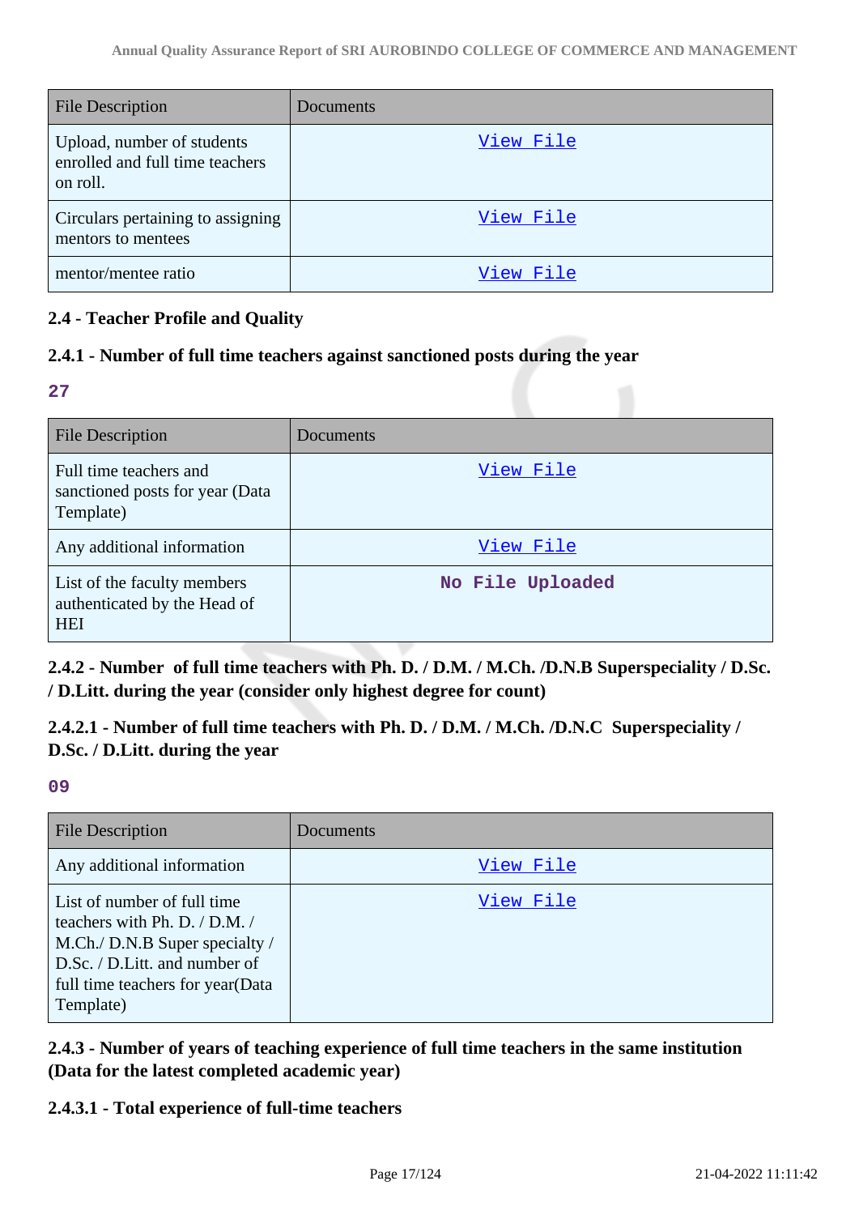| File Description | Documents |
|---|---|
| Upload, number of students enrolled and full time teachers on roll. | View File |
| Circulars pertaining to assigning mentors to mentees | View File |
| mentor/mentee ratio | View File |

### 2.4 - Teacher Profile and Quality

#### 2.4.1 - Number of full time teachers against sanctioned posts during the year

**27**

| File Description | Documents |
|---|---|
| Full time teachers and sanctioned posts for year (Data Template) | View File |
| Any additional information | View File |
| List of the faculty members authenticated by the Head of HEI | No File Uploaded |

#### 2.4.2 - Number of full time teachers with Ph. D. / D.M. / M.Ch. /D.N.B Superspeciality / D.Sc. / D.Litt. during the year (consider only highest degree for count)

#### 2.4.2.1 - Number of full time teachers with Ph. D. / D.M. / M.Ch. /D.N.C Superspeciality / D.Sc. / D.Litt. during the year

**09**

| File Description | Documents |
|---|---|
| Any additional information | View File |
| List of number of full time teachers with Ph. D. / D.M. / M.Ch./ D.N.B Super specialty / D.Sc. / D.Litt. and number of full time teachers for year(Data Template) | View File |

#### 2.4.3 - Number of years of teaching experience of full time teachers in the same institution (Data for the latest completed academic year)

#### 2.4.3.1 - Total experience of full-time teachers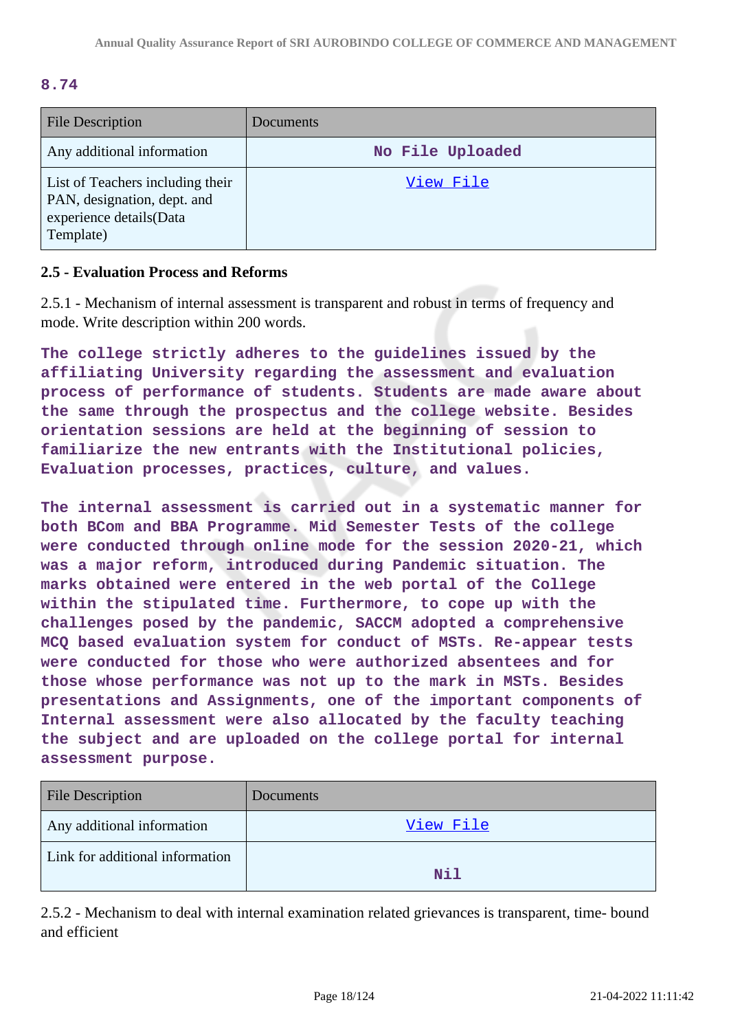8.74

| File Description | Documents |
|---|---|
| Any additional information | **No File Uploaded** |
| List of Teachers including their PAN, designation, dept. and experience details(Data Template) | View File |

### 2.5 - Evaluation Process and Reforms

2.5.1 - Mechanism of internal assessment is transparent and robust in terms of frequency and mode. Write description within 200 words.

**The college strictly adheres to the guidelines issued by the affiliating University regarding the assessment and evaluation process of performance of students. Students are made aware about the same through the prospectus and the college website. Besides orientation sessions are held at the beginning of session to familiarize the new entrants with the Institutional policies, Evaluation processes, practices, culture, and values.**

**The internal assessment is carried out in a systematic manner for both BCom and BBA Programme. Mid Semester Tests of the college were conducted through online mode for the session 2020-21, which was a major reform, introduced during Pandemic situation. The marks obtained were entered in the web portal of the College within the stipulated time. Furthermore, to cope up with the challenges posed by the pandemic, SACCM adopted a comprehensive MCQ based evaluation system for conduct of MSTs. Re-appear tests were conducted for those who were authorized absentees and for those whose performance was not up to the mark in MSTs. Besides presentations and Assignments, one of the important components of Internal assessment were also allocated by the faculty teaching the subject and are uploaded on the college portal for internal assessment purpose.**

| File Description | Documents |
|---|---|
| Any additional information | View File |
| Link for additional information | **Nil** |

2.5.2 - Mechanism to deal with internal examination related grievances is transparent, time- bound and efficient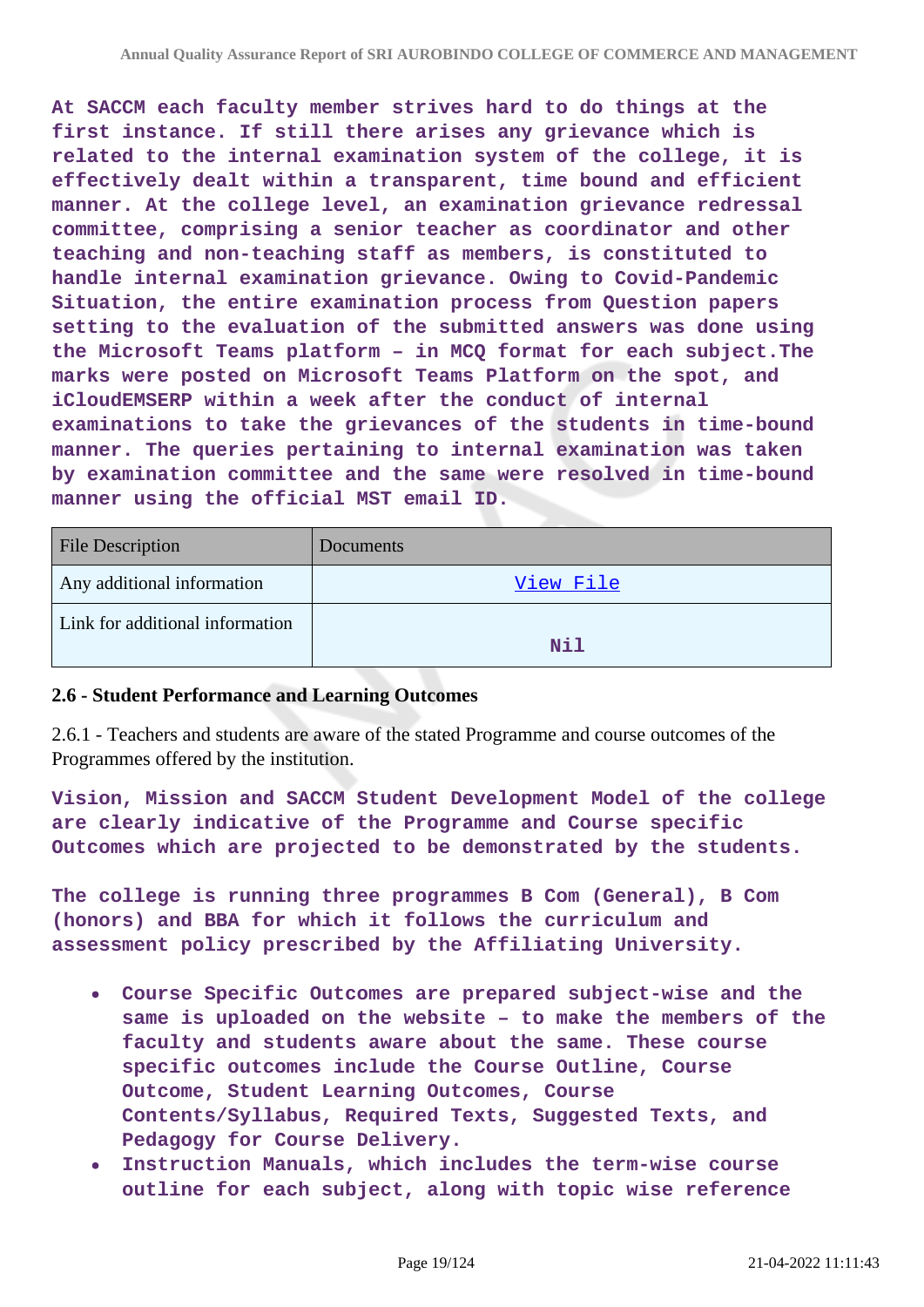At SACCM each faculty member strives hard to do things at the first instance. If still there arises any grievance which is related to the internal examination system of the college, it is effectively dealt within a transparent, time bound and efficient manner. At the college level, an examination grievance redressal committee, comprising a senior teacher as coordinator and other teaching and non-teaching staff as members, is constituted to handle internal examination grievance. Owing to Covid-Pandemic Situation, the entire examination process from Question papers setting to the evaluation of the submitted answers was done using the Microsoft Teams platform – in MCQ format for each subject.The marks were posted on Microsoft Teams Platform on the spot, and iCloudEMSERP within a week after the conduct of internal examinations to take the grievances of the students in time-bound manner. The queries pertaining to internal examination was taken by examination committee and the same were resolved in time-bound manner using the official MST email ID.

| File Description | Documents |
| --- | --- |
| Any additional information | View File |
| Link for additional information | Nil |

### 2.6 - Student Performance and Learning Outcomes

2.6.1 - Teachers and students are aware of the stated Programme and course outcomes of the Programmes offered by the institution.

Vision, Mission and SACCM Student Development Model of the college are clearly indicative of the Programme and Course specific Outcomes which are projected to be demonstrated by the students.

The college is running three programmes B Com (General), B Com (honors) and BBA for which it follows the curriculum and assessment policy prescribed by the Affiliating University.

- Course Specific Outcomes are prepared subject-wise and the same is uploaded on the website – to make the members of the faculty and students aware about the same. These course specific outcomes include the Course Outline, Course Outcome, Student Learning Outcomes, Course Contents/Syllabus, Required Texts, Suggested Texts, and Pedagogy for Course Delivery.
- Instruction Manuals, which includes the term-wise course outline for each subject, along with topic wise reference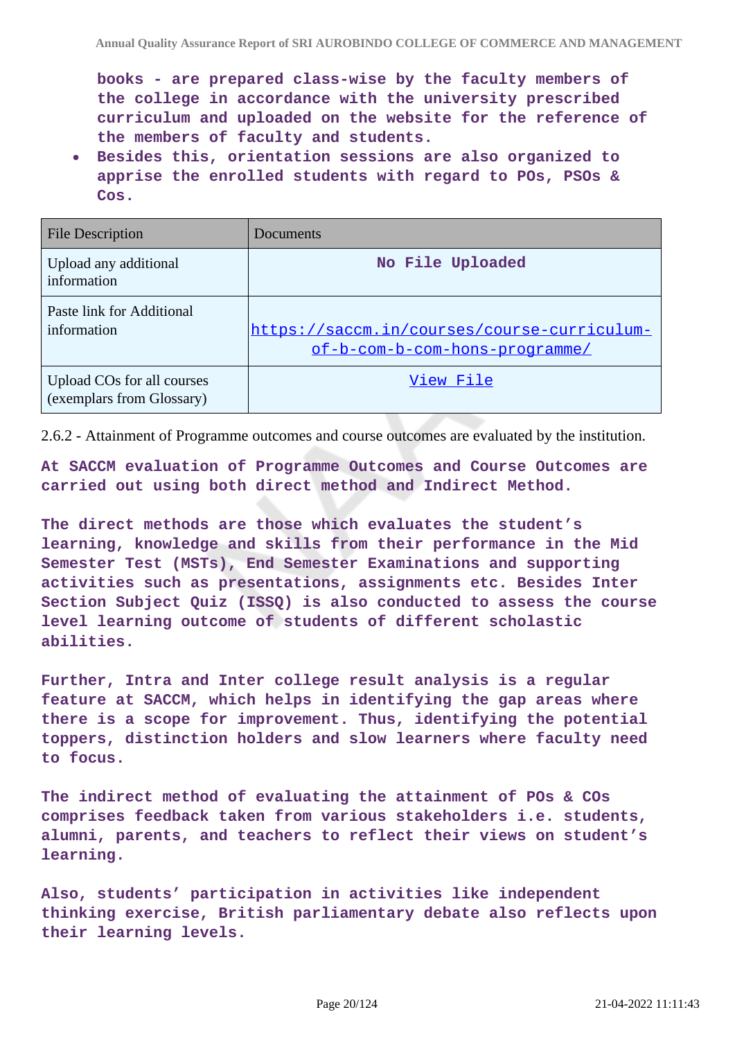books - are prepared class-wise by the faculty members of the college in accordance with the university prescribed curriculum and uploaded on the website for the reference of the members of faculty and students.

- Besides this, orientation sessions are also organized to apprise the enrolled students with regard to POs, PSOs & Cos.

| File Description | Documents |
|---|---|
| Upload any additional information | No File Uploaded |
| Paste link for Additional information | https://saccm.in/courses/course-curriculum-of-b-com-b-com-hons-programme/ |
| Upload COs for all courses (exemplars from Glossary) | View File |

2.6.2 - Attainment of Programme outcomes and course outcomes are evaluated by the institution.

At SACCM evaluation of Programme Outcomes and Course Outcomes are carried out using both direct method and Indirect Method.

The direct methods are those which evaluates the student's learning, knowledge and skills from their performance in the Mid Semester Test (MSTs), End Semester Examinations and supporting activities such as presentations, assignments etc. Besides Inter Section Subject Quiz (ISSQ) is also conducted to assess the course level learning outcome of students of different scholastic abilities.

Further, Intra and Inter college result analysis is a regular feature at SACCM, which helps in identifying the gap areas where there is a scope for improvement. Thus, identifying the potential toppers, distinction holders and slow learners where faculty need to focus.

The indirect method of evaluating the attainment of POs & COs comprises feedback taken from various stakeholders i.e. students, alumni, parents, and teachers to reflect their views on student's learning.

Also, students' participation in activities like independent thinking exercise, British parliamentary debate also reflects upon their learning levels.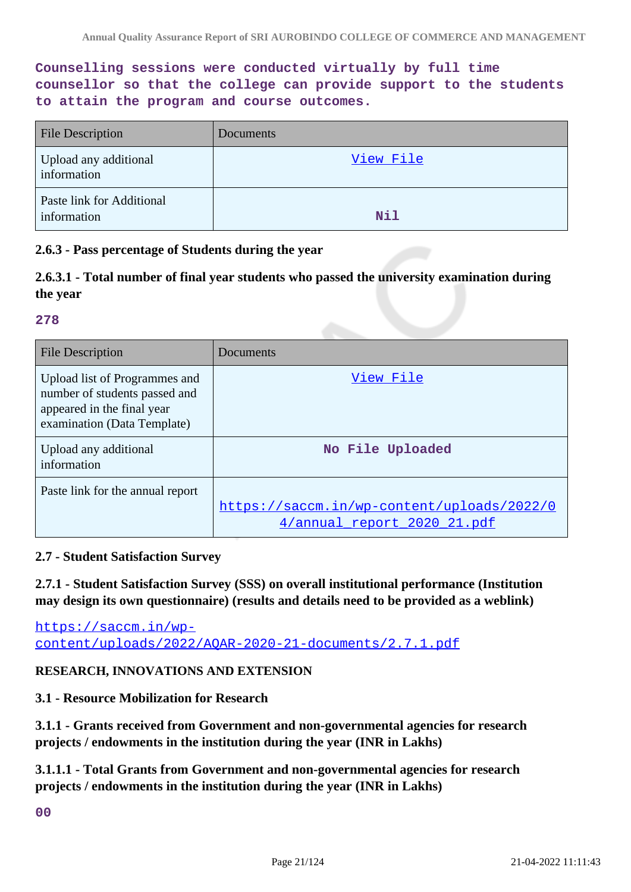**Counselling sessions were conducted virtually by full time counsellor so that the college can provide support to the students to attain the program and course outcomes.**

| File Description | Documents |
|---|---|
| Upload any additional information | View File |
| Paste link for Additional information | Nil |

**2.6.3 - Pass percentage of Students during the year**

**2.6.3.1 - Total number of final year students who passed the university examination during the year**

**278**

| File Description | Documents |
|---|---|
| Upload list of Programmes and number of students passed and appeared in the final year examination (Data Template) | View File |
| Upload any additional information | No File Uploaded |
| Paste link for the annual report | https://saccm.in/wp-content/uploads/2022/04/annual_report_2020_21.pdf |

**2.7 - Student Satisfaction Survey**

**2.7.1 - Student Satisfaction Survey (SSS) on overall institutional performance (Institution may design its own questionnaire) (results and details need to be provided as a weblink)**

https://saccm.in/wp-content/uploads/2022/AQAR-2020-21-documents/2.7.1.pdf

**RESEARCH, INNOVATIONS AND EXTENSION**

**3.1 - Resource Mobilization for Research**

**3.1.1 - Grants received from Government and non-governmental agencies for research projects / endowments in the institution during the year (INR in Lakhs)**

**3.1.1.1 - Total Grants from Government and non-governmental agencies for research projects / endowments in the institution during the year (INR in Lakhs)**

**00**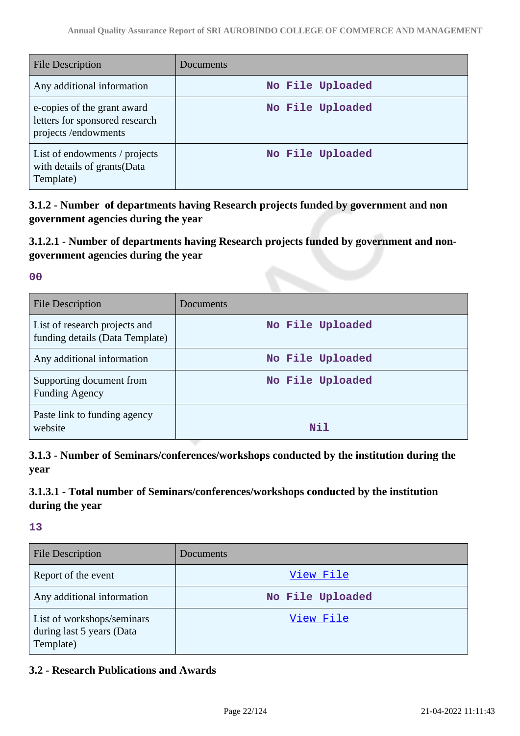| File Description | Documents |
|---|---|
| Any additional information | No File Uploaded |
| e-copies of the grant award letters for sponsored research projects /endowments | No File Uploaded |
| List of endowments / projects with details of grants(Data Template) | No File Uploaded |

### 3.1.2 - Number of departments having Research projects funded by government and non government agencies during the year

### 3.1.2.1 - Number of departments having Research projects funded by government and non-government agencies during the year

00

| File Description | Documents |
|---|---|
| List of research projects and funding details (Data Template) | No File Uploaded |
| Any additional information | No File Uploaded |
| Supporting document from Funding Agency | No File Uploaded |
| Paste link to funding agency website | Nil |

### 3.1.3 - Number of Seminars/conferences/workshops conducted by the institution during the year

### 3.1.3.1 - Total number of Seminars/conferences/workshops conducted by the institution during the year

13

| File Description | Documents |
|---|---|
| Report of the event | View File |
| Any additional information | No File Uploaded |
| List of workshops/seminars during last 5 years (Data Template) | View File |

### 3.2 - Research Publications and Awards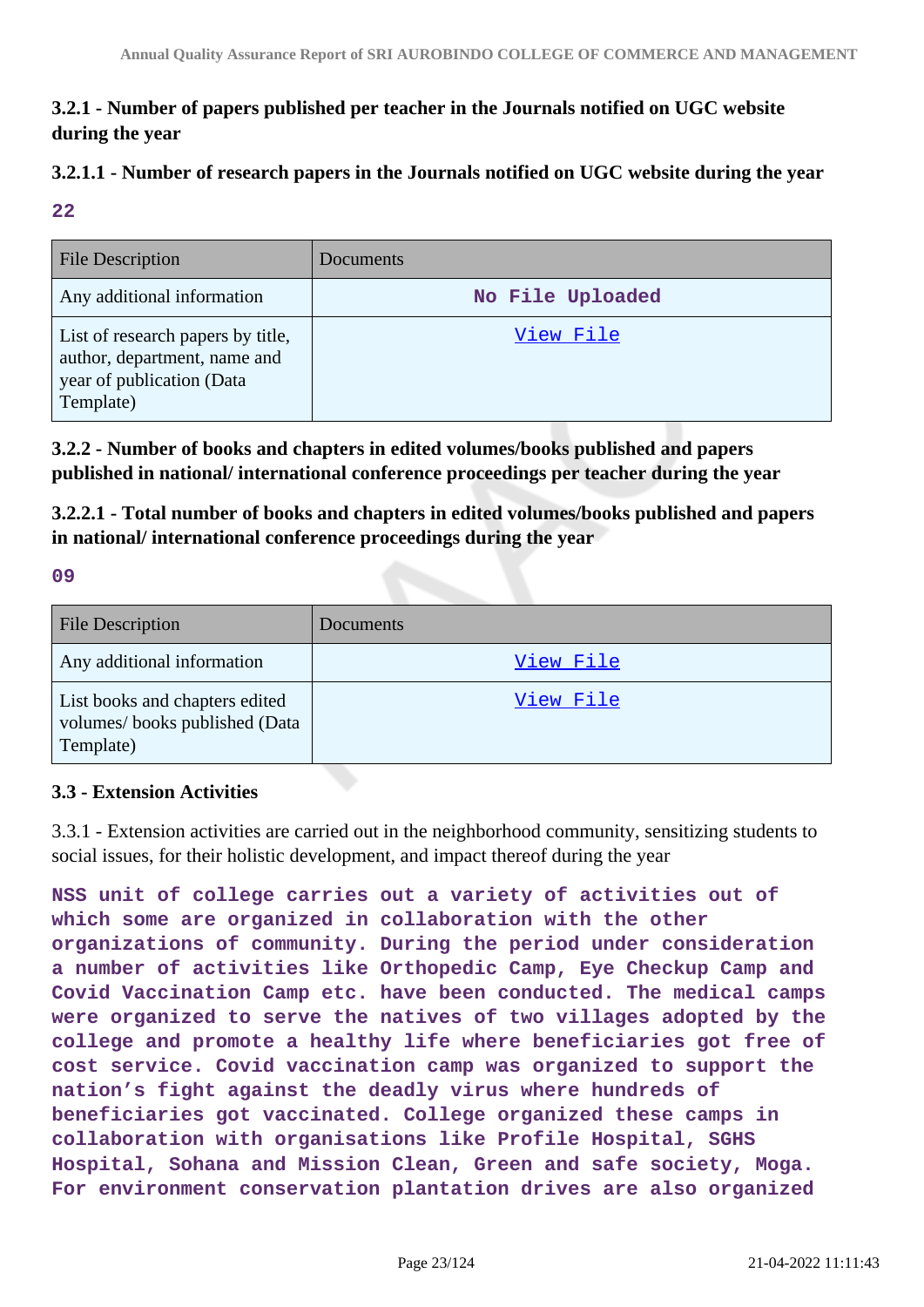### 3.2.1 - Number of papers published per teacher in the Journals notified on UGC website during the year

### 3.2.1.1 - Number of research papers in the Journals notified on UGC website during the year

**22**

| File Description | Documents |
|---|---|
| Any additional information | No File Uploaded |
| List of research papers by title, author, department, name and year of publication (Data Template) | View File |

### 3.2.2 - Number of books and chapters in edited volumes/books published and papers published in national/ international conference proceedings per teacher during the year

### 3.2.2.1 - Total number of books and chapters in edited volumes/books published and papers in national/ international conference proceedings during the year

**09**

| File Description | Documents |
|---|---|
| Any additional information | View File |
| List books and chapters edited volumes/ books published (Data Template) | View File |

### 3.3 - Extension Activities

3.3.1 - Extension activities are carried out in the neighborhood community, sensitizing students to social issues, for their holistic development, and impact thereof during the year

**NSS unit of college carries out a variety of activities out of which some are organized in collaboration with the other organizations of community. During the period under consideration a number of activities like Orthopedic Camp, Eye Checkup Camp and Covid Vaccination Camp etc. have been conducted. The medical camps were organized to serve the natives of two villages adopted by the college and promote a healthy life where beneficiaries got free of cost service. Covid vaccination camp was organized to support the nation's fight against the deadly virus where hundreds of beneficiaries got vaccinated. College organized these camps in collaboration with organisations like Profile Hospital, SGHS Hospital, Sohana and Mission Clean, Green and safe society, Moga. For environment conservation plantation drives are also organized**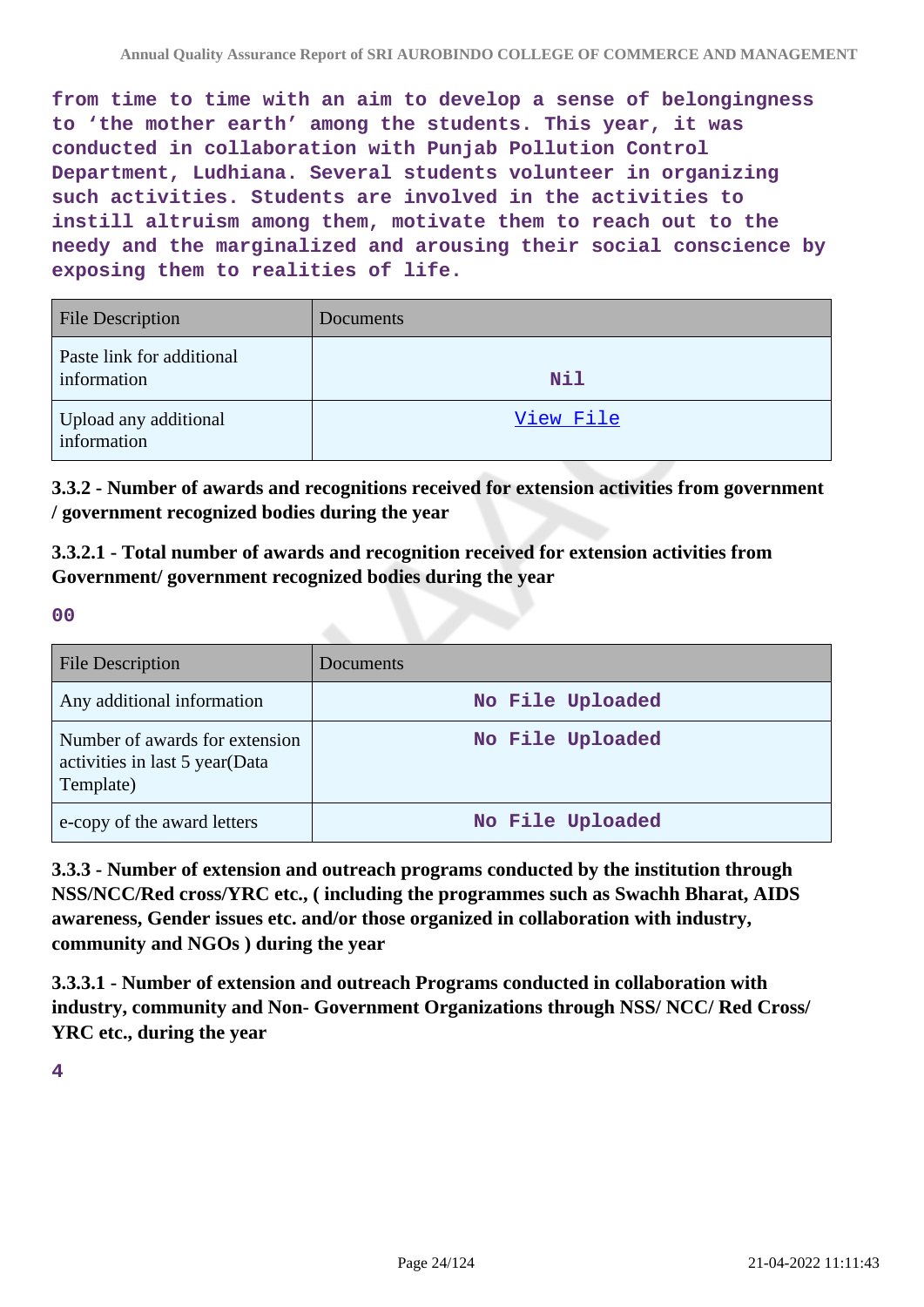from time to time with an aim to develop a sense of belongingness to 'the mother earth' among the students. This year, it was conducted in collaboration with Punjab Pollution Control Department, Ludhiana. Several students volunteer in organizing such activities. Students are involved in the activities to instill altruism among them, motivate them to reach out to the needy and the marginalized and arousing their social conscience by exposing them to realities of life.

| File Description | Documents |
|---|---|
| Paste link for additional information | Nil |
| Upload any additional information | View File |

**3.3.2 - Number of awards and recognitions received for extension activities from government / government recognized bodies during the year**

**3.3.2.1 - Total number of awards and recognition received for extension activities from Government/ government recognized bodies during the year**

00

| File Description | Documents |
|---|---|
| Any additional information | No File Uploaded |
| Number of awards for extension activities in last 5 year(Data Template) | No File Uploaded |
| e-copy of the award letters | No File Uploaded |

**3.3.3 - Number of extension and outreach programs conducted by the institution through NSS/NCC/Red cross/YRC etc., ( including the programmes such as Swachh Bharat, AIDS awareness, Gender issues etc. and/or those organized in collaboration with industry, community and NGOs ) during the year**

**3.3.3.1 - Number of extension and outreach Programs conducted in collaboration with industry, community and Non- Government Organizations through NSS/ NCC/ Red Cross/ YRC etc., during the year**

4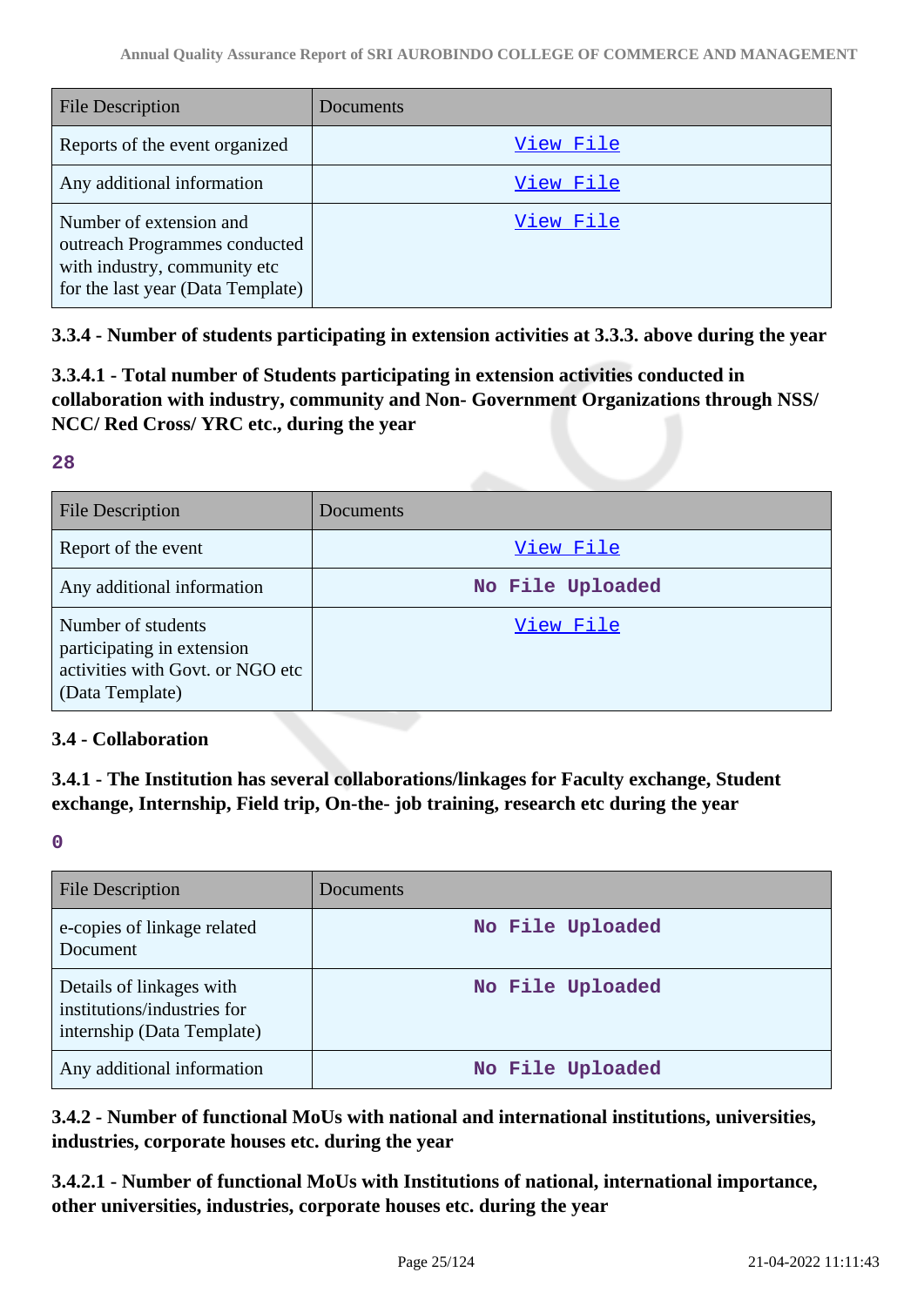| File Description | Documents |
|---|---|
| Reports of the event organized | View File |
| Any additional information | View File |
| Number of extension and outreach Programmes conducted with industry, community etc for the last year (Data Template) | View File |

**3.3.4 - Number of students participating in extension activities at 3.3.3. above during the year**

**3.3.4.1 - Total number of Students participating in extension activities conducted in collaboration with industry, community and Non- Government Organizations through NSS/ NCC/ Red Cross/ YRC etc., during the year**

**28**

| File Description | Documents |
|---|---|
| Report of the event | View File |
| Any additional information | No File Uploaded |
| Number of students participating in extension activities with Govt. or NGO etc (Data Template) | View File |

**3.4 - Collaboration**

**3.4.1 - The Institution has several collaborations/linkages for Faculty exchange, Student exchange, Internship, Field trip, On-the- job training, research etc during the year**

**0**

| File Description | Documents |
|---|---|
| e-copies of linkage related Document | No File Uploaded |
| Details of linkages with institutions/industries for internship (Data Template) | No File Uploaded |
| Any additional information | No File Uploaded |

**3.4.2 - Number of functional MoUs with national and international institutions, universities, industries, corporate houses etc. during the year**

**3.4.2.1 - Number of functional MoUs with Institutions of national, international importance, other universities, industries, corporate houses etc. during the year**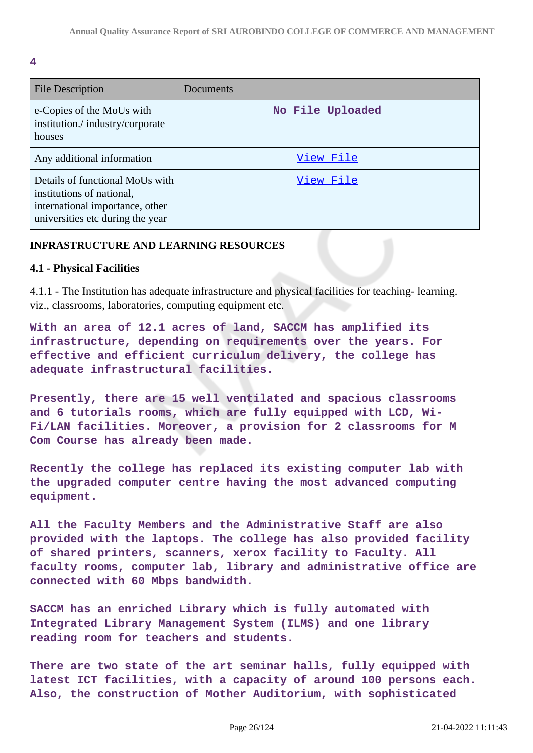4

| File Description | Documents |
|---|---|
| e-Copies of the MoUs with institution./ industry/corporate houses | No File Uploaded |
| Any additional information | View File |
| Details of functional MoUs with institutions of national, international importance, other universities etc during the year | View File |

**INFRASTRUCTURE AND LEARNING RESOURCES**

**4.1 - Physical Facilities**

4.1.1 - The Institution has adequate infrastructure and physical facilities for teaching- learning. viz., classrooms, laboratories, computing equipment etc.

**With an area of 12.1 acres of land, SACCM has amplified its infrastructure, depending on requirements over the years. For effective and efficient curriculum delivery, the college has adequate infrastructural facilities.**

**Presently, there are 15 well ventilated and spacious classrooms and 6 tutorials rooms, which are fully equipped with LCD, Wi-Fi/LAN facilities. Moreover, a provision for 2 classrooms for M Com Course has already been made.**

**Recently the college has replaced its existing computer lab with the upgraded computer centre having the most advanced computing equipment.**

**All the Faculty Members and the Administrative Staff are also provided with the laptops. The college has also provided facility of shared printers, scanners, xerox facility to Faculty. All faculty rooms, computer lab, library and administrative office are connected with 60 Mbps bandwidth.**

**SACCM has an enriched Library which is fully automated with Integrated Library Management System (ILMS) and one library reading room for teachers and students.**

**There are two state of the art seminar halls, fully equipped with latest ICT facilities, with a capacity of around 100 persons each. Also, the construction of Mother Auditorium, with sophisticated**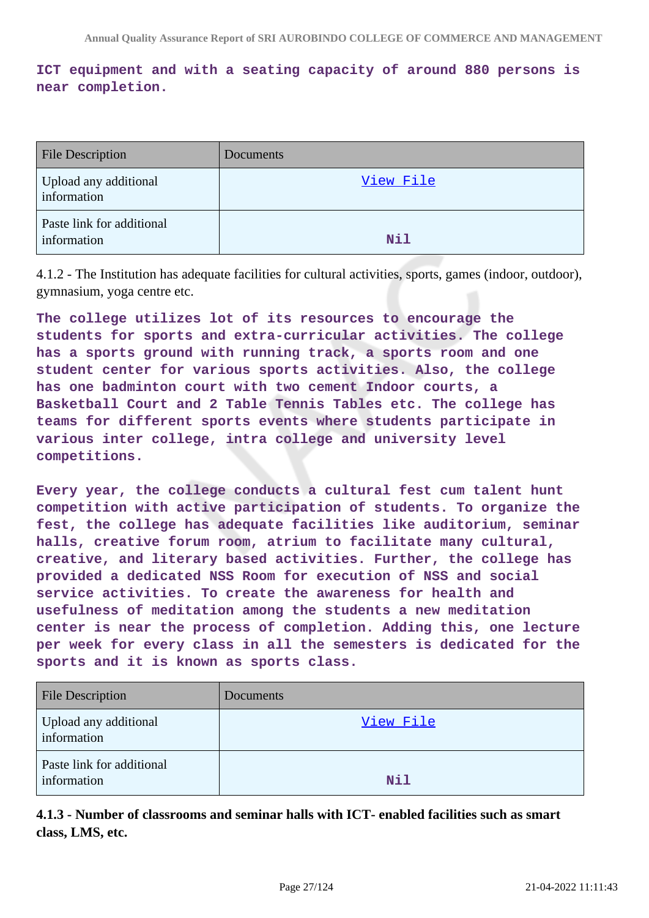**ICT equipment and with a seating capacity of around 880 persons is near completion.**

| File Description | Documents |
|---|---|
| Upload any additional information | View File |
| Paste link for additional information | Nil |

4.1.2 - The Institution has adequate facilities for cultural activities, sports, games (indoor, outdoor), gymnasium, yoga centre etc.

**The college utilizes lot of its resources to encourage the students for sports and extra-curricular activities. The college has a sports ground with running track, a sports room and one student center for various sports activities. Also, the college has one badminton court with two cement Indoor courts, a Basketball Court and 2 Table Tennis Tables etc. The college has teams for different sports events where students participate in various inter college, intra college and university level competitions.**

**Every year, the college conducts a cultural fest cum talent hunt competition with active participation of students. To organize the fest, the college has adequate facilities like auditorium, seminar halls, creative forum room, atrium to facilitate many cultural, creative, and literary based activities. Further, the college has provided a dedicated NSS Room for execution of NSS and social service activities. To create the awareness for health and usefulness of meditation among the students a new meditation center is near the process of completion. Adding this, one lecture per week for every class in all the semesters is dedicated for the sports and it is known as sports class.**

| File Description | Documents |
|---|---|
| Upload any additional information | View File |
| Paste link for additional information | Nil |

**4.1.3 - Number of classrooms and seminar halls with ICT- enabled facilities such as smart class, LMS, etc.**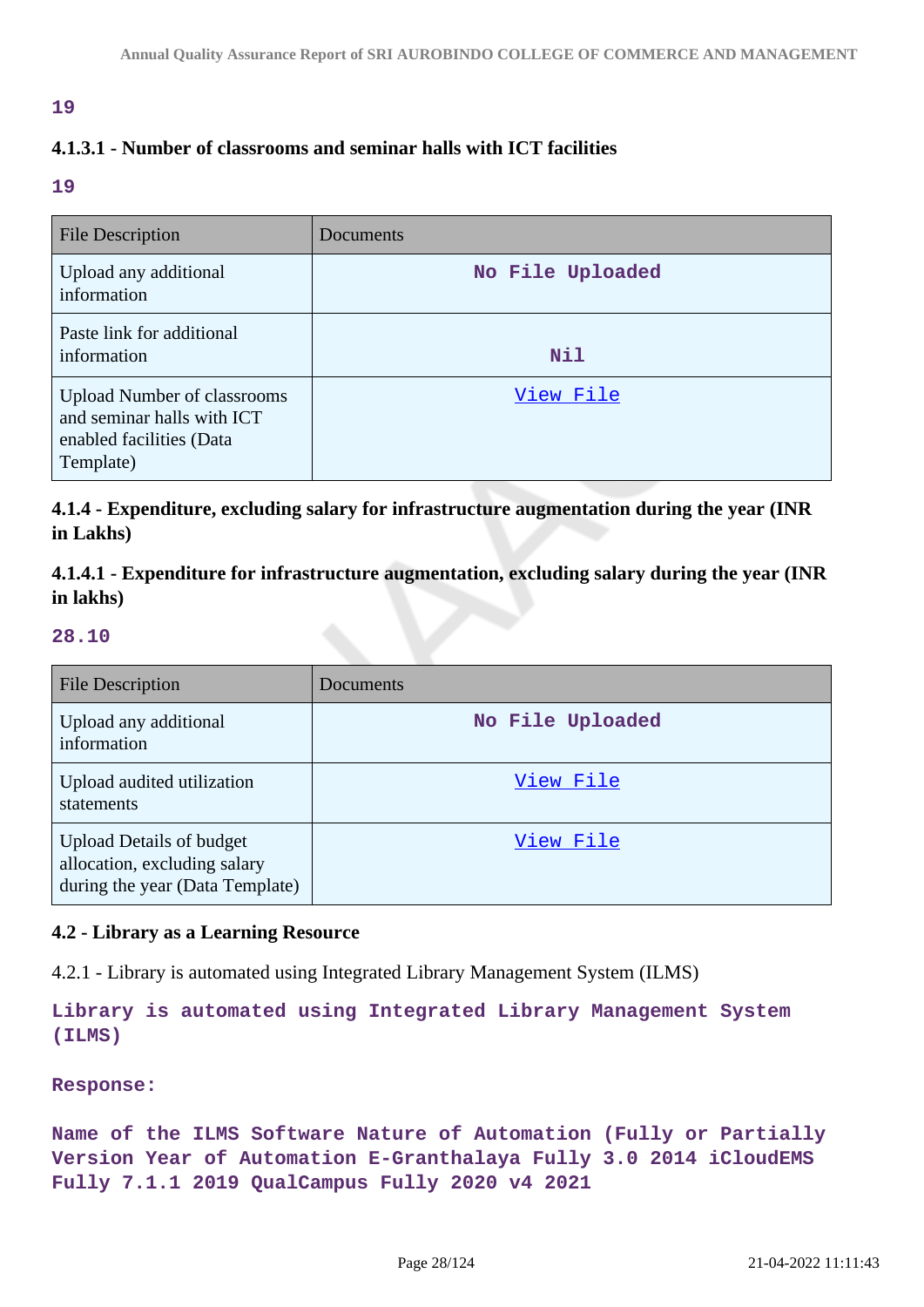**19**

#### 4.1.3.1 - Number of classrooms and seminar halls with ICT facilities

**19**

| File Description | Documents |
|---|---|
| Upload any additional information | No File Uploaded |
| Paste link for additional information | Nil |
| Upload Number of classrooms and seminar halls with ICT enabled facilities (Data Template) | View File |

#### 4.1.4 - Expenditure, excluding salary for infrastructure augmentation during the year (INR in Lakhs)

#### 4.1.4.1 - Expenditure for infrastructure augmentation, excluding salary during the year (INR in lakhs)

**28.10**

| File Description | Documents |
|---|---|
| Upload any additional information | No File Uploaded |
| Upload audited utilization statements | View File |
| Upload Details of budget allocation, excluding salary during the year (Data Template) | View File |

#### 4.2 - Library as a Learning Resource

4.2.1 - Library is automated using Integrated Library Management System (ILMS)

**Library is automated using Integrated Library Management System (ILMS)**

**Response:**

**Name of the ILMS Software Nature of Automation (Fully or Partially Version Year of Automation E-Granthalaya Fully 3.0 2014 iCloudEMS Fully 7.1.1 2019 QualCampus Fully 2020 v4 2021**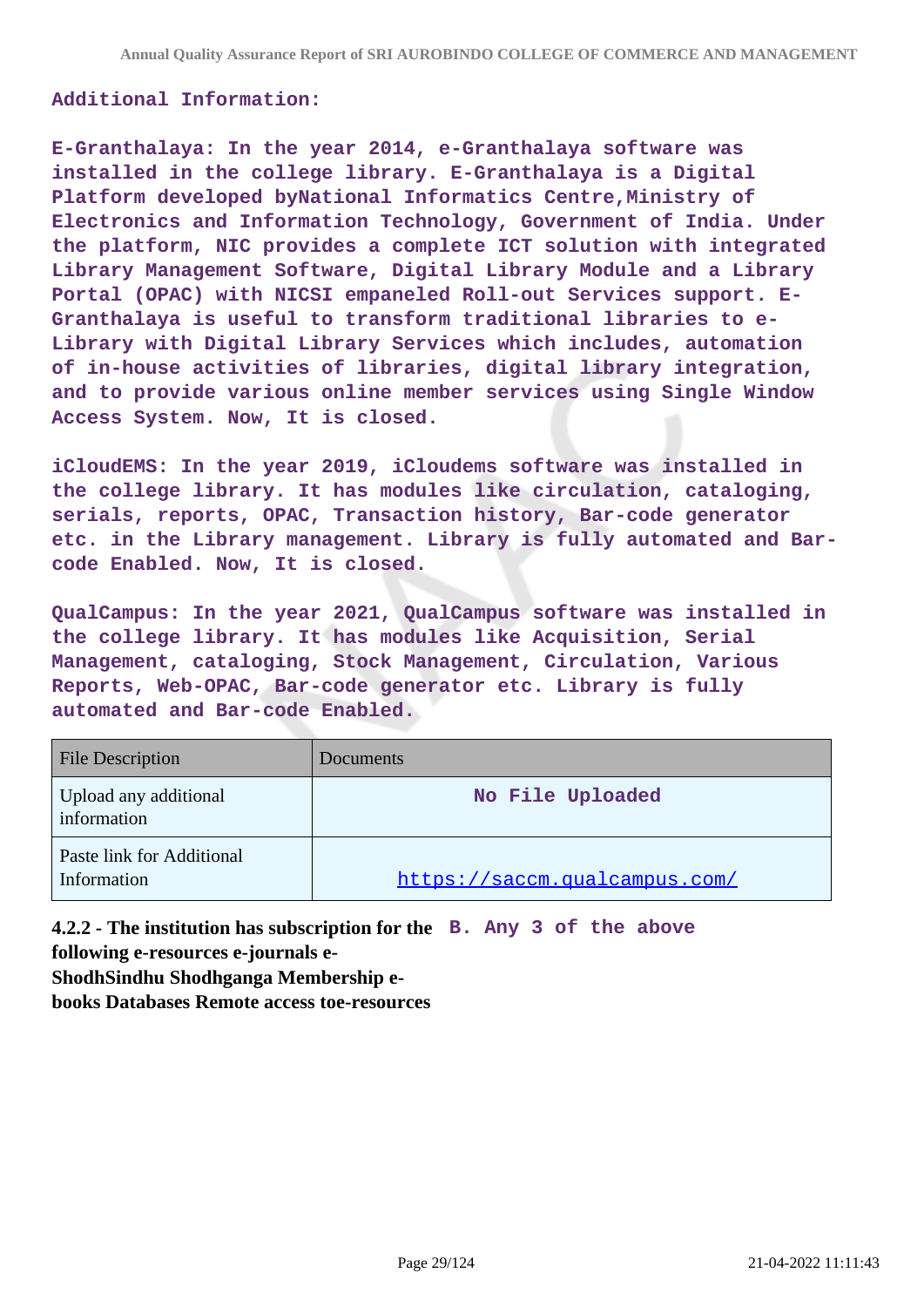**Additional Information:**

**E-Granthalaya: In the year 2014, e-Granthalaya software was installed in the college library. E-Granthalaya is a Digital Platform developed byNational Informatics Centre,Ministry of Electronics and Information Technology, Government of India. Under the platform, NIC provides a complete ICT solution with integrated Library Management Software, Digital Library Module and a Library Portal (OPAC) with NICSI empaneled Roll-out Services support. E-Granthalaya is useful to transform traditional libraries to e-Library with Digital Library Services which includes, automation of in-house activities of libraries, digital library integration, and to provide various online member services using Single Window Access System. Now, It is closed.**

**iCloudEMS: In the year 2019, iCloudems software was installed in the college library. It has modules like circulation, cataloging, serials, reports, OPAC, Transaction history, Bar-code generator etc. in the Library management. Library is fully automated and Bar-code Enabled. Now, It is closed.**

**QualCampus: In the year 2021, QualCampus software was installed in the college library. It has modules like Acquisition, Serial Management, cataloging, Stock Management, Circulation, Various Reports, Web-OPAC, Bar-code generator etc. Library is fully automated and Bar-code Enabled.**

| File Description | Documents |
|---|---|
| Upload any additional information | **No File Uploaded** |
| Paste link for Additional Information | https://saccm.qualcampus.com/ |

**4.2.2 - The institution has subscription for the following e-resources e-journals e-ShodhSindhu Shodhganga Membership e-books Databases Remote access toe-resources** **B. Any 3 of the above**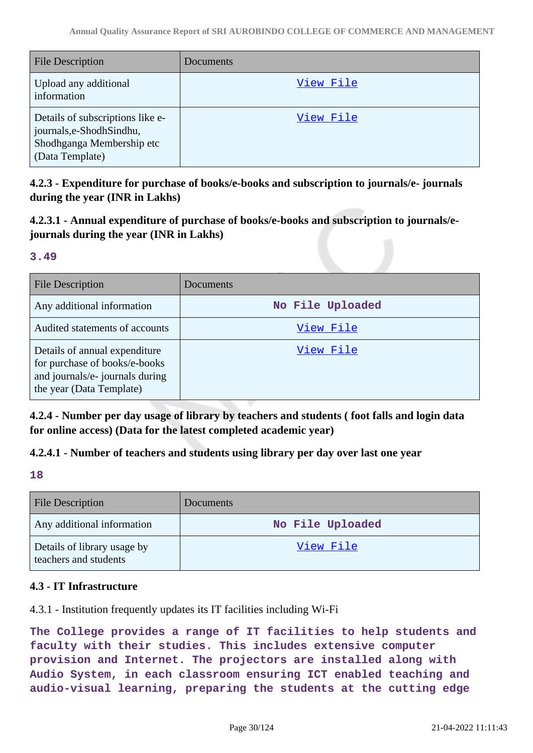| File Description | Documents |
|---|---|
| Upload any additional information | View File |
| Details of subscriptions like e-journals,e-ShodhSindhu, Shodhganga Membership etc (Data Template) | View File |

**4.2.3 - Expenditure for purchase of books/e-books and subscription to journals/e- journals during the year (INR in Lakhs)**

**4.2.3.1 - Annual expenditure of purchase of books/e-books and subscription to journals/e-journals during the year (INR in Lakhs)**

**3.49**

| File Description | Documents |
|---|---|
| Any additional information | No File Uploaded |
| Audited statements of accounts | View File |
| Details of annual expenditure for purchase of books/e-books and journals/e- journals during the year (Data Template) | View File |

**4.2.4 - Number per day usage of library by teachers and students ( foot falls and login data for online access) (Data for the latest completed academic year)**

**4.2.4.1 - Number of teachers and students using library per day over last one year**

**18**

| File Description | Documents |
|---|---|
| Any additional information | No File Uploaded |
| Details of library usage by teachers and students | View File |

**4.3 - IT Infrastructure**

4.3.1 - Institution frequently updates its IT facilities including Wi-Fi

**The College provides a range of IT facilities to help students and faculty with their studies. This includes extensive computer provision and Internet. The projectors are installed along with Audio System, in each classroom ensuring ICT enabled teaching and audio-visual learning, preparing the students at the cutting edge**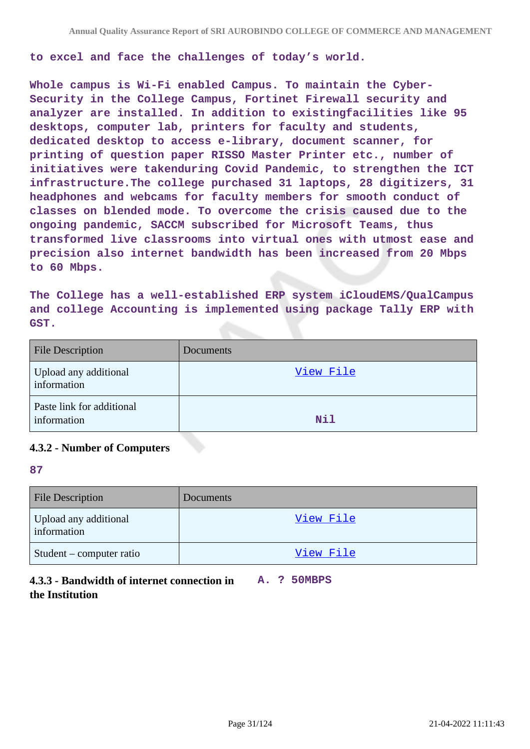to excel and face the challenges of today's world.

Whole campus is Wi-Fi enabled Campus. To maintain the Cyber-Security in the College Campus, Fortinet Firewall security and analyzer are installed. In addition to existingfacilities like 95 desktops, computer lab, printers for faculty and students, dedicated desktop to access e-library, document scanner, for printing of question paper RISSO Master Printer etc., number of initiatives were takenduring Covid Pandemic, to strengthen the ICT infrastructure.The college purchased 31 laptops, 28 digitizers, 31 headphones and webcams for faculty members for smooth conduct of classes on blended mode. To overcome the crisis caused due to the ongoing pandemic, SACCM subscribed for Microsoft Teams, thus transformed live classrooms into virtual ones with utmost ease and precision also internet bandwidth has been increased from 20 Mbps to 60 Mbps.

The College has a well-established ERP system iCloudEMS/QualCampus and college Accounting is implemented using package Tally ERP with GST.

| File Description | Documents |
|---|---|
| Upload any additional information | View File |
| Paste link for additional information | Nil |

#### 4.3.2 - Number of Computers

87

| File Description | Documents |
|---|---|
| Upload any additional information | View File |
| Student – computer ratio | View File |

#### 4.3.3 - Bandwidth of internet connection in the Institution

A. ? 50MBPS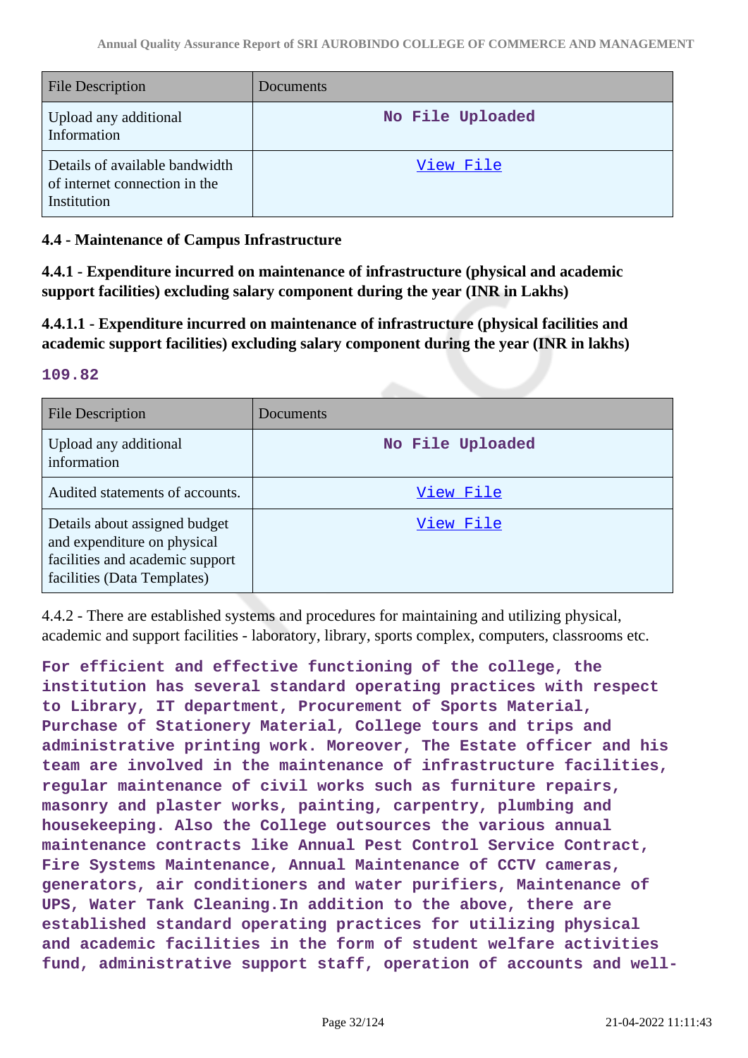| File Description | Documents |
|---|---|
| Upload any additional Information | No File Uploaded |
| Details of available bandwidth of internet connection in the Institution | View File |

### 4.4 - Maintenance of Campus Infrastructure

**4.4.1 - Expenditure incurred on maintenance of infrastructure (physical and academic support facilities) excluding salary component during the year (INR in Lakhs)**

**4.4.1.1 - Expenditure incurred on maintenance of infrastructure (physical facilities and academic support facilities) excluding salary component during the year (INR in lakhs)**

**109.82**

| File Description | Documents |
|---|---|
| Upload any additional information | No File Uploaded |
| Audited statements of accounts. | View File |
| Details about assigned budget and expenditure on physical facilities and academic support facilities (Data Templates) | View File |

4.4.2 - There are established systems and procedures for maintaining and utilizing physical, academic and support facilities - laboratory, library, sports complex, computers, classrooms etc.

**For efficient and effective functioning of the college, the institution has several standard operating practices with respect to Library, IT department, Procurement of Sports Material, Purchase of Stationery Material, College tours and trips and administrative printing work. Moreover, The Estate officer and his team are involved in the maintenance of infrastructure facilities, regular maintenance of civil works such as furniture repairs, masonry and plaster works, painting, carpentry, plumbing and housekeeping. Also the College outsources the various annual maintenance contracts like Annual Pest Control Service Contract, Fire Systems Maintenance, Annual Maintenance of CCTV cameras, generators, air conditioners and water purifiers, Maintenance of UPS, Water Tank Cleaning.In addition to the above, there are established standard operating practices for utilizing physical and academic facilities in the form of student welfare activities fund, administrative support staff, operation of accounts and well-**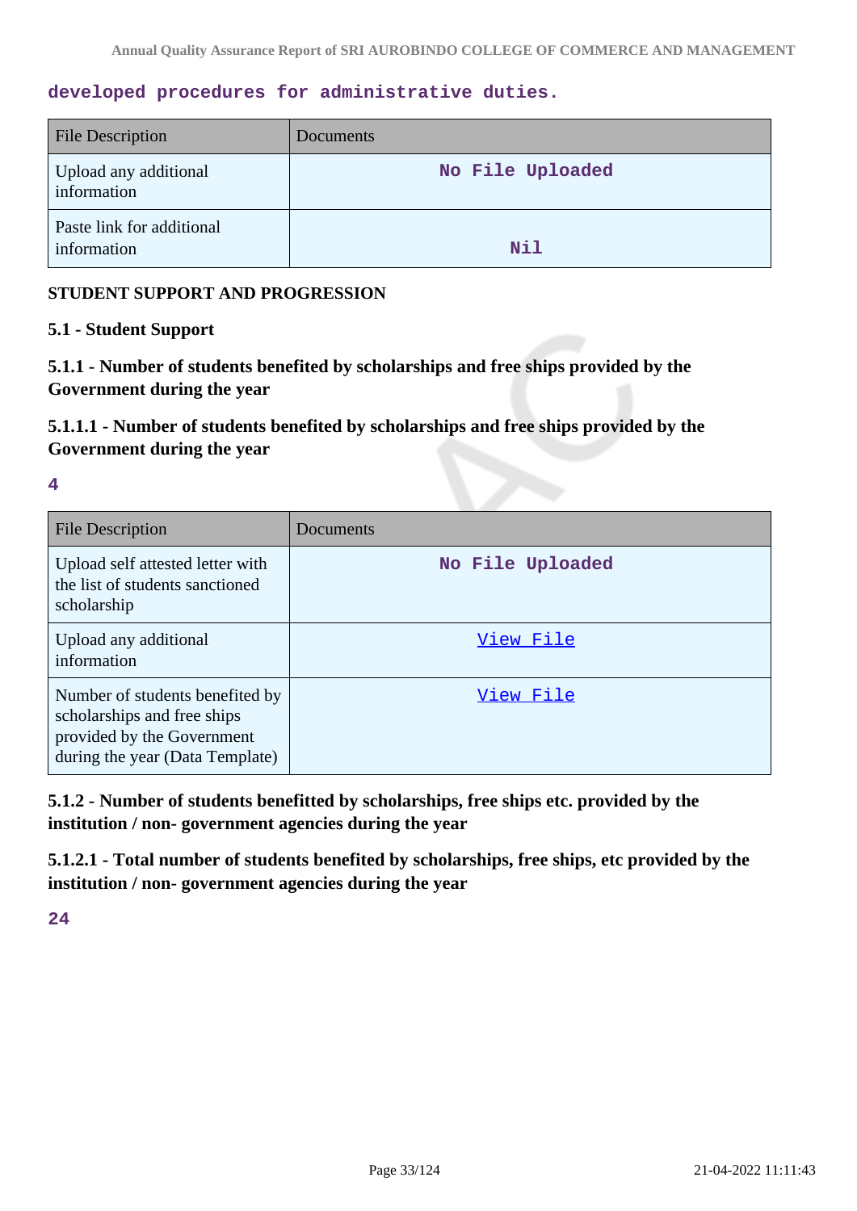developed procedures for administrative duties.

| File Description | Documents |
| --- | --- |
| Upload any additional information | No File Uploaded |
| Paste link for additional information | Nil |

**STUDENT SUPPORT AND PROGRESSION**

**5.1 - Student Support**

**5.1.1 - Number of students benefited by scholarships and free ships provided by the Government during the year**

**5.1.1.1 - Number of students benefited by scholarships and free ships provided by the Government during the year**

4

| File Description | Documents |
| --- | --- |
| Upload self attested letter with the list of students sanctioned scholarship | No File Uploaded |
| Upload any additional information | View File |
| Number of students benefited by scholarships and free ships provided by the Government during the year (Data Template) | View File |

**5.1.2 - Number of students benefitted by scholarships, free ships etc. provided by the institution / non- government agencies during the year**

**5.1.2.1 - Total number of students benefited by scholarships, free ships, etc provided by the institution / non- government agencies during the year**

24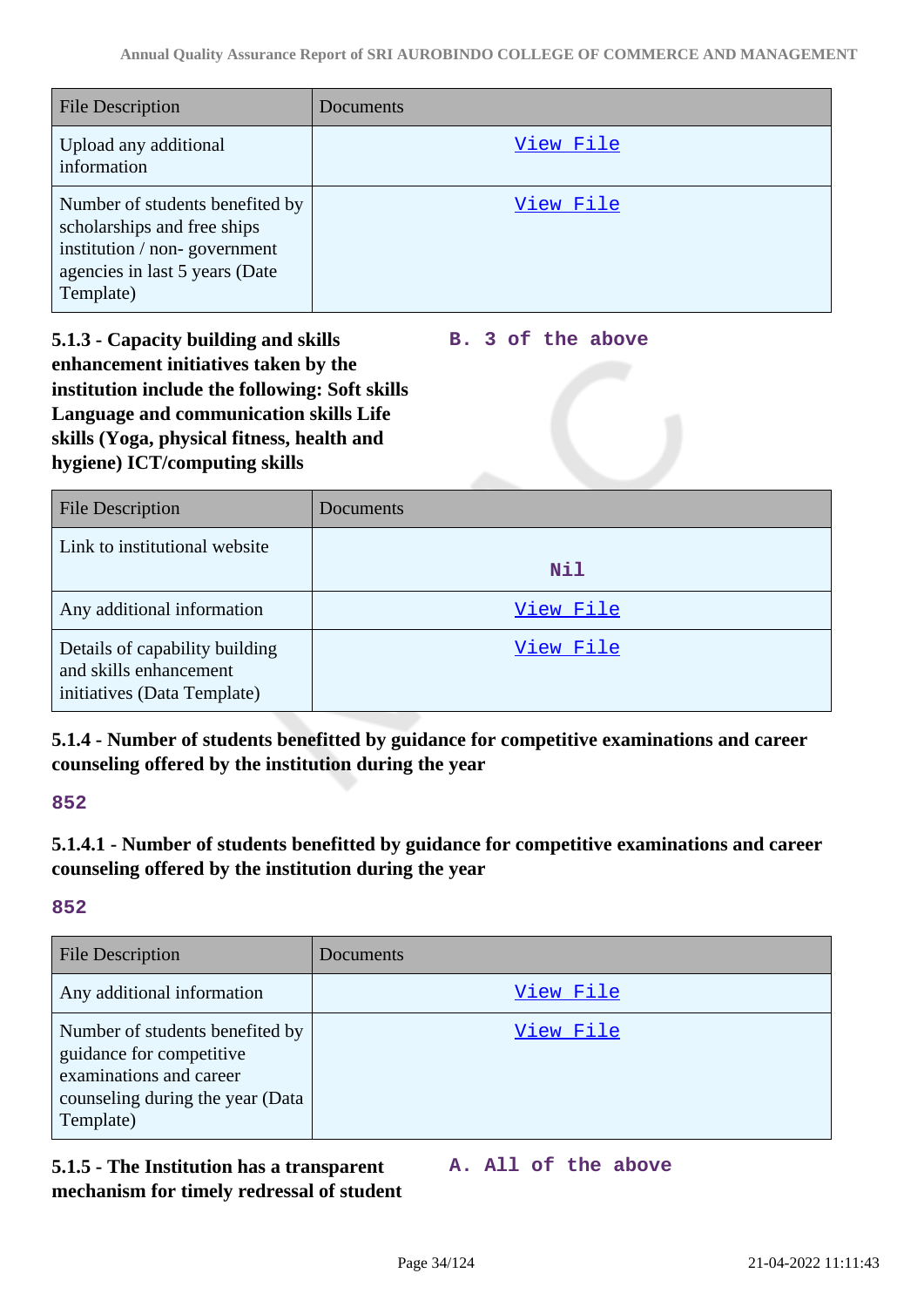| File Description | Documents |
| --- | --- |
| Upload any additional information | View File |
| Number of students benefited by scholarships and free ships institution / non- government agencies in last 5 years (Date Template) | View File |

**5.1.3 - Capacity building and skills enhancement initiatives taken by the institution include the following: Soft skills Language and communication skills Life skills (Yoga, physical fitness, health and hygiene) ICT/computing skills**

**B. 3 of the above**

| File Description | Documents |
| --- | --- |
| Link to institutional website | Nil |
| Any additional information | View File |
| Details of capability building and skills enhancement initiatives (Data Template) | View File |

**5.1.4 - Number of students benefitted by guidance for competitive examinations and career counseling offered by the institution during the year**

**852**

**5.1.4.1 - Number of students benefitted by guidance for competitive examinations and career counseling offered by the institution during the year**

**852**

| File Description | Documents |
| --- | --- |
| Any additional information | View File |
| Number of students benefited by guidance for competitive examinations and career counseling during the year (Data Template) | View File |

**5.1.5 - The Institution has a transparent mechanism for timely redressal of student**

**A. All of the above**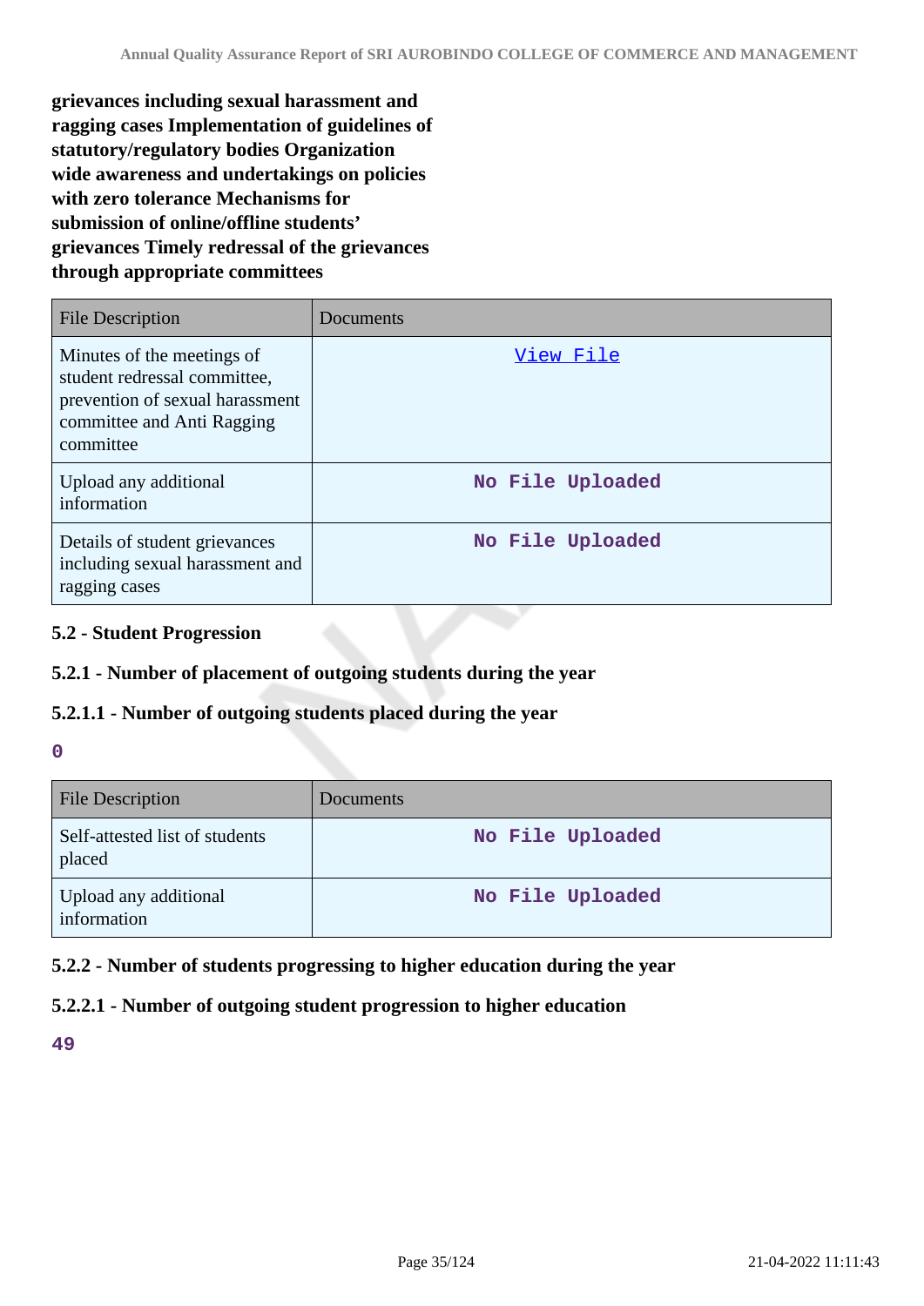**grievances including sexual harassment and ragging cases Implementation of guidelines of statutory/regulatory bodies Organization wide awareness and undertakings on policies with zero tolerance Mechanisms for submission of online/offline students' grievances Timely redressal of the grievances through appropriate committees**

| File Description | Documents |
| --- | --- |
| Minutes of the meetings of student redressal committee, prevention of sexual harassment committee and Anti Ragging committee | View File |
| Upload any additional information | No File Uploaded |
| Details of student grievances including sexual harassment and ragging cases | No File Uploaded |

### 5.2 - Student Progression

#### 5.2.1 - Number of placement of outgoing students during the year

#### 5.2.1.1 - Number of outgoing students placed during the year

0

| File Description | Documents |
| --- | --- |
| Self-attested list of students placed | No File Uploaded |
| Upload any additional information | No File Uploaded |

#### 5.2.2 - Number of students progressing to higher education during the year

#### 5.2.2.1 - Number of outgoing student progression to higher education

49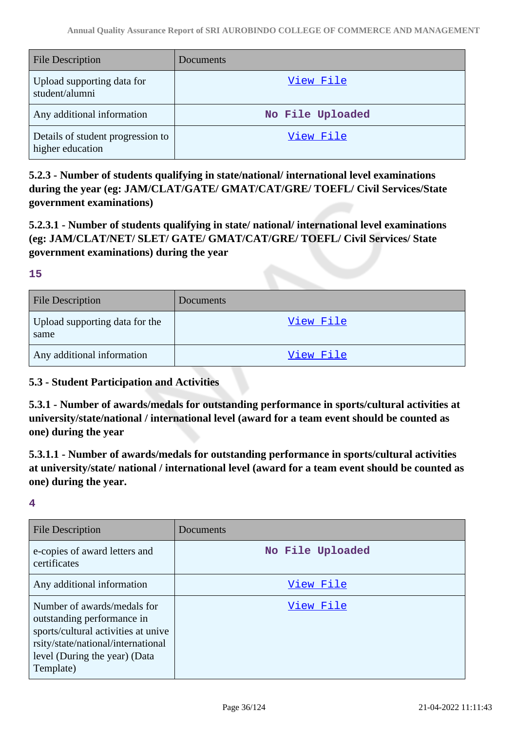| File Description | Documents |
| --- | --- |
| Upload supporting data for student/alumni | View File |
| Any additional information | No File Uploaded |
| Details of student progression to higher education | View File |

**5.2.3 - Number of students qualifying in state/national/ international level examinations during the year (eg: JAM/CLAT/GATE/ GMAT/CAT/GRE/ TOEFL/ Civil Services/State government examinations)**

**5.2.3.1 - Number of students qualifying in state/ national/ international level examinations (eg: JAM/CLAT/NET/ SLET/ GATE/ GMAT/CAT/GRE/ TOEFL/ Civil Services/ State government examinations) during the year**

**15**

| File Description | Documents |
| --- | --- |
| Upload supporting data for the same | View File |
| Any additional information | View File |

**5.3 - Student Participation and Activities**

**5.3.1 - Number of awards/medals for outstanding performance in sports/cultural activities at university/state/national / international level (award for a team event should be counted as one) during the year**

**5.3.1.1 - Number of awards/medals for outstanding performance in sports/cultural activities at university/state/ national / international level (award for a team event should be counted as one) during the year.**

**4**

| File Description | Documents |
| --- | --- |
| e-copies of award letters and certificates | No File Uploaded |
| Any additional information | View File |
| Number of awards/medals for outstanding performance in sports/cultural activities at university/state/national/international level (During the year) (Data Template) | View File |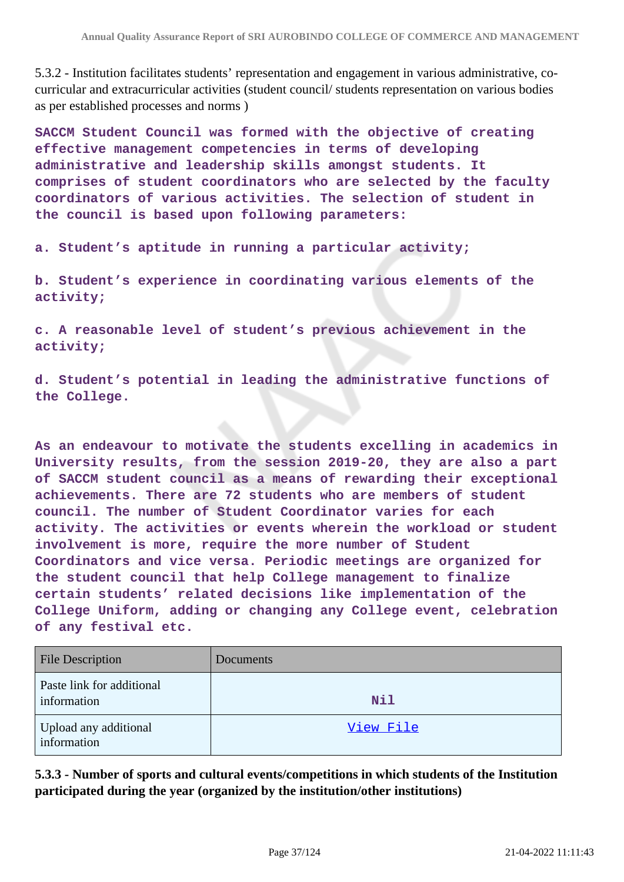5.3.2 - Institution facilitates students' representation and engagement in various administrative, co-curricular and extracurricular activities (student council/ students representation on various bodies as per established processes and norms )

**SACCM Student Council was formed with the objective of creating effective management competencies in terms of developing administrative and leadership skills amongst students. It comprises of student coordinators who are selected by the faculty coordinators of various activities. The selection of student in the council is based upon following parameters:**

**a. Student's aptitude in running a particular activity;**

**b. Student's experience in coordinating various elements of the activity;**

**c. A reasonable level of student's previous achievement in the activity;**

**d. Student's potential in leading the administrative functions of the College.**

**As an endeavour to motivate the students excelling in academics in University results, from the session 2019-20, they are also a part of SACCM student council as a means of rewarding their exceptional achievements. There are 72 students who are members of student council. The number of Student Coordinator varies for each activity. The activities or events wherein the workload or student involvement is more, require the more number of Student Coordinators and vice versa. Periodic meetings are organized for the student council that help College management to finalize certain students' related decisions like implementation of the College Uniform, adding or changing any College event, celebration of any festival etc.**

| File Description | Documents |
|---|---|
| Paste link for additional information | Nil |
| Upload any additional information | View File |

**5.3.3 - Number of sports and cultural events/competitions in which students of the Institution participated during the year (organized by the institution/other institutions)**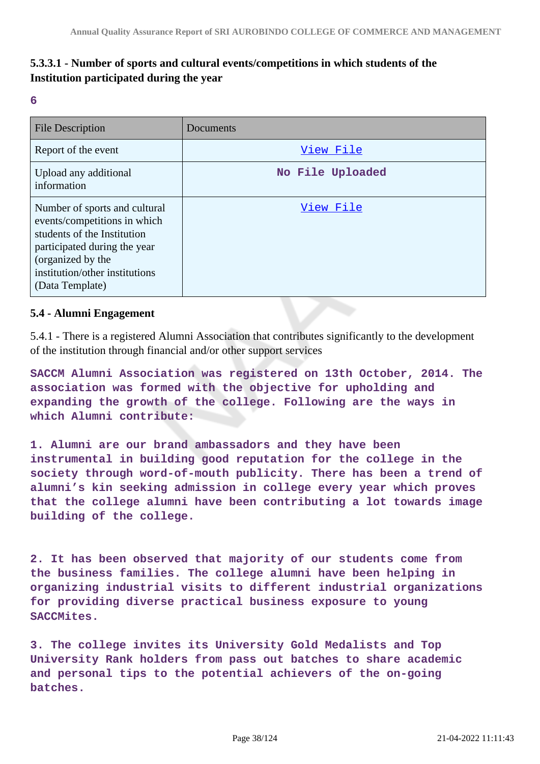**5.3.3.1 - Number of sports and cultural events/competitions in which students of the Institution participated during the year**

**6**

| File Description | Documents |
|---|---|
| Report of the event | View File |
| Upload any additional information | No File Uploaded |
| Number of sports and cultural events/competitions in which students of the Institution participated during the year (organized by the institution/other institutions (Data Template) | View File |

### 5.4 - Alumni Engagement

5.4.1 - There is a registered Alumni Association that contributes significantly to the development of the institution through financial and/or other support services

**SACCM Alumni Association was registered on 13th October, 2014. The association was formed with the objective for upholding and expanding the growth of the college. Following are the ways in which Alumni contribute:**

**1. Alumni are our brand ambassadors and they have been instrumental in building good reputation for the college in the society through word-of-mouth publicity. There has been a trend of alumni's kin seeking admission in college every year which proves that the college alumni have been contributing a lot towards image building of the college.**

**2. It has been observed that majority of our students come from the business families. The college alumni have been helping in organizing industrial visits to different industrial organizations for providing diverse practical business exposure to young SACCMites.**

**3. The college invites its University Gold Medalists and Top University Rank holders from pass out batches to share academic and personal tips to the potential achievers of the on-going batches.**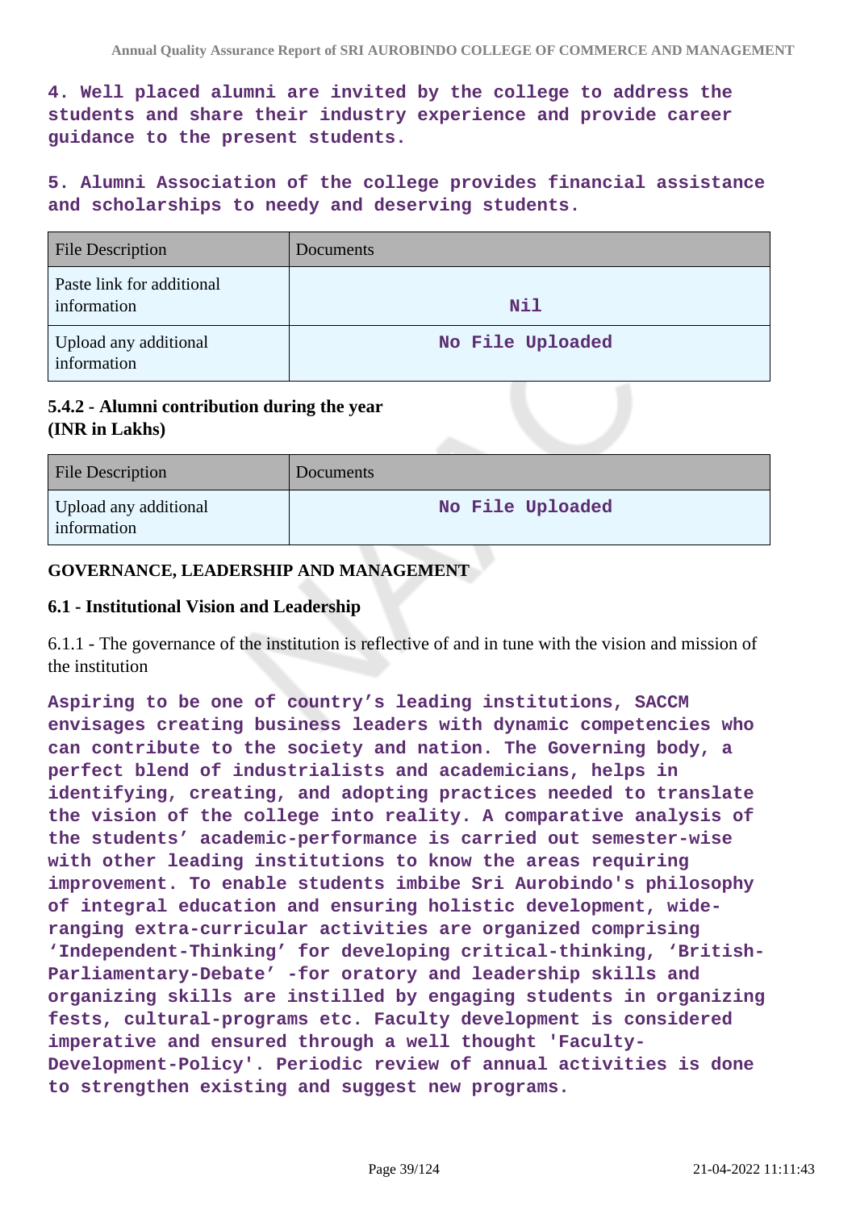**4. Well placed alumni are invited by the college to address the students and share their industry experience and provide career guidance to the present students.**

**5. Alumni Association of the college provides financial assistance and scholarships to needy and deserving students.**

| File Description | Documents |
|---|---|
| Paste link for additional information | Nil |
| Upload any additional information | No File Uploaded |

**5.4.2 - Alumni contribution during the year (INR in Lakhs)**

| File Description | Documents |
|---|---|
| Upload any additional information | No File Uploaded |

**GOVERNANCE, LEADERSHIP AND MANAGEMENT**

**6.1 - Institutional Vision and Leadership**

6.1.1 - The governance of the institution is reflective of and in tune with the vision and mission of the institution

**Aspiring to be one of country's leading institutions, SACCM envisages creating business leaders with dynamic competencies who can contribute to the society and nation. The Governing body, a perfect blend of industrialists and academicians, helps in identifying, creating, and adopting practices needed to translate the vision of the college into reality. A comparative analysis of the students' academic-performance is carried out semester-wise with other leading institutions to know the areas requiring improvement. To enable students imbibe Sri Aurobindo's philosophy of integral education and ensuring holistic development, wide-ranging extra-curricular activities are organized comprising 'Independent-Thinking' for developing critical-thinking, 'British-Parliamentary-Debate' -for oratory and leadership skills and organizing skills are instilled by engaging students in organizing fests, cultural-programs etc. Faculty development is considered imperative and ensured through a well thought 'Faculty-Development-Policy'. Periodic review of annual activities is done to strengthen existing and suggest new programs.**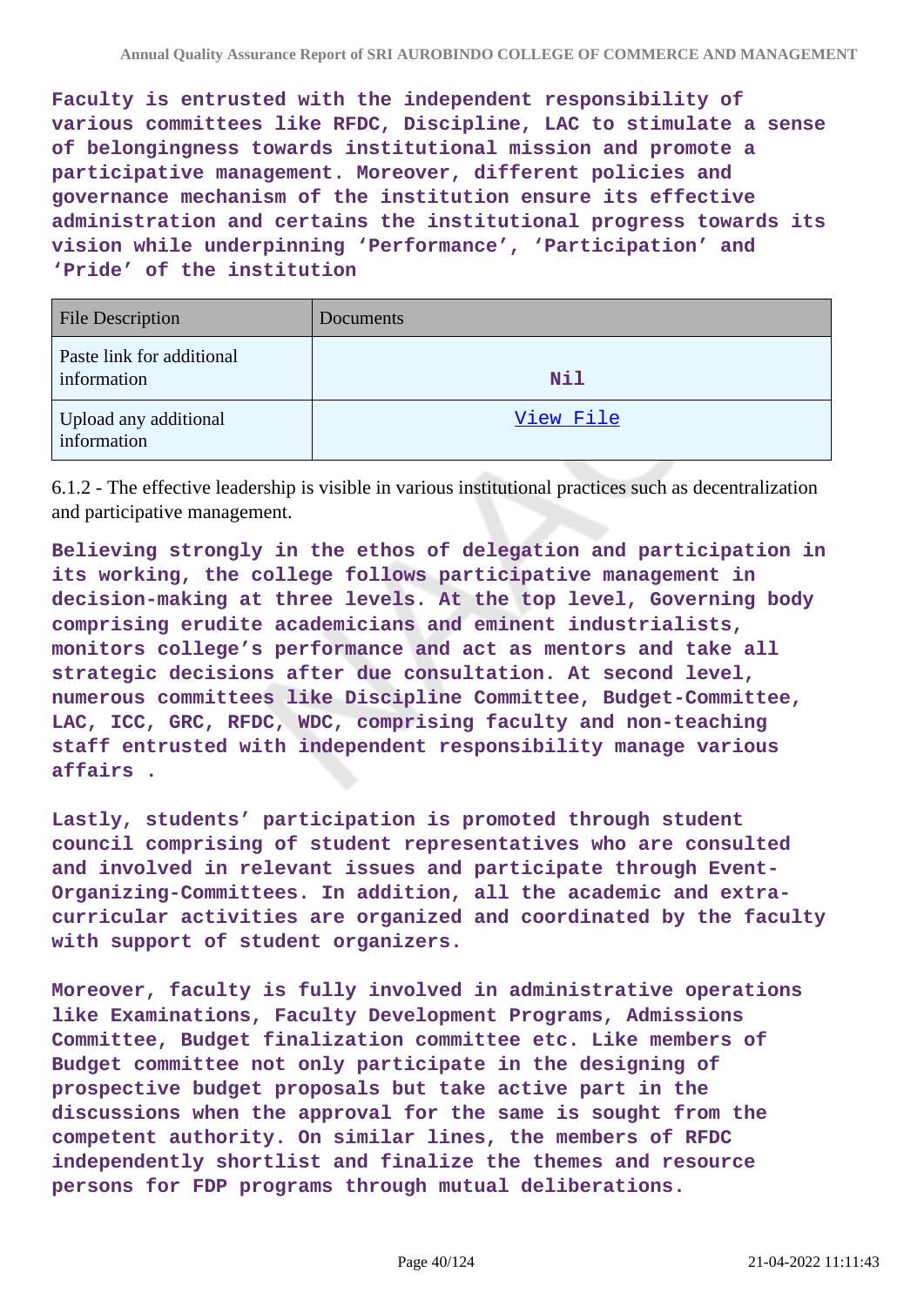**Faculty is entrusted with the independent responsibility of various committees like RFDC, Discipline, LAC to stimulate a sense of belongingness towards institutional mission and promote a participative management. Moreover, different policies and governance mechanism of the institution ensure its effective administration and certains the institutional progress towards its vision while underpinning 'Performance', 'Participation' and 'Pride' of the institution**

| File Description | Documents |
|---|---|
| Paste link for additional information | Nil |
| Upload any additional information | View File |

6.1.2 - The effective leadership is visible in various institutional practices such as decentralization and participative management.

**Believing strongly in the ethos of delegation and participation in its working, the college follows participative management in decision-making at three levels. At the top level, Governing body comprising erudite academicians and eminent industrialists, monitors college's performance and act as mentors and take all strategic decisions after due consultation. At second level, numerous committees like Discipline Committee, Budget-Committee, LAC, ICC, GRC, RFDC, WDC, comprising faculty and non-teaching staff entrusted with independent responsibility manage various affairs .**

**Lastly, students' participation is promoted through student council comprising of student representatives who are consulted and involved in relevant issues and participate through Event-Organizing-Committees. In addition, all the academic and extra-curricular activities are organized and coordinated by the faculty with support of student organizers.**

**Moreover, faculty is fully involved in administrative operations like Examinations, Faculty Development Programs, Admissions Committee, Budget finalization committee etc. Like members of Budget committee not only participate in the designing of prospective budget proposals but take active part in the discussions when the approval for the same is sought from the competent authority. On similar lines, the members of RFDC independently shortlist and finalize the themes and resource persons for FDP programs through mutual deliberations.**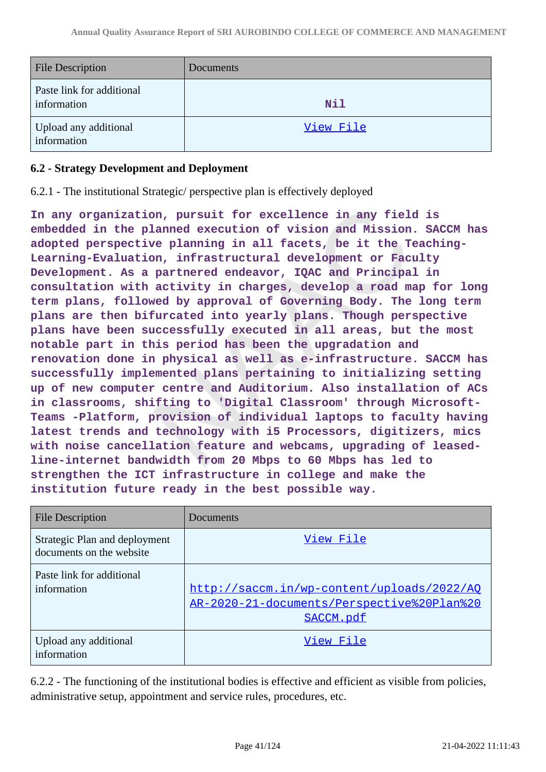| File Description | Documents |
|---|---|
| Paste link for additional information | Nil |
| Upload any additional information | View File |

### 6.2 - Strategy Development and Deployment

6.2.1 - The institutional Strategic/ perspective plan is effectively deployed

**In any organization, pursuit for excellence in any field is embedded in the planned execution of vision and Mission. SACCM has adopted perspective planning in all facets, be it the Teaching-Learning-Evaluation, infrastructural development or Faculty Development. As a partnered endeavor, IQAC and Principal in consultation with activity in charges, develop a road map for long term plans, followed by approval of Governing Body. The long term plans are then bifurcated into yearly plans. Though perspective plans have been successfully executed in all areas, but the most notable part in this period has been the upgradation and renovation done in physical as well as e-infrastructure. SACCM has successfully implemented plans pertaining to initializing setting up of new computer centre and Auditorium. Also installation of ACs in classrooms, shifting to 'Digital Classroom' through Microsoft-Teams -Platform, provision of individual laptops to faculty having latest trends and technology with i5 Processors, digitizers, mics with noise cancellation feature and webcams, upgrading of leased-line-internet bandwidth from 20 Mbps to 60 Mbps has led to strengthen the ICT infrastructure in college and make the institution future ready in the best possible way.**

| File Description | Documents |
|---|---|
| Strategic Plan and deployment documents on the website | View File |
| Paste link for additional information | http://saccm.in/wp-content/uploads/2022/AQAR-2020-21-documents/Perspective%20Plan%20SACCM.pdf |
| Upload any additional information | View File |

6.2.2 - The functioning of the institutional bodies is effective and efficient as visible from policies, administrative setup, appointment and service rules, procedures, etc.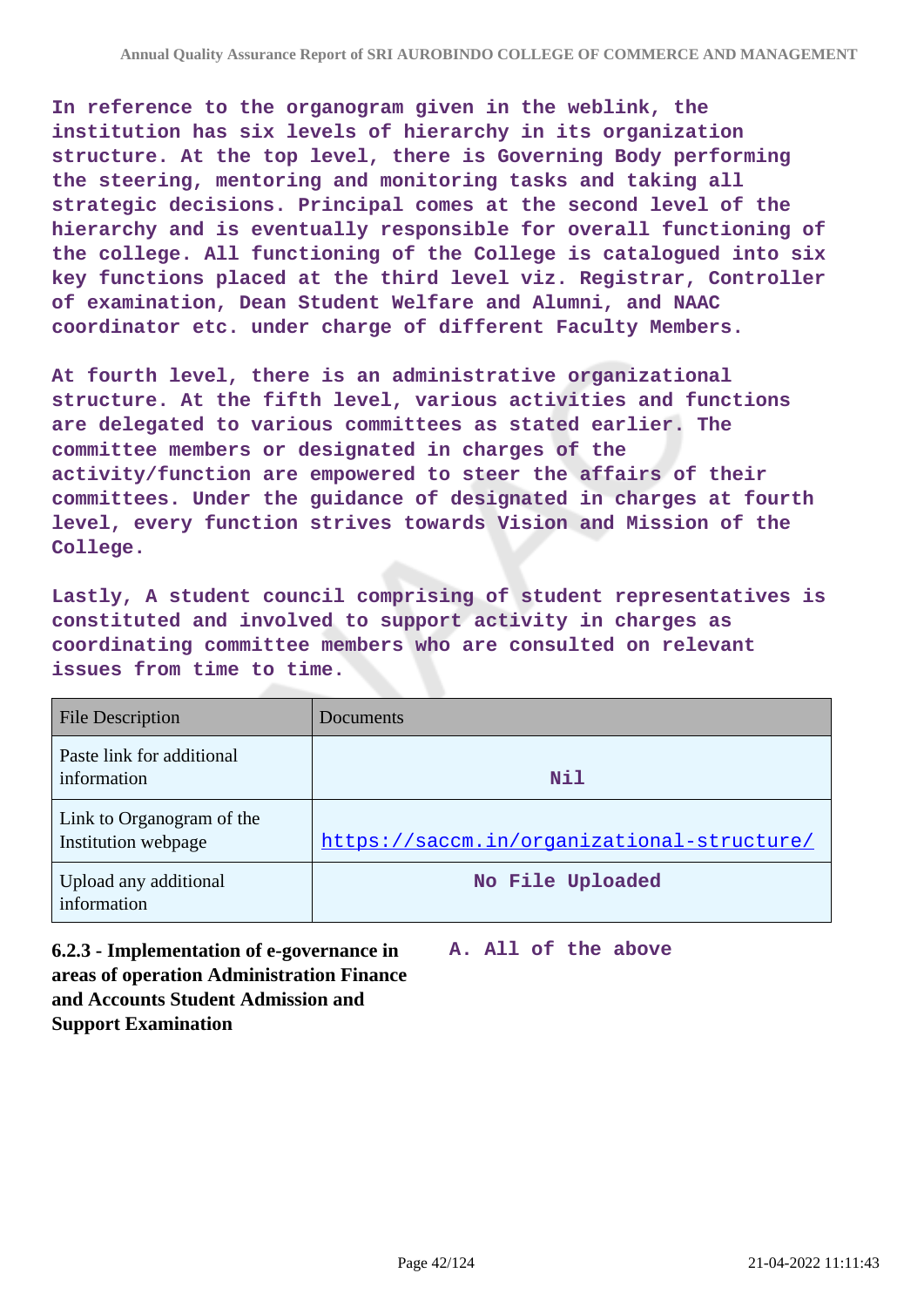**In reference to the organogram given in the weblink, the institution has six levels of hierarchy in its organization structure. At the top level, there is Governing Body performing the steering, mentoring and monitoring tasks and taking all strategic decisions. Principal comes at the second level of the hierarchy and is eventually responsible for overall functioning of the college. All functioning of the College is catalogued into six key functions placed at the third level viz. Registrar, Controller of examination, Dean Student Welfare and Alumni, and NAAC coordinator etc. under charge of different Faculty Members.**

**At fourth level, there is an administrative organizational structure. At the fifth level, various activities and functions are delegated to various committees as stated earlier. The committee members or designated in charges of the activity/function are empowered to steer the affairs of their committees. Under the guidance of designated in charges at fourth level, every function strives towards Vision and Mission of the College.**

**Lastly, A student council comprising of student representatives is constituted and involved to support activity in charges as coordinating committee members who are consulted on relevant issues from time to time.**

| File Description | Documents |
|---|---|
| Paste link for additional information | **Nil** |
| Link to Organogram of the Institution webpage | https://saccm.in/organizational-structure/ |
| Upload any additional information | **No File Uploaded** |

**6.2.3 - Implementation of e-governance in areas of operation Administration Finance and Accounts Student Admission and Support Examination**

**A. All of the above**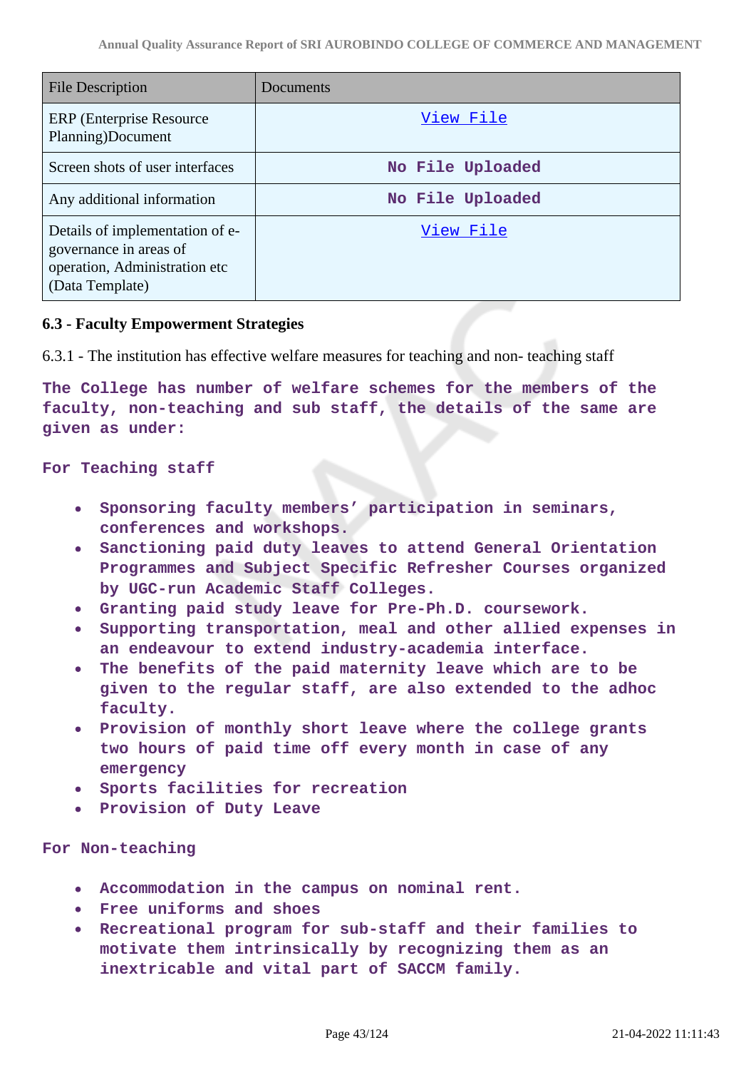| File Description | Documents |
|---|---|
| ERP (Enterprise Resource Planning)Document | View File |
| Screen shots of user interfaces | No File Uploaded |
| Any additional information | No File Uploaded |
| Details of implementation of e-governance in areas of operation, Administration etc (Data Template) | View File |

**6.3 - Faculty Empowerment Strategies**

6.3.1 - The institution has effective welfare measures for teaching and non- teaching staff

**The College has number of welfare schemes for the members of the faculty, non-teaching and sub staff, the details of the same are given as under:**

**For Teaching staff**

- **Sponsoring faculty members' participation in seminars, conferences and workshops.**
- **Sanctioning paid duty leaves to attend General Orientation Programmes and Subject Specific Refresher Courses organized by UGC-run Academic Staff Colleges.**
- **Granting paid study leave for Pre-Ph.D. coursework.**
- **Supporting transportation, meal and other allied expenses in an endeavour to extend industry-academia interface.**
- **The benefits of the paid maternity leave which are to be given to the regular staff, are also extended to the adhoc faculty.**
- **Provision of monthly short leave where the college grants two hours of paid time off every month in case of any emergency**
- **Sports facilities for recreation**
- **Provision of Duty Leave**

**For Non-teaching**

- **Accommodation in the campus on nominal rent.**
- **Free uniforms and shoes**
- **Recreational program for sub-staff and their families to motivate them intrinsically by recognizing them as an inextricable and vital part of SACCM family.**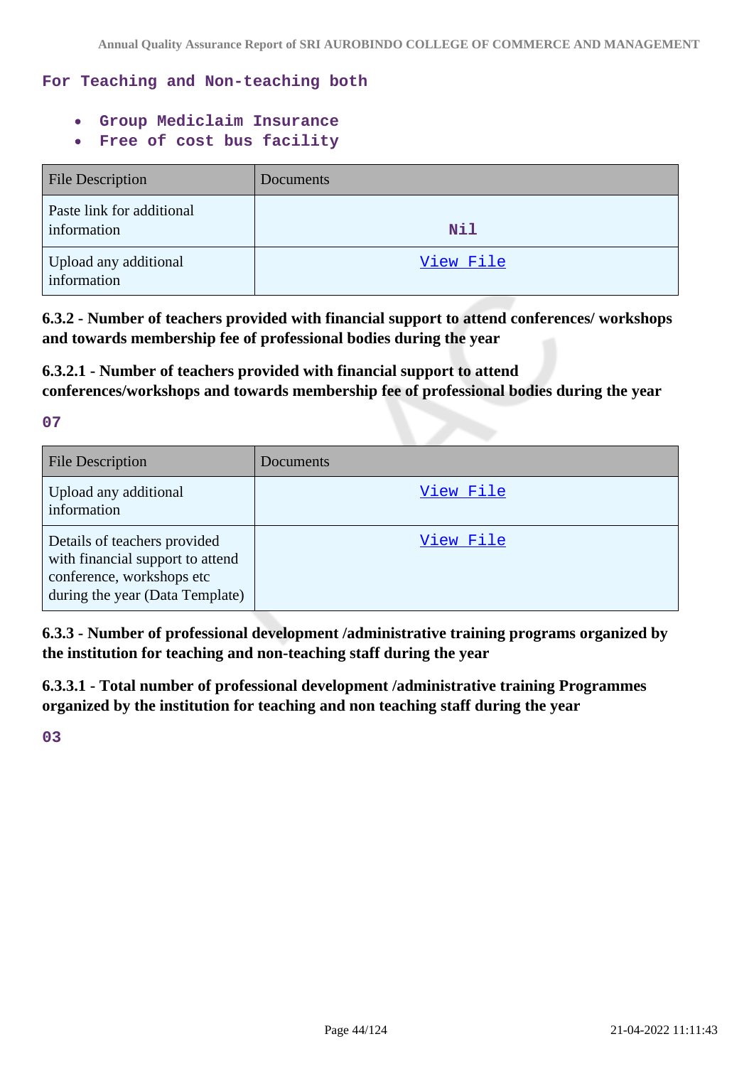For Teaching and Non-teaching both

- Group Mediclaim Insurance
- Free of cost bus facility

| File Description | Documents |
|---|---|
| Paste link for additional information | Nil |
| Upload any additional information | View File |

**6.3.2 - Number of teachers provided with financial support to attend conferences/ workshops and towards membership fee of professional bodies during the year**

**6.3.2.1 - Number of teachers provided with financial support to attend conferences/workshops and towards membership fee of professional bodies during the year**

07

| File Description | Documents |
|---|---|
| Upload any additional information | View File |
| Details of teachers provided with financial support to attend conference, workshops etc during the year (Data Template) | View File |

**6.3.3 - Number of professional development /administrative training programs organized by the institution for teaching and non-teaching staff during the year**

**6.3.3.1 - Total number of professional development /administrative training Programmes organized by the institution for teaching and non teaching staff during the year**

03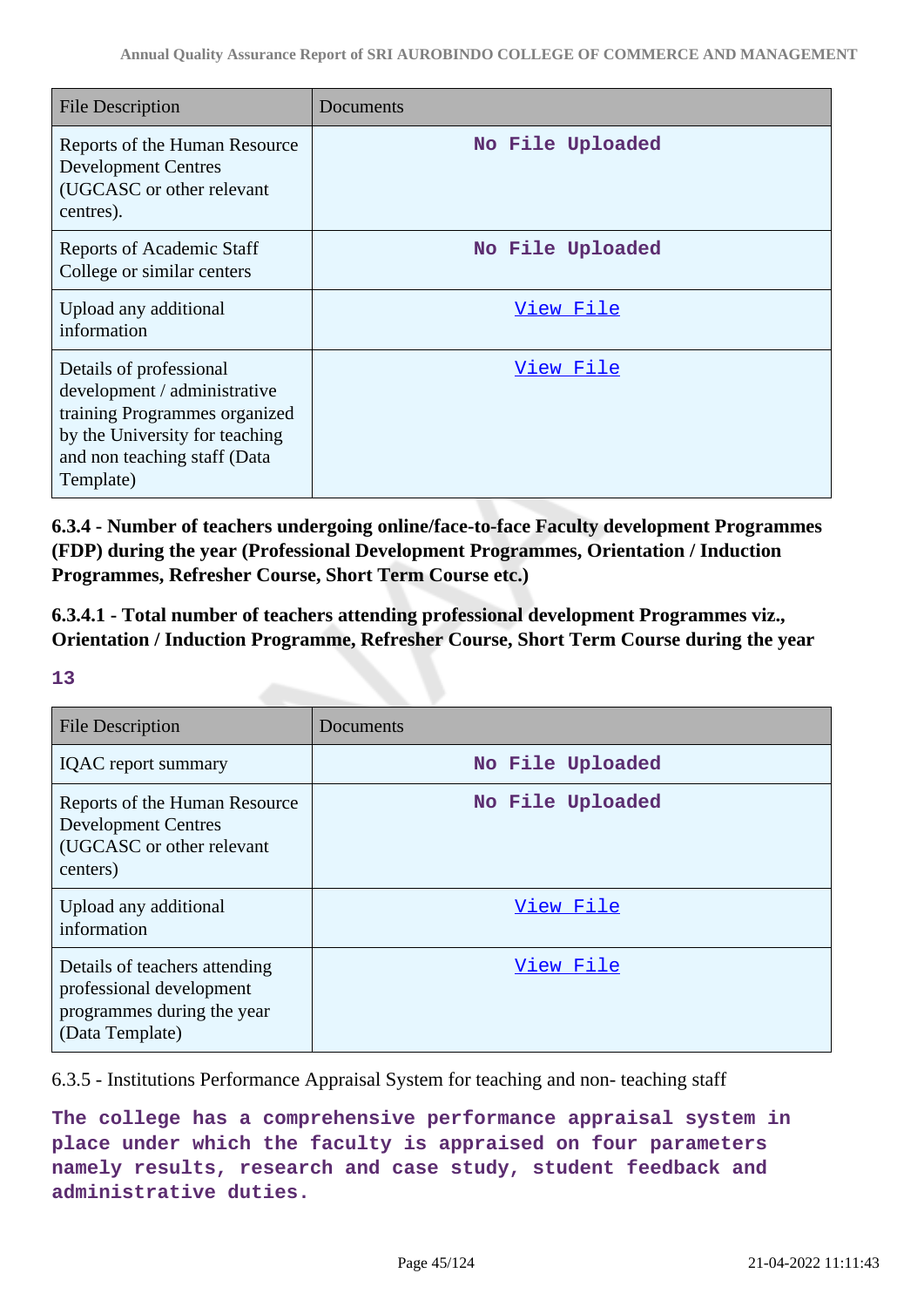| File Description | Documents |
| --- | --- |
| Reports of the Human Resource Development Centres (UGCASC or other relevant centres). | No File Uploaded |
| Reports of Academic Staff College or similar centers | No File Uploaded |
| Upload any additional information | View File |
| Details of professional development / administrative training Programmes organized by the University for teaching and non teaching staff (Data Template) | View File |

**6.3.4 - Number of teachers undergoing online/face-to-face Faculty development Programmes (FDP) during the year (Professional Development Programmes, Orientation / Induction Programmes, Refresher Course, Short Term Course etc.)**

**6.3.4.1 - Total number of teachers attending professional development Programmes viz., Orientation / Induction Programme, Refresher Course, Short Term Course during the year**

**13**

| File Description | Documents |
| --- | --- |
| IQAC report summary | No File Uploaded |
| Reports of the Human Resource Development Centres (UGCASC or other relevant centers) | No File Uploaded |
| Upload any additional information | View File |
| Details of teachers attending professional development programmes during the year (Data Template) | View File |

6.3.5 - Institutions Performance Appraisal System for teaching and non- teaching staff

**The college has a comprehensive performance appraisal system in place under which the faculty is appraised on four parameters namely results, research and case study, student feedback and administrative duties.**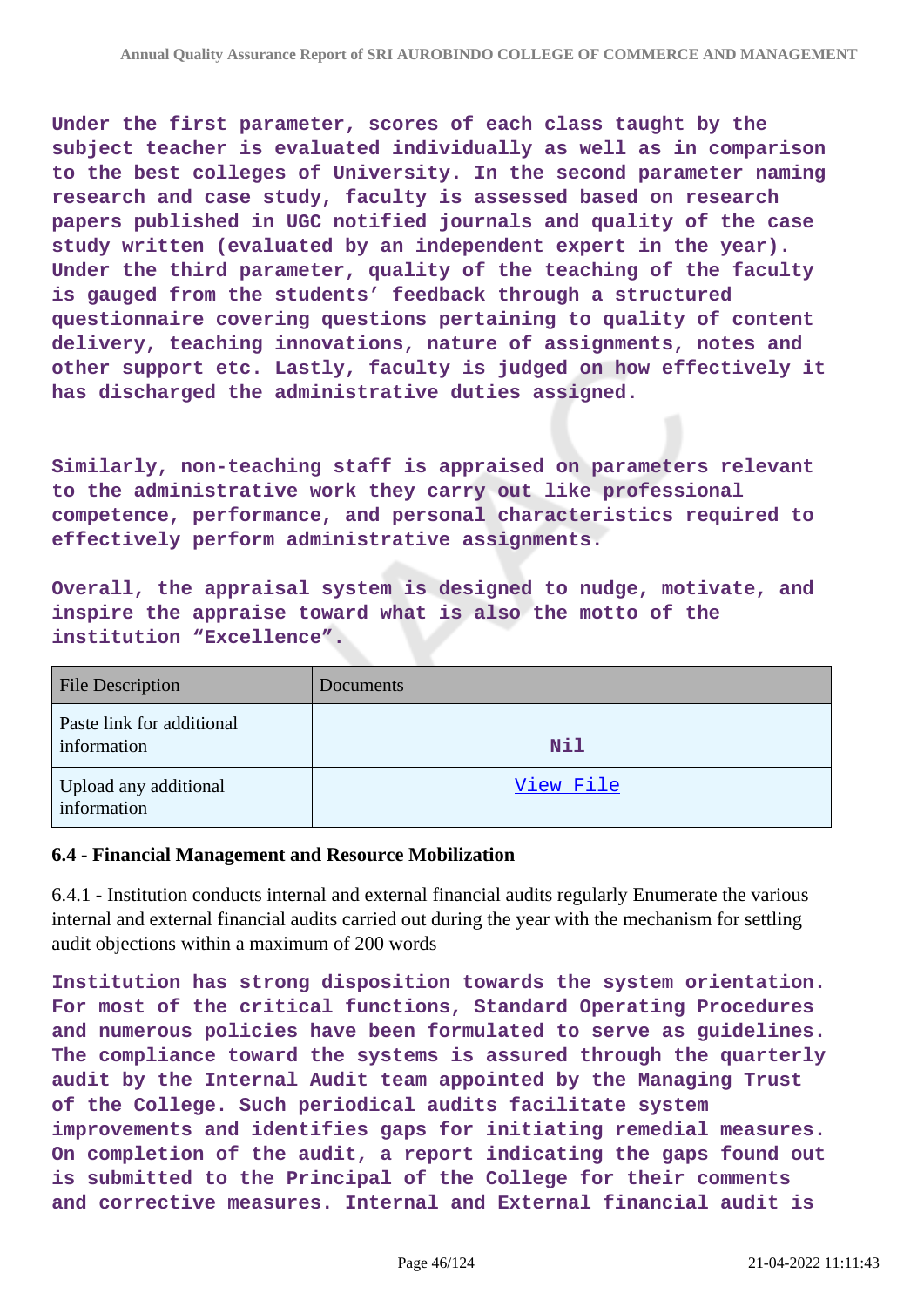**Under the first parameter, scores of each class taught by the subject teacher is evaluated individually as well as in comparison to the best colleges of University. In the second parameter naming research and case study, faculty is assessed based on research papers published in UGC notified journals and quality of the case study written (evaluated by an independent expert in the year). Under the third parameter, quality of the teaching of the faculty is gauged from the students' feedback through a structured questionnaire covering questions pertaining to quality of content delivery, teaching innovations, nature of assignments, notes and other support etc. Lastly, faculty is judged on how effectively it has discharged the administrative duties assigned.**

**Similarly, non-teaching staff is appraised on parameters relevant to the administrative work they carry out like professional competence, performance, and personal characteristics required to effectively perform administrative assignments.**

**Overall, the appraisal system is designed to nudge, motivate, and inspire the appraise toward what is also the motto of the institution "Excellence".**

| File Description | Documents |
| --- | --- |
| Paste link for additional information | **Nil** |
| Upload any additional information | View File |

### 6.4 - Financial Management and Resource Mobilization

6.4.1 - Institution conducts internal and external financial audits regularly Enumerate the various internal and external financial audits carried out during the year with the mechanism for settling audit objections within a maximum of 200 words

**Institution has strong disposition towards the system orientation. For most of the critical functions, Standard Operating Procedures and numerous policies have been formulated to serve as guidelines. The compliance toward the systems is assured through the quarterly audit by the Internal Audit team appointed by the Managing Trust of the College. Such periodical audits facilitate system improvements and identifies gaps for initiating remedial measures. On completion of the audit, a report indicating the gaps found out is submitted to the Principal of the College for their comments and corrective measures. Internal and External financial audit is**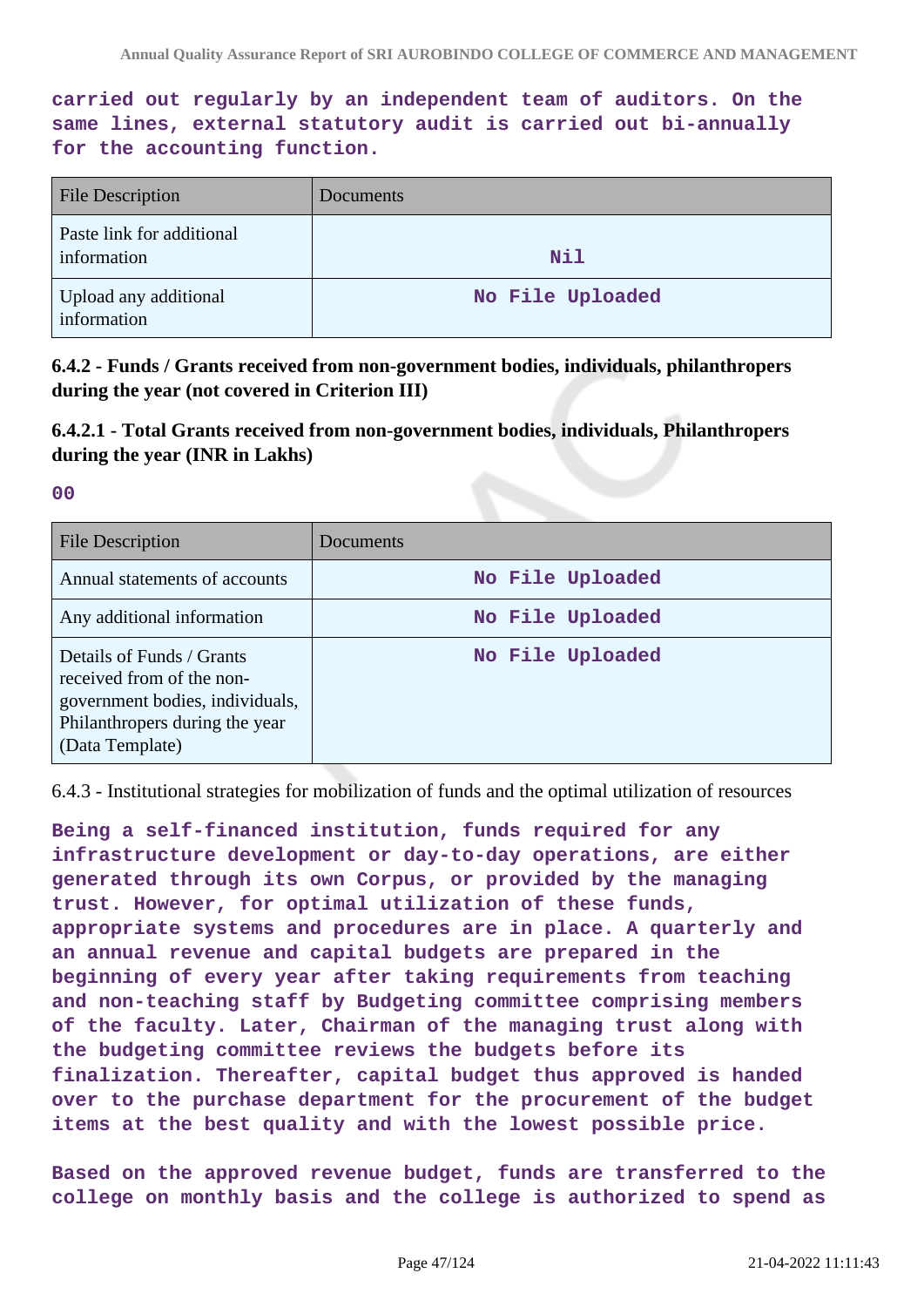**carried out regularly by an independent team of auditors. On the same lines, external statutory audit is carried out bi-annually for the accounting function.**

| File Description | Documents |
| --- | --- |
| Paste link for additional information | Nil |
| Upload any additional information | No File Uploaded |

**6.4.2 - Funds / Grants received from non-government bodies, individuals, philanthropers during the year (not covered in Criterion III)**

**6.4.2.1 - Total Grants received from non-government bodies, individuals, Philanthropers during the year (INR in Lakhs)**

**00**

| File Description | Documents |
| --- | --- |
| Annual statements of accounts | No File Uploaded |
| Any additional information | No File Uploaded |
| Details of Funds / Grants received from of the non-government bodies, individuals, Philanthropers during the year (Data Template) | No File Uploaded |

6.4.3 - Institutional strategies for mobilization of funds and the optimal utilization of resources

**Being a self-financed institution, funds required for any infrastructure development or day-to-day operations, are either generated through its own Corpus, or provided by the managing trust. However, for optimal utilization of these funds, appropriate systems and procedures are in place. A quarterly and an annual revenue and capital budgets are prepared in the beginning of every year after taking requirements from teaching and non-teaching staff by Budgeting committee comprising members of the faculty. Later, Chairman of the managing trust along with the budgeting committee reviews the budgets before its finalization. Thereafter, capital budget thus approved is handed over to the purchase department for the procurement of the budget items at the best quality and with the lowest possible price.**

**Based on the approved revenue budget, funds are transferred to the college on monthly basis and the college is authorized to spend as**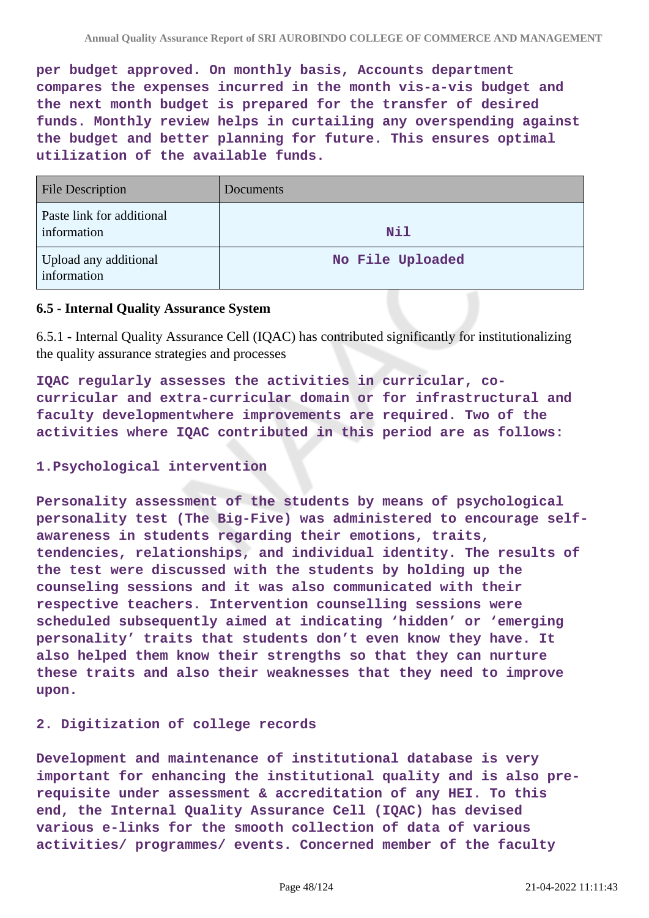**per budget approved. On monthly basis, Accounts department compares the expenses incurred in the month vis-a-vis budget and the next month budget is prepared for the transfer of desired funds. Monthly review helps in curtailing any overspending against the budget and better planning for future. This ensures optimal utilization of the available funds.**

| File Description | Documents |
|---|---|
| Paste link for additional information | Nil |
| Upload any additional information | No File Uploaded |

### 6.5 - Internal Quality Assurance System

6.5.1 - Internal Quality Assurance Cell (IQAC) has contributed significantly for institutionalizing the quality assurance strategies and processes

**IQAC regularly assesses the activities in curricular, co-curricular and extra-curricular domain or for infrastructural and faculty developmentwhere improvements are required. Two of the activities where IQAC contributed in this period are as follows:**

**1.Psychological intervention**

**Personality assessment of the students by means of psychological personality test (The Big-Five) was administered to encourage self-awareness in students regarding their emotions, traits, tendencies, relationships, and individual identity. The results of the test were discussed with the students by holding up the counseling sessions and it was also communicated with their respective teachers. Intervention counselling sessions were scheduled subsequently aimed at indicating 'hidden' or 'emerging personality' traits that students don't even know they have. It also helped them know their strengths so that they can nurture these traits and also their weaknesses that they need to improve upon.**

**2. Digitization of college records**

**Development and maintenance of institutional database is very important for enhancing the institutional quality and is also pre-requisite under assessment & accreditation of any HEI. To this end, the Internal Quality Assurance Cell (IQAC) has devised various e-links for the smooth collection of data of various activities/ programmes/ events. Concerned member of the faculty**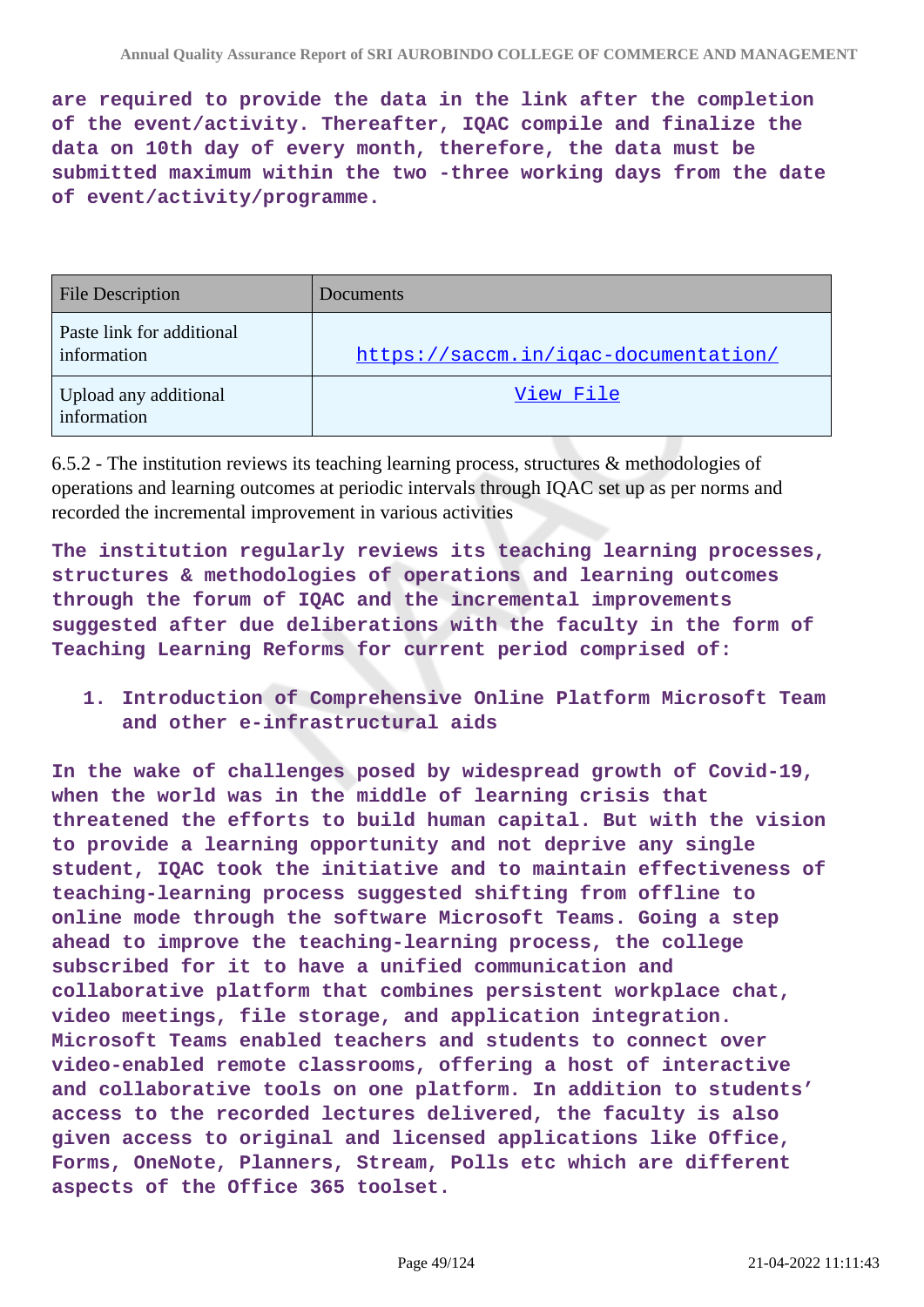**are required to provide the data in the link after the completion of the event/activity. Thereafter, IQAC compile and finalize the data on 10th day of every month, therefore, the data must be submitted maximum within the two -three working days from the date of event/activity/programme.**

| File Description | Documents |
|---|---|
| Paste link for additional information | https://saccm.in/iqac-documentation/ |
| Upload any additional information | View File |

6.5.2 - The institution reviews its teaching learning process, structures & methodologies of operations and learning outcomes at periodic intervals through IQAC set up as per norms and recorded the incremental improvement in various activities

**The institution regularly reviews its teaching learning processes, structures & methodologies of operations and learning outcomes through the forum of IQAC and the incremental improvements suggested after due deliberations with the faculty in the form of Teaching Learning Reforms for current period comprised of:**

1. **Introduction of Comprehensive Online Platform Microsoft Team and other e-infrastructural aids**

**In the wake of challenges posed by widespread growth of Covid-19, when the world was in the middle of learning crisis that threatened the efforts to build human capital. But with the vision to provide a learning opportunity and not deprive any single student, IQAC took the initiative and to maintain effectiveness of teaching-learning process suggested shifting from offline to online mode through the software Microsoft Teams. Going a step ahead to improve the teaching-learning process, the college subscribed for it to have a unified communication and collaborative platform that combines persistent workplace chat, video meetings, file storage, and application integration. Microsoft Teams enabled teachers and students to connect over video-enabled remote classrooms, offering a host of interactive and collaborative tools on one platform. In addition to students' access to the recorded lectures delivered, the faculty is also given access to original and licensed applications like Office, Forms, OneNote, Planners, Stream, Polls etc which are different aspects of the Office 365 toolset.**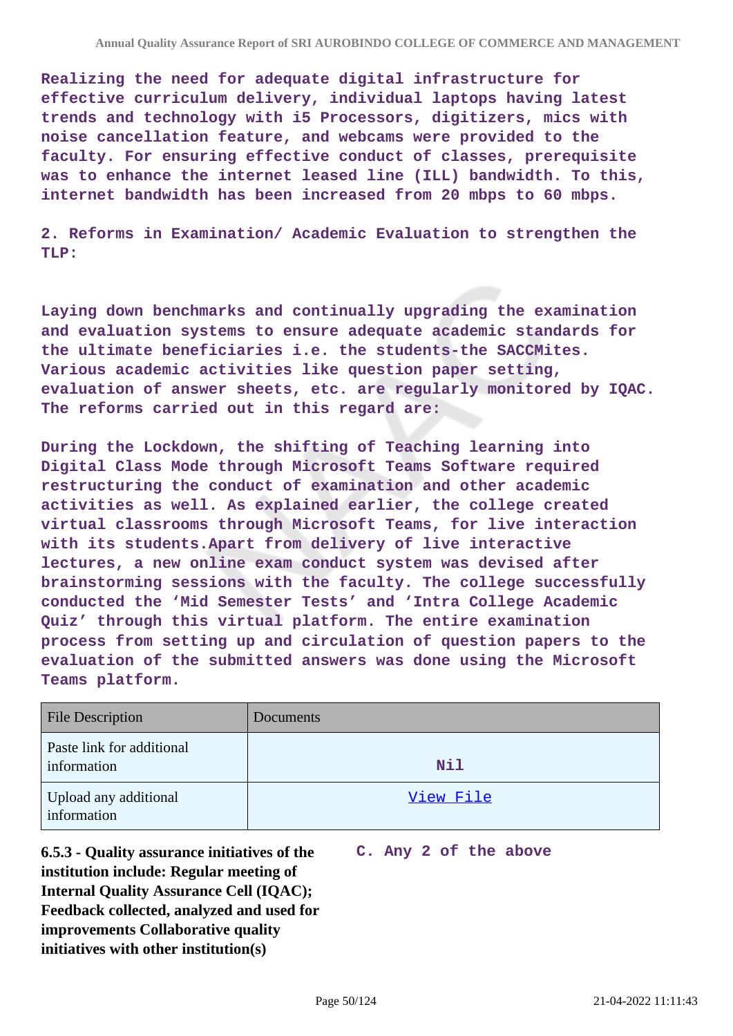Realizing the need for adequate digital infrastructure for effective curriculum delivery, individual laptops having latest trends and technology with i5 Processors, digitizers, mics with noise cancellation feature, and webcams were provided to the faculty. For ensuring effective conduct of classes, prerequisite was to enhance the internet leased line (ILL) bandwidth. To this, internet bandwidth has been increased from 20 mbps to 60 mbps.

2. Reforms in Examination/ Academic Evaluation to strengthen the TLP:

Laying down benchmarks and continually upgrading the examination and evaluation systems to ensure adequate academic standards for the ultimate beneficiaries i.e. the students-the SACCMites. Various academic activities like question paper setting, evaluation of answer sheets, etc. are regularly monitored by IQAC. The reforms carried out in this regard are:

During the Lockdown, the shifting of Teaching learning into Digital Class Mode through Microsoft Teams Software required restructuring the conduct of examination and other academic activities as well. As explained earlier, the college created virtual classrooms through Microsoft Teams, for live interaction with its students.Apart from delivery of live interactive lectures, a new online exam conduct system was devised after brainstorming sessions with the faculty. The college successfully conducted the 'Mid Semester Tests' and 'Intra College Academic Quiz' through this virtual platform. The entire examination process from setting up and circulation of question papers to the evaluation of the submitted answers was done using the Microsoft Teams platform.

| File Description | Documents |
|---|---|
| Paste link for additional information | Nil |
| Upload any additional information | View File |

**6.5.3 - Quality assurance initiatives of the institution include: Regular meeting of Internal Quality Assurance Cell (IQAC); Feedback collected, analyzed and used for improvements Collaborative quality initiatives with other institution(s)**

C. Any 2 of the above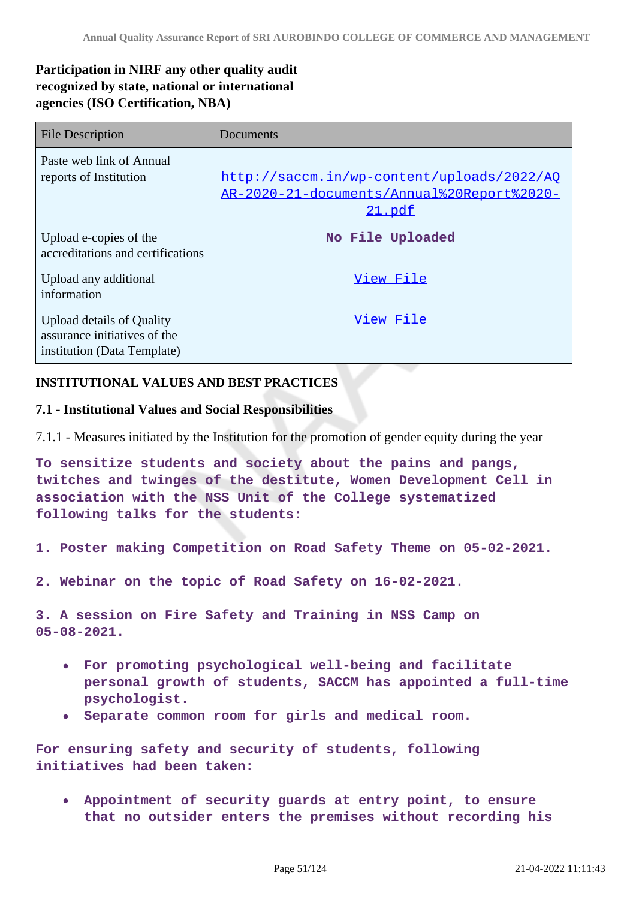**Participation in NIRF any other quality audit recognized by state, national or international agencies (ISO Certification, NBA)**

| File Description | Documents |
|---|---|
| Paste web link of Annual reports of Institution | http://saccm.in/wp-content/uploads/2022/AQAR-2020-21-documents/Annual%20Report%2020-21.pdf |
| Upload e-copies of the accreditations and certifications | No File Uploaded |
| Upload any additional information | View File |
| Upload details of Quality assurance initiatives of the institution (Data Template) | View File |

**INSTITUTIONAL VALUES AND BEST PRACTICES**

**7.1 - Institutional Values and Social Responsibilities**

7.1.1 - Measures initiated by the Institution for the promotion of gender equity during the year

**To sensitize students and society about the pains and pangs, twitches and twinges of the destitute, Women Development Cell in association with the NSS Unit of the College systematized following talks for the students:**

**1. Poster making Competition on Road Safety Theme on 05-02-2021.**

**2. Webinar on the topic of Road Safety on 16-02-2021.**

**3. A session on Fire Safety and Training in NSS Camp on 05-08-2021.**

- **For promoting psychological well-being and facilitate personal growth of students, SACCM has appointed a full-time psychologist.**
- **Separate common room for girls and medical room.**

**For ensuring safety and security of students, following initiatives had been taken:**

- **Appointment of security guards at entry point, to ensure that no outsider enters the premises without recording his**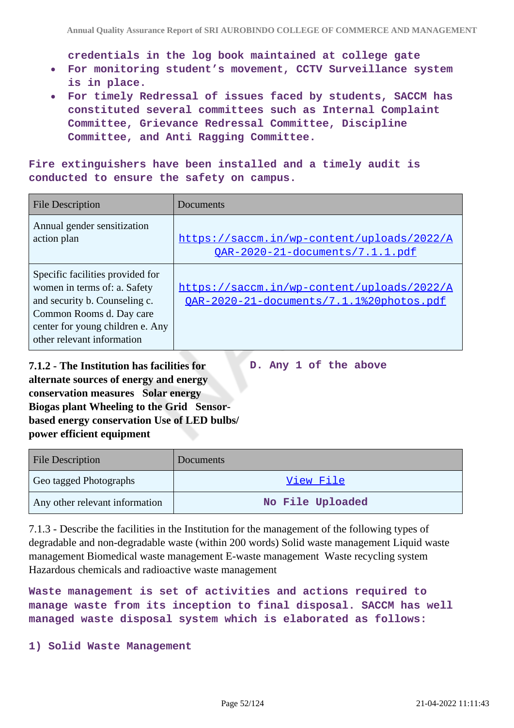credentials in the log book maintained at college gate

- For monitoring student's movement, CCTV Surveillance system is in place.
- For timely Redressal of issues faced by students, SACCM has constituted several committees such as Internal Complaint Committee, Grievance Redressal Committee, Discipline Committee, and Anti Ragging Committee.

Fire extinguishers have been installed and a timely audit is conducted to ensure the safety on campus.

| File Description | Documents |
|---|---|
| Annual gender sensitization action plan | https://saccm.in/wp-content/uploads/2022/AQAR-2020-21-documents/7.1.1.pdf |
| Specific facilities provided for women in terms of: a. Safety and security b. Counseling c. Common Rooms d. Day care center for young children e. Any other relevant information | https://saccm.in/wp-content/uploads/2022/AQAR-2020-21-documents/7.1.1%20photos.pdf |

**7.1.2 - The Institution has facilities for alternate sources of energy and energy conservation measures Solar energy Biogas plant Wheeling to the Grid Sensor-based energy conservation Use of LED bulbs/ power efficient equipment**

D. Any 1 of the above

| File Description | Documents |
|---|---|
| Geo tagged Photographs | View File |
| Any other relevant information | No File Uploaded |

7.1.3 - Describe the facilities in the Institution for the management of the following types of degradable and non-degradable waste (within 200 words) Solid waste management Liquid waste management Biomedical waste management E-waste management Waste recycling system Hazardous chemicals and radioactive waste management

Waste management is set of activities and actions required to manage waste from its inception to final disposal. SACCM has well managed waste disposal system which is elaborated as follows:

1) Solid Waste Management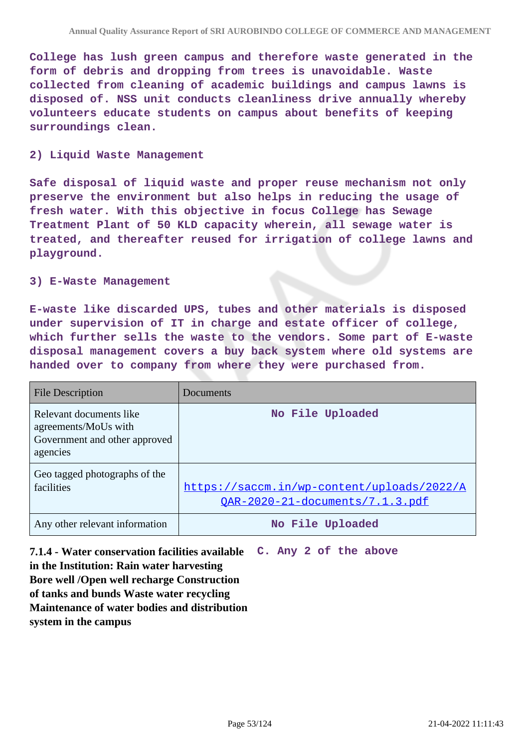College has lush green campus and therefore waste generated in the form of debris and dropping from trees is unavoidable. Waste collected from cleaning of academic buildings and campus lawns is disposed of. NSS unit conducts cleanliness drive annually whereby volunteers educate students on campus about benefits of keeping surroundings clean.

2) Liquid Waste Management

Safe disposal of liquid waste and proper reuse mechanism not only preserve the environment but also helps in reducing the usage of fresh water. With this objective in focus College has Sewage Treatment Plant of 50 KLD capacity wherein, all sewage water is treated, and thereafter reused for irrigation of college lawns and playground.

3) E-Waste Management

E-waste like discarded UPS, tubes and other materials is disposed under supervision of IT in charge and estate officer of college, which further sells the waste to the vendors. Some part of E-waste disposal management covers a buy back system where old systems are handed over to company from where they were purchased from.

| File Description | Documents |
| --- | --- |
| Relevant documents like agreements/MoUs with Government and other approved agencies | No File Uploaded |
| Geo tagged photographs of the facilities | https://saccm.in/wp-content/uploads/2022/AQAR-2020-21-documents/7.1.3.pdf |
| Any other relevant information | No File Uploaded |

**7.1.4 - Water conservation facilities available in the Institution: Rain water harvesting Bore well /Open well recharge Construction of tanks and bunds Waste water recycling Maintenance of water bodies and distribution system in the campus**

C. Any 2 of the above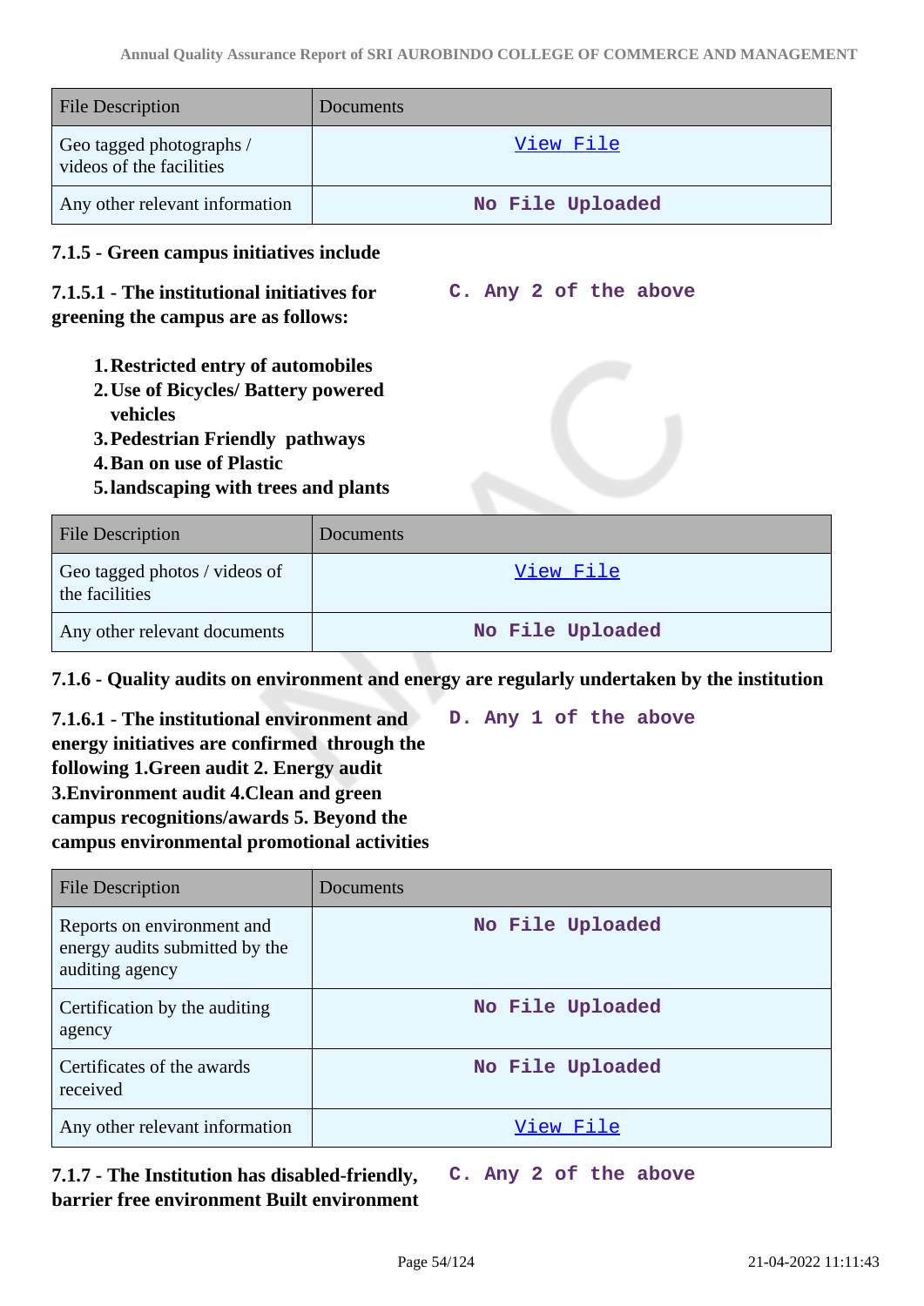| File Description | Documents |
|---|---|
| Geo tagged photographs / videos of the facilities | View File |
| Any other relevant information | No File Uploaded |

**7.1.5 - Green campus initiatives include**

**7.1.5.1 - The institutional initiatives for greening the campus are as follows:**

**C. Any 2 of the above**

1. **Restricted entry of automobiles**
2. **Use of Bicycles/ Battery powered vehicles**
3. **Pedestrian Friendly pathways**
4. **Ban on use of Plastic**
5. **landscaping with trees and plants**

| File Description | Documents |
|---|---|
| Geo tagged photos / videos of the facilities | View File |
| Any other relevant documents | No File Uploaded |

**7.1.6 - Quality audits on environment and energy are regularly undertaken by the institution**

**7.1.6.1 - The institutional environment and energy initiatives are confirmed through the following 1.Green audit 2. Energy audit 3.Environment audit 4.Clean and green campus recognitions/awards 5. Beyond the campus environmental promotional activities**

**D. Any 1 of the above**

| File Description | Documents |
|---|---|
| Reports on environment and energy audits submitted by the auditing agency | No File Uploaded |
| Certification by the auditing agency | No File Uploaded |
| Certificates of the awards received | No File Uploaded |
| Any other relevant information | View File |

**7.1.7 - The Institution has disabled-friendly, barrier free environment Built environment**

**C. Any 2 of the above**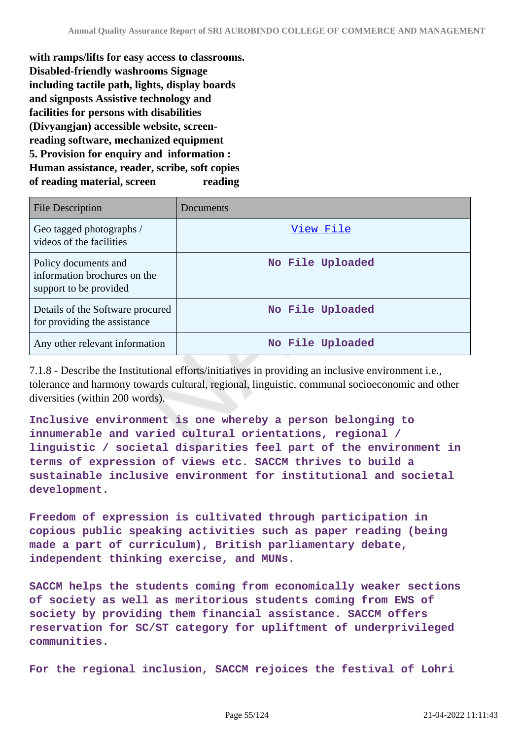**with ramps/lifts for easy access to classrooms. Disabled-friendly washrooms Signage including tactile path, lights, display boards and signposts Assistive technology and facilities for persons with disabilities (Divyangjan) accessible website, screen-reading software, mechanized equipment 5. Provision for enquiry and information : Human assistance, reader, scribe, soft copies of reading material, screen reading**

| File Description | Documents |
| --- | --- |
| Geo tagged photographs / videos of the facilities | View File |
| Policy documents and information brochures on the support to be provided | No File Uploaded |
| Details of the Software procured for providing the assistance | No File Uploaded |
| Any other relevant information | No File Uploaded |

7.1.8 - Describe the Institutional efforts/initiatives in providing an inclusive environment i.e., tolerance and harmony towards cultural, regional, linguistic, communal socioeconomic and other diversities (within 200 words).

**Inclusive environment is one whereby a person belonging to innumerable and varied cultural orientations, regional / linguistic / societal disparities feel part of the environment in terms of expression of views etc. SACCM thrives to build a sustainable inclusive environment for institutional and societal development.**

**Freedom of expression is cultivated through participation in copious public speaking activities such as paper reading (being made a part of curriculum), British parliamentary debate, independent thinking exercise, and MUNs.**

**SACCM helps the students coming from economically weaker sections of society as well as meritorious students coming from EWS of society by providing them financial assistance. SACCM offers reservation for SC/ST category for upliftment of underprivileged communities.**

**For the regional inclusion, SACCM rejoices the festival of Lohri**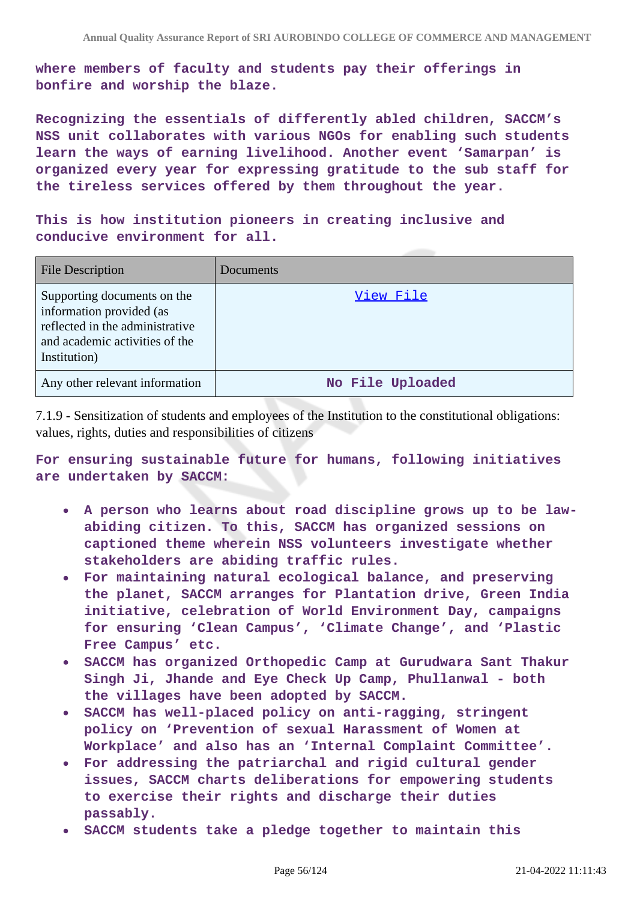**where members of faculty and students pay their offerings in bonfire and worship the blaze.**

**Recognizing the essentials of differently abled children, SACCM's NSS unit collaborates with various NGOs for enabling such students learn the ways of earning livelihood. Another event 'Samarpan' is organized every year for expressing gratitude to the sub staff for the tireless services offered by them throughout the year.**

**This is how institution pioneers in creating inclusive and conducive environment for all.**

| File Description | Documents |
| --- | --- |
| Supporting documents on the information provided (as reflected in the administrative and academic activities of the Institution) | View File |
| Any other relevant information | No File Uploaded |

7.1.9 - Sensitization of students and employees of the Institution to the constitutional obligations: values, rights, duties and responsibilities of citizens

**For ensuring sustainable future for humans, following initiatives are undertaken by SACCM:**

- **A person who learns about road discipline grows up to be law-abiding citizen. To this, SACCM has organized sessions on captioned theme wherein NSS volunteers investigate whether stakeholders are abiding traffic rules.**
- **For maintaining natural ecological balance, and preserving the planet, SACCM arranges for Plantation drive, Green India initiative, celebration of World Environment Day, campaigns for ensuring 'Clean Campus', 'Climate Change', and 'Plastic Free Campus' etc.**
- **SACCM has organized Orthopedic Camp at Gurudwara Sant Thakur Singh Ji, Jhande and Eye Check Up Camp, Phullanwal - both the villages have been adopted by SACCM.**
- **SACCM has well-placed policy on anti-ragging, stringent policy on 'Prevention of sexual Harassment of Women at Workplace' and also has an 'Internal Complaint Committee'.**
- **For addressing the patriarchal and rigid cultural gender issues, SACCM charts deliberations for empowering students to exercise their rights and discharge their duties passably.**
- **SACCM students take a pledge together to maintain this**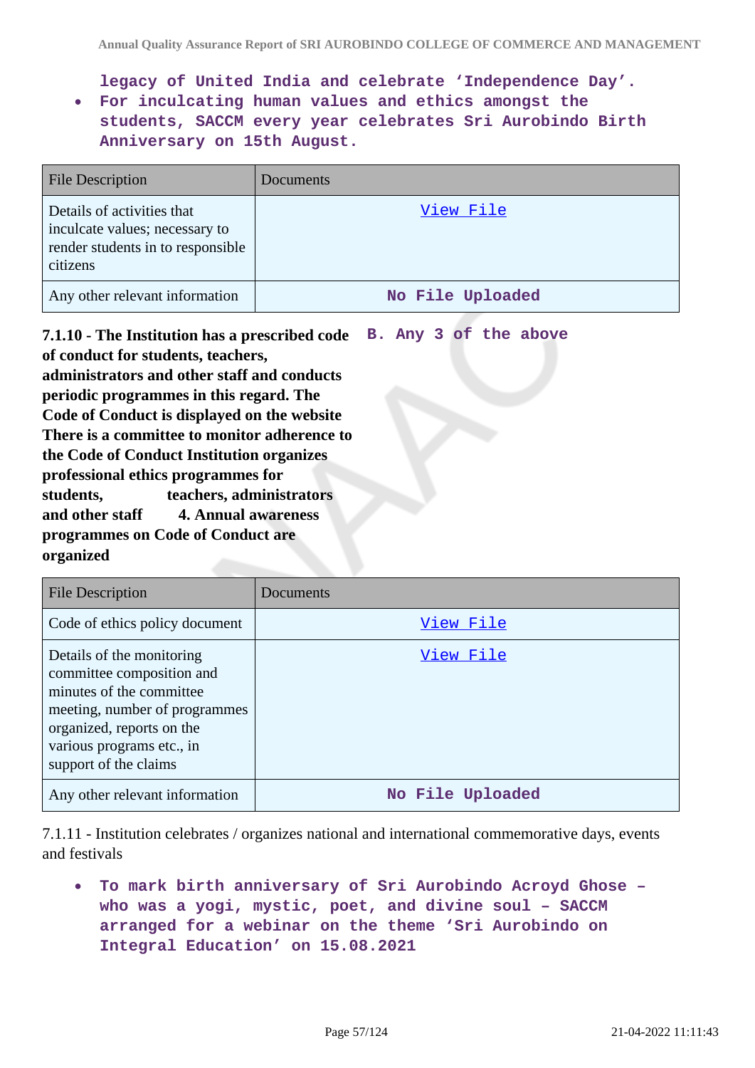legacy of United India and celebrate 'Independence Day'.

- For inculcating human values and ethics amongst the students, SACCM every year celebrates Sri Aurobindo Birth Anniversary on 15th August.

| File Description | Documents |
|---|---|
| Details of activities that inculcate values; necessary to render students in to responsible citizens | View File |
| Any other relevant information | No File Uploaded |

**7.1.10 - The Institution has a prescribed code of conduct for students, teachers, administrators and other staff and conducts periodic programmes in this regard. The Code of Conduct is displayed on the website There is a committee to monitor adherence to the Code of Conduct Institution organizes professional ethics programmes for students, teachers, administrators and other staff 4. Annual awareness programmes on Code of Conduct are organized**

B. Any 3 of the above

| File Description | Documents |
|---|---|
| Code of ethics policy document | View File |
| Details of the monitoring committee composition and minutes of the committee meeting, number of programmes organized, reports on the various programs etc., in support of the claims | View File |
| Any other relevant information | No File Uploaded |

7.1.11 - Institution celebrates / organizes national and international commemorative days, events and festivals

- To mark birth anniversary of Sri Aurobindo Acroyd Ghose – who was a yogi, mystic, poet, and divine soul – SACCM arranged for a webinar on the theme 'Sri Aurobindo on Integral Education' on 15.08.2021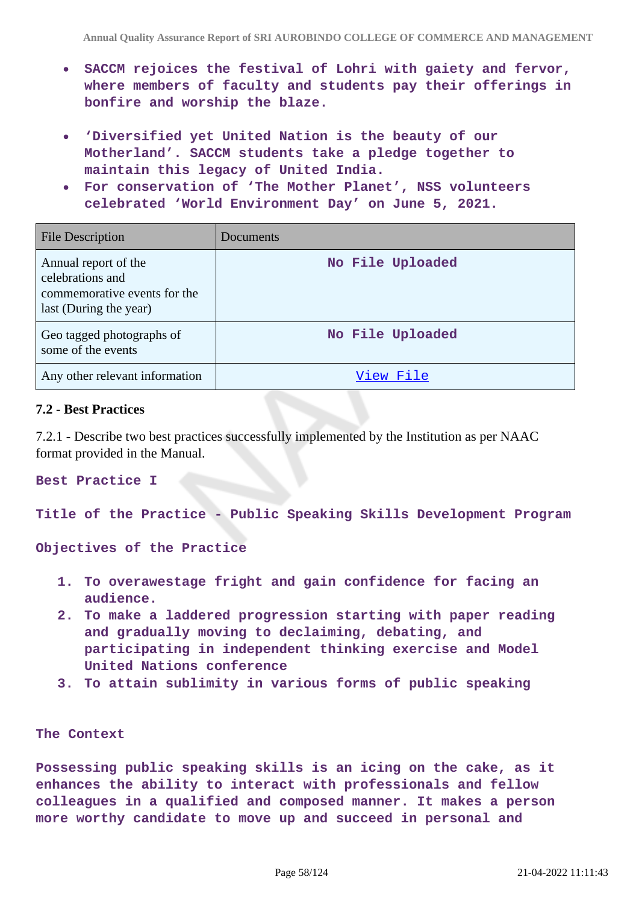- SACCM rejoices the festival of Lohri with gaiety and fervor, where members of faculty and students pay their offerings in bonfire and worship the blaze.
- 'Diversified yet United Nation is the beauty of our Motherland'. SACCM students take a pledge together to maintain this legacy of United India.
- For conservation of 'The Mother Planet', NSS volunteers celebrated 'World Environment Day' on June 5, 2021.

| File Description | Documents |
|---|---|
| Annual report of the celebrations and commemorative events for the last (During the year) | No File Uploaded |
| Geo tagged photographs of some of the events | No File Uploaded |
| Any other relevant information | View File |

#### 7.2 - Best Practices

7.2.1 - Describe two best practices successfully implemented by the Institution as per NAAC format provided in the Manual.

**Best Practice I**

**Title of the Practice - Public Speaking Skills Development Program**

**Objectives of the Practice**

1. To overawestage fright and gain confidence for facing an audience.
2. To make a laddered progression starting with paper reading and gradually moving to declaiming, debating, and participating in independent thinking exercise and Model United Nations conference
3. To attain sublimity in various forms of public speaking

**The Context**

Possessing public speaking skills is an icing on the cake, as it enhances the ability to interact with professionals and fellow colleagues in a qualified and composed manner. It makes a person more worthy candidate to move up and succeed in personal and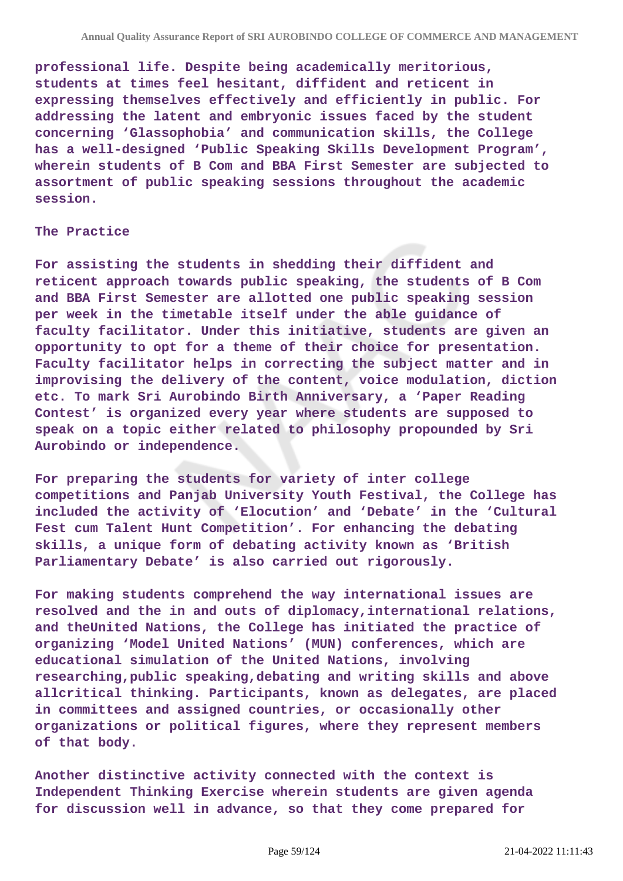professional life. Despite being academically meritorious, students at times feel hesitant, diffident and reticent in expressing themselves effectively and efficiently in public. For addressing the latent and embryonic issues faced by the student concerning 'Glassophobia' and communication skills, the College has a well-designed 'Public Speaking Skills Development Program', wherein students of B Com and BBA First Semester are subjected to assortment of public speaking sessions throughout the academic session.

The Practice

For assisting the students in shedding their diffident and reticent approach towards public speaking, the students of B Com and BBA First Semester are allotted one public speaking session per week in the timetable itself under the able guidance of faculty facilitator. Under this initiative, students are given an opportunity to opt for a theme of their choice for presentation. Faculty facilitator helps in correcting the subject matter and in improvising the delivery of the content, voice modulation, diction etc. To mark Sri Aurobindo Birth Anniversary, a 'Paper Reading Contest' is organized every year where students are supposed to speak on a topic either related to philosophy propounded by Sri Aurobindo or independence.

For preparing the students for variety of inter college competitions and Panjab University Youth Festival, the College has included the activity of 'Elocution' and 'Debate' in the 'Cultural Fest cum Talent Hunt Competition'. For enhancing the debating skills, a unique form of debating activity known as 'British Parliamentary Debate' is also carried out rigorously.

For making students comprehend the way international issues are resolved and the in and outs of diplomacy,international relations, and theUnited Nations, the College has initiated the practice of organizing 'Model United Nations' (MUN) conferences, which are educational simulation of the United Nations, involving researching,public speaking,debating and writing skills and above allcritical thinking. Participants, known as delegates, are placed in committees and assigned countries, or occasionally other organizations or political figures, where they represent members of that body.

Another distinctive activity connected with the context is Independent Thinking Exercise wherein students are given agenda for discussion well in advance, so that they come prepared for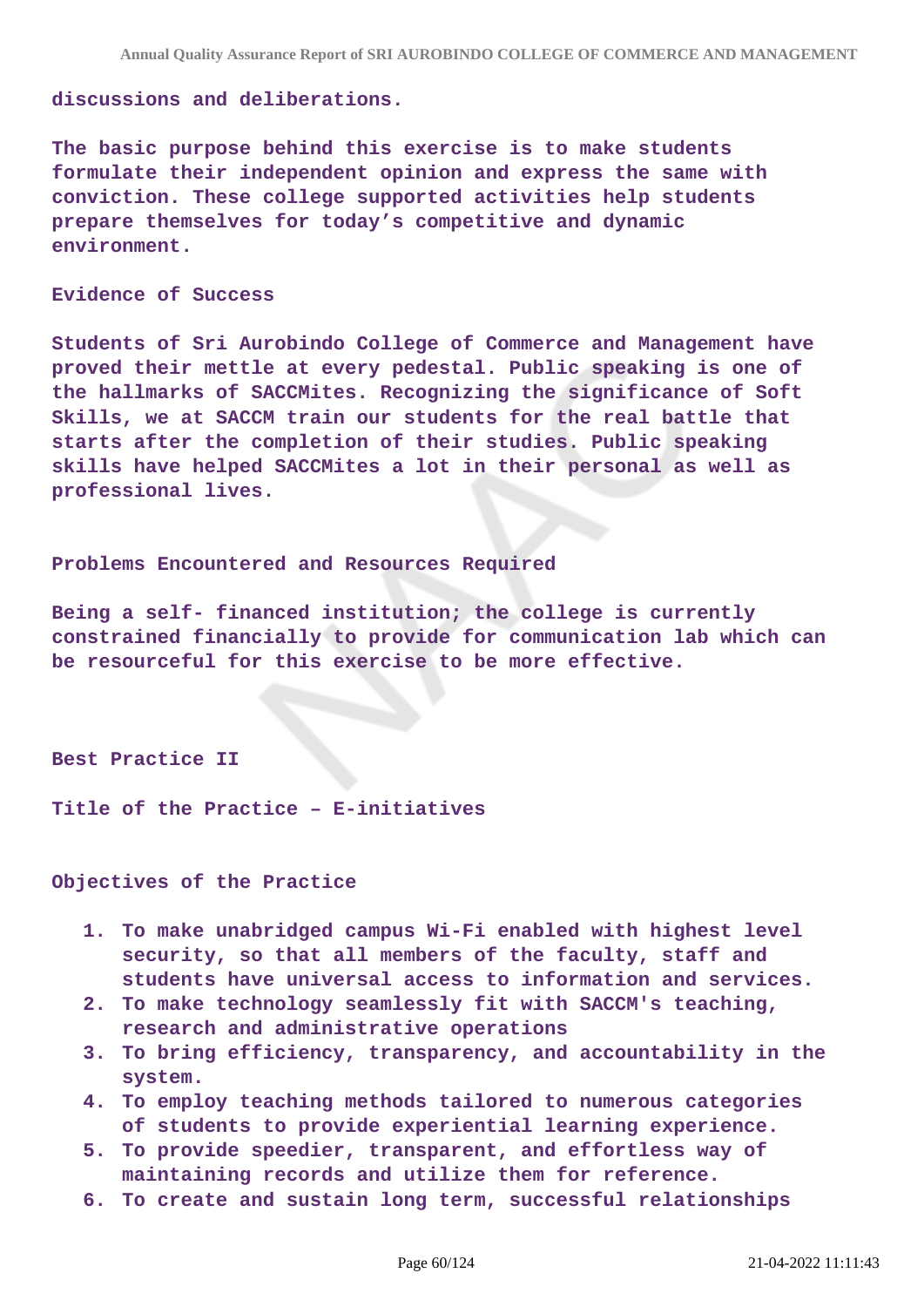discussions and deliberations.

The basic purpose behind this exercise is to make students formulate their independent opinion and express the same with conviction. These college supported activities help students prepare themselves for today's competitive and dynamic environment.

Evidence of Success

Students of Sri Aurobindo College of Commerce and Management have proved their mettle at every pedestal. Public speaking is one of the hallmarks of SACCMites. Recognizing the significance of Soft Skills, we at SACCM train our students for the real battle that starts after the completion of their studies. Public speaking skills have helped SACCMites a lot in their personal as well as professional lives.

Problems Encountered and Resources Required

Being a self- financed institution; the college is currently constrained financially to provide for communication lab which can be resourceful for this exercise to be more effective.

Best Practice II

Title of the Practice – E-initiatives

Objectives of the Practice

1. To make unabridged campus Wi-Fi enabled with highest level security, so that all members of the faculty, staff and students have universal access to information and services.
2. To make technology seamlessly fit with SACCM's teaching, research and administrative operations
3. To bring efficiency, transparency, and accountability in the system.
4. To employ teaching methods tailored to numerous categories of students to provide experiential learning experience.
5. To provide speedier, transparent, and effortless way of maintaining records and utilize them for reference.
6. To create and sustain long term, successful relationships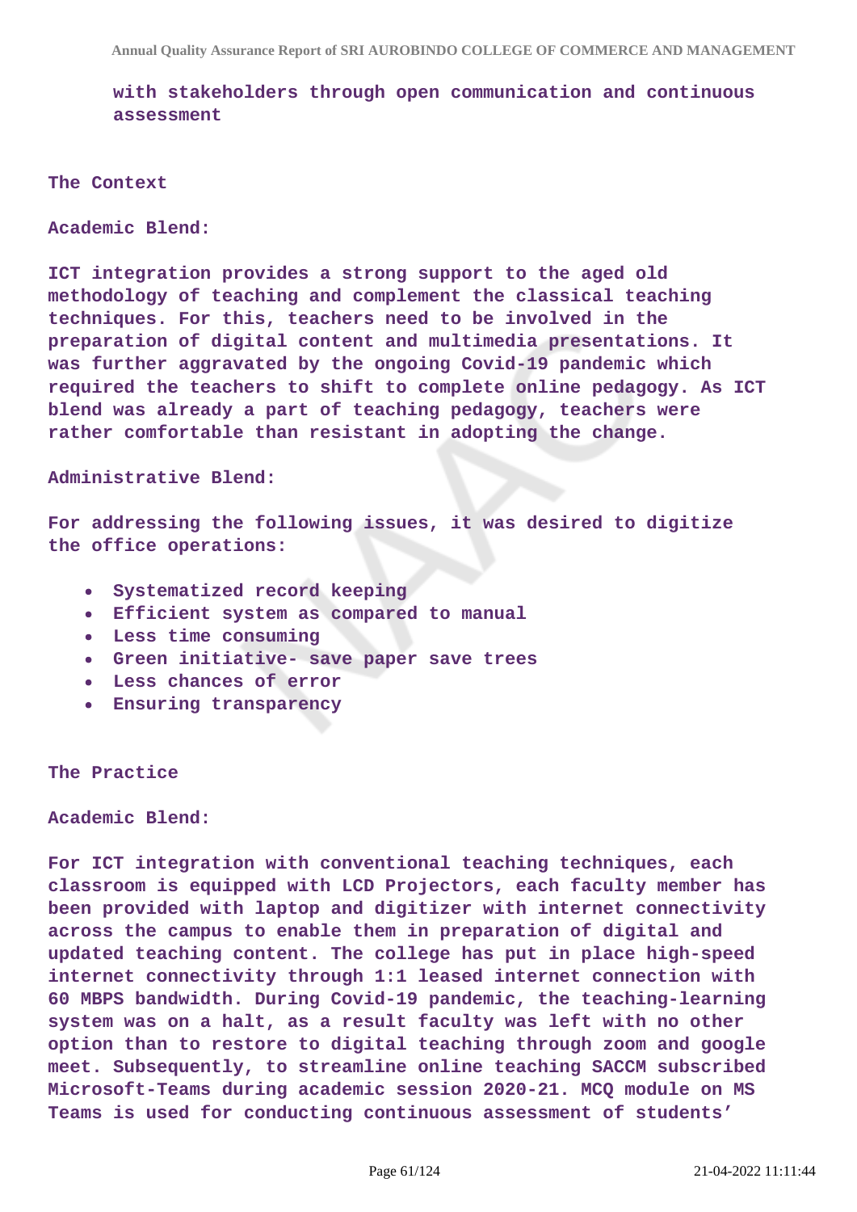with stakeholders through open communication and continuous assessment

**The Context**

**Academic Blend:**

ICT integration provides a strong support to the aged old methodology of teaching and complement the classical teaching techniques. For this, teachers need to be involved in the preparation of digital content and multimedia presentations. It was further aggravated by the ongoing Covid-19 pandemic which required the teachers to shift to complete online pedagogy. As ICT blend was already a part of teaching pedagogy, teachers were rather comfortable than resistant in adopting the change.

**Administrative Blend:**

For addressing the following issues, it was desired to digitize the office operations:

- Systematized record keeping
- Efficient system as compared to manual
- Less time consuming
- Green initiative- save paper save trees
- Less chances of error
- Ensuring transparency

**The Practice**

**Academic Blend:**

For ICT integration with conventional teaching techniques, each classroom is equipped with LCD Projectors, each faculty member has been provided with laptop and digitizer with internet connectivity across the campus to enable them in preparation of digital and updated teaching content. The college has put in place high-speed internet connectivity through 1:1 leased internet connection with 60 MBPS bandwidth. During Covid-19 pandemic, the teaching-learning system was on a halt, as a result faculty was left with no other option than to restore to digital teaching through zoom and google meet. Subsequently, to streamline online teaching SACCM subscribed Microsoft-Teams during academic session 2020-21. MCQ module on MS Teams is used for conducting continuous assessment of students'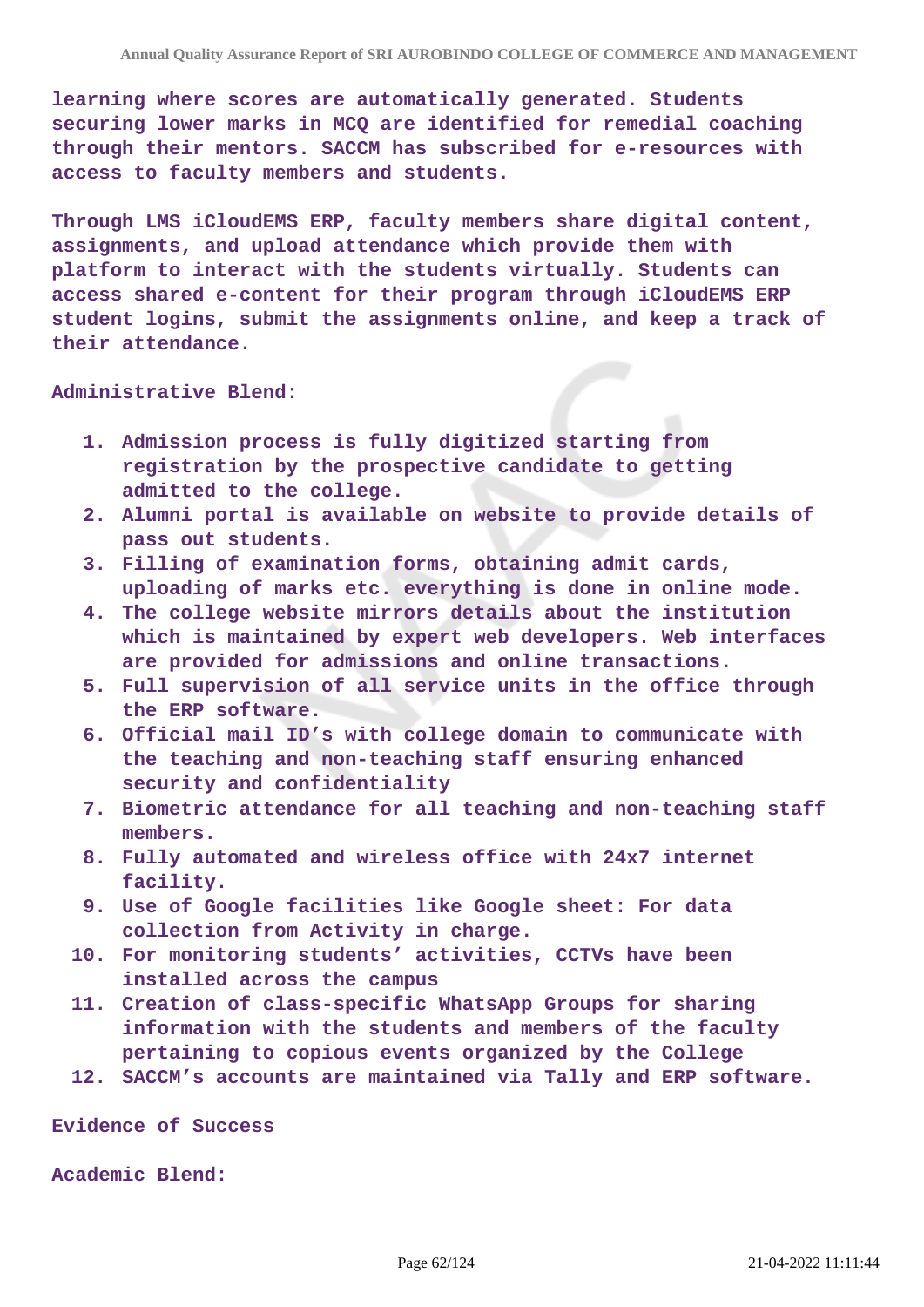learning where scores are automatically generated. Students securing lower marks in MCQ are identified for remedial coaching through their mentors. SACCM has subscribed for e-resources with access to faculty members and students.

Through LMS iCloudEMS ERP, faculty members share digital content, assignments, and upload attendance which provide them with platform to interact with the students virtually. Students can access shared e-content for their program through iCloudEMS ERP student logins, submit the assignments online, and keep a track of their attendance.

Administrative Blend:

1. Admission process is fully digitized starting from registration by the prospective candidate to getting admitted to the college.
2. Alumni portal is available on website to provide details of pass out students.
3. Filling of examination forms, obtaining admit cards, uploading of marks etc. everything is done in online mode.
4. The college website mirrors details about the institution which is maintained by expert web developers. Web interfaces are provided for admissions and online transactions.
5. Full supervision of all service units in the office through the ERP software.
6. Official mail ID's with college domain to communicate with the teaching and non-teaching staff ensuring enhanced security and confidentiality
7. Biometric attendance for all teaching and non-teaching staff members.
8. Fully automated and wireless office with 24x7 internet facility.
9. Use of Google facilities like Google sheet: For data collection from Activity in charge.
10. For monitoring students' activities, CCTVs have been installed across the campus
11. Creation of class-specific WhatsApp Groups for sharing information with the students and members of the faculty pertaining to copious events organized by the College
12. SACCM's accounts are maintained via Tally and ERP software.

Evidence of Success

Academic Blend: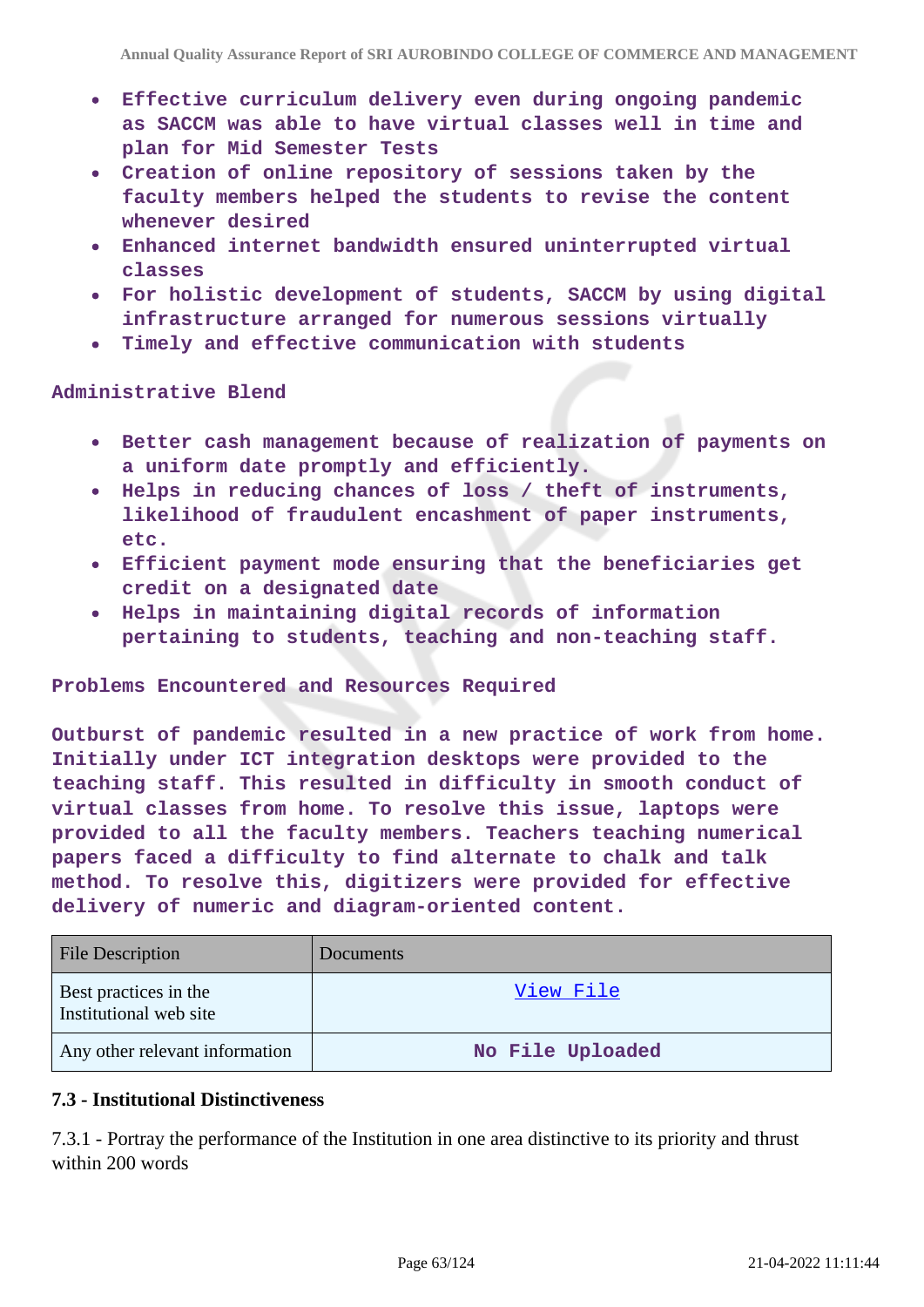- Effective curriculum delivery even during ongoing pandemic as SACCM was able to have virtual classes well in time and plan for Mid Semester Tests
- Creation of online repository of sessions taken by the faculty members helped the students to revise the content whenever desired
- Enhanced internet bandwidth ensured uninterrupted virtual classes
- For holistic development of students, SACCM by using digital infrastructure arranged for numerous sessions virtually
- Timely and effective communication with students

Administrative Blend

- Better cash management because of realization of payments on a uniform date promptly and efficiently.
- Helps in reducing chances of loss / theft of instruments, likelihood of fraudulent encashment of paper instruments, etc.
- Efficient payment mode ensuring that the beneficiaries get credit on a designated date
- Helps in maintaining digital records of information pertaining to students, teaching and non-teaching staff.

Problems Encountered and Resources Required

Outburst of pandemic resulted in a new practice of work from home. Initially under ICT integration desktops were provided to the teaching staff. This resulted in difficulty in smooth conduct of virtual classes from home. To resolve this issue, laptops were provided to all the faculty members. Teachers teaching numerical papers faced a difficulty to find alternate to chalk and talk method. To resolve this, digitizers were provided for effective delivery of numeric and diagram-oriented content.

| File Description | Documents |
|---|---|
| Best practices in the Institutional web site | View File |
| Any other relevant information | No File Uploaded |

### 7.3 - Institutional Distinctiveness

7.3.1 - Portray the performance of the Institution in one area distinctive to its priority and thrust within 200 words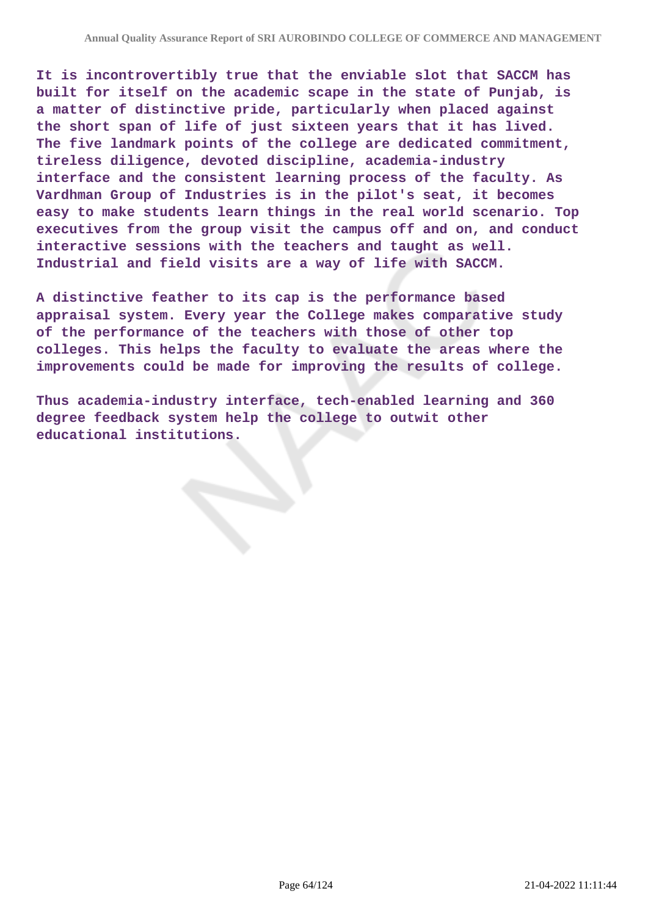**It is incontrovertibly true that the enviable slot that SACCM has built for itself on the academic scape in the state of Punjab, is a matter of distinctive pride, particularly when placed against the short span of life of just sixteen years that it has lived. The five landmark points of the college are dedicated commitment, tireless diligence, devoted discipline, academia-industry interface and the consistent learning process of the faculty. As Vardhman Group of Industries is in the pilot's seat, it becomes easy to make students learn things in the real world scenario. Top executives from the group visit the campus off and on, and conduct interactive sessions with the teachers and taught as well. Industrial and field visits are a way of life with SACCM.**

**A distinctive feather to its cap is the performance based appraisal system. Every year the College makes comparative study of the performance of the teachers with those of other top colleges. This helps the faculty to evaluate the areas where the improvements could be made for improving the results of college.**

**Thus academia-industry interface, tech-enabled learning and 360 degree feedback system help the college to outwit other educational institutions.**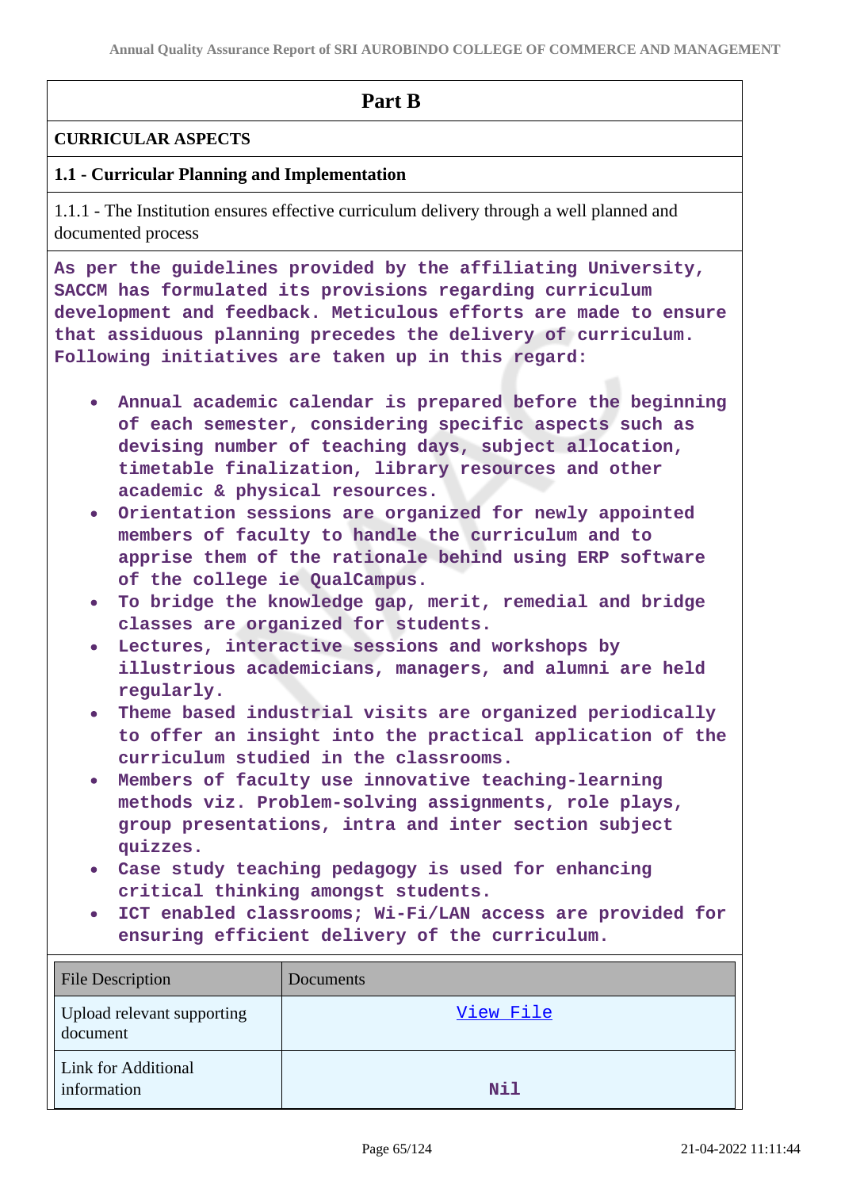# Part B

## CURRICULAR ASPECTS

### 1.1 - Curricular Planning and Implementation

1.1.1 - The Institution ensures effective curriculum delivery through a well planned and documented process

As per the guidelines provided by the affiliating University, SACCM has formulated its provisions regarding curriculum development and feedback. Meticulous efforts are made to ensure that assiduous planning precedes the delivery of curriculum. Following initiatives are taken up in this regard:

- Annual academic calendar is prepared before the beginning of each semester, considering specific aspects such as devising number of teaching days, subject allocation, timetable finalization, library resources and other academic & physical resources.
- Orientation sessions are organized for newly appointed members of faculty to handle the curriculum and to apprise them of the rationale behind using ERP software of the college ie QualCampus.
- To bridge the knowledge gap, merit, remedial and bridge classes are organized for students.
- Lectures, interactive sessions and workshops by illustrious academicians, managers, and alumni are held regularly.
- Theme based industrial visits are organized periodically to offer an insight into the practical application of the curriculum studied in the classrooms.
- Members of faculty use innovative teaching-learning methods viz. Problem-solving assignments, role plays, group presentations, intra and inter section subject quizzes.
- Case study teaching pedagogy is used for enhancing critical thinking amongst students.
- ICT enabled classrooms; Wi-Fi/LAN access are provided for ensuring efficient delivery of the curriculum.

| File Description | Documents |
|---|---|
| Upload relevant supporting document | View File |
| Link for Additional information | Nil |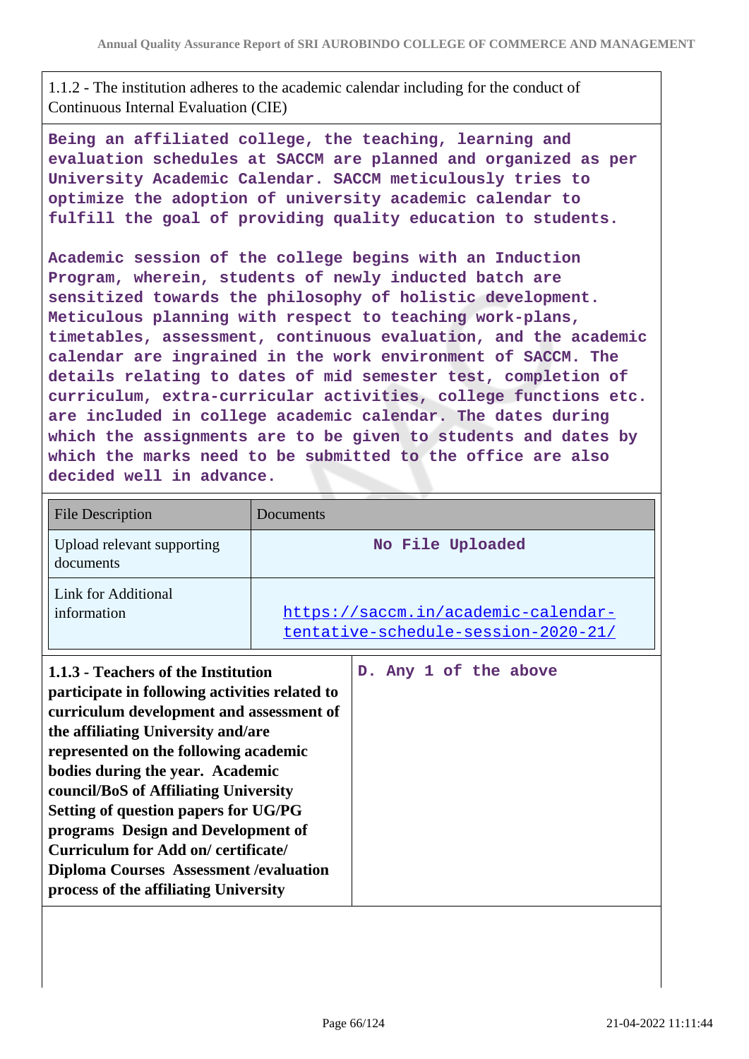1.1.2 - The institution adheres to the academic calendar including for the conduct of Continuous Internal Evaluation (CIE)

**Being an affiliated college, the teaching, learning and evaluation schedules at SACCM are planned and organized as per University Academic Calendar. SACCM meticulously tries to optimize the adoption of university academic calendar to fulfill the goal of providing quality education to students.**

**Academic session of the college begins with an Induction Program, wherein, students of newly inducted batch are sensitized towards the philosophy of holistic development. Meticulous planning with respect to teaching work-plans, timetables, assessment, continuous evaluation, and the academic calendar are ingrained in the work environment of SACCM. The details relating to dates of mid semester test, completion of curriculum, extra-curricular activities, college functions etc. are included in college academic calendar. The dates during which the assignments are to be given to students and dates by which the marks need to be submitted to the office are also decided well in advance.**

| File Description | Documents |
| --- | --- |
| Upload relevant supporting documents | **No File Uploaded** |
| Link for Additional information | https://saccm.in/academic-calendar-tentative-schedule-session-2020-21/ |

| **1.1.3 - Teachers of the Institution participate in following activities related to curriculum development and assessment of the affiliating University and/are represented on the following academic bodies during the year. Academic council/BoS of Affiliating University Setting of question papers for UG/PG programs Design and Development of Curriculum for Add on/ certificate/ Diploma Courses Assessment /evaluation process of the affiliating University** | **D. Any 1 of the above** |
| --- | --- |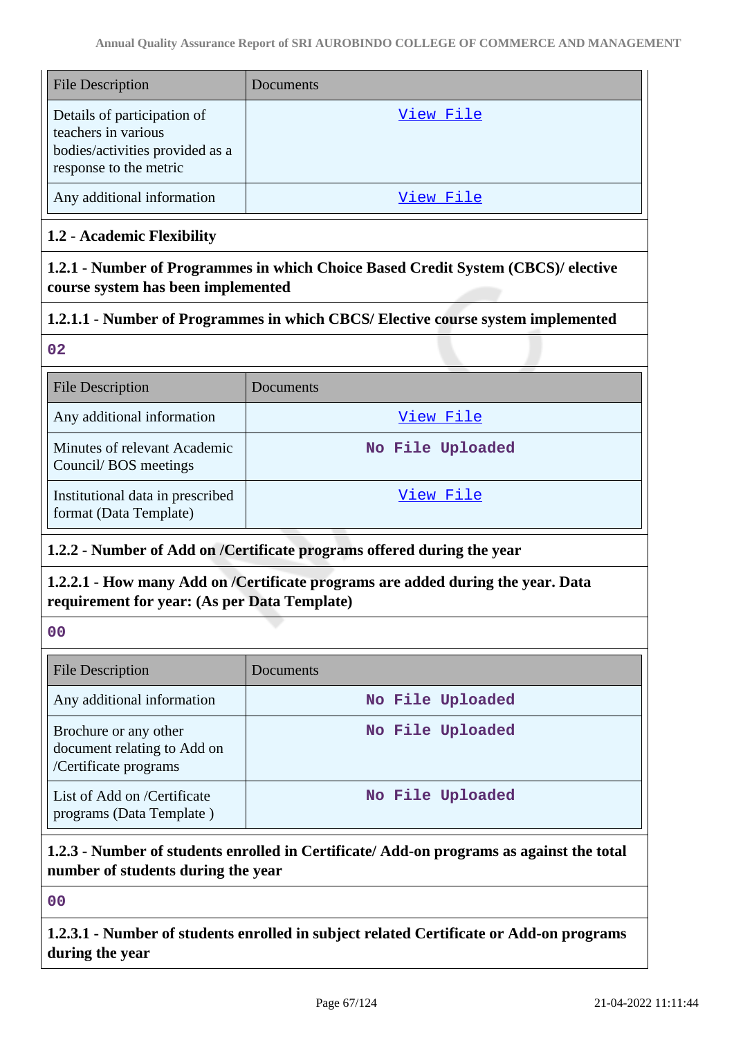| File Description | Documents |
|---|---|
| Details of participation of teachers in various bodies/activities provided as a response to the metric | View File |
| Any additional information | View File |

**1.2 - Academic Flexibility**

**1.2.1 - Number of Programmes in which Choice Based Credit System (CBCS)/ elective course system has been implemented**

**1.2.1.1 - Number of Programmes in which CBCS/ Elective course system implemented**

02

| File Description | Documents |
|---|---|
| Any additional information | View File |
| Minutes of relevant Academic Council/ BOS meetings | No File Uploaded |
| Institutional data in prescribed format (Data Template) | View File |

**1.2.2 - Number of Add on /Certificate programs offered during the year**

**1.2.2.1 - How many Add on /Certificate programs are added during the year. Data requirement for year: (As per Data Template)**

00

| File Description | Documents |
|---|---|
| Any additional information | No File Uploaded |
| Brochure or any other document relating to Add on /Certificate programs | No File Uploaded |
| List of Add on /Certificate programs (Data Template ) | No File Uploaded |

**1.2.3 - Number of students enrolled in Certificate/ Add-on programs as against the total number of students during the year**

00

**1.2.3.1 - Number of students enrolled in subject related Certificate or Add-on programs during the year**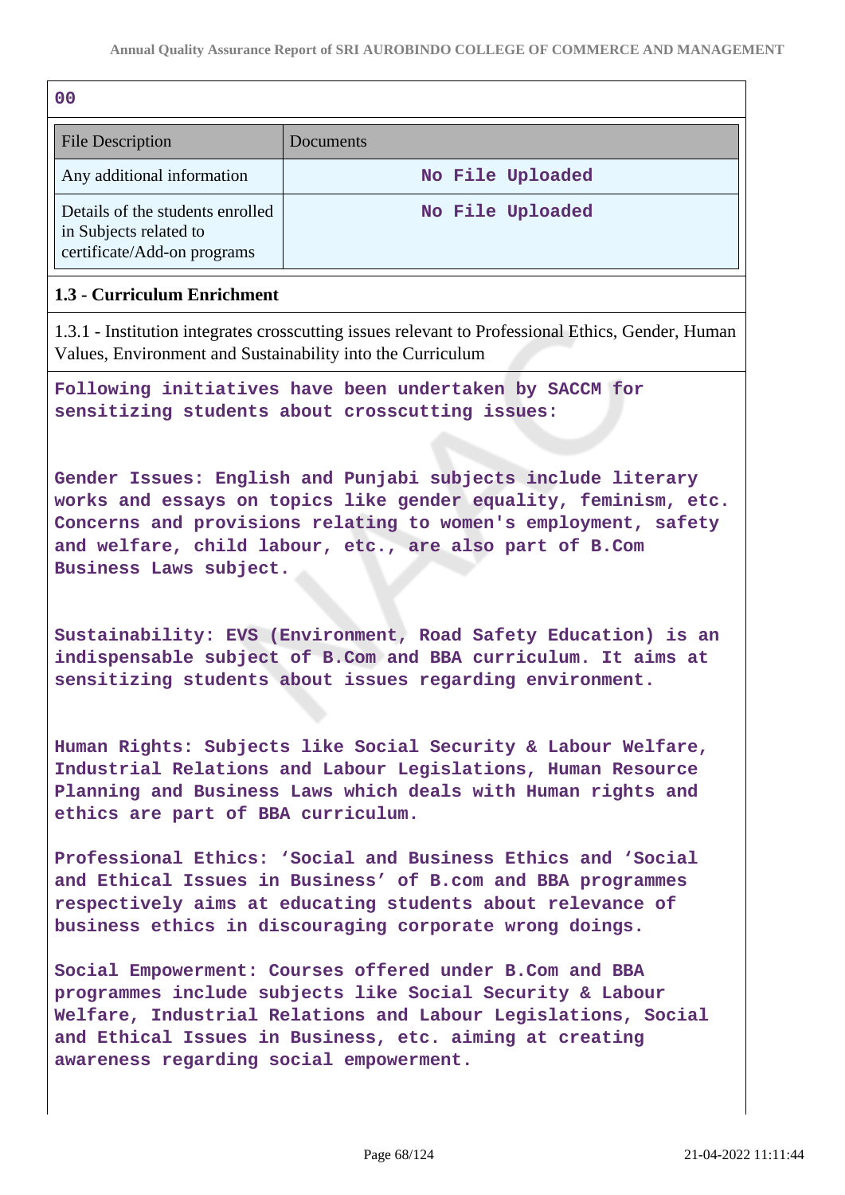00

| File Description | Documents |
| --- | --- |
| Any additional information | No File Uploaded |
| Details of the students enrolled in Subjects related to certificate/Add-on programs | No File Uploaded |

**1.3 - Curriculum Enrichment**

1.3.1 - Institution integrates crosscutting issues relevant to Professional Ethics, Gender, Human Values, Environment and Sustainability into the Curriculum

Following initiatives have been undertaken by SACCM for sensitizing students about crosscutting issues:

Gender Issues: English and Punjabi subjects include literary works and essays on topics like gender equality, feminism, etc. Concerns and provisions relating to women's employment, safety and welfare, child labour, etc., are also part of B.Com Business Laws subject.

Sustainability: EVS (Environment, Road Safety Education) is an indispensable subject of B.Com and BBA curriculum. It aims at sensitizing students about issues regarding environment.

Human Rights: Subjects like Social Security & Labour Welfare, Industrial Relations and Labour Legislations, Human Resource Planning and Business Laws which deals with Human rights and ethics are part of BBA curriculum.

Professional Ethics: 'Social and Business Ethics and 'Social and Ethical Issues in Business' of B.com and BBA programmes respectively aims at educating students about relevance of business ethics in discouraging corporate wrong doings.

Social Empowerment: Courses offered under B.Com and BBA programmes include subjects like Social Security & Labour Welfare, Industrial Relations and Labour Legislations, Social and Ethical Issues in Business, etc. aiming at creating awareness regarding social empowerment.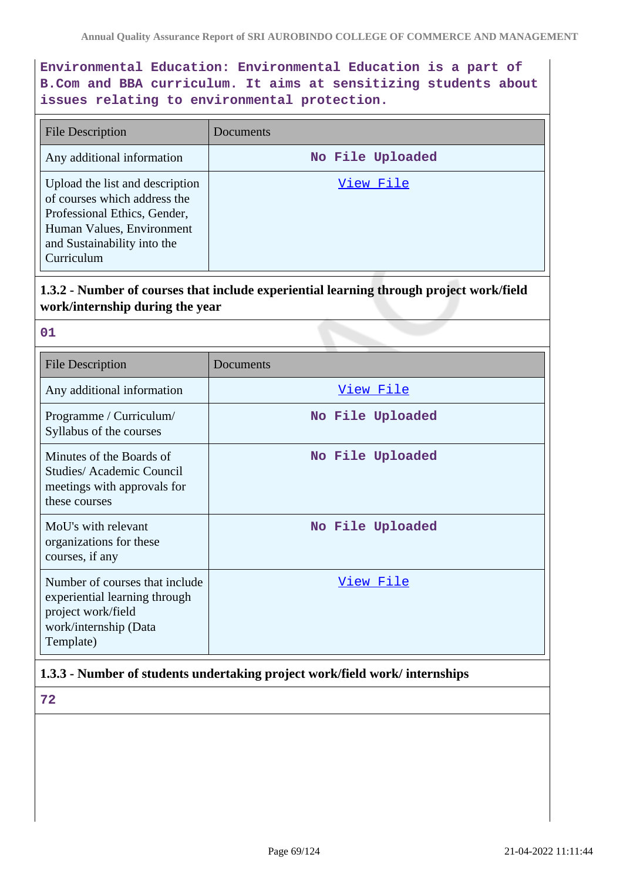Environmental Education: Environmental Education is a part of B.Com and BBA curriculum. It aims at sensitizing students about issues relating to environmental protection.

| File Description | Documents |
| --- | --- |
| Any additional information | No File Uploaded |
| Upload the list and description of courses which address the Professional Ethics, Gender, Human Values, Environment and Sustainability into the Curriculum | View File |

### 1.3.2 - Number of courses that include experiential learning through project work/field work/internship during the year

01

| File Description | Documents |
| --- | --- |
| Any additional information | View File |
| Programme / Curriculum/ Syllabus of the courses | No File Uploaded |
| Minutes of the Boards of Studies/ Academic Council meetings with approvals for these courses | No File Uploaded |
| MoU's with relevant organizations for these courses, if any | No File Uploaded |
| Number of courses that include experiential learning through project work/field work/internship (Data Template) | View File |

### 1.3.3 - Number of students undertaking project work/field work/ internships

72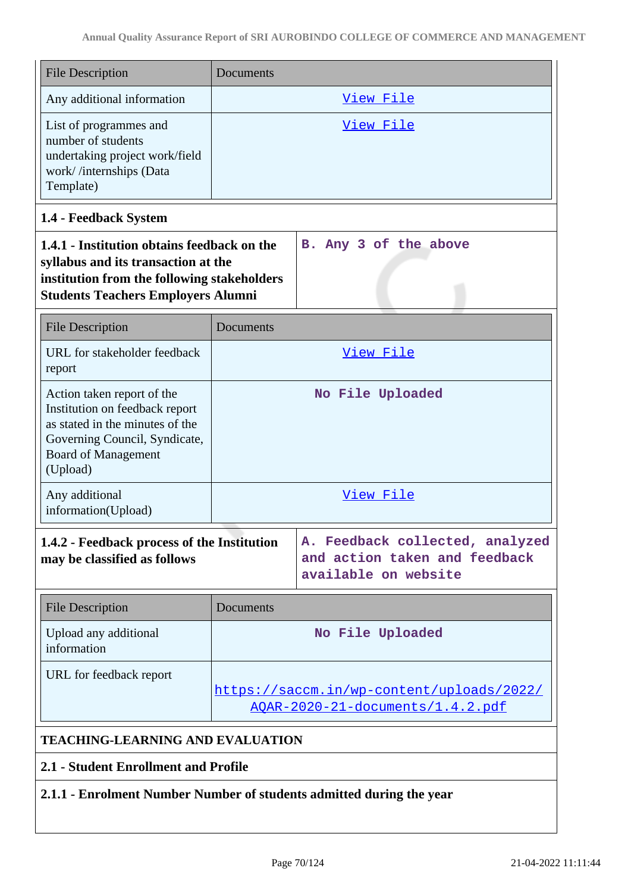| File Description | Documents |
|---|---|
| Any additional information | View File |
| List of programmes and number of students undertaking project work/field work/ /internships (Data Template) | View File |

## 1.4 - Feedback System

| 1.4.1 - Institution obtains feedback on the syllabus and its transaction at the institution from the following stakeholders Students Teachers Employers Alumni | B. Any 3 of the above |
|---|---|

| File Description | Documents |
|---|---|
| URL for stakeholder feedback report | View File |
| Action taken report of the Institution on feedback report as stated in the minutes of the Governing Council, Syndicate, Board of Management (Upload) | No File Uploaded |
| Any additional information(Upload) | View File |

| 1.4.2 - Feedback process of the Institution may be classified as follows | A. Feedback collected, analyzed and action taken and feedback available on website |
|---|---|

| File Description | Documents |
|---|---|
| Upload any additional information | No File Uploaded |
| URL for feedback report | https://saccm.in/wp-content/uploads/2022/AQAR-2020-21-documents/1.4.2.pdf |

## TEACHING-LEARNING AND EVALUATION

### 2.1 - Student Enrollment and Profile

**2.1.1 - Enrolment Number Number of students admitted during the year**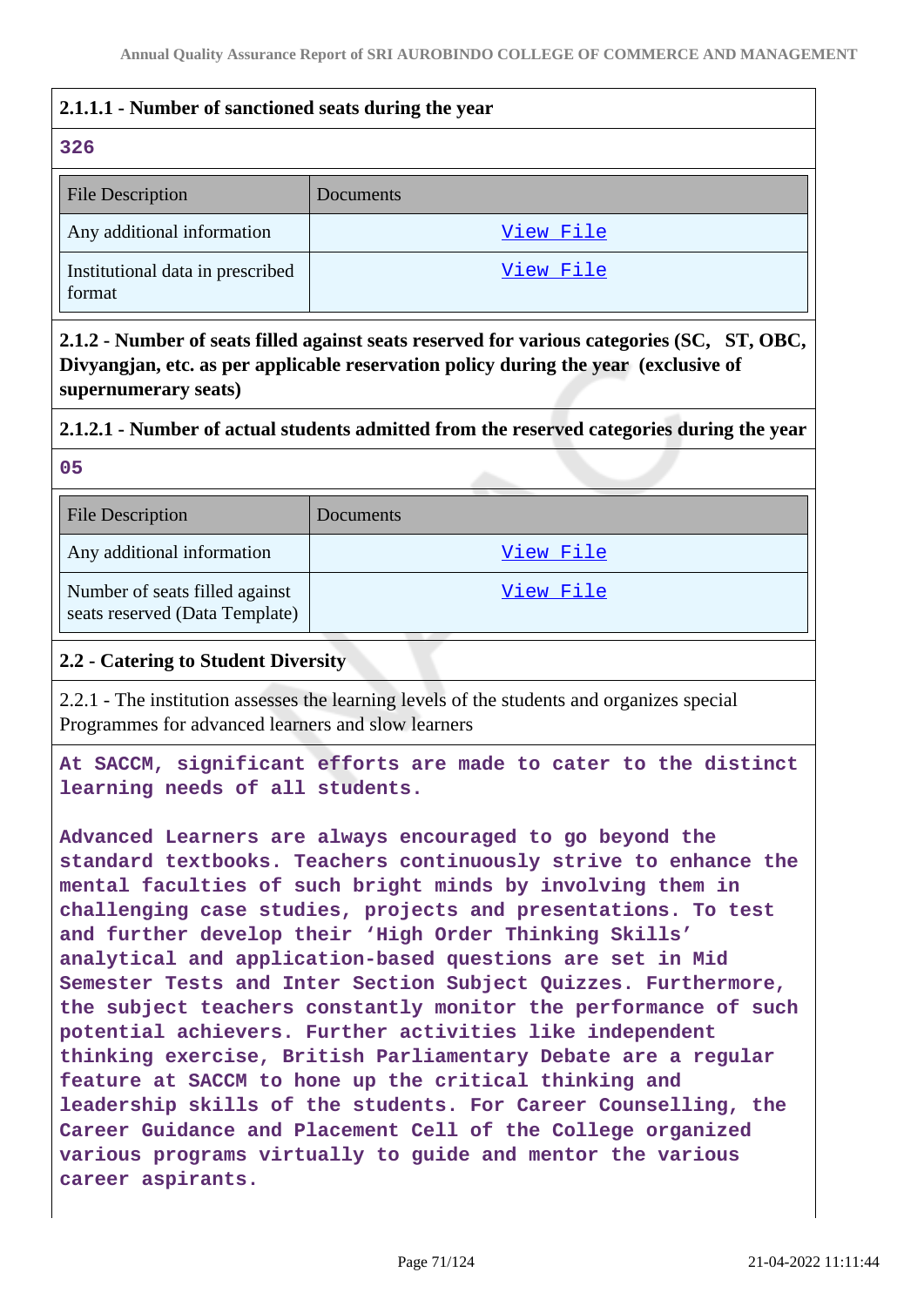**2.1.1.1 - Number of sanctioned seats during the year**

326

| File Description | Documents |
|---|---|
| Any additional information | View File |
| Institutional data in prescribed format | View File |

**2.1.2 - Number of seats filled against seats reserved for various categories (SC, ST, OBC, Divyangjan, etc. as per applicable reservation policy during the year (exclusive of supernumerary seats)**

**2.1.2.1 - Number of actual students admitted from the reserved categories during the year**

05

| File Description | Documents |
|---|---|
| Any additional information | View File |
| Number of seats filled against seats reserved (Data Template) | View File |

**2.2 - Catering to Student Diversity**

2.2.1 - The institution assesses the learning levels of the students and organizes special Programmes for advanced learners and slow learners

At SACCM, significant efforts are made to cater to the distinct learning needs of all students.

Advanced Learners are always encouraged to go beyond the standard textbooks. Teachers continuously strive to enhance the mental faculties of such bright minds by involving them in challenging case studies, projects and presentations. To test and further develop their 'High Order Thinking Skills' analytical and application-based questions are set in Mid Semester Tests and Inter Section Subject Quizzes. Furthermore, the subject teachers constantly monitor the performance of such potential achievers. Further activities like independent thinking exercise, British Parliamentary Debate are a regular feature at SACCM to hone up the critical thinking and leadership skills of the students. For Career Counselling, the Career Guidance and Placement Cell of the College organized various programs virtually to guide and mentor the various career aspirants.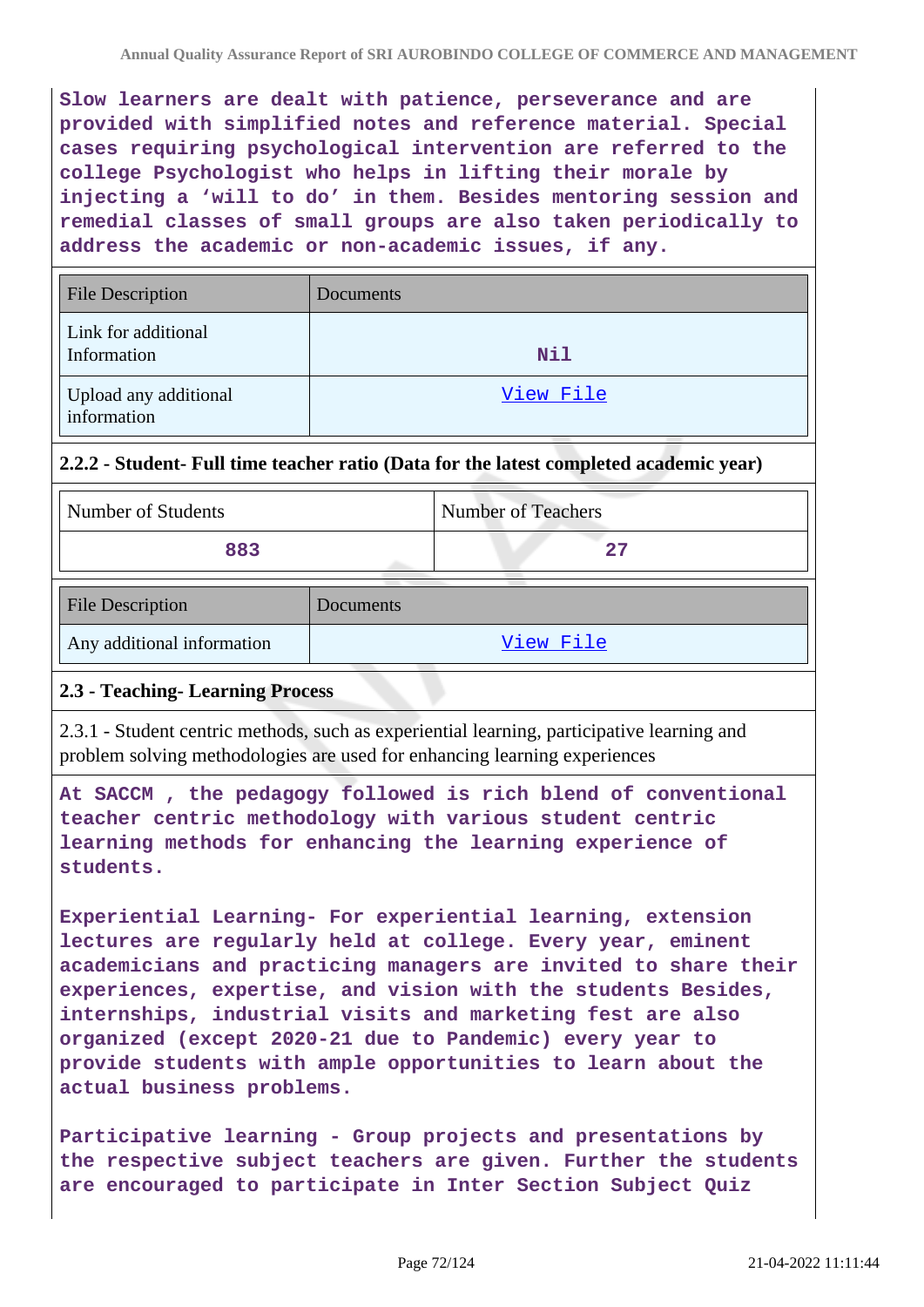Slow learners are dealt with patience, perseverance and are provided with simplified notes and reference material. Special cases requiring psychological intervention are referred to the college Psychologist who helps in lifting their morale by injecting a 'will to do' in them. Besides mentoring session and remedial classes of small groups are also taken periodically to address the academic or non-academic issues, if any.

| File Description | Documents |
| --- | --- |
| Link for additional Information | Nil |
| Upload any additional information | View File |

### 2.2.2 - Student- Full time teacher ratio (Data for the latest completed academic year)

| Number of Students | Number of Teachers |
| --- | --- |
| 883 | 27 |

| File Description | Documents |
| --- | --- |
| Any additional information | View File |

### 2.3 - Teaching- Learning Process

2.3.1 - Student centric methods, such as experiential learning, participative learning and problem solving methodologies are used for enhancing learning experiences

At SACCM , the pedagogy followed is rich blend of conventional teacher centric methodology with various student centric learning methods for enhancing the learning experience of students.

Experiential Learning- For experiential learning, extension lectures are regularly held at college. Every year, eminent academicians and practicing managers are invited to share their experiences, expertise, and vision with the students Besides, internships, industrial visits and marketing fest are also organized (except 2020-21 due to Pandemic) every year to provide students with ample opportunities to learn about the actual business problems.

Participative learning - Group projects and presentations by the respective subject teachers are given. Further the students are encouraged to participate in Inter Section Subject Quiz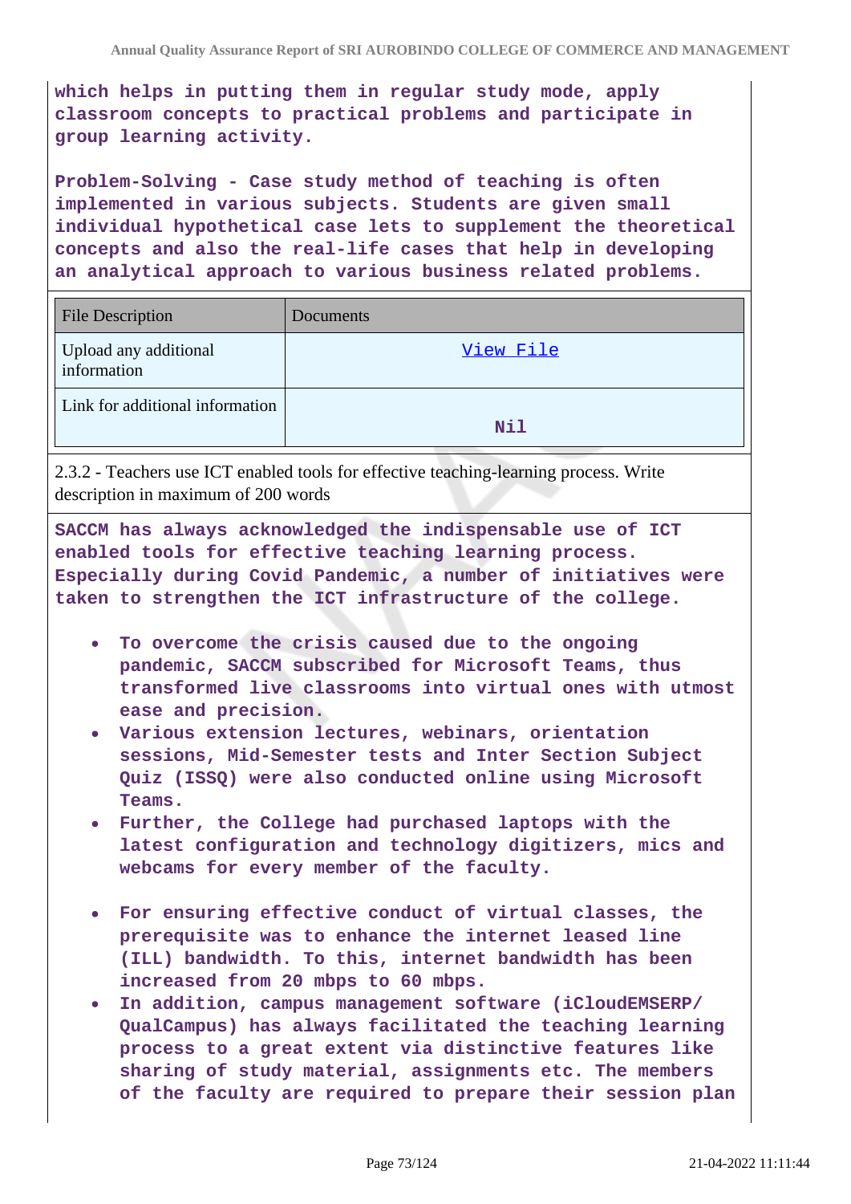which helps in putting them in regular study mode, apply classroom concepts to practical problems and participate in group learning activity.

Problem-Solving - Case study method of teaching is often implemented in various subjects. Students are given small individual hypothetical case lets to supplement the theoretical concepts and also the real-life cases that help in developing an analytical approach to various business related problems.

| File Description | Documents |
| --- | --- |
| Upload any additional information | View File |
| Link for additional information | Nil |

2.3.2 - Teachers use ICT enabled tools for effective teaching-learning process. Write description in maximum of 200 words

SACCM has always acknowledged the indispensable use of ICT enabled tools for effective teaching learning process. Especially during Covid Pandemic, a number of initiatives were taken to strengthen the ICT infrastructure of the college.

- To overcome the crisis caused due to the ongoing pandemic, SACCM subscribed for Microsoft Teams, thus transformed live classrooms into virtual ones with utmost ease and precision.
- Various extension lectures, webinars, orientation sessions, Mid-Semester tests and Inter Section Subject Quiz (ISSQ) were also conducted online using Microsoft Teams.
- Further, the College had purchased laptops with the latest configuration and technology digitizers, mics and webcams for every member of the faculty.
- For ensuring effective conduct of virtual classes, the prerequisite was to enhance the internet leased line (ILL) bandwidth. To this, internet bandwidth has been increased from 20 mbps to 60 mbps.
- In addition, campus management software (iCloudEMSERP/ QualCampus) has always facilitated the teaching learning process to a great extent via distinctive features like sharing of study material, assignments etc. The members of the faculty are required to prepare their session plan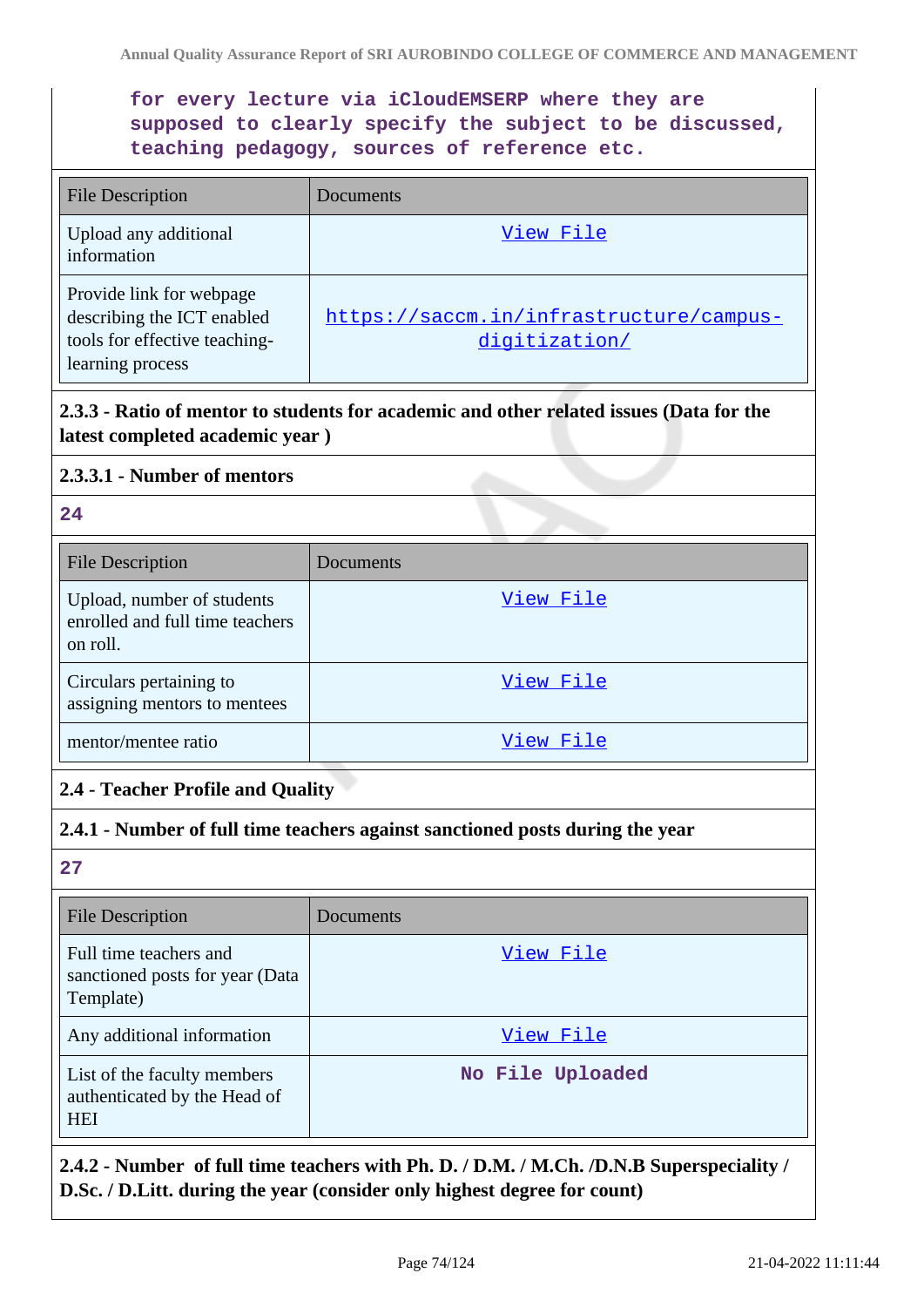for every lecture via iCloudEMSERP where they are supposed to clearly specify the subject to be discussed, teaching pedagogy, sources of reference etc.

| File Description | Documents |
| --- | --- |
| Upload any additional information | View File |
| Provide link for webpage describing the ICT enabled tools for effective teaching-learning process | https://saccm.in/infrastructure/campus-digitization/ |

**2.3.3 - Ratio of mentor to students for academic and other related issues (Data for the latest completed academic year )**

**2.3.3.1 - Number of mentors**

24

| File Description | Documents |
| --- | --- |
| Upload, number of students enrolled and full time teachers on roll. | View File |
| Circulars pertaining to assigning mentors to mentees | View File |
| mentor/mentee ratio | View File |

**2.4 - Teacher Profile and Quality**

**2.4.1 - Number of full time teachers against sanctioned posts during the year**

27

| File Description | Documents |
| --- | --- |
| Full time teachers and sanctioned posts for year (Data Template) | View File |
| Any additional information | View File |
| List of the faculty members authenticated by the Head of HEI | No File Uploaded |

**2.4.2 - Number of full time teachers with Ph. D. / D.M. / M.Ch. /D.N.B Superspeciality / D.Sc. / D.Litt. during the year (consider only highest degree for count)**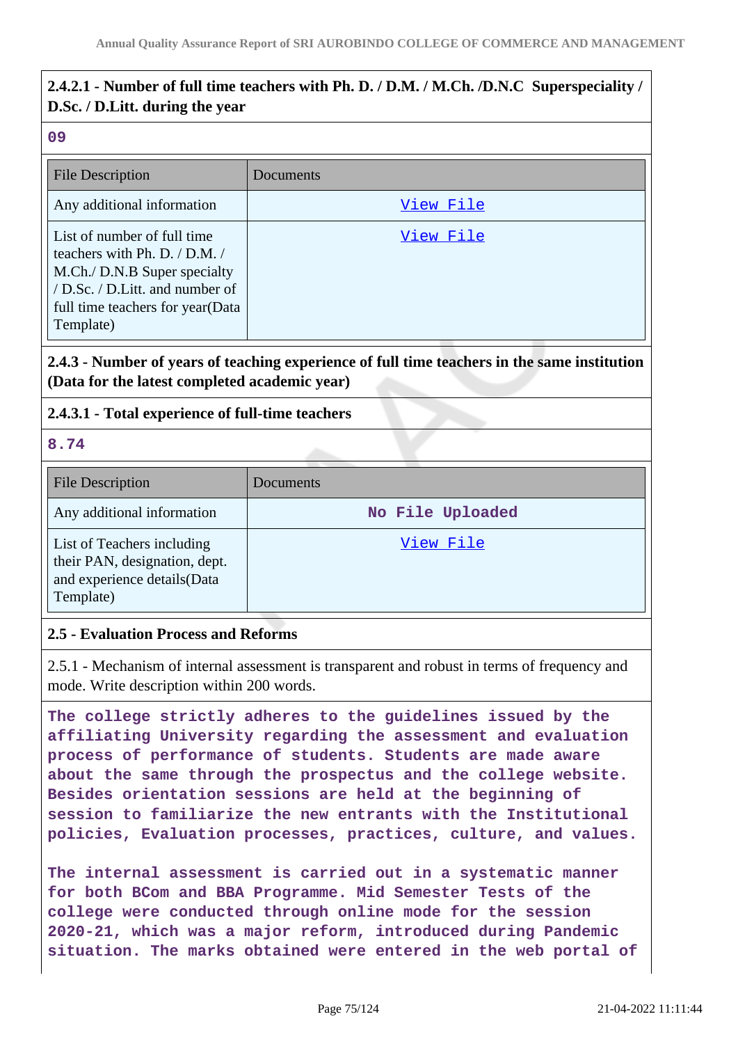### 2.4.2.1 - Number of full time teachers with Ph. D. / D.M. / M.Ch. /D.N.C Superspeciality / D.Sc. / D.Litt. during the year

09

| File Description | Documents |
| --- | --- |
| Any additional information | View File |
| List of number of full time teachers with Ph. D. / D.M. / M.Ch./ D.N.B Super specialty / D.Sc. / D.Litt. and number of full time teachers for year(Data Template) | View File |

### 2.4.3 - Number of years of teaching experience of full time teachers in the same institution (Data for the latest completed academic year)

### 2.4.3.1 - Total experience of full-time teachers

8.74

| File Description | Documents |
| --- | --- |
| Any additional information | No File Uploaded |
| List of Teachers including their PAN, designation, dept. and experience details(Data Template) | View File |

## 2.5 - Evaluation Process and Reforms

2.5.1 - Mechanism of internal assessment is transparent and robust in terms of frequency and mode. Write description within 200 words.

The college strictly adheres to the guidelines issued by the affiliating University regarding the assessment and evaluation process of performance of students. Students are made aware about the same through the prospectus and the college website. Besides orientation sessions are held at the beginning of session to familiarize the new entrants with the Institutional policies, Evaluation processes, practices, culture, and values.

The internal assessment is carried out in a systematic manner for both BCom and BBA Programme. Mid Semester Tests of the college were conducted through online mode for the session 2020-21, which was a major reform, introduced during Pandemic situation. The marks obtained were entered in the web portal of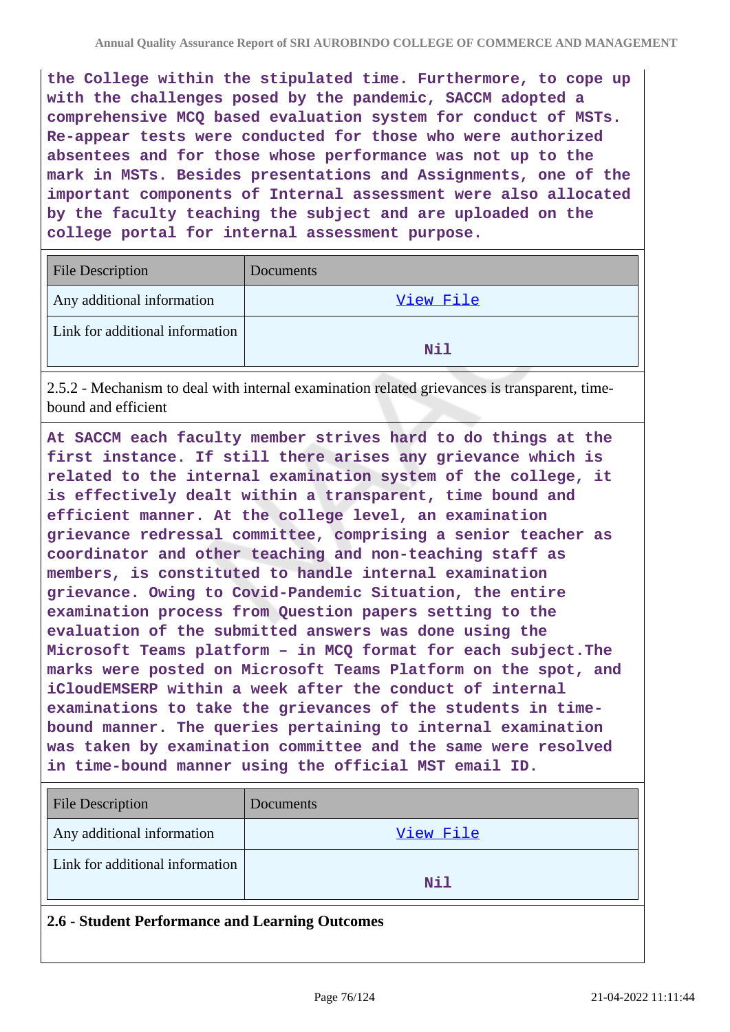the College within the stipulated time. Furthermore, to cope up with the challenges posed by the pandemic, SACCM adopted a comprehensive MCQ based evaluation system for conduct of MSTs. Re-appear tests were conducted for those who were authorized absentees and for those whose performance was not up to the mark in MSTs. Besides presentations and Assignments, one of the important components of Internal assessment were also allocated by the faculty teaching the subject and are uploaded on the college portal for internal assessment purpose.

| File Description | Documents |
| --- | --- |
| Any additional information | View File |
| Link for additional information | Nil |

2.5.2 - Mechanism to deal with internal examination related grievances is transparent, time-bound and efficient

At SACCM each faculty member strives hard to do things at the first instance. If still there arises any grievance which is related to the internal examination system of the college, it is effectively dealt within a transparent, time bound and efficient manner. At the college level, an examination grievance redressal committee, comprising a senior teacher as coordinator and other teaching and non-teaching staff as members, is constituted to handle internal examination grievance. Owing to Covid-Pandemic Situation, the entire examination process from Question papers setting to the evaluation of the submitted answers was done using the Microsoft Teams platform – in MCQ format for each subject.The marks were posted on Microsoft Teams Platform on the spot, and iCloudEMSERP within a week after the conduct of internal examinations to take the grievances of the students in time-bound manner. The queries pertaining to internal examination was taken by examination committee and the same were resolved in time-bound manner using the official MST email ID.

| File Description | Documents |
| --- | --- |
| Any additional information | View File |
| Link for additional information | Nil |

**2.6 - Student Performance and Learning Outcomes**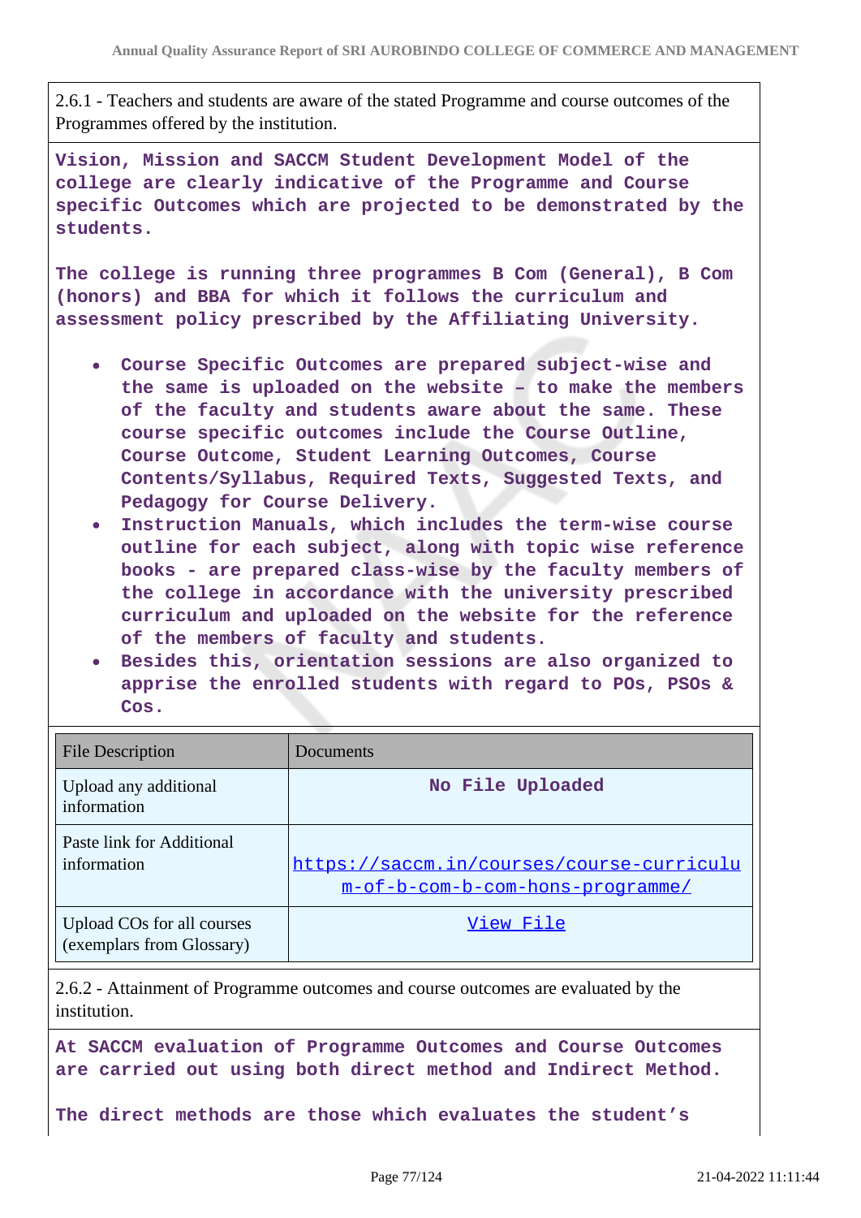2.6.1 - Teachers and students are aware of the stated Programme and course outcomes of the Programmes offered by the institution.

Vision, Mission and SACCM Student Development Model of the college are clearly indicative of the Programme and Course specific Outcomes which are projected to be demonstrated by the students.

The college is running three programmes B Com (General), B Com (honors) and BBA for which it follows the curriculum and assessment policy prescribed by the Affiliating University.

- Course Specific Outcomes are prepared subject-wise and the same is uploaded on the website – to make the members of the faculty and students aware about the same. These course specific outcomes include the Course Outline, Course Outcome, Student Learning Outcomes, Course Contents/Syllabus, Required Texts, Suggested Texts, and Pedagogy for Course Delivery.
- Instruction Manuals, which includes the term-wise course outline for each subject, along with topic wise reference books - are prepared class-wise by the faculty members of the college in accordance with the university prescribed curriculum and uploaded on the website for the reference of the members of faculty and students.
- Besides this, orientation sessions are also organized to apprise the enrolled students with regard to POs, PSOs & Cos.

| File Description | Documents |
|---|---|
| Upload any additional information | No File Uploaded |
| Paste link for Additional information | https://saccm.in/courses/course-curriculum-of-b-com-b-com-hons-programme/ |
| Upload COs for all courses (exemplars from Glossary) | View File |

2.6.2 - Attainment of Programme outcomes and course outcomes are evaluated by the institution.

At SACCM evaluation of Programme Outcomes and Course Outcomes are carried out using both direct method and Indirect Method.

The direct methods are those which evaluates the student's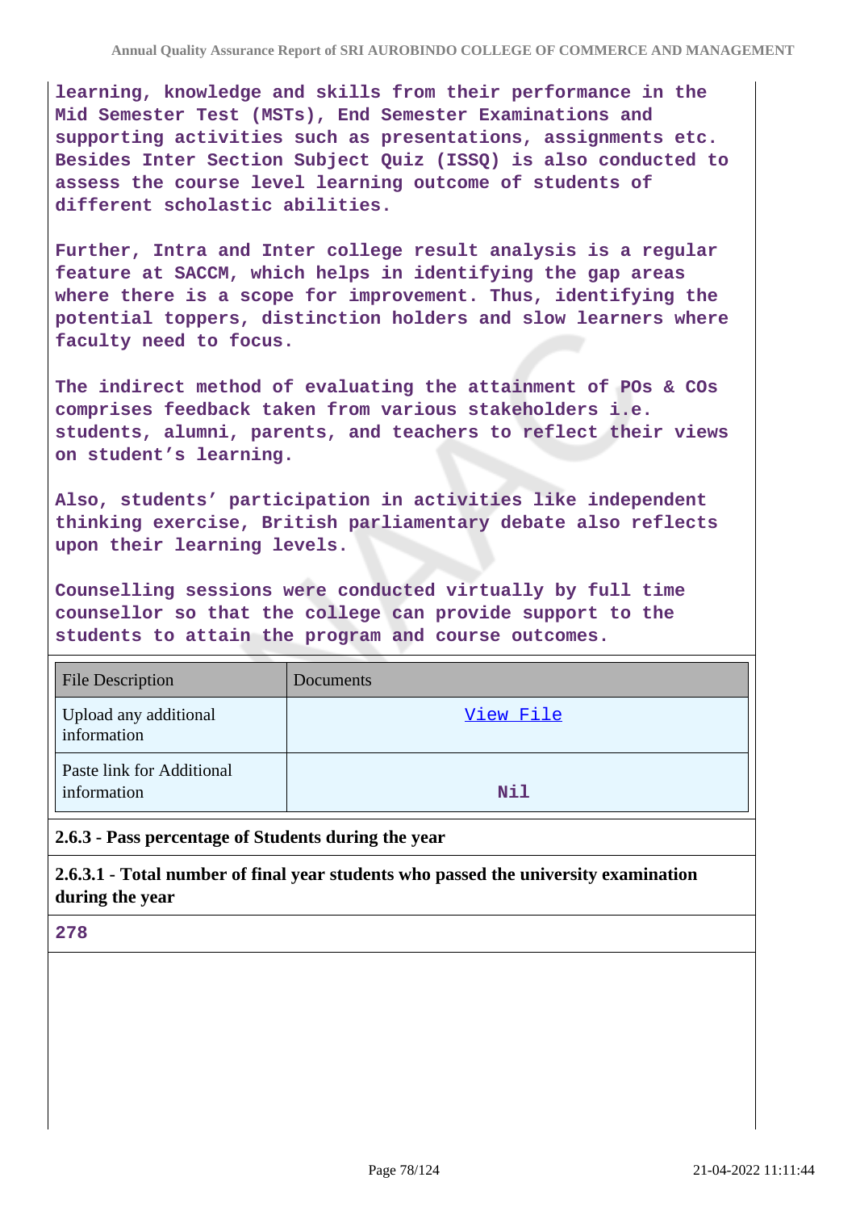learning, knowledge and skills from their performance in the Mid Semester Test (MSTs), End Semester Examinations and supporting activities such as presentations, assignments etc. Besides Inter Section Subject Quiz (ISSQ) is also conducted to assess the course level learning outcome of students of different scholastic abilities.

Further, Intra and Inter college result analysis is a regular feature at SACCM, which helps in identifying the gap areas where there is a scope for improvement. Thus, identifying the potential toppers, distinction holders and slow learners where faculty need to focus.

The indirect method of evaluating the attainment of POs & COs comprises feedback taken from various stakeholders i.e. students, alumni, parents, and teachers to reflect their views on student's learning.

Also, students' participation in activities like independent thinking exercise, British parliamentary debate also reflects upon their learning levels.

Counselling sessions were conducted virtually by full time counsellor so that the college can provide support to the students to attain the program and course outcomes.

| File Description | Documents |
| --- | --- |
| Upload any additional information | View File |
| Paste link for Additional information | Nil |

**2.6.3 - Pass percentage of Students during the year**

**2.6.3.1 - Total number of final year students who passed the university examination during the year**

278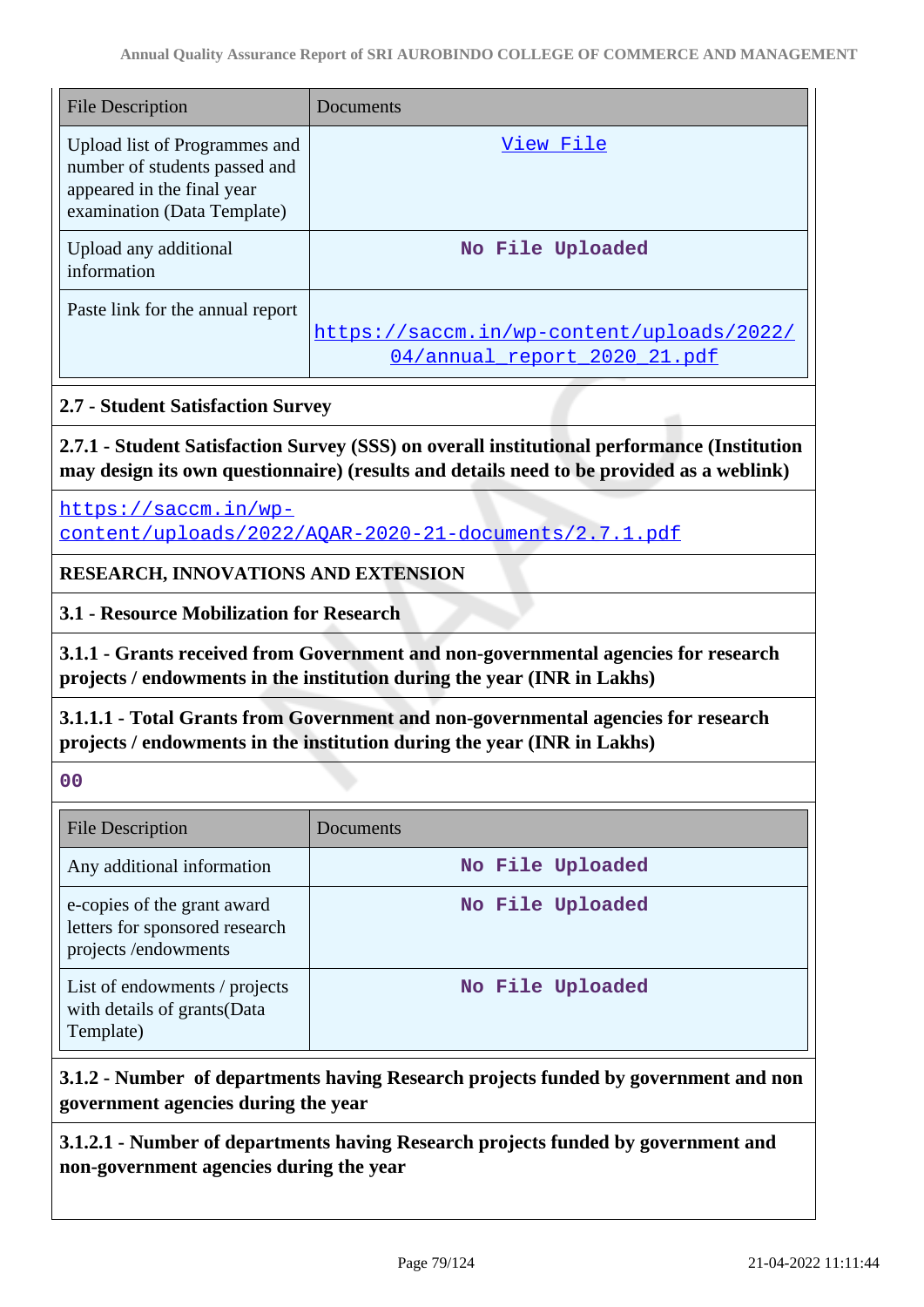| File Description | Documents |
|---|---|
| Upload list of Programmes and number of students passed and appeared in the final year examination (Data Template) | View File |
| Upload any additional information | No File Uploaded |
| Paste link for the annual report | https://saccm.in/wp-content/uploads/2022/04/annual_report_2020_21.pdf |

**2.7 - Student Satisfaction Survey**

**2.7.1 - Student Satisfaction Survey (SSS) on overall institutional performance (Institution may design its own questionnaire) (results and details need to be provided as a weblink)**

https://saccm.in/wp-content/uploads/2022/AQAR-2020-21-documents/2.7.1.pdf

**RESEARCH, INNOVATIONS AND EXTENSION**

**3.1 - Resource Mobilization for Research**

**3.1.1 - Grants received from Government and non-governmental agencies for research projects / endowments in the institution during the year (INR in Lakhs)**

**3.1.1.1 - Total Grants from Government and non-governmental agencies for research projects / endowments in the institution during the year (INR in Lakhs)**

00

| File Description | Documents |
|---|---|
| Any additional information | No File Uploaded |
| e-copies of the grant award letters for sponsored research projects /endowments | No File Uploaded |
| List of endowments / projects with details of grants(Data Template) | No File Uploaded |

**3.1.2 - Number of departments having Research projects funded by government and non government agencies during the year**

**3.1.2.1 - Number of departments having Research projects funded by government and non-government agencies during the year**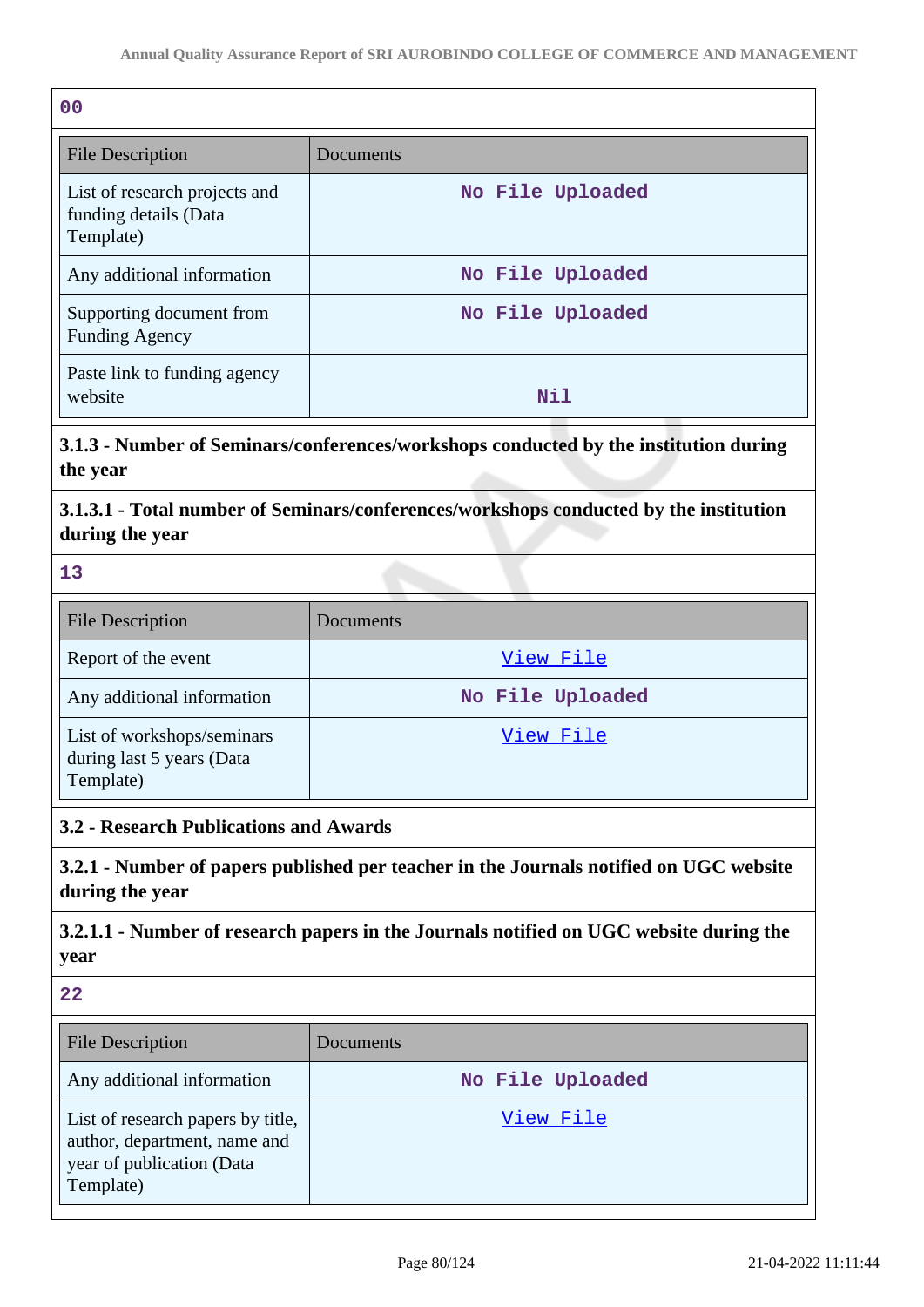00

| File Description | Documents |
|---|---|
| List of research projects and funding details (Data Template) | No File Uploaded |
| Any additional information | No File Uploaded |
| Supporting document from Funding Agency | No File Uploaded |
| Paste link to funding agency website | Nil |

**3.1.3 - Number of Seminars/conferences/workshops conducted by the institution during the year**

**3.1.3.1 - Total number of Seminars/conferences/workshops conducted by the institution during the year**

13

| File Description | Documents |
|---|---|
| Report of the event | View File |
| Any additional information | No File Uploaded |
| List of workshops/seminars during last 5 years (Data Template) | View File |

**3.2 - Research Publications and Awards**

**3.2.1 - Number of papers published per teacher in the Journals notified on UGC website during the year**

**3.2.1.1 - Number of research papers in the Journals notified on UGC website during the year**

22

| File Description | Documents |
|---|---|
| Any additional information | No File Uploaded |
| List of research papers by title, author, department, name and year of publication (Data Template) | View File |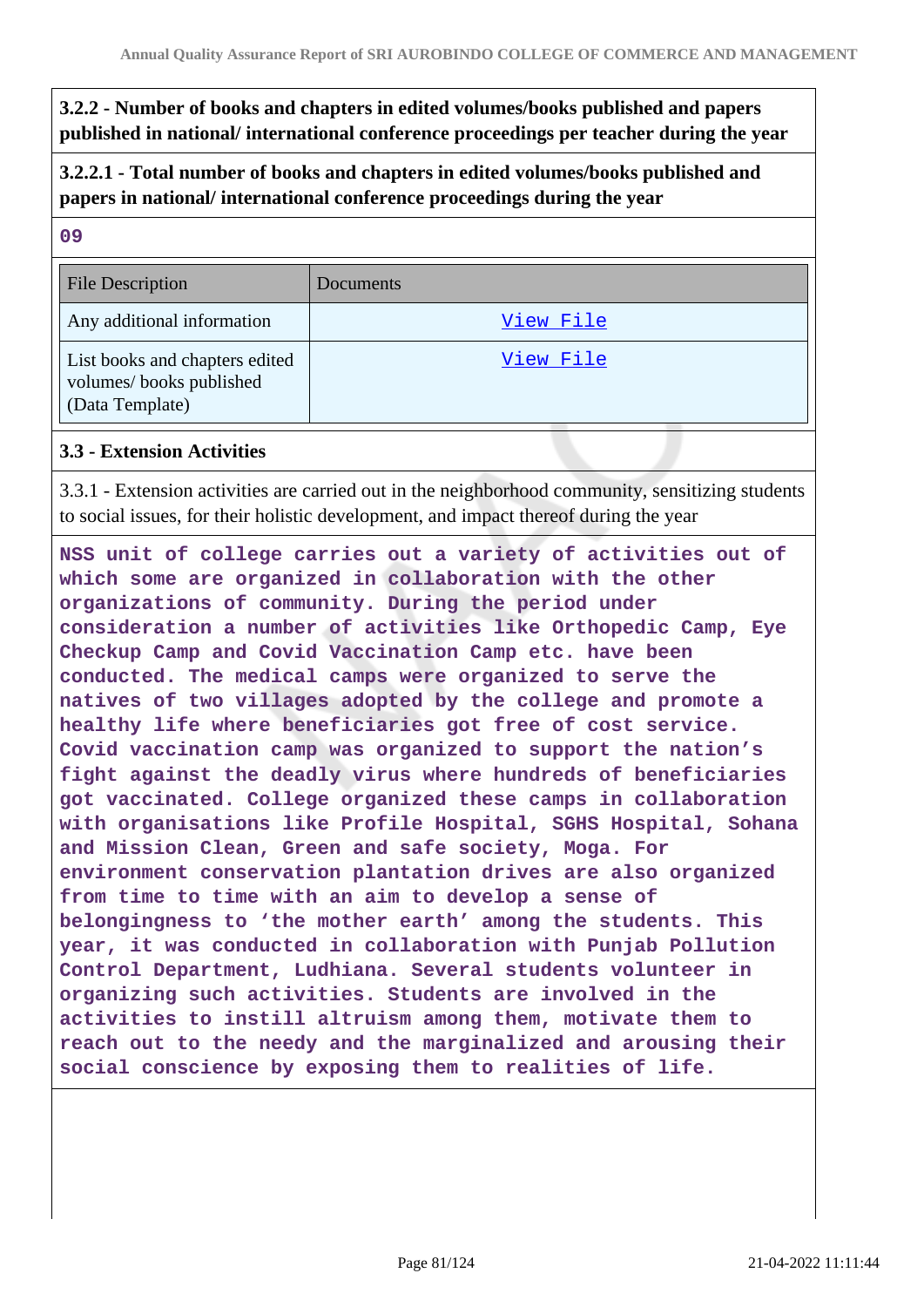**3.2.2 - Number of books and chapters in edited volumes/books published and papers published in national/ international conference proceedings per teacher during the year**

**3.2.2.1 - Total number of books and chapters in edited volumes/books published and papers in national/ international conference proceedings during the year**

09

| File Description | Documents |
|---|---|
| Any additional information | View File |
| List books and chapters edited volumes/ books published (Data Template) | View File |

**3.3 - Extension Activities**

3.3.1 - Extension activities are carried out in the neighborhood community, sensitizing students to social issues, for their holistic development, and impact thereof during the year

NSS unit of college carries out a variety of activities out of which some are organized in collaboration with the other organizations of community. During the period under consideration a number of activities like Orthopedic Camp, Eye Checkup Camp and Covid Vaccination Camp etc. have been conducted. The medical camps were organized to serve the natives of two villages adopted by the college and promote a healthy life where beneficiaries got free of cost service. Covid vaccination camp was organized to support the nation's fight against the deadly virus where hundreds of beneficiaries got vaccinated. College organized these camps in collaboration with organisations like Profile Hospital, SGHS Hospital, Sohana and Mission Clean, Green and safe society, Moga. For environment conservation plantation drives are also organized from time to time with an aim to develop a sense of belongingness to 'the mother earth' among the students. This year, it was conducted in collaboration with Punjab Pollution Control Department, Ludhiana. Several students volunteer in organizing such activities. Students are involved in the activities to instill altruism among them, motivate them to reach out to the needy and the marginalized and arousing their social conscience by exposing them to realities of life.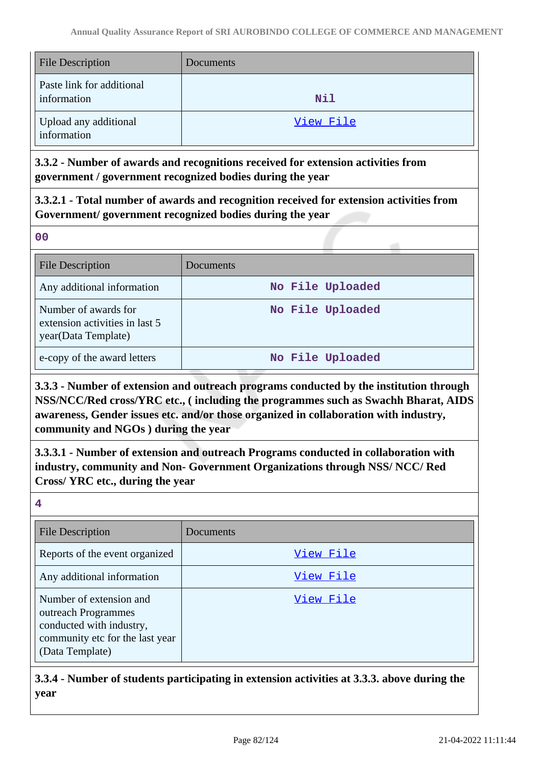| File Description | Documents |
| --- | --- |
| Paste link for additional information | Nil |
| Upload any additional information | View File |

**3.3.2 - Number of awards and recognitions received for extension activities from government / government recognized bodies during the year**

**3.3.2.1 - Total number of awards and recognition received for extension activities from Government/ government recognized bodies during the year**

00

| File Description | Documents |
| --- | --- |
| Any additional information | No File Uploaded |
| Number of awards for extension activities in last 5 year(Data Template) | No File Uploaded |
| e-copy of the award letters | No File Uploaded |

**3.3.3 - Number of extension and outreach programs conducted by the institution through NSS/NCC/Red cross/YRC etc., ( including the programmes such as Swachh Bharat, AIDS awareness, Gender issues etc. and/or those organized in collaboration with industry, community and NGOs ) during the year**

**3.3.3.1 - Number of extension and outreach Programs conducted in collaboration with industry, community and Non- Government Organizations through NSS/ NCC/ Red Cross/ YRC etc., during the year**

4

| File Description | Documents |
| --- | --- |
| Reports of the event organized | View File |
| Any additional information | View File |
| Number of extension and outreach Programmes conducted with industry, community etc for the last year (Data Template) | View File |

**3.3.4 - Number of students participating in extension activities at 3.3.3. above during the year**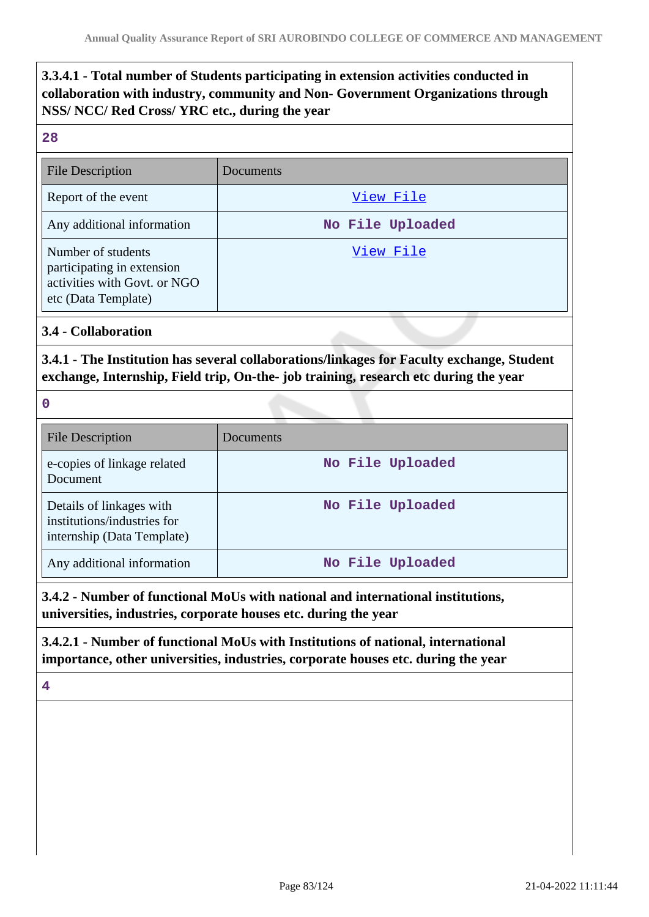**3.3.4.1 - Total number of Students participating in extension activities conducted in collaboration with industry, community and Non- Government Organizations through NSS/ NCC/ Red Cross/ YRC etc., during the year**

28

| File Description | Documents |
|---|---|
| Report of the event | View File |
| Any additional information | No File Uploaded |
| Number of students participating in extension activities with Govt. or NGO etc (Data Template) | View File |

**3.4 - Collaboration**

**3.4.1 - The Institution has several collaborations/linkages for Faculty exchange, Student exchange, Internship, Field trip, On-the- job training, research etc during the year**

0

| File Description | Documents |
|---|---|
| e-copies of linkage related Document | No File Uploaded |
| Details of linkages with institutions/industries for internship (Data Template) | No File Uploaded |
| Any additional information | No File Uploaded |

**3.4.2 - Number of functional MoUs with national and international institutions, universities, industries, corporate houses etc. during the year**

**3.4.2.1 - Number of functional MoUs with Institutions of national, international importance, other universities, industries, corporate houses etc. during the year**

4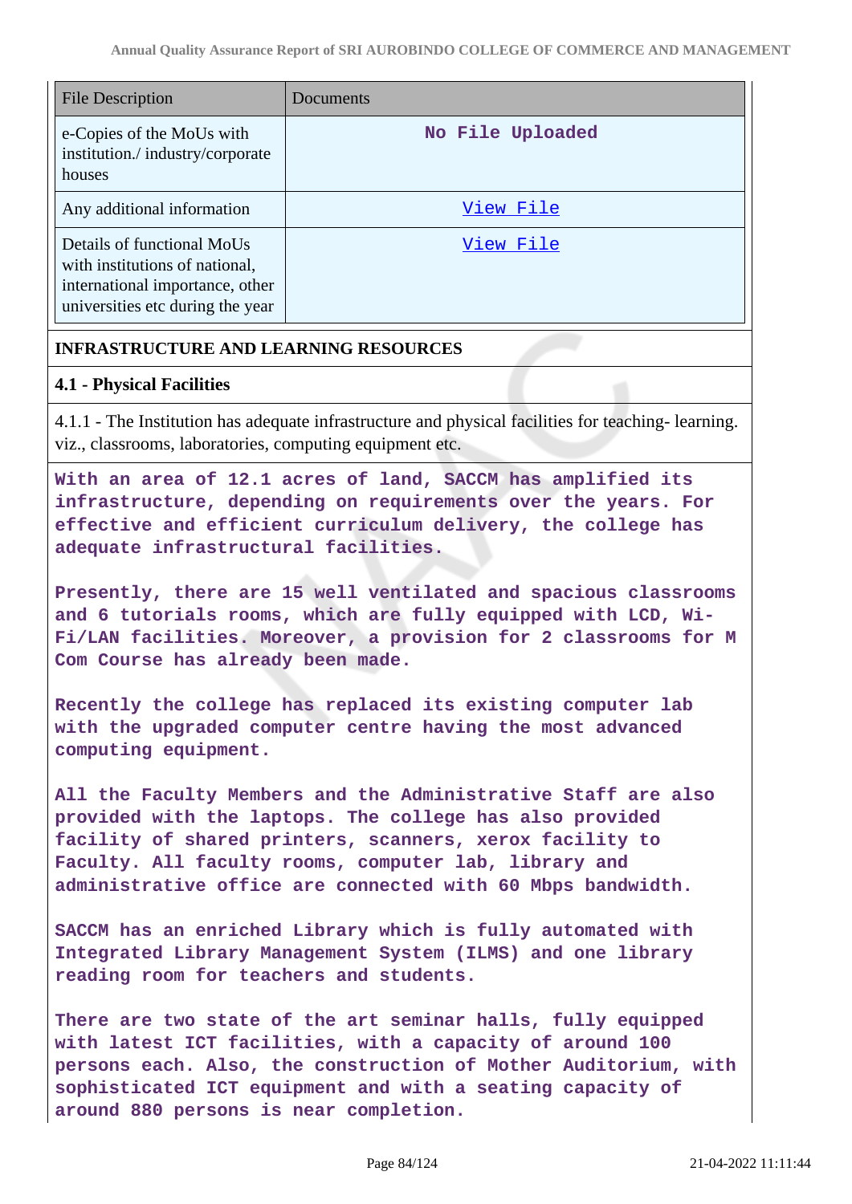| File Description | Documents |
| --- | --- |
| e-Copies of the MoUs with institution./ industry/corporate houses | No File Uploaded |
| Any additional information | View File |
| Details of functional MoUs with institutions of national, international importance, other universities etc during the year | View File |

## INFRASTRUCTURE AND LEARNING RESOURCES

### 4.1 - Physical Facilities

4.1.1 - The Institution has adequate infrastructure and physical facilities for teaching- learning. viz., classrooms, laboratories, computing equipment etc.

With an area of 12.1 acres of land, SACCM has amplified its infrastructure, depending on requirements over the years. For effective and efficient curriculum delivery, the college has adequate infrastructural facilities.

Presently, there are 15 well ventilated and spacious classrooms and 6 tutorials rooms, which are fully equipped with LCD, Wi-Fi/LAN facilities. Moreover, a provision for 2 classrooms for M Com Course has already been made.

Recently the college has replaced its existing computer lab with the upgraded computer centre having the most advanced computing equipment.

All the Faculty Members and the Administrative Staff are also provided with the laptops. The college has also provided facility of shared printers, scanners, xerox facility to Faculty. All faculty rooms, computer lab, library and administrative office are connected with 60 Mbps bandwidth.

SACCM has an enriched Library which is fully automated with Integrated Library Management System (ILMS) and one library reading room for teachers and students.

There are two state of the art seminar halls, fully equipped with latest ICT facilities, with a capacity of around 100 persons each. Also, the construction of Mother Auditorium, with sophisticated ICT equipment and with a seating capacity of around 880 persons is near completion.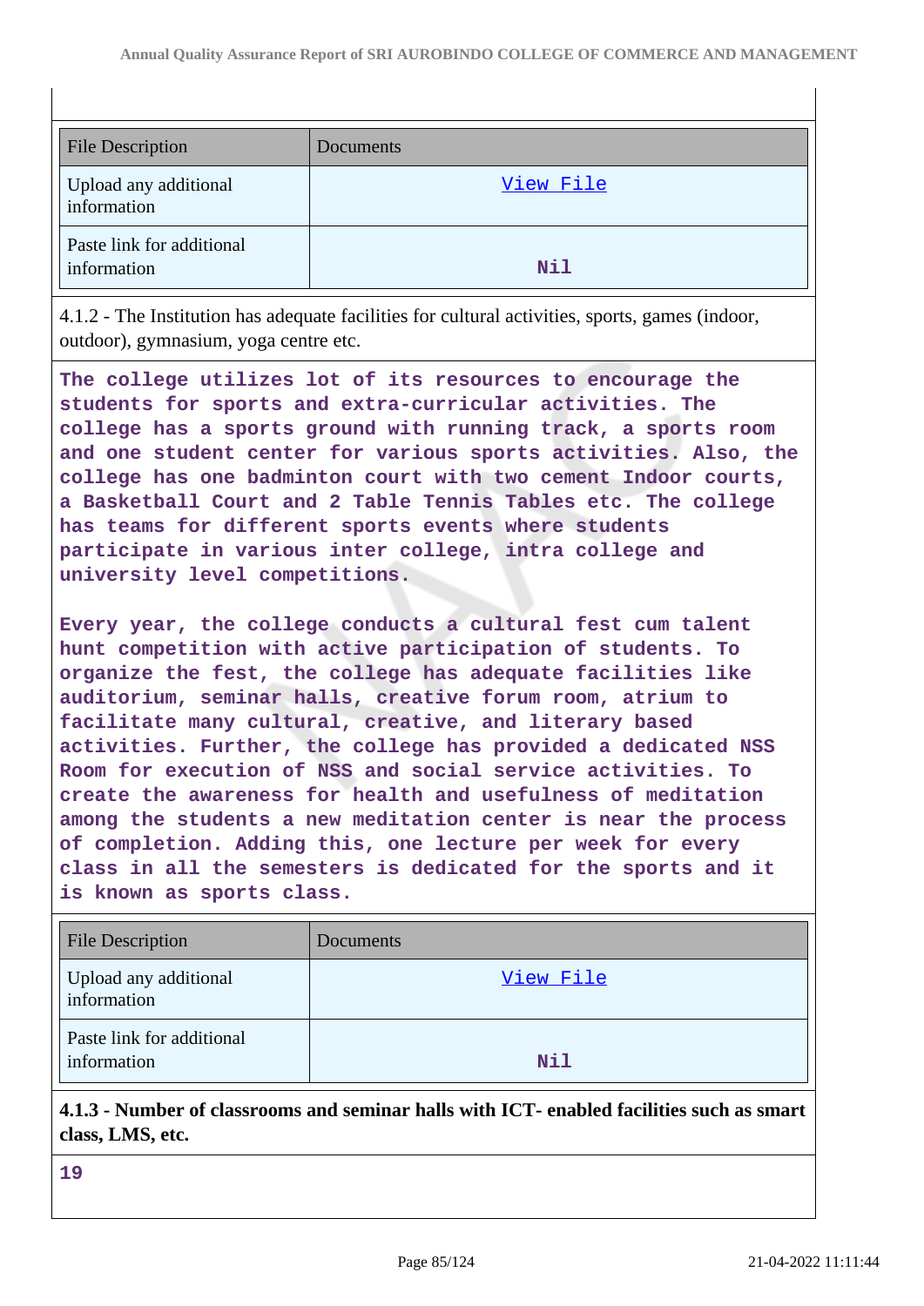| File Description | Documents |
|---|---|
| Upload any additional information | View File |
| Paste link for additional information | Nil |

4.1.2 - The Institution has adequate facilities for cultural activities, sports, games (indoor, outdoor), gymnasium, yoga centre etc.

**The college utilizes lot of its resources to encourage the students for sports and extra-curricular activities. The college has a sports ground with running track, a sports room and one student center for various sports activities. Also, the college has one badminton court with two cement Indoor courts, a Basketball Court and 2 Table Tennis Tables etc. The college has teams for different sports events where students participate in various inter college, intra college and university level competitions.**

**Every year, the college conducts a cultural fest cum talent hunt competition with active participation of students. To organize the fest, the college has adequate facilities like auditorium, seminar halls, creative forum room, atrium to facilitate many cultural, creative, and literary based activities. Further, the college has provided a dedicated NSS Room for execution of NSS and social service activities. To create the awareness for health and usefulness of meditation among the students a new meditation center is near the process of completion. Adding this, one lecture per week for every class in all the semesters is dedicated for the sports and it is known as sports class.**

| File Description | Documents |
|---|---|
| Upload any additional information | View File |
| Paste link for additional information | Nil |

**4.1.3 - Number of classrooms and seminar halls with ICT- enabled facilities such as smart class, LMS, etc.**

**19**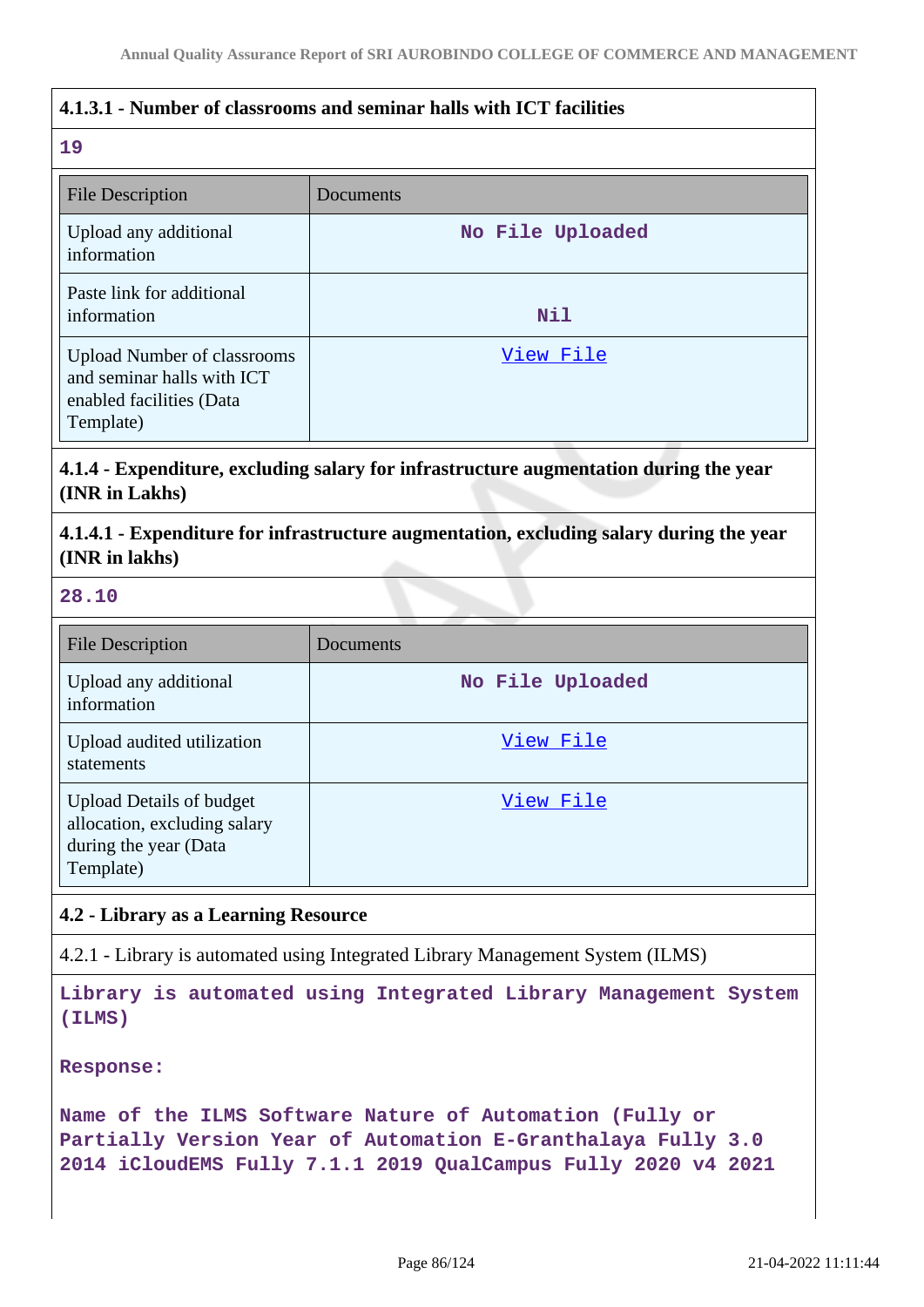#### 4.1.3.1 - Number of classrooms and seminar halls with ICT facilities

**19**

| File Description | Documents |
|---|---|
| Upload any additional information | No File Uploaded |
| Paste link for additional information | Nil |
| Upload Number of classrooms and seminar halls with ICT enabled facilities (Data Template) | View File |

#### 4.1.4 - Expenditure, excluding salary for infrastructure augmentation during the year (INR in Lakhs)

#### 4.1.4.1 - Expenditure for infrastructure augmentation, excluding salary during the year (INR in lakhs)

**28.10**

| File Description | Documents |
|---|---|
| Upload any additional information | No File Uploaded |
| Upload audited utilization statements | View File |
| Upload Details of budget allocation, excluding salary during the year (Data Template) | View File |

#### 4.2 - Library as a Learning Resource

4.2.1 - Library is automated using Integrated Library Management System (ILMS)

**Library is automated using Integrated Library Management System (ILMS)**

**Response:**

**Name of the ILMS Software Nature of Automation (Fully or Partially Version Year of Automation E-Granthalaya Fully 3.0 2014 iCloudEMS Fully 7.1.1 2019 QualCampus Fully 2020 v4 2021**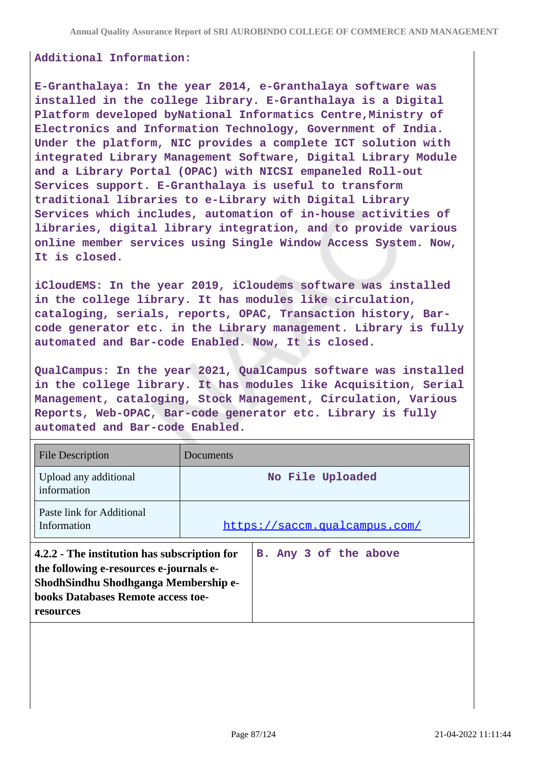**Additional Information:**

**E-Granthalaya: In the year 2014, e-Granthalaya software was installed in the college library. E-Granthalaya is a Digital Platform developed byNational Informatics Centre,Ministry of Electronics and Information Technology, Government of India. Under the platform, NIC provides a complete ICT solution with integrated Library Management Software, Digital Library Module and a Library Portal (OPAC) with NICSI empaneled Roll-out Services support. E-Granthalaya is useful to transform traditional libraries to e-Library with Digital Library Services which includes, automation of in-house activities of libraries, digital library integration, and to provide various online member services using Single Window Access System. Now, It is closed.**

**iCloudEMS: In the year 2019, iCloudems software was installed in the college library. It has modules like circulation, cataloging, serials, reports, OPAC, Transaction history, Bar-code generator etc. in the Library management. Library is fully automated and Bar-code Enabled. Now, It is closed.**

**QualCampus: In the year 2021, QualCampus software was installed in the college library. It has modules like Acquisition, Serial Management, cataloging, Stock Management, Circulation, Various Reports, Web-OPAC, Bar-code generator etc. Library is fully automated and Bar-code Enabled.**

| File Description | Documents |
|---|---|
| Upload any additional information | No File Uploaded |
| Paste link for Additional Information | https://saccm.qualcampus.com/ |

| **4.2.2 - The institution has subscription for the following e-resources e-journals e-ShodhSindhu Shodhganga Membership e-books Databases Remote access toe-resources** | **B. Any 3 of the above** |
|---|---|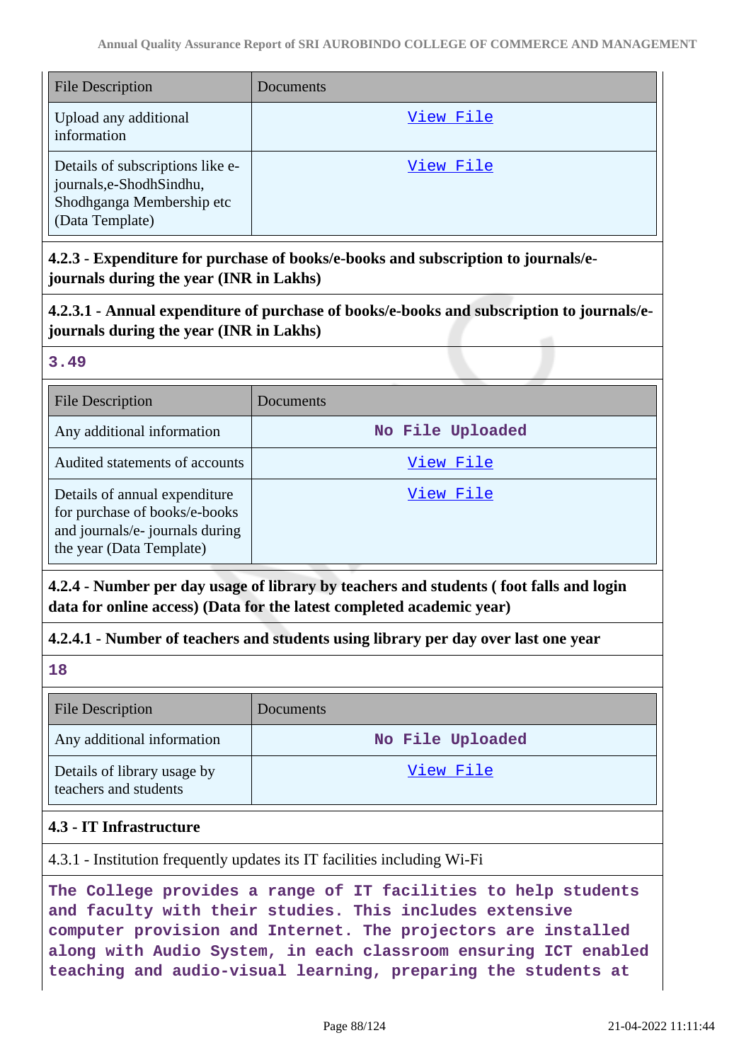| File Description | Documents |
| --- | --- |
| Upload any additional information | View File |
| Details of subscriptions like e-journals,e-ShodhSindhu, Shodhganga Membership etc (Data Template) | View File |

**4.2.3 - Expenditure for purchase of books/e-books and subscription to journals/e-journals during the year (INR in Lakhs)**

**4.2.3.1 - Annual expenditure of purchase of books/e-books and subscription to journals/e-journals during the year (INR in Lakhs)**

**3.49**

| File Description | Documents |
| --- | --- |
| Any additional information | No File Uploaded |
| Audited statements of accounts | View File |
| Details of annual expenditure for purchase of books/e-books and journals/e- journals during the year (Data Template) | View File |

**4.2.4 - Number per day usage of library by teachers and students ( foot falls and login data for online access) (Data for the latest completed academic year)**

**4.2.4.1 - Number of teachers and students using library per day over last one year**

**18**

| File Description | Documents |
| --- | --- |
| Any additional information | No File Uploaded |
| Details of library usage by teachers and students | View File |

**4.3 - IT Infrastructure**

4.3.1 - Institution frequently updates its IT facilities including Wi-Fi

**The College provides a range of IT facilities to help students and faculty with their studies. This includes extensive computer provision and Internet. The projectors are installed along with Audio System, in each classroom ensuring ICT enabled teaching and audio-visual learning, preparing the students at**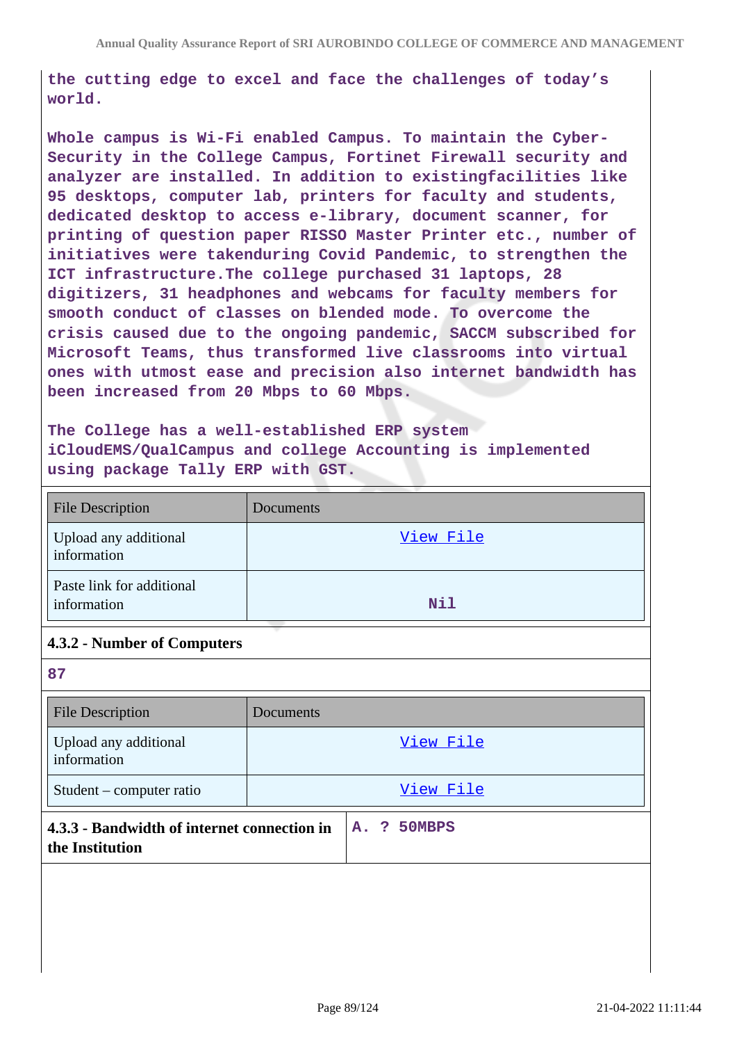**the cutting edge to excel and face the challenges of today's world.**

**Whole campus is Wi-Fi enabled Campus. To maintain the Cyber-Security in the College Campus, Fortinet Firewall security and analyzer are installed. In addition to existingfacilities like 95 desktops, computer lab, printers for faculty and students, dedicated desktop to access e-library, document scanner, for printing of question paper RISSO Master Printer etc., number of initiatives were takenduring Covid Pandemic, to strengthen the ICT infrastructure.The college purchased 31 laptops, 28 digitizers, 31 headphones and webcams for faculty members for smooth conduct of classes on blended mode. To overcome the crisis caused due to the ongoing pandemic, SACCM subscribed for Microsoft Teams, thus transformed live classrooms into virtual ones with utmost ease and precision also internet bandwidth has been increased from 20 Mbps to 60 Mbps.**

**The College has a well-established ERP system iCloudEMS/QualCampus and college Accounting is implemented using package Tally ERP with GST.**

| File Description | Documents |
|---|---|
| Upload any additional information | View File |
| Paste link for additional information | **Nil** |

### 4.3.2 - Number of Computers

**87**

| File Description | Documents |
|---|---|
| Upload any additional information | View File |
| Student – computer ratio | View File |

| **4.3.3 - Bandwidth of internet connection in the Institution** | **A. ? 50MBPS** |
|---|---|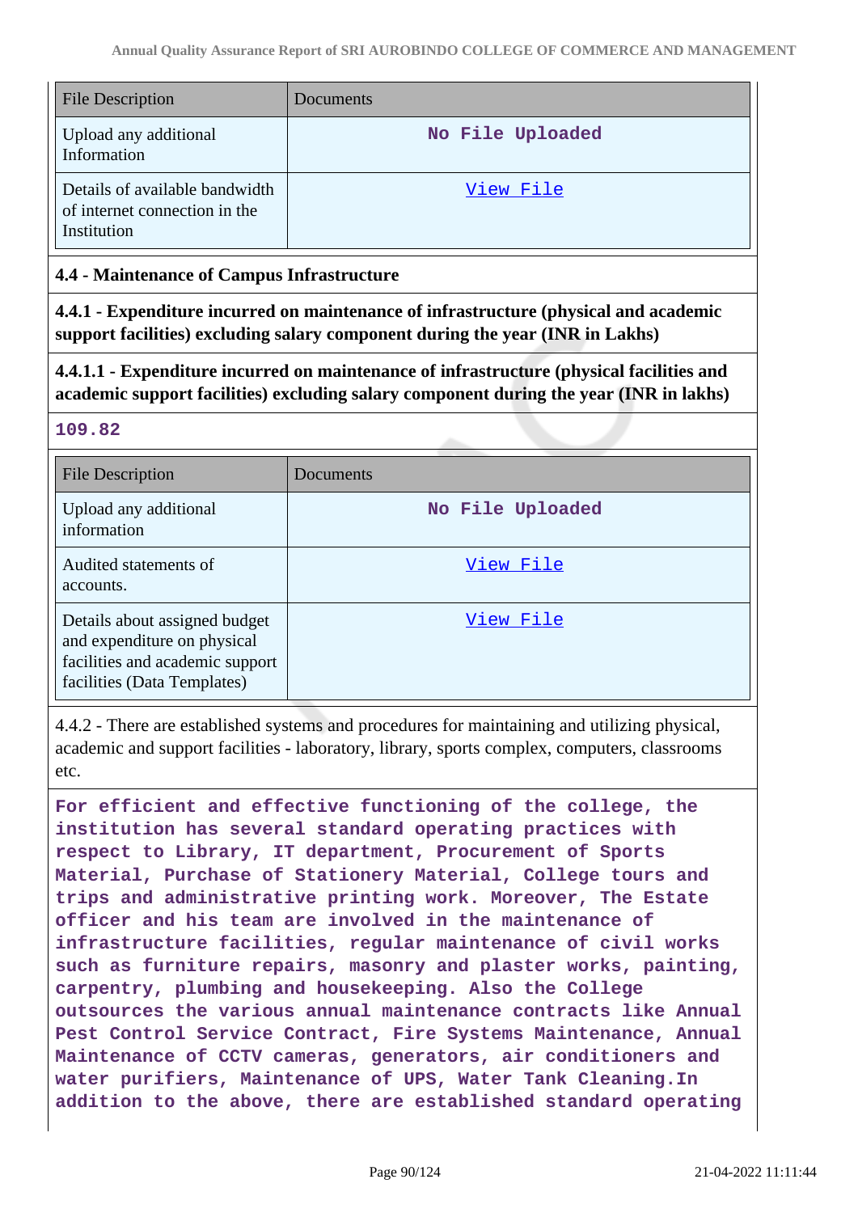| File Description | Documents |
|---|---|
| Upload any additional Information | No File Uploaded |
| Details of available bandwidth of internet connection in the Institution | View File |

### 4.4 - Maintenance of Campus Infrastructure

**4.4.1 - Expenditure incurred on maintenance of infrastructure (physical and academic support facilities) excluding salary component during the year (INR in Lakhs)**

**4.4.1.1 - Expenditure incurred on maintenance of infrastructure (physical facilities and academic support facilities) excluding salary component during the year (INR in lakhs)**

**109.82**

| File Description | Documents |
|---|---|
| Upload any additional information | No File Uploaded |
| Audited statements of accounts. | View File |
| Details about assigned budget and expenditure on physical facilities and academic support facilities (Data Templates) | View File |

4.4.2 - There are established systems and procedures for maintaining and utilizing physical, academic and support facilities - laboratory, library, sports complex, computers, classrooms etc.

**For efficient and effective functioning of the college, the institution has several standard operating practices with respect to Library, IT department, Procurement of Sports Material, Purchase of Stationery Material, College tours and trips and administrative printing work. Moreover, The Estate officer and his team are involved in the maintenance of infrastructure facilities, regular maintenance of civil works such as furniture repairs, masonry and plaster works, painting, carpentry, plumbing and housekeeping. Also the College outsources the various annual maintenance contracts like Annual Pest Control Service Contract, Fire Systems Maintenance, Annual Maintenance of CCTV cameras, generators, air conditioners and water purifiers, Maintenance of UPS, Water Tank Cleaning.In addition to the above, there are established standard operating**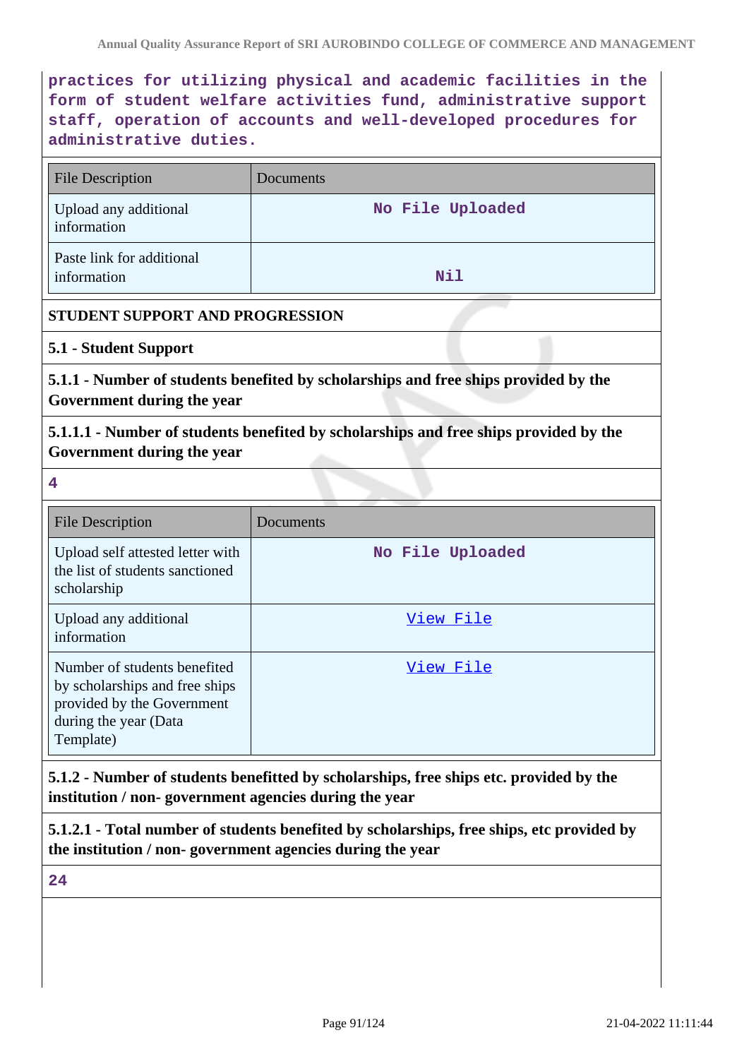practices for utilizing physical and academic facilities in the form of student welfare activities fund, administrative support staff, operation of accounts and well-developed procedures for administrative duties.

| File Description | Documents |
|---|---|
| Upload any additional information | No File Uploaded |
| Paste link for additional information | Nil |

**STUDENT SUPPORT AND PROGRESSION**

**5.1 - Student Support**

**5.1.1 - Number of students benefited by scholarships and free ships provided by the Government during the year**

**5.1.1.1 - Number of students benefited by scholarships and free ships provided by the Government during the year**

4

| File Description | Documents |
|---|---|
| Upload self attested letter with the list of students sanctioned scholarship | No File Uploaded |
| Upload any additional information | View File |
| Number of students benefited by scholarships and free ships provided by the Government during the year (Data Template) | View File |

**5.1.2 - Number of students benefitted by scholarships, free ships etc. provided by the institution / non- government agencies during the year**

**5.1.2.1 - Total number of students benefited by scholarships, free ships, etc provided by the institution / non- government agencies during the year**

24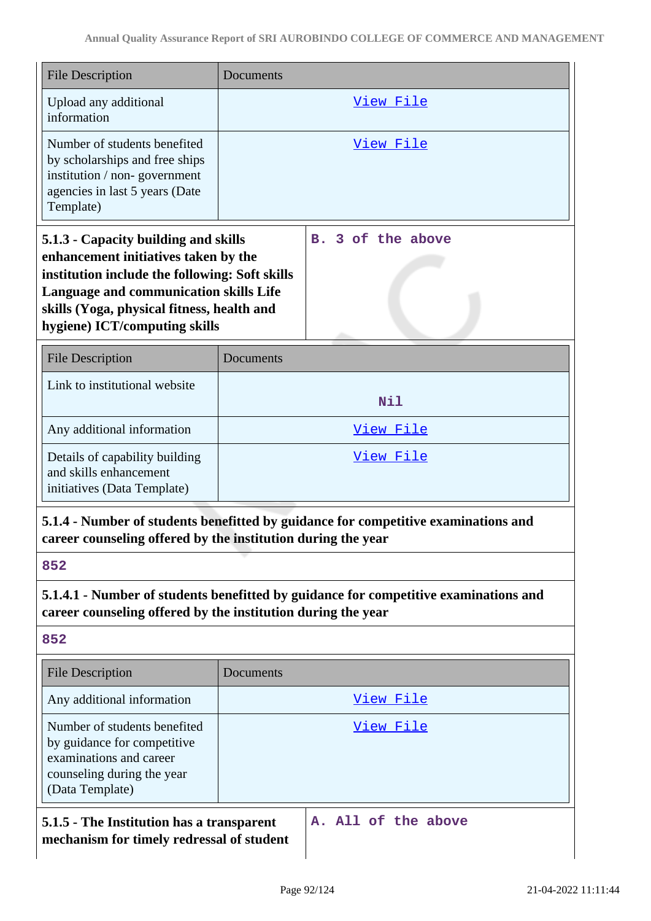| File Description | Documents |
|---|---|
| Upload any additional information | View File |
| Number of students benefited by scholarships and free ships institution / non- government agencies in last 5 years (Date Template) | View File |

| 5.1.3 - Capacity building and skills enhancement initiatives taken by the institution include the following: Soft skills Language and communication skills Life skills (Yoga, physical fitness, health and hygiene) ICT/computing skills | B. 3 of the above |
|---|---|

| File Description | Documents |
|---|---|
| Link to institutional website | Nil |
| Any additional information | View File |
| Details of capability building and skills enhancement initiatives (Data Template) | View File |

**5.1.4 - Number of students benefitted by guidance for competitive examinations and career counseling offered by the institution during the year**

852

**5.1.4.1 - Number of students benefitted by guidance for competitive examinations and career counseling offered by the institution during the year**

852

| File Description | Documents |
|---|---|
| Any additional information | View File |
| Number of students benefited by guidance for competitive examinations and career counseling during the year (Data Template) | View File |

| 5.1.5 - The Institution has a transparent mechanism for timely redressal of student | A. All of the above |
|---|---|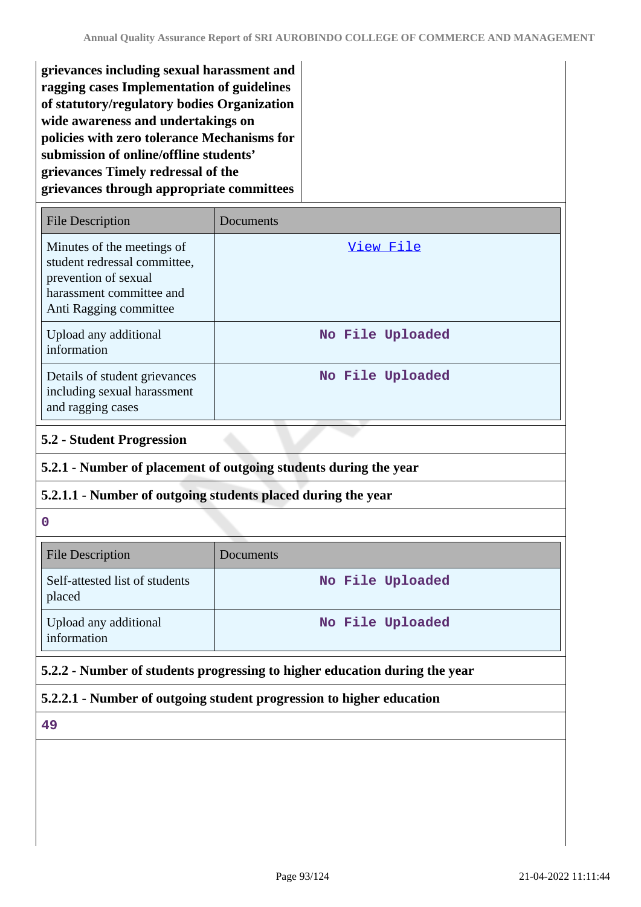**grievances including sexual harassment and ragging cases Implementation of guidelines of statutory/regulatory bodies Organization wide awareness and undertakings on policies with zero tolerance Mechanisms for submission of online/offline students' grievances Timely redressal of the grievances through appropriate committees**

| File Description | Documents |
| --- | --- |
| Minutes of the meetings of student redressal committee, prevention of sexual harassment committee and Anti Ragging committee | View File |
| Upload any additional information | No File Uploaded |
| Details of student grievances including sexual harassment and ragging cases | No File Uploaded |

**5.2 - Student Progression**

**5.2.1 - Number of placement of outgoing students during the year**

**5.2.1.1 - Number of outgoing students placed during the year**

0

| File Description | Documents |
| --- | --- |
| Self-attested list of students placed | No File Uploaded |
| Upload any additional information | No File Uploaded |

**5.2.2 - Number of students progressing to higher education during the year**

**5.2.2.1 - Number of outgoing student progression to higher education**

49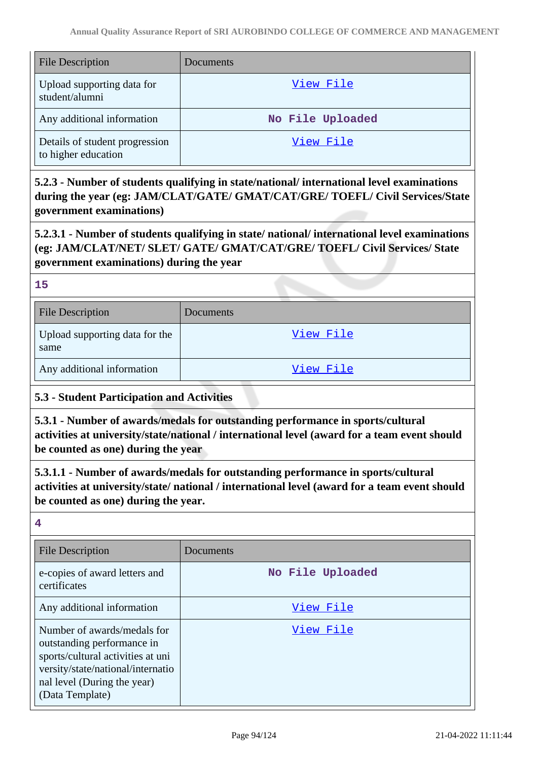| File Description | Documents |
|---|---|
| Upload supporting data for student/alumni | View File |
| Any additional information | No File Uploaded |
| Details of student progression to higher education | View File |

**5.2.3 - Number of students qualifying in state/national/ international level examinations during the year (eg: JAM/CLAT/GATE/ GMAT/CAT/GRE/ TOEFL/ Civil Services/State government examinations)**

**5.2.3.1 - Number of students qualifying in state/ national/ international level examinations (eg: JAM/CLAT/NET/ SLET/ GATE/ GMAT/CAT/GRE/ TOEFL/ Civil Services/ State government examinations) during the year**

**15**

| File Description | Documents |
|---|---|
| Upload supporting data for the same | View File |
| Any additional information | View File |

**5.3 - Student Participation and Activities**

**5.3.1 - Number of awards/medals for outstanding performance in sports/cultural activities at university/state/national / international level (award for a team event should be counted as one) during the year**

**5.3.1.1 - Number of awards/medals for outstanding performance in sports/cultural activities at university/state/ national / international level (award for a team event should be counted as one) during the year.**

**4**

| File Description | Documents |
|---|---|
| e-copies of award letters and certificates | No File Uploaded |
| Any additional information | View File |
| Number of awards/medals for outstanding performance in sports/cultural activities at university/state/national/international level (During the year) (Data Template) | View File |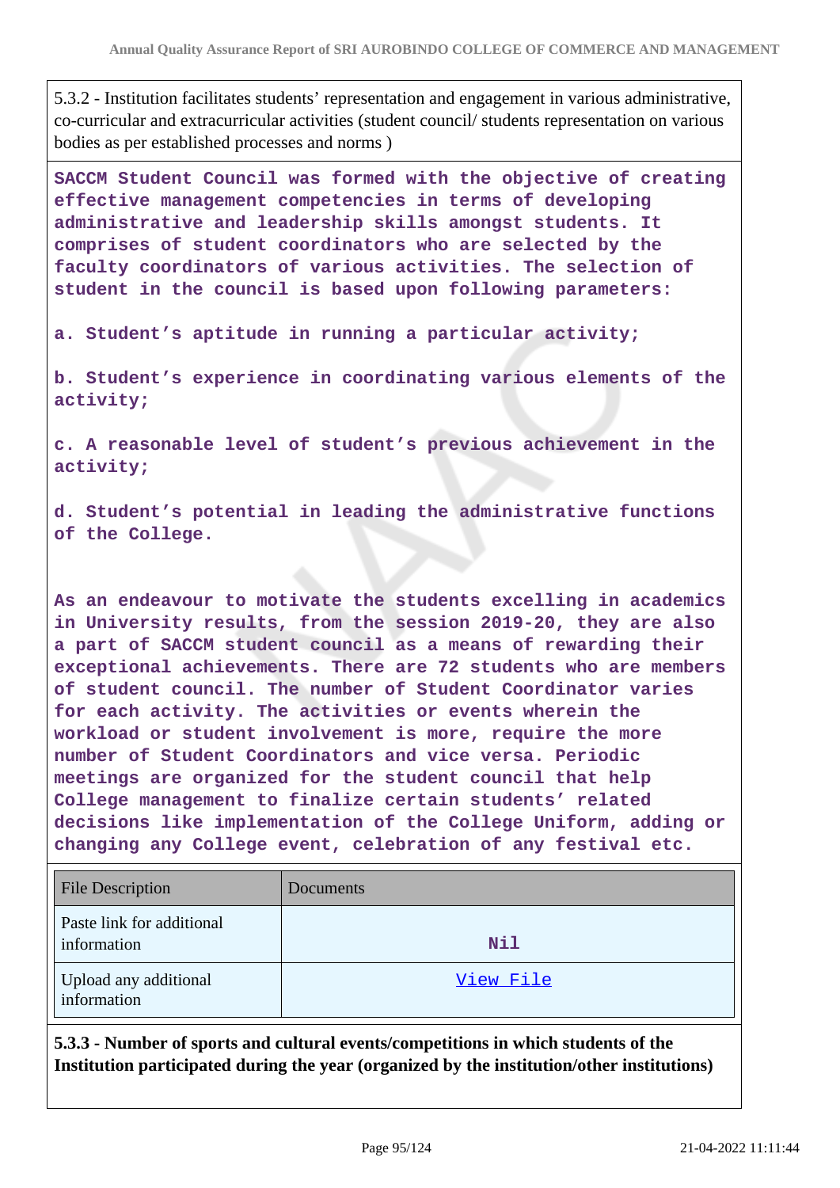5.3.2 - Institution facilitates students' representation and engagement in various administrative, co-curricular and extracurricular activities (student council/ students representation on various bodies as per established processes and norms )

SACCM Student Council was formed with the objective of creating effective management competencies in terms of developing administrative and leadership skills amongst students. It comprises of student coordinators who are selected by the faculty coordinators of various activities. The selection of student in the council is based upon following parameters:

a. Student's aptitude in running a particular activity;

b. Student's experience in coordinating various elements of the activity;

c. A reasonable level of student's previous achievement in the activity;

d. Student's potential in leading the administrative functions of the College.

As an endeavour to motivate the students excelling in academics in University results, from the session 2019-20, they are also a part of SACCM student council as a means of rewarding their exceptional achievements. There are 72 students who are members of student council. The number of Student Coordinator varies for each activity. The activities or events wherein the workload or student involvement is more, require the more number of Student Coordinators and vice versa. Periodic meetings are organized for the student council that help College management to finalize certain students' related decisions like implementation of the College Uniform, adding or changing any College event, celebration of any festival etc.

| File Description | Documents |
|---|---|
| Paste link for additional information | Nil |
| Upload any additional information | View File |

**5.3.3 - Number of sports and cultural events/competitions in which students of the Institution participated during the year (organized by the institution/other institutions)**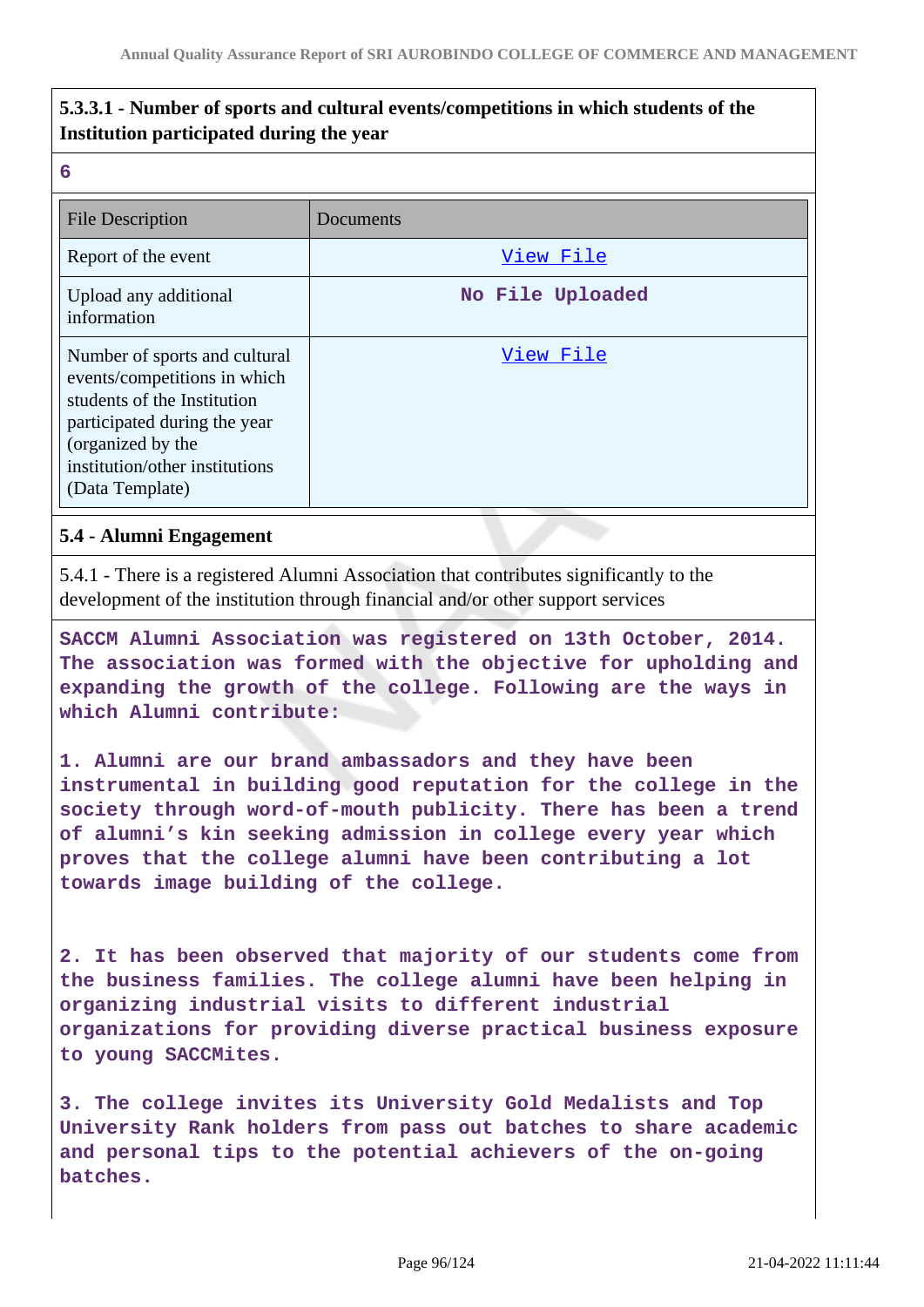**5.3.3.1 - Number of sports and cultural events/competitions in which students of the Institution participated during the year**

6

| File Description | Documents |
|---|---|
| Report of the event | View File |
| Upload any additional information | No File Uploaded |
| Number of sports and cultural events/competitions in which students of the Institution participated during the year (organized by the institution/other institutions (Data Template) | View File |

### 5.4 - Alumni Engagement

5.4.1 - There is a registered Alumni Association that contributes significantly to the development of the institution through financial and/or other support services

SACCM Alumni Association was registered on 13th October, 2014. The association was formed with the objective for upholding and expanding the growth of the college. Following are the ways in which Alumni contribute:

1. Alumni are our brand ambassadors and they have been instrumental in building good reputation for the college in the society through word-of-mouth publicity. There has been a trend of alumni's kin seeking admission in college every year which proves that the college alumni have been contributing a lot towards image building of the college.

2. It has been observed that majority of our students come from the business families. The college alumni have been helping in organizing industrial visits to different industrial organizations for providing diverse practical business exposure to young SACCMites.

3. The college invites its University Gold Medalists and Top University Rank holders from pass out batches to share academic and personal tips to the potential achievers of the on-going batches.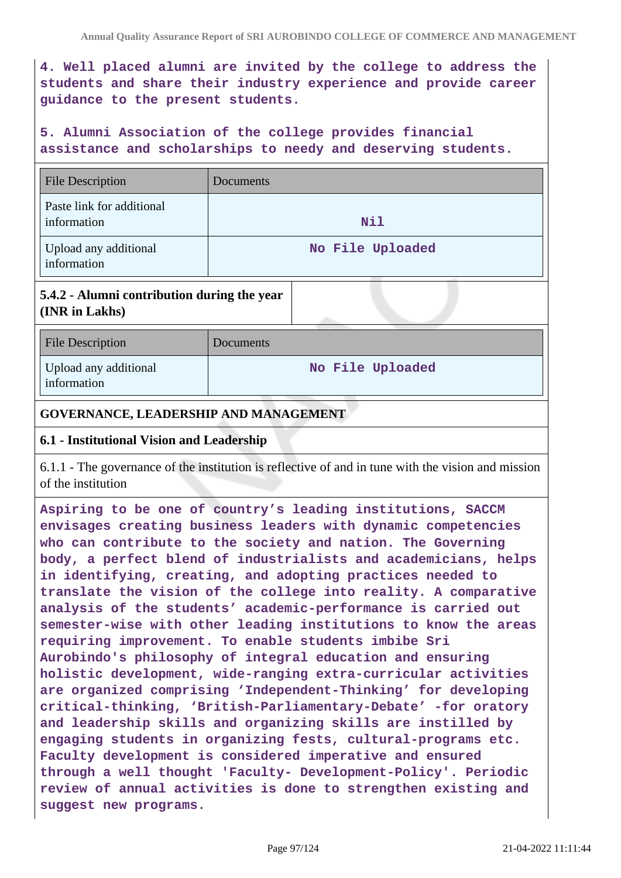4. Well placed alumni are invited by the college to address the students and share their industry experience and provide career guidance to the present students.

5. Alumni Association of the college provides financial assistance and scholarships to needy and deserving students.

| File Description | Documents |
|---|---|
| Paste link for additional information | Nil |
| Upload any additional information | No File Uploaded |

**5.4.2 - Alumni contribution during the year (INR in Lakhs)**

| File Description | Documents |
|---|---|
| Upload any additional information | No File Uploaded |

## GOVERNANCE, LEADERSHIP AND MANAGEMENT

### 6.1 - Institutional Vision and Leadership

6.1.1 - The governance of the institution is reflective of and in tune with the vision and mission of the institution

Aspiring to be one of country's leading institutions, SACCM envisages creating business leaders with dynamic competencies who can contribute to the society and nation. The Governing body, a perfect blend of industrialists and academicians, helps in identifying, creating, and adopting practices needed to translate the vision of the college into reality. A comparative analysis of the students' academic-performance is carried out semester-wise with other leading institutions to know the areas requiring improvement. To enable students imbibe Sri Aurobindo's philosophy of integral education and ensuring holistic development, wide-ranging extra-curricular activities are organized comprising 'Independent-Thinking' for developing critical-thinking, 'British-Parliamentary-Debate' -for oratory and leadership skills and organizing skills are instilled by engaging students in organizing fests, cultural-programs etc. Faculty development is considered imperative and ensured through a well thought 'Faculty- Development-Policy'. Periodic review of annual activities is done to strengthen existing and suggest new programs.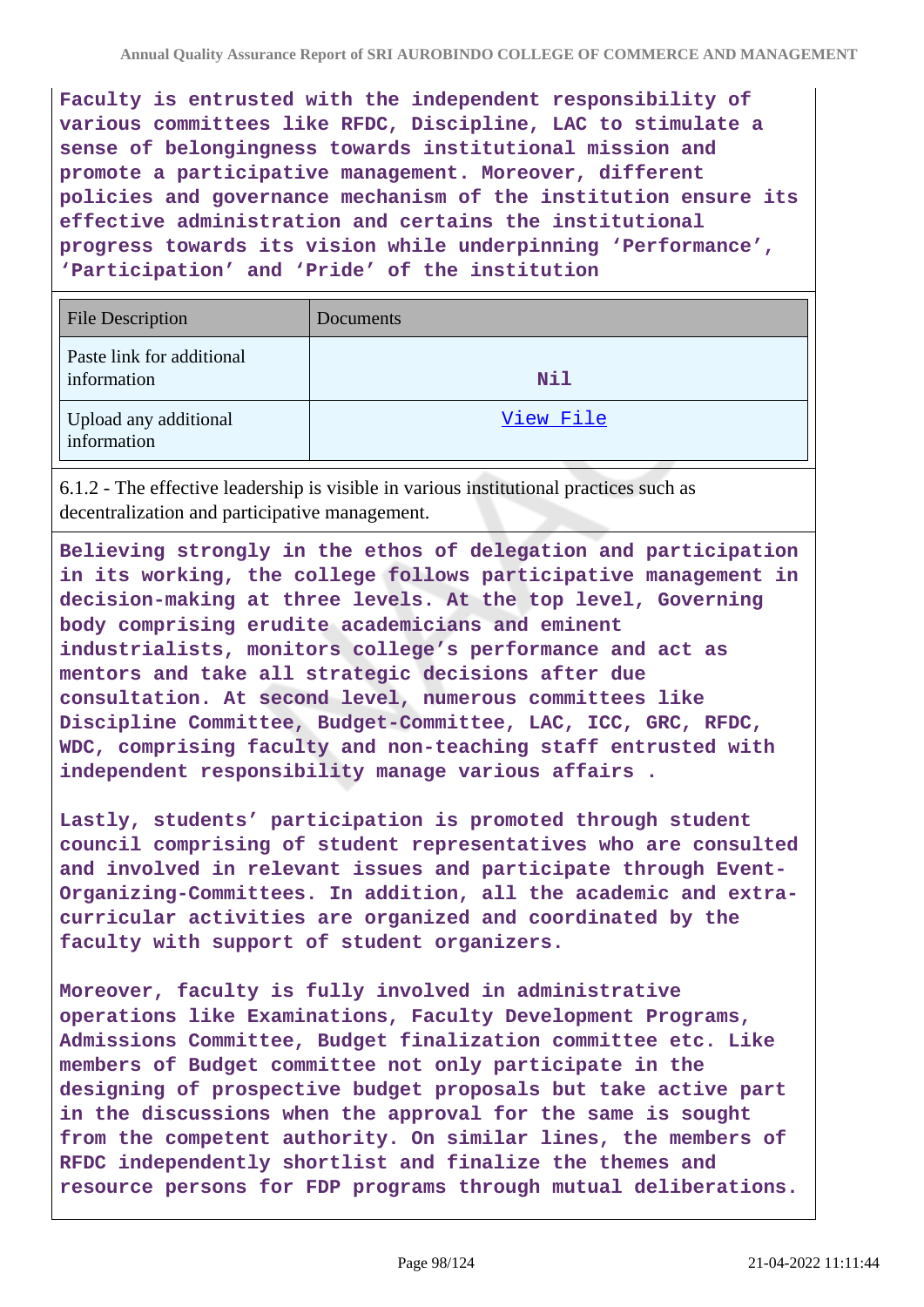**Faculty is entrusted with the independent responsibility of various committees like RFDC, Discipline, LAC to stimulate a sense of belongingness towards institutional mission and promote a participative management. Moreover, different policies and governance mechanism of the institution ensure its effective administration and certains the institutional progress towards its vision while underpinning 'Performance', 'Participation' and 'Pride' of the institution**

| File Description | Documents |
|---|---|
| Paste link for additional information | Nil |
| Upload any additional information | View File |

6.1.2 - The effective leadership is visible in various institutional practices such as decentralization and participative management.

**Believing strongly in the ethos of delegation and participation in its working, the college follows participative management in decision-making at three levels. At the top level, Governing body comprising erudite academicians and eminent industrialists, monitors college's performance and act as mentors and take all strategic decisions after due consultation. At second level, numerous committees like Discipline Committee, Budget-Committee, LAC, ICC, GRC, RFDC, WDC, comprising faculty and non-teaching staff entrusted with independent responsibility manage various affairs .**

**Lastly, students' participation is promoted through student council comprising of student representatives who are consulted and involved in relevant issues and participate through Event-Organizing-Committees. In addition, all the academic and extra-curricular activities are organized and coordinated by the faculty with support of student organizers.**

**Moreover, faculty is fully involved in administrative operations like Examinations, Faculty Development Programs, Admissions Committee, Budget finalization committee etc. Like members of Budget committee not only participate in the designing of prospective budget proposals but take active part in the discussions when the approval for the same is sought from the competent authority. On similar lines, the members of RFDC independently shortlist and finalize the themes and resource persons for FDP programs through mutual deliberations.**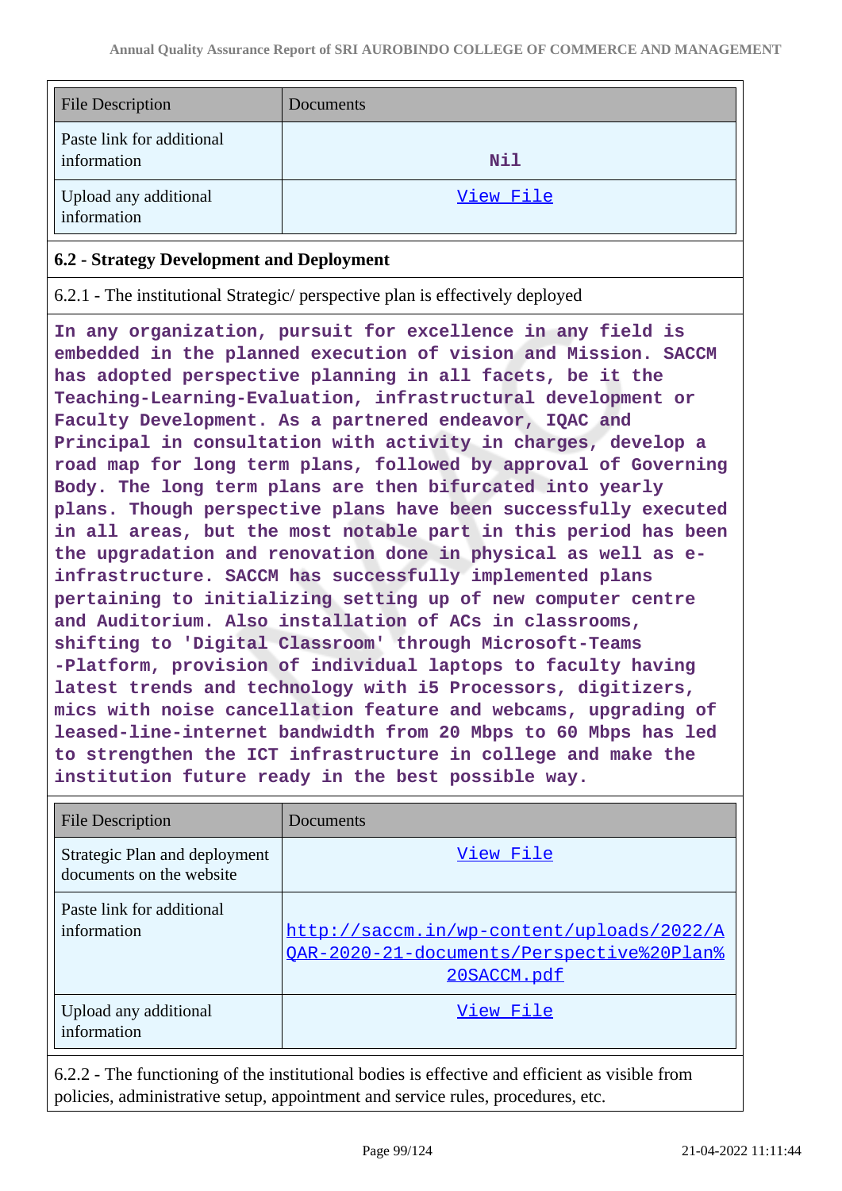| File Description | Documents |
|---|---|
| Paste link for additional information | Nil |
| Upload any additional information | View File |

### 6.2 - Strategy Development and Deployment

6.2.1 - The institutional Strategic/ perspective plan is effectively deployed

In any organization, pursuit for excellence in any field is embedded in the planned execution of vision and Mission. SACCM has adopted perspective planning in all facets, be it the Teaching-Learning-Evaluation, infrastructural development or Faculty Development. As a partnered endeavor, IQAC and Principal in consultation with activity in charges, develop a road map for long term plans, followed by approval of Governing Body. The long term plans are then bifurcated into yearly plans. Though perspective plans have been successfully executed in all areas, but the most notable part in this period has been the upgradation and renovation done in physical as well as e-infrastructure. SACCM has successfully implemented plans pertaining to initializing setting up of new computer centre and Auditorium. Also installation of ACs in classrooms, shifting to 'Digital Classroom' through Microsoft-Teams -Platform, provision of individual laptops to faculty having latest trends and technology with i5 Processors, digitizers, mics with noise cancellation feature and webcams, upgrading of leased-line-internet bandwidth from 20 Mbps to 60 Mbps has led to strengthen the ICT infrastructure in college and make the institution future ready in the best possible way.

| File Description | Documents |
|---|---|
| Strategic Plan and deployment documents on the website | View File |
| Paste link for additional information | http://saccm.in/wp-content/uploads/2022/AQAR-2020-21-documents/Perspective%20Plan%20SACCM.pdf |
| Upload any additional information | View File |

6.2.2 - The functioning of the institutional bodies is effective and efficient as visible from policies, administrative setup, appointment and service rules, procedures, etc.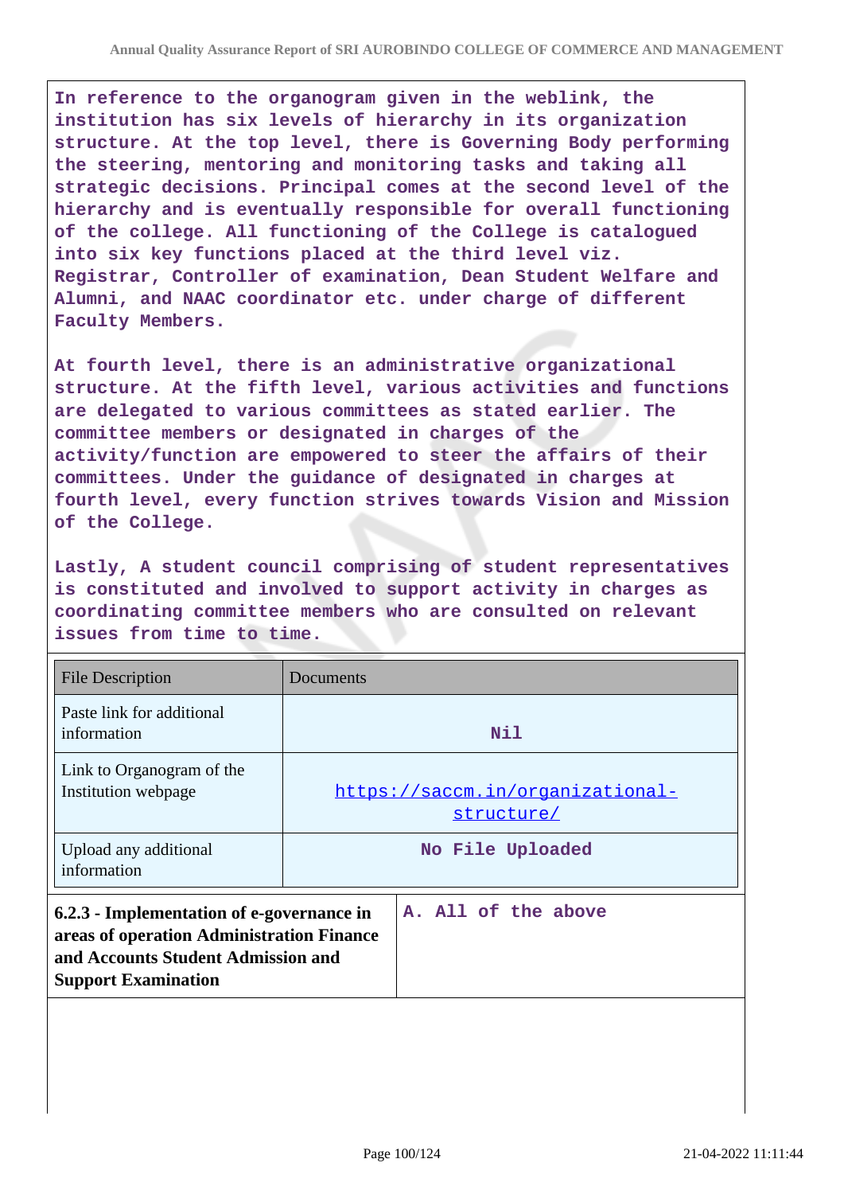**In reference to the organogram given in the weblink, the institution has six levels of hierarchy in its organization structure. At the top level, there is Governing Body performing the steering, mentoring and monitoring tasks and taking all strategic decisions. Principal comes at the second level of the hierarchy and is eventually responsible for overall functioning of the college. All functioning of the College is catalogued into six key functions placed at the third level viz. Registrar, Controller of examination, Dean Student Welfare and Alumni, and NAAC coordinator etc. under charge of different Faculty Members.**

**At fourth level, there is an administrative organizational structure. At the fifth level, various activities and functions are delegated to various committees as stated earlier. The committee members or designated in charges of the activity/function are empowered to steer the affairs of their committees. Under the guidance of designated in charges at fourth level, every function strives towards Vision and Mission of the College.**

**Lastly, A student council comprising of student representatives is constituted and involved to support activity in charges as coordinating committee members who are consulted on relevant issues from time to time.**

| File Description | Documents |
|---|---|
| Paste link for additional information | **Nil** |
| Link to Organogram of the Institution webpage | https://saccm.in/organizational-structure/ |
| Upload any additional information | **No File Uploaded** |

| **6.2.3 - Implementation of e-governance in areas of operation Administration Finance and Accounts Student Admission and Support Examination** | **A. All of the above** |
|---|---|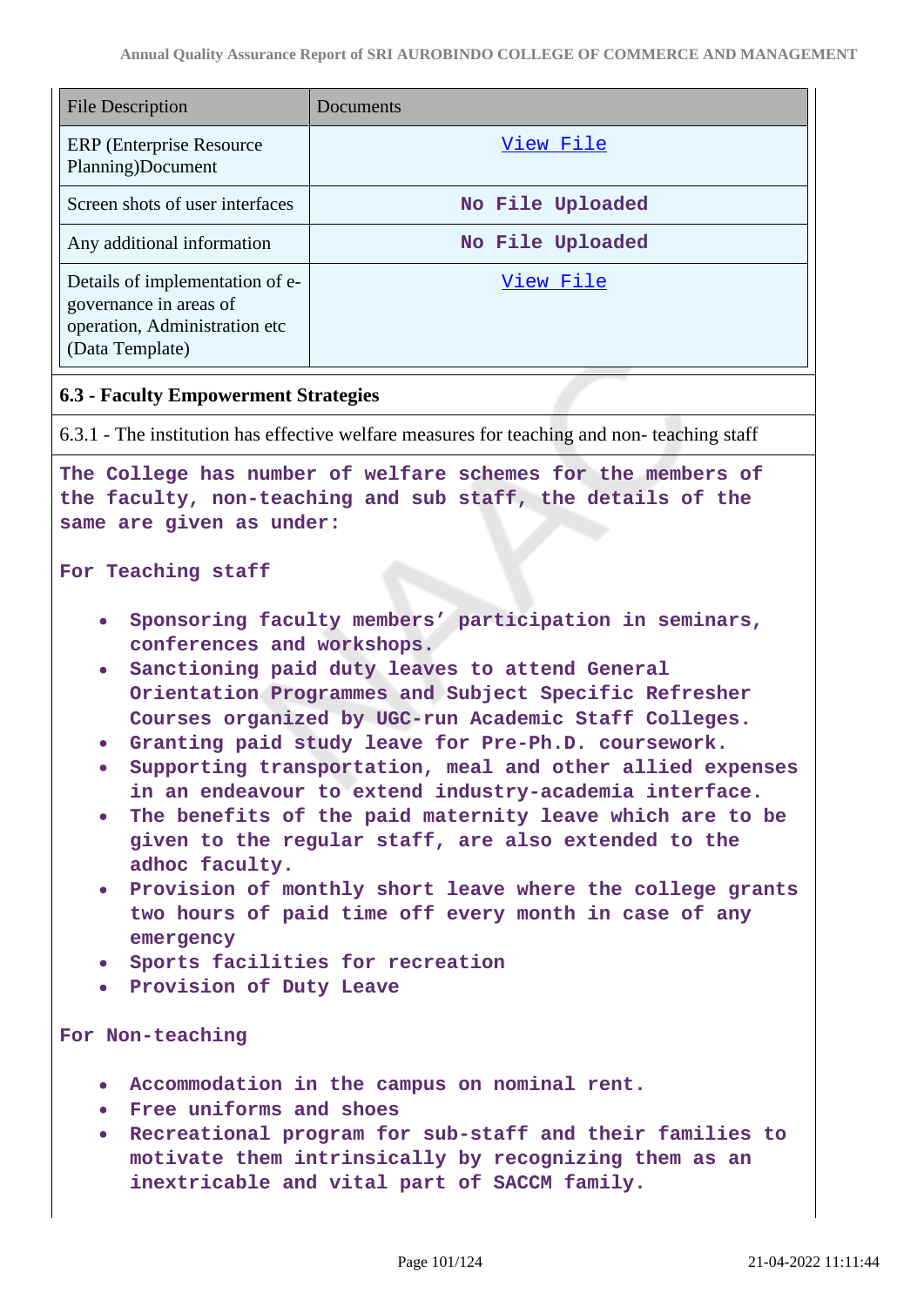| File Description | Documents |
|---|---|
| ERP (Enterprise Resource Planning)Document | View File |
| Screen shots of user interfaces | No File Uploaded |
| Any additional information | No File Uploaded |
| Details of implementation of e-governance in areas of operation, Administration etc (Data Template) | View File |

### 6.3 - Faculty Empowerment Strategies

6.3.1 - The institution has effective welfare measures for teaching and non- teaching staff

**The College has number of welfare schemes for the members of the faculty, non-teaching and sub staff, the details of the same are given as under:**

**For Teaching staff**

- **Sponsoring faculty members' participation in seminars, conferences and workshops.**
- **Sanctioning paid duty leaves to attend General Orientation Programmes and Subject Specific Refresher Courses organized by UGC-run Academic Staff Colleges.**
- **Granting paid study leave for Pre-Ph.D. coursework.**
- **Supporting transportation, meal and other allied expenses in an endeavour to extend industry-academia interface.**
- **The benefits of the paid maternity leave which are to be given to the regular staff, are also extended to the adhoc faculty.**
- **Provision of monthly short leave where the college grants two hours of paid time off every month in case of any emergency**
- **Sports facilities for recreation**
- **Provision of Duty Leave**

**For Non-teaching**

- **Accommodation in the campus on nominal rent.**
- **Free uniforms and shoes**
- **Recreational program for sub-staff and their families to motivate them intrinsically by recognizing them as an inextricable and vital part of SACCM family.**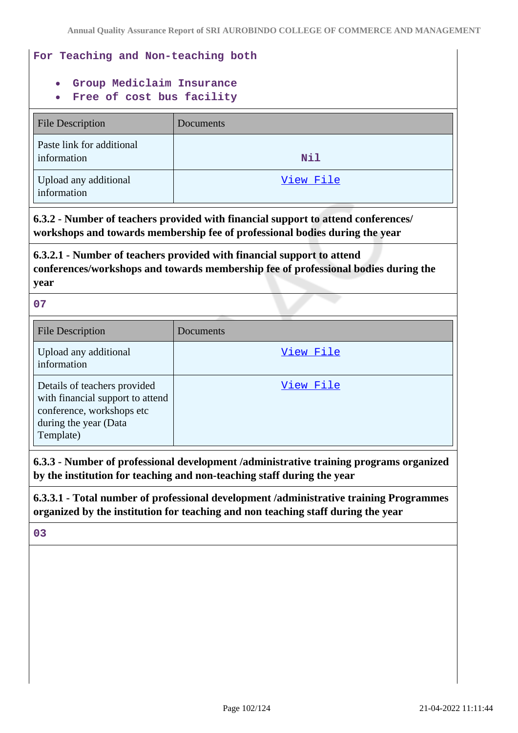For Teaching and Non-teaching both

- Group Mediclaim Insurance
- Free of cost bus facility

| File Description | Documents |
|---|---|
| Paste link for additional information | Nil |
| Upload any additional information | View File |

**6.3.2 - Number of teachers provided with financial support to attend conferences/ workshops and towards membership fee of professional bodies during the year**

**6.3.2.1 - Number of teachers provided with financial support to attend conferences/workshops and towards membership fee of professional bodies during the year**

07

| File Description | Documents |
|---|---|
| Upload any additional information | View File |
| Details of teachers provided with financial support to attend conference, workshops etc during the year (Data Template) | View File |

**6.3.3 - Number of professional development /administrative training programs organized by the institution for teaching and non-teaching staff during the year**

**6.3.3.1 - Total number of professional development /administrative training Programmes organized by the institution for teaching and non teaching staff during the year**

03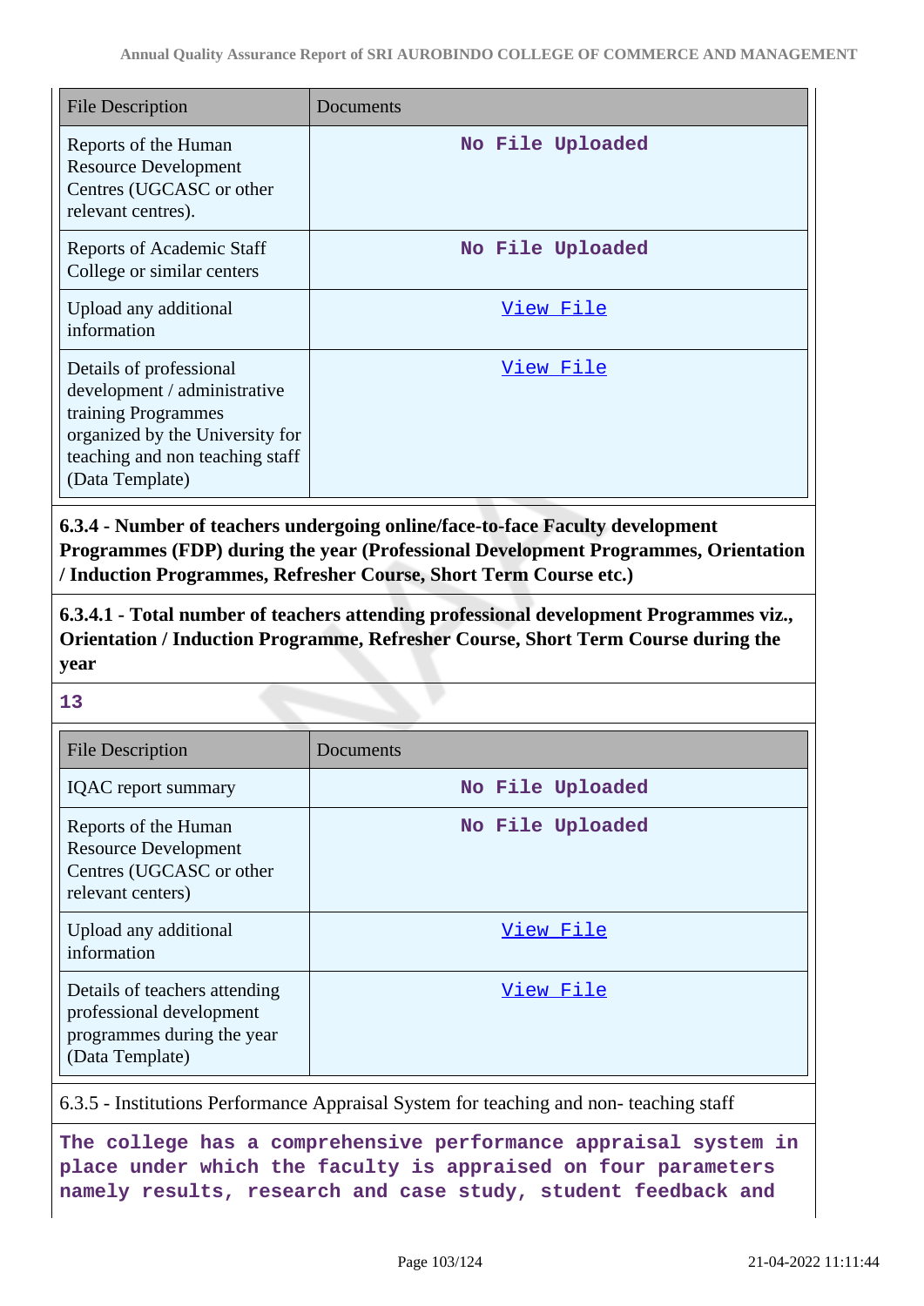| File Description | Documents |
|---|---|
| Reports of the Human Resource Development Centres (UGCASC or other relevant centres). | No File Uploaded |
| Reports of Academic Staff College or similar centers | No File Uploaded |
| Upload any additional information | View File |
| Details of professional development / administrative training Programmes organized by the University for teaching and non teaching staff (Data Template) | View File |

**6.3.4 - Number of teachers undergoing online/face-to-face Faculty development Programmes (FDP) during the year (Professional Development Programmes, Orientation / Induction Programmes, Refresher Course, Short Term Course etc.)**

**6.3.4.1 - Total number of teachers attending professional development Programmes viz., Orientation / Induction Programme, Refresher Course, Short Term Course during the year**

**13**

| File Description | Documents |
|---|---|
| IQAC report summary | No File Uploaded |
| Reports of the Human Resource Development Centres (UGCASC or other relevant centers) | No File Uploaded |
| Upload any additional information | View File |
| Details of teachers attending professional development programmes during the year (Data Template) | View File |

6.3.5 - Institutions Performance Appraisal System for teaching and non- teaching staff

**The college has a comprehensive performance appraisal system in place under which the faculty is appraised on four parameters namely results, research and case study, student feedback and**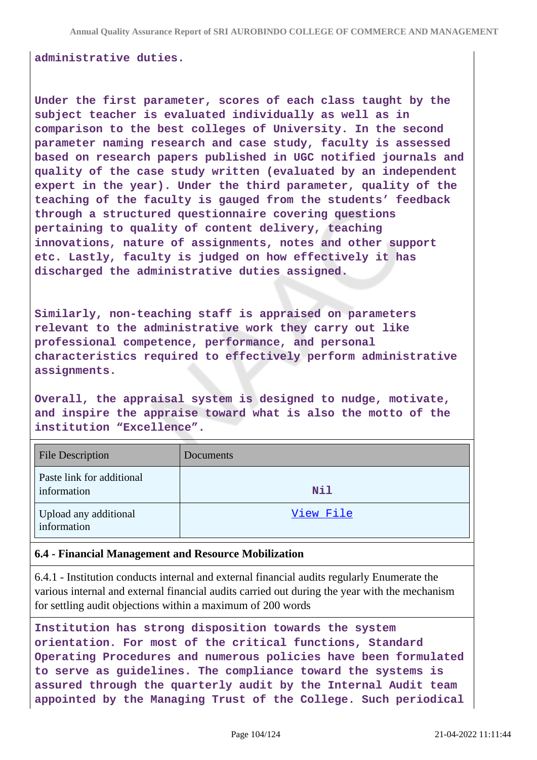**administrative duties.**

**Under the first parameter, scores of each class taught by the subject teacher is evaluated individually as well as in comparison to the best colleges of University. In the second parameter naming research and case study, faculty is assessed based on research papers published in UGC notified journals and quality of the case study written (evaluated by an independent expert in the year). Under the third parameter, quality of the teaching of the faculty is gauged from the students' feedback through a structured questionnaire covering questions pertaining to quality of content delivery, teaching innovations, nature of assignments, notes and other support etc. Lastly, faculty is judged on how effectively it has discharged the administrative duties assigned.**

**Similarly, non-teaching staff is appraised on parameters relevant to the administrative work they carry out like professional competence, performance, and personal characteristics required to effectively perform administrative assignments.**

**Overall, the appraisal system is designed to nudge, motivate, and inspire the appraise toward what is also the motto of the institution "Excellence".**

| File Description | Documents |
|---|---|
| Paste link for additional information | Nil |
| Upload any additional information | View File |

**6.4 - Financial Management and Resource Mobilization**

6.4.1 - Institution conducts internal and external financial audits regularly Enumerate the various internal and external financial audits carried out during the year with the mechanism for settling audit objections within a maximum of 200 words

**Institution has strong disposition towards the system orientation. For most of the critical functions, Standard Operating Procedures and numerous policies have been formulated to serve as guidelines. The compliance toward the systems is assured through the quarterly audit by the Internal Audit team appointed by the Managing Trust of the College. Such periodical**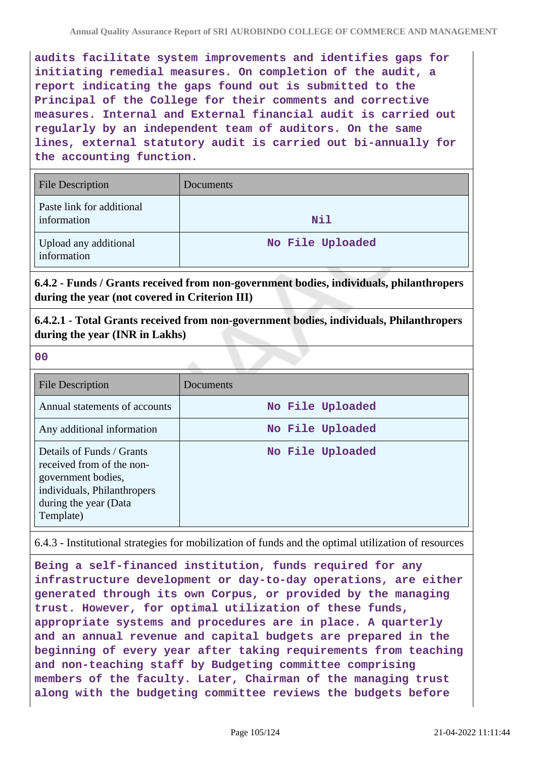**audits facilitate system improvements and identifies gaps for initiating remedial measures. On completion of the audit, a report indicating the gaps found out is submitted to the Principal of the College for their comments and corrective measures. Internal and External financial audit is carried out regularly by an independent team of auditors. On the same lines, external statutory audit is carried out bi-annually for the accounting function.**

| File Description | Documents |
|---|---|
| Paste link for additional information | Nil |
| Upload any additional information | No File Uploaded |

**6.4.2 - Funds / Grants received from non-government bodies, individuals, philanthropers during the year (not covered in Criterion III)**

**6.4.2.1 - Total Grants received from non-government bodies, individuals, Philanthropers during the year (INR in Lakhs)**

**00**

| File Description | Documents |
|---|---|
| Annual statements of accounts | No File Uploaded |
| Any additional information | No File Uploaded |
| Details of Funds / Grants received from the non-government bodies, individuals, Philanthropers during the year (Data Template) | No File Uploaded |

6.4.3 - Institutional strategies for mobilization of funds and the optimal utilization of resources

**Being a self-financed institution, funds required for any infrastructure development or day-to-day operations, are either generated through its own Corpus, or provided by the managing trust. However, for optimal utilization of these funds, appropriate systems and procedures are in place. A quarterly and an annual revenue and capital budgets are prepared in the beginning of every year after taking requirements from teaching and non-teaching staff by Budgeting committee comprising members of the faculty. Later, Chairman of the managing trust along with the budgeting committee reviews the budgets before**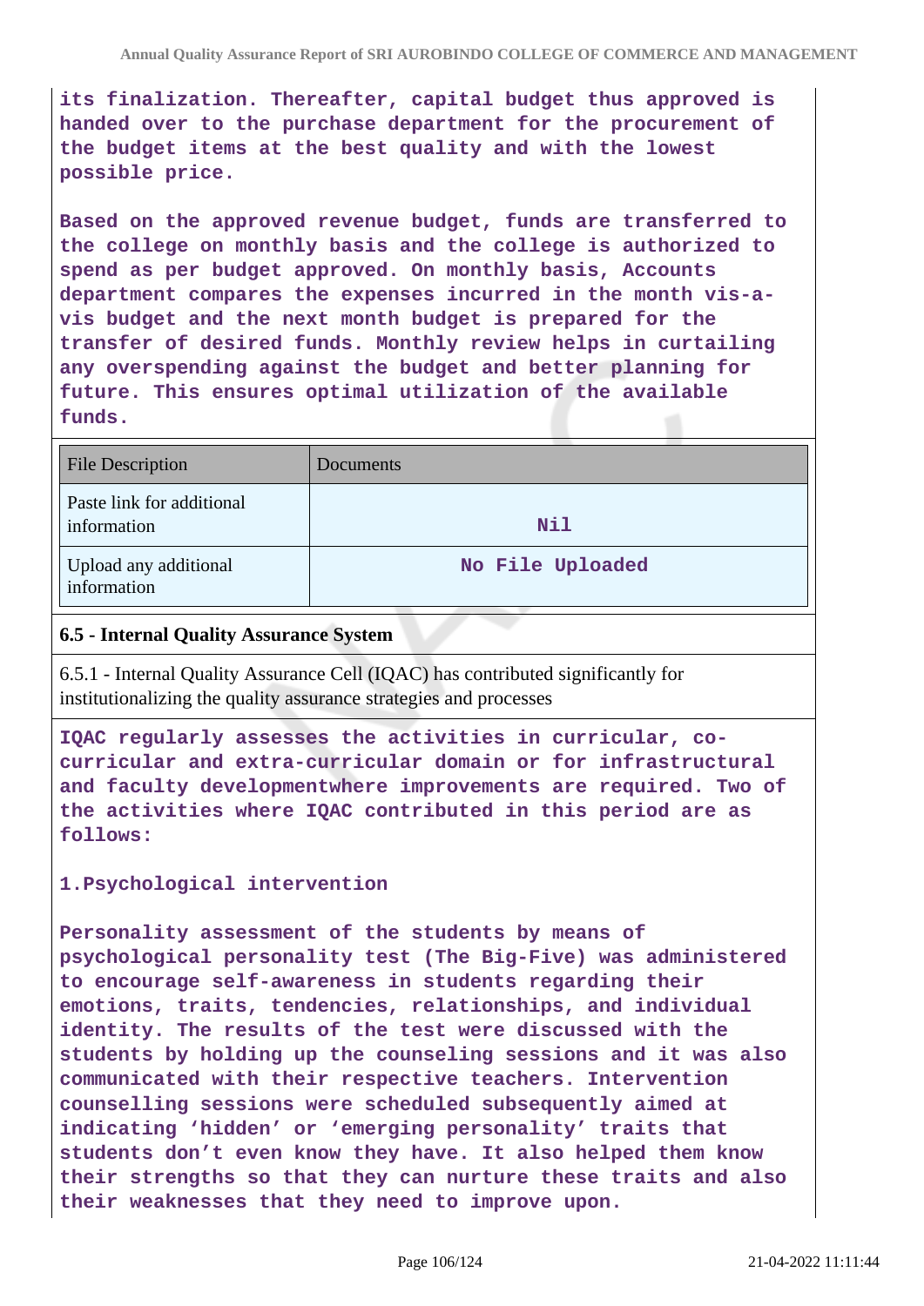its finalization. Thereafter, capital budget thus approved is handed over to the purchase department for the procurement of the budget items at the best quality and with the lowest possible price.

Based on the approved revenue budget, funds are transferred to the college on monthly basis and the college is authorized to spend as per budget approved. On monthly basis, Accounts department compares the expenses incurred in the month vis-a-vis budget and the next month budget is prepared for the transfer of desired funds. Monthly review helps in curtailing any overspending against the budget and better planning for future. This ensures optimal utilization of the available funds.

| File Description | Documents |
|---|---|
| Paste link for additional information | Nil |
| Upload any additional information | No File Uploaded |

**6.5 - Internal Quality Assurance System**

6.5.1 - Internal Quality Assurance Cell (IQAC) has contributed significantly for institutionalizing the quality assurance strategies and processes

IQAC regularly assesses the activities in curricular, co-curricular and extra-curricular domain or for infrastructural and faculty developmentwhere improvements are required. Two of the activities where IQAC contributed in this period are as follows:

1.Psychological intervention

Personality assessment of the students by means of psychological personality test (The Big-Five) was administered to encourage self-awareness in students regarding their emotions, traits, tendencies, relationships, and individual identity. The results of the test were discussed with the students by holding up the counseling sessions and it was also communicated with their respective teachers. Intervention counselling sessions were scheduled subsequently aimed at indicating 'hidden' or 'emerging personality' traits that students don't even know they have. It also helped them know their strengths so that they can nurture these traits and also their weaknesses that they need to improve upon.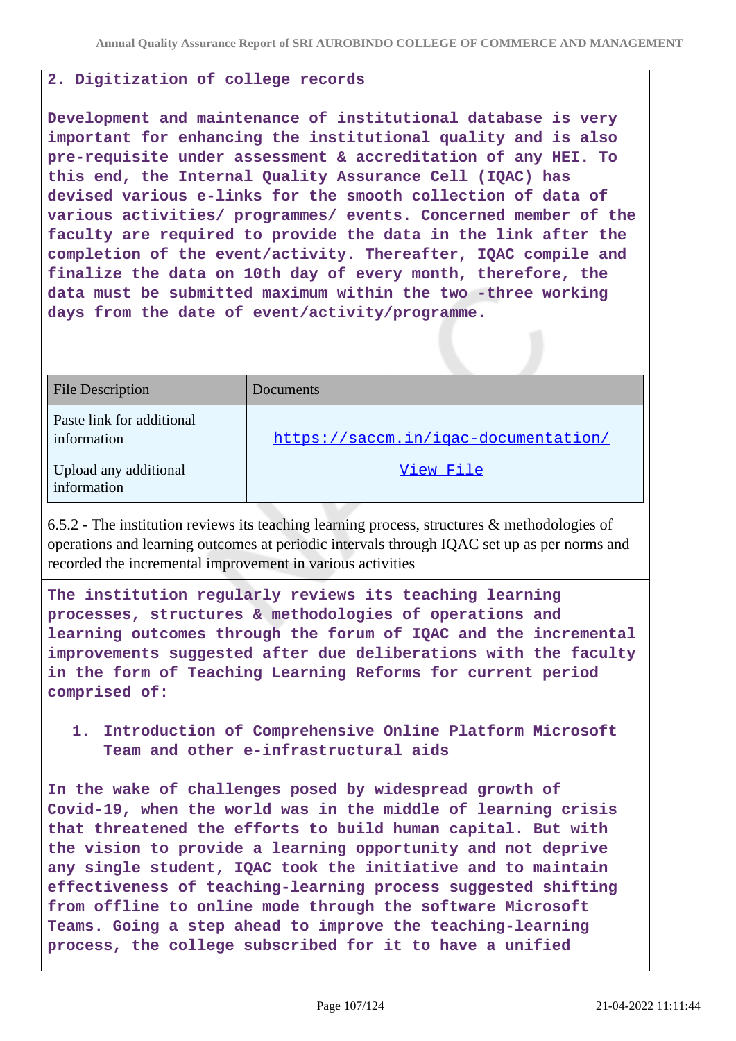**2. Digitization of college records**

**Development and maintenance of institutional database is very important for enhancing the institutional quality and is also pre-requisite under assessment & accreditation of any HEI. To this end, the Internal Quality Assurance Cell (IQAC) has devised various e-links for the smooth collection of data of various activities/ programmes/ events. Concerned member of the faculty are required to provide the data in the link after the completion of the event/activity. Thereafter, IQAC compile and finalize the data on 10th day of every month, therefore, the data must be submitted maximum within the two -three working days from the date of event/activity/programme.**

| File Description | Documents |
| --- | --- |
| Paste link for additional information | https://saccm.in/iqac-documentation/ |
| Upload any additional information | View File |

6.5.2 - The institution reviews its teaching learning process, structures & methodologies of operations and learning outcomes at periodic intervals through IQAC set up as per norms and recorded the incremental improvement in various activities

**The institution regularly reviews its teaching learning processes, structures & methodologies of operations and learning outcomes through the forum of IQAC and the incremental improvements suggested after due deliberations with the faculty in the form of Teaching Learning Reforms for current period comprised of:**

1. **Introduction of Comprehensive Online Platform Microsoft Team and other e-infrastructural aids**

**In the wake of challenges posed by widespread growth of Covid-19, when the world was in the middle of learning crisis that threatened the efforts to build human capital. But with the vision to provide a learning opportunity and not deprive any single student, IQAC took the initiative and to maintain effectiveness of teaching-learning process suggested shifting from offline to online mode through the software Microsoft Teams. Going a step ahead to improve the teaching-learning process, the college subscribed for it to have a unified**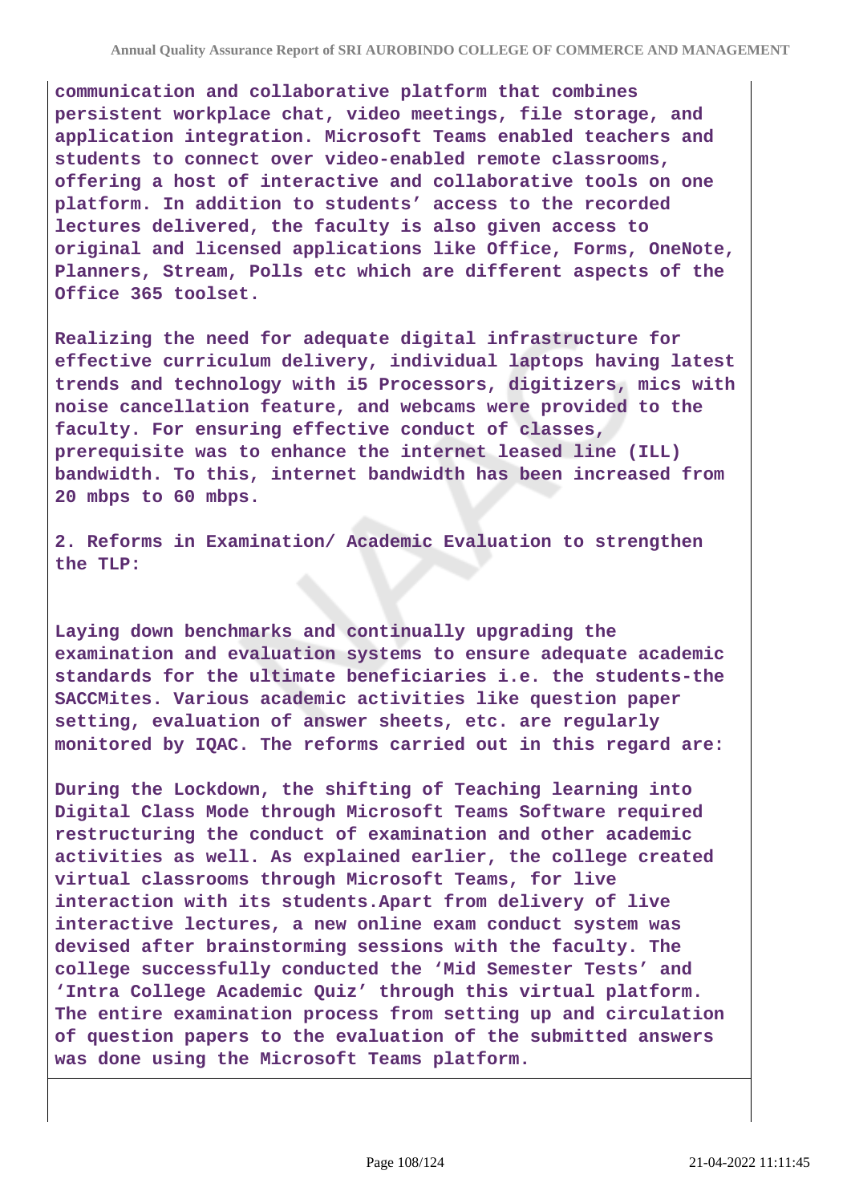**communication and collaborative platform that combines persistent workplace chat, video meetings, file storage, and application integration. Microsoft Teams enabled teachers and students to connect over video-enabled remote classrooms, offering a host of interactive and collaborative tools on one platform. In addition to students' access to the recorded lectures delivered, the faculty is also given access to original and licensed applications like Office, Forms, OneNote, Planners, Stream, Polls etc which are different aspects of the Office 365 toolset.**

**Realizing the need for adequate digital infrastructure for effective curriculum delivery, individual laptops having latest trends and technology with i5 Processors, digitizers, mics with noise cancellation feature, and webcams were provided to the faculty. For ensuring effective conduct of classes, prerequisite was to enhance the internet leased line (ILL) bandwidth. To this, internet bandwidth has been increased from 20 mbps to 60 mbps.**

**2. Reforms in Examination/ Academic Evaluation to strengthen the TLP:**

**Laying down benchmarks and continually upgrading the examination and evaluation systems to ensure adequate academic standards for the ultimate beneficiaries i.e. the students-the SACCMites. Various academic activities like question paper setting, evaluation of answer sheets, etc. are regularly monitored by IQAC. The reforms carried out in this regard are:**

**During the Lockdown, the shifting of Teaching learning into Digital Class Mode through Microsoft Teams Software required restructuring the conduct of examination and other academic activities as well. As explained earlier, the college created virtual classrooms through Microsoft Teams, for live interaction with its students.Apart from delivery of live interactive lectures, a new online exam conduct system was devised after brainstorming sessions with the faculty. The college successfully conducted the 'Mid Semester Tests' and 'Intra College Academic Quiz' through this virtual platform. The entire examination process from setting up and circulation of question papers to the evaluation of the submitted answers was done using the Microsoft Teams platform.**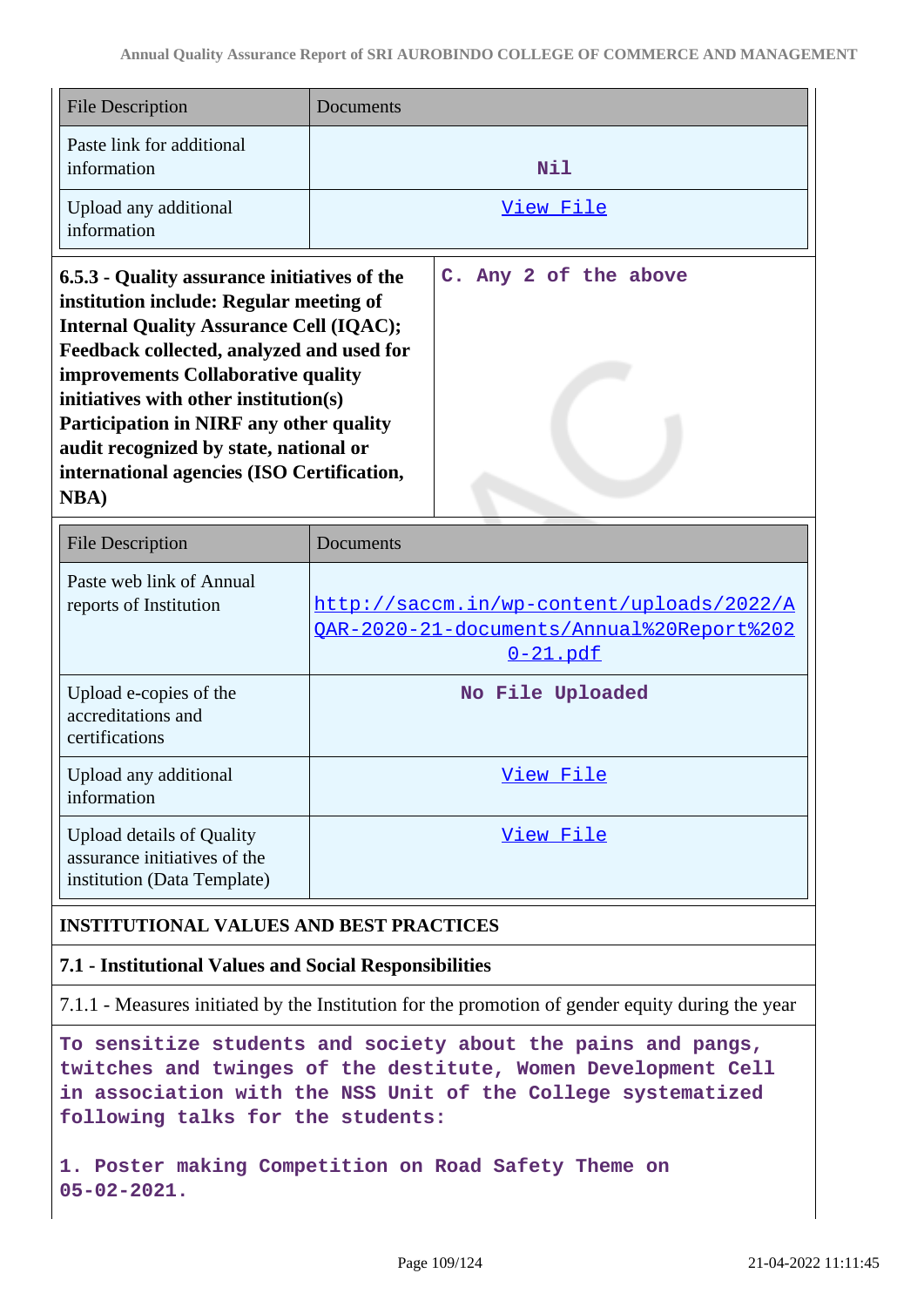| File Description | Documents |
|---|---|
| Paste link for additional information | Nil |
| Upload any additional information | View File |

| 6.5.3 - Quality assurance initiatives of the institution include: Regular meeting of Internal Quality Assurance Cell (IQAC); Feedback collected, analyzed and used for improvements Collaborative quality initiatives with other institution(s) Participation in NIRF any other quality audit recognized by state, national or international agencies (ISO Certification, NBA) | C. Any 2 of the above |
|---|---|

| File Description | Documents |
|---|---|
| Paste web link of Annual reports of Institution | http://saccm.in/wp-content/uploads/2022/AQAR-2020-21-documents/Annual%20Report%2020-21.pdf |
| Upload e-copies of the accreditations and certifications | No File Uploaded |
| Upload any additional information | View File |
| Upload details of Quality assurance initiatives of the institution (Data Template) | View File |

**INSTITUTIONAL VALUES AND BEST PRACTICES**

**7.1 - Institutional Values and Social Responsibilities**

7.1.1 - Measures initiated by the Institution for the promotion of gender equity during the year

To sensitize students and society about the pains and pangs, twitches and twinges of the destitute, Women Development Cell in association with the NSS Unit of the College systematized following talks for the students:

1. Poster making Competition on Road Safety Theme on 05-02-2021.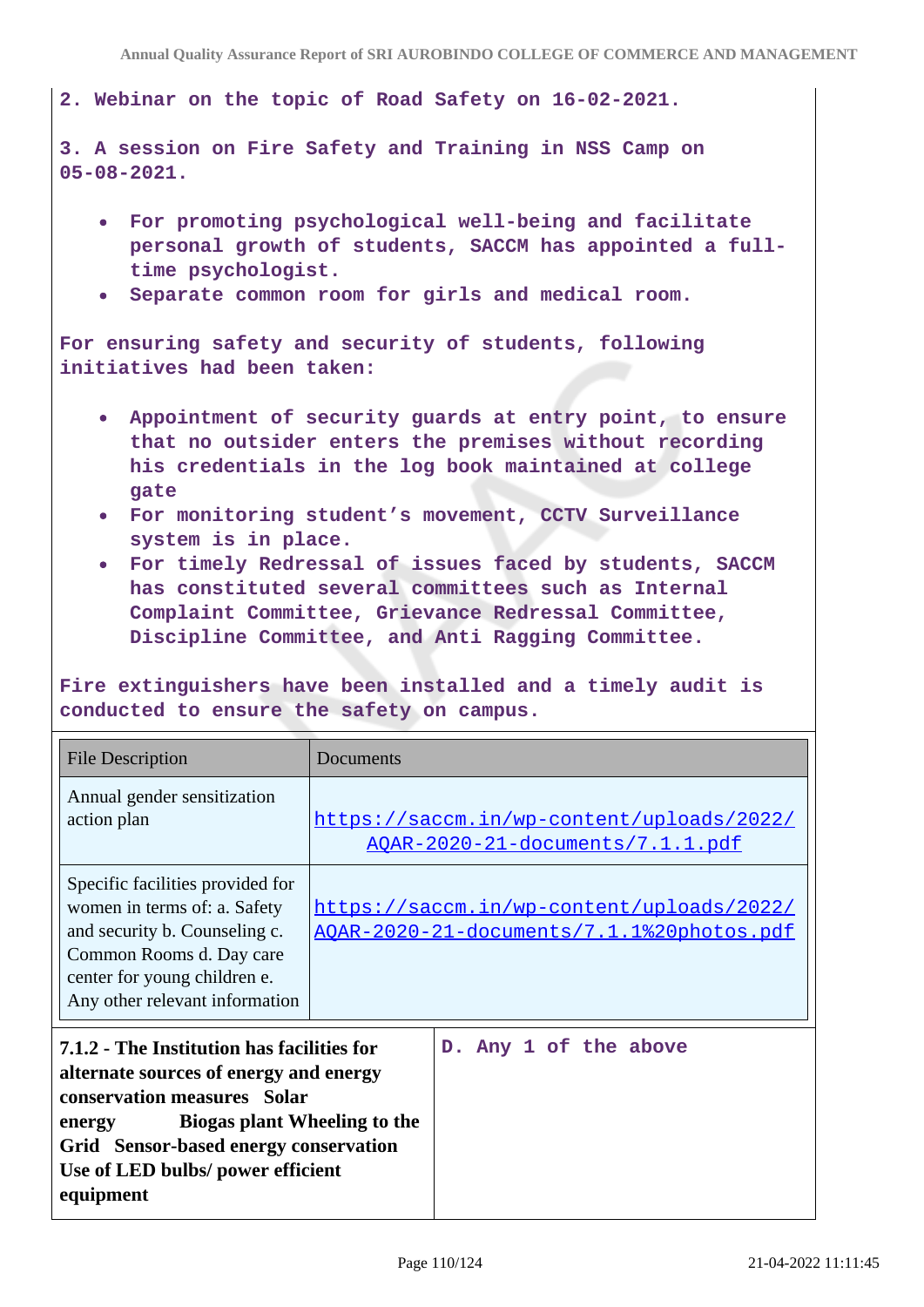2. Webinar on the topic of Road Safety on 16-02-2021.

3. A session on Fire Safety and Training in NSS Camp on 05-08-2021.

- For promoting psychological well-being and facilitate personal growth of students, SACCM has appointed a full-time psychologist.
- Separate common room for girls and medical room.

For ensuring safety and security of students, following initiatives had been taken:

- Appointment of security guards at entry point, to ensure that no outsider enters the premises without recording his credentials in the log book maintained at college gate
- For monitoring student's movement, CCTV Surveillance system is in place.
- For timely Redressal of issues faced by students, SACCM has constituted several committees such as Internal Complaint Committee, Grievance Redressal Committee, Discipline Committee, and Anti Ragging Committee.

Fire extinguishers have been installed and a timely audit is conducted to ensure the safety on campus.

| File Description | Documents |
|---|---|
| Annual gender sensitization action plan | https://saccm.in/wp-content/uploads/2022/AQAR-2020-21-documents/7.1.1.pdf |
| Specific facilities provided for women in terms of: a. Safety and security b. Counseling c. Common Rooms d. Day care center for young children e. Any other relevant information | https://saccm.in/wp-content/uploads/2022/AQAR-2020-21-documents/7.1.1%20photos.pdf |

| **7.1.2 - The Institution has facilities for alternate sources of energy and energy conservation measures Solar energy Biogas plant Wheeling to the Grid Sensor-based energy conservation Use of LED bulbs/ power efficient equipment** | D. Any 1 of the above |
|---|---|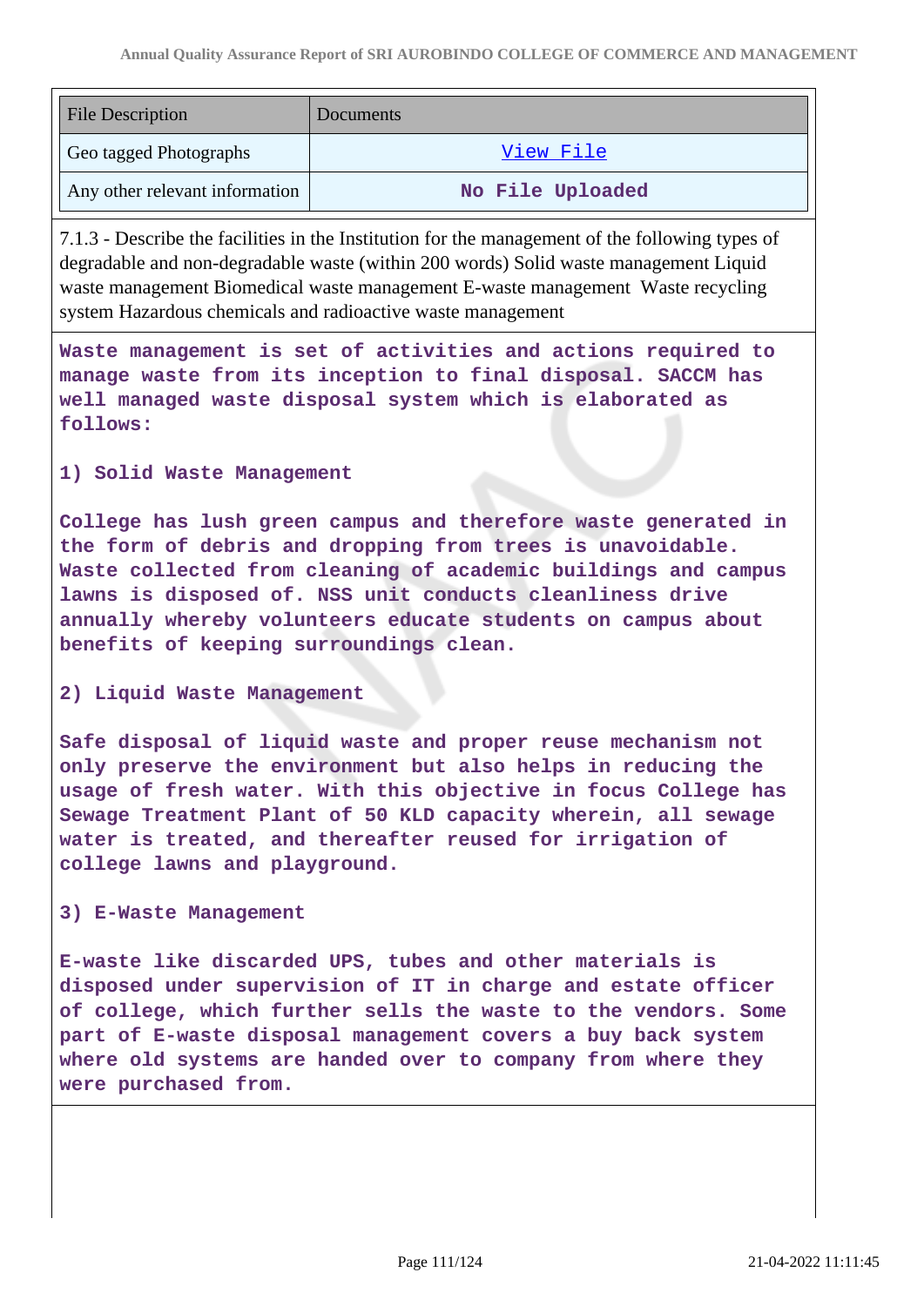| File Description | Documents |
|---|---|
| Geo tagged Photographs | View File |
| Any other relevant information | No File Uploaded |

7.1.3 - Describe the facilities in the Institution for the management of the following types of degradable and non-degradable waste (within 200 words) Solid waste management Liquid waste management Biomedical waste management E-waste management Waste recycling system Hazardous chemicals and radioactive waste management

**Waste management is set of activities and actions required to manage waste from its inception to final disposal. SACCM has well managed waste disposal system which is elaborated as follows:**

**1) Solid Waste Management**

**College has lush green campus and therefore waste generated in the form of debris and dropping from trees is unavoidable. Waste collected from cleaning of academic buildings and campus lawns is disposed of. NSS unit conducts cleanliness drive annually whereby volunteers educate students on campus about benefits of keeping surroundings clean.**

**2) Liquid Waste Management**

**Safe disposal of liquid waste and proper reuse mechanism not only preserve the environment but also helps in reducing the usage of fresh water. With this objective in focus College has Sewage Treatment Plant of 50 KLD capacity wherein, all sewage water is treated, and thereafter reused for irrigation of college lawns and playground.**

**3) E-Waste Management**

**E-waste like discarded UPS, tubes and other materials is disposed under supervision of IT in charge and estate officer of college, which further sells the waste to the vendors. Some part of E-waste disposal management covers a buy back system where old systems are handed over to company from where they were purchased from.**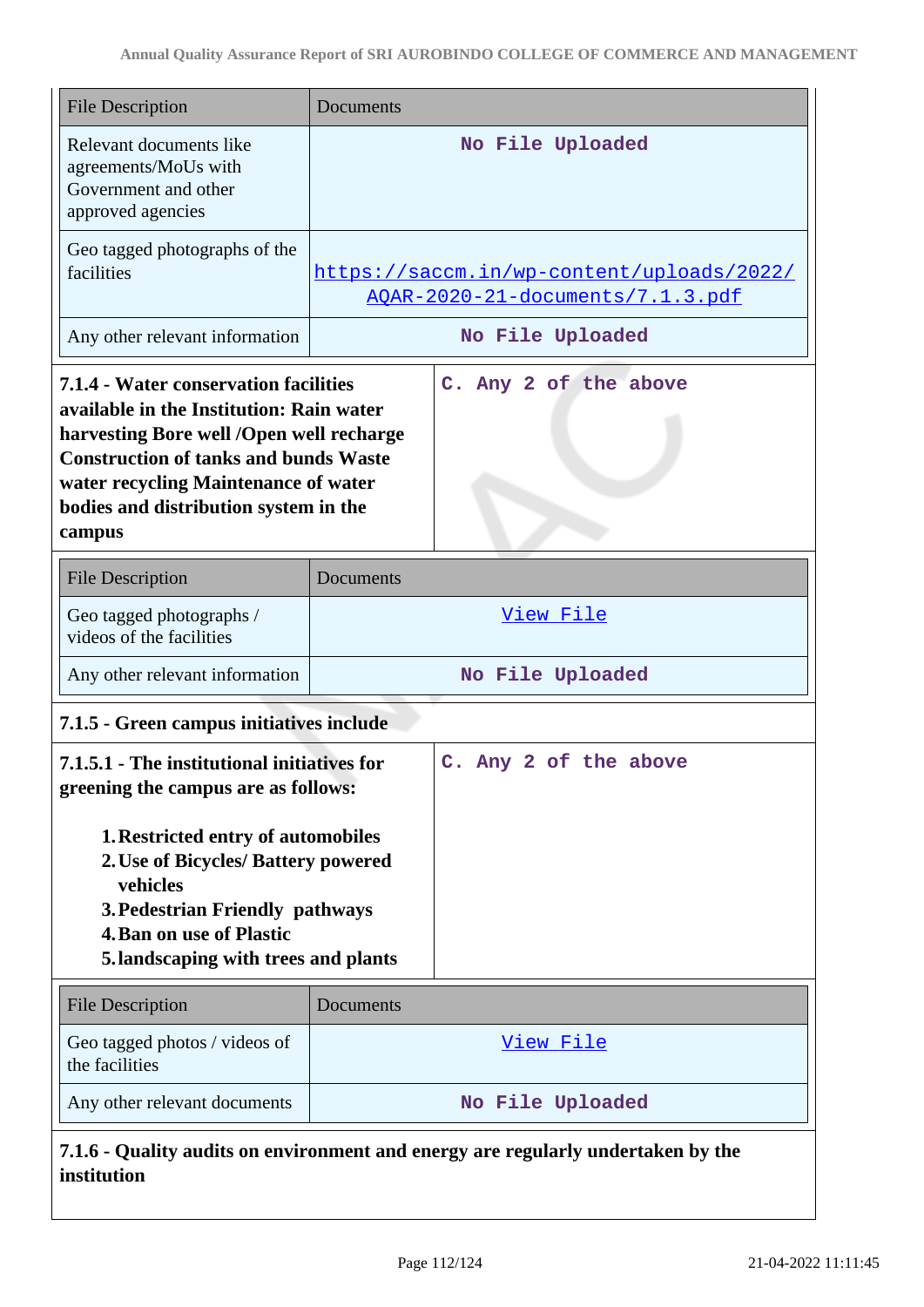| File Description | Documents |
|---|---|
| Relevant documents like agreements/MoUs with Government and other approved agencies | No File Uploaded |
| Geo tagged photographs of the facilities | https://saccm.in/wp-content/uploads/2022/AQAR-2020-21-documents/7.1.3.pdf |
| Any other relevant information | No File Uploaded |

| **7.1.4 - Water conservation facilities available in the Institution: Rain water harvesting Bore well /Open well recharge Construction of tanks and bunds Waste water recycling Maintenance of water bodies and distribution system in the campus** | C. Any 2 of the above |
|---|---|

| File Description | Documents |
|---|---|
| Geo tagged photographs / videos of the facilities | View File |
| Any other relevant information | No File Uploaded |

**7.1.5 - Green campus initiatives include**

| **7.1.5.1 - The institutional initiatives for greening the campus are as follows:** <br><br> **1. Restricted entry of automobiles** <br> **2. Use of Bicycles/ Battery powered vehicles** <br> **3. Pedestrian Friendly pathways** <br> **4. Ban on use of Plastic** <br> **5. landscaping with trees and plants** | C. Any 2 of the above |
|---|---|

| File Description | Documents |
|---|---|
| Geo tagged photos / videos of the facilities | View File |
| Any other relevant documents | No File Uploaded |

**7.1.6 - Quality audits on environment and energy are regularly undertaken by the institution**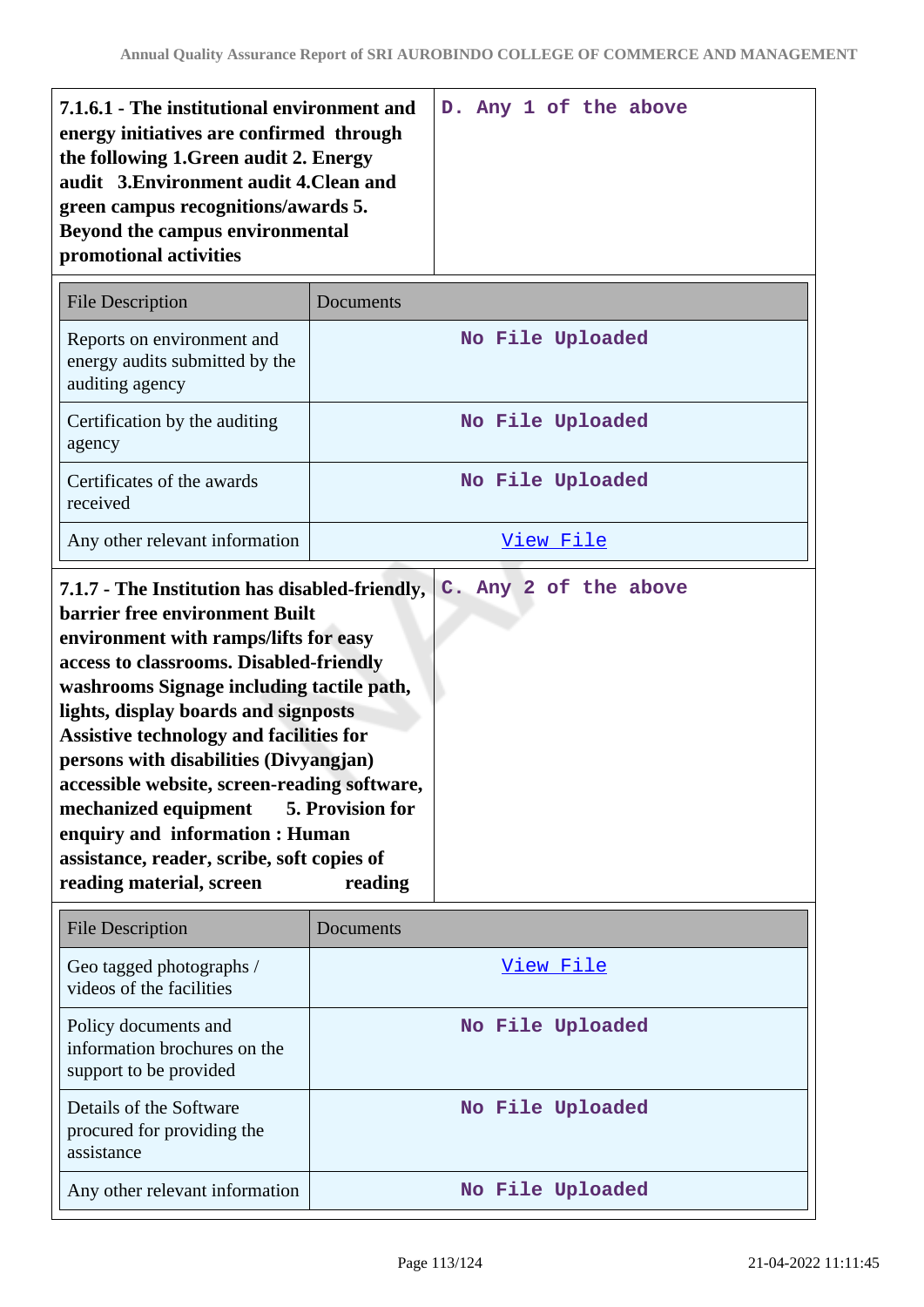| **7.1.6.1 - The institutional environment and energy initiatives are confirmed through the following 1.Green audit 2. Energy audit 3.Environment audit 4.Clean and green campus recognitions/awards 5. Beyond the campus environmental promotional activities** | D. Any 1 of the above |
|---|---|

| File Description | Documents |
|---|---|
| Reports on environment and energy audits submitted by the auditing agency | No File Uploaded |
| Certification by the auditing agency | No File Uploaded |
| Certificates of the awards received | No File Uploaded |
| Any other relevant information | View File |

| **7.1.7 - The Institution has disabled-friendly, barrier free environment Built environment with ramps/lifts for easy access to classrooms. Disabled-friendly washrooms Signage including tactile path, lights, display boards and signposts Assistive technology and facilities for persons with disabilities (Divyangjan) accessible website, screen-reading software, mechanized equipment 5. Provision for enquiry and information : Human assistance, reader, scribe, soft copies of reading material, screen reading** | C. Any 2 of the above |
|---|---|

| File Description | Documents |
|---|---|
| Geo tagged photographs / videos of the facilities | View File |
| Policy documents and information brochures on the support to be provided | No File Uploaded |
| Details of the Software procured for providing the assistance | No File Uploaded |
| Any other relevant information | No File Uploaded |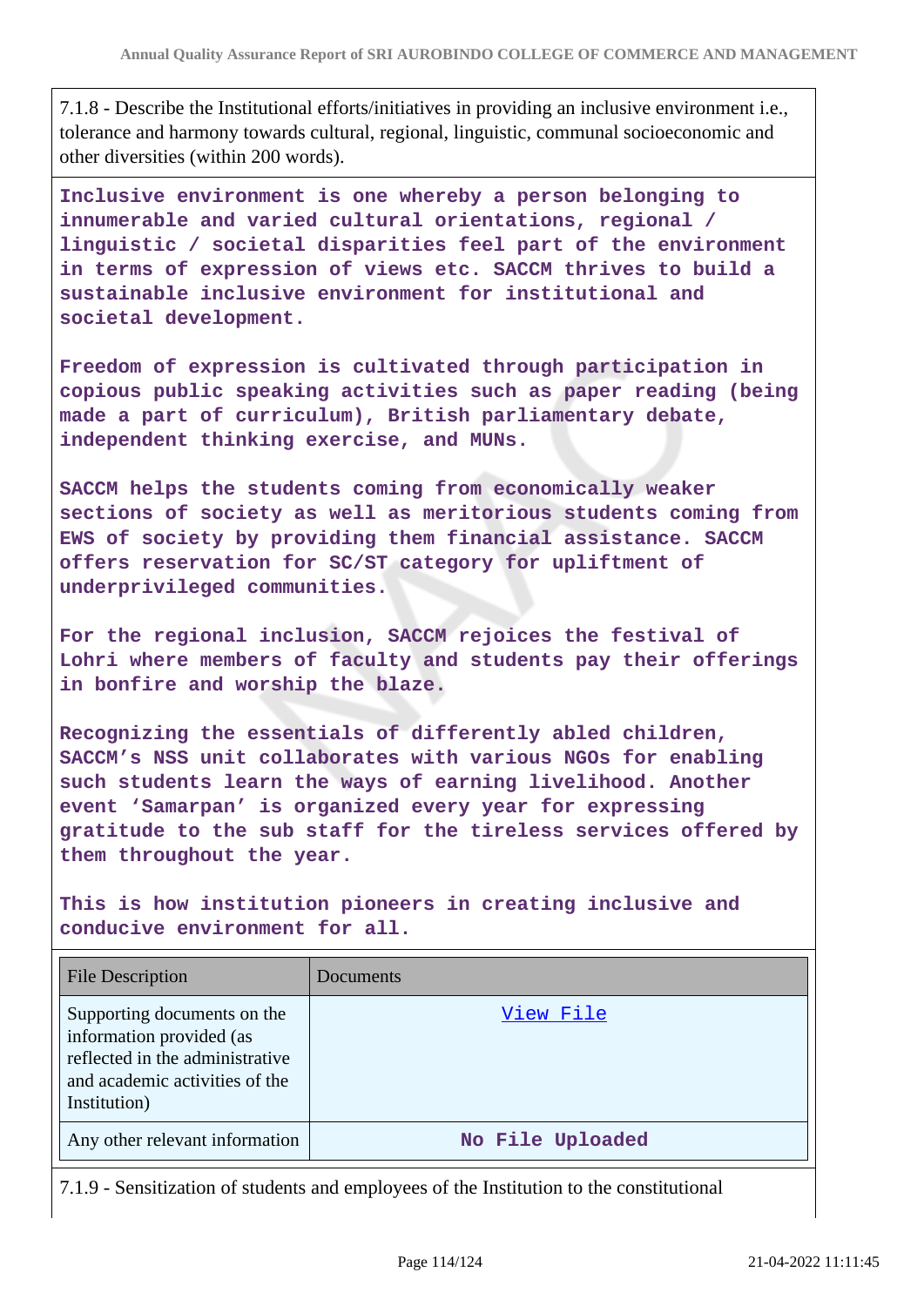7.1.8 - Describe the Institutional efforts/initiatives in providing an inclusive environment i.e., tolerance and harmony towards cultural, regional, linguistic, communal socioeconomic and other diversities (within 200 words).

**Inclusive environment is one whereby a person belonging to innumerable and varied cultural orientations, regional / linguistic / societal disparities feel part of the environment in terms of expression of views etc. SACCM thrives to build a sustainable inclusive environment for institutional and societal development.**

**Freedom of expression is cultivated through participation in copious public speaking activities such as paper reading (being made a part of curriculum), British parliamentary debate, independent thinking exercise, and MUNs.**

**SACCM helps the students coming from economically weaker sections of society as well as meritorious students coming from EWS of society by providing them financial assistance. SACCM offers reservation for SC/ST category for upliftment of underprivileged communities.**

**For the regional inclusion, SACCM rejoices the festival of Lohri where members of faculty and students pay their offerings in bonfire and worship the blaze.**

**Recognizing the essentials of differently abled children, SACCM's NSS unit collaborates with various NGOs for enabling such students learn the ways of earning livelihood. Another event 'Samarpan' is organized every year for expressing gratitude to the sub staff for the tireless services offered by them throughout the year.**

**This is how institution pioneers in creating inclusive and conducive environment for all.**

| File Description | Documents |
|---|---|
| Supporting documents on the information provided (as reflected in the administrative and academic activities of the Institution) | View File |
| Any other relevant information | **No File Uploaded** |

7.1.9 - Sensitization of students and employees of the Institution to the constitutional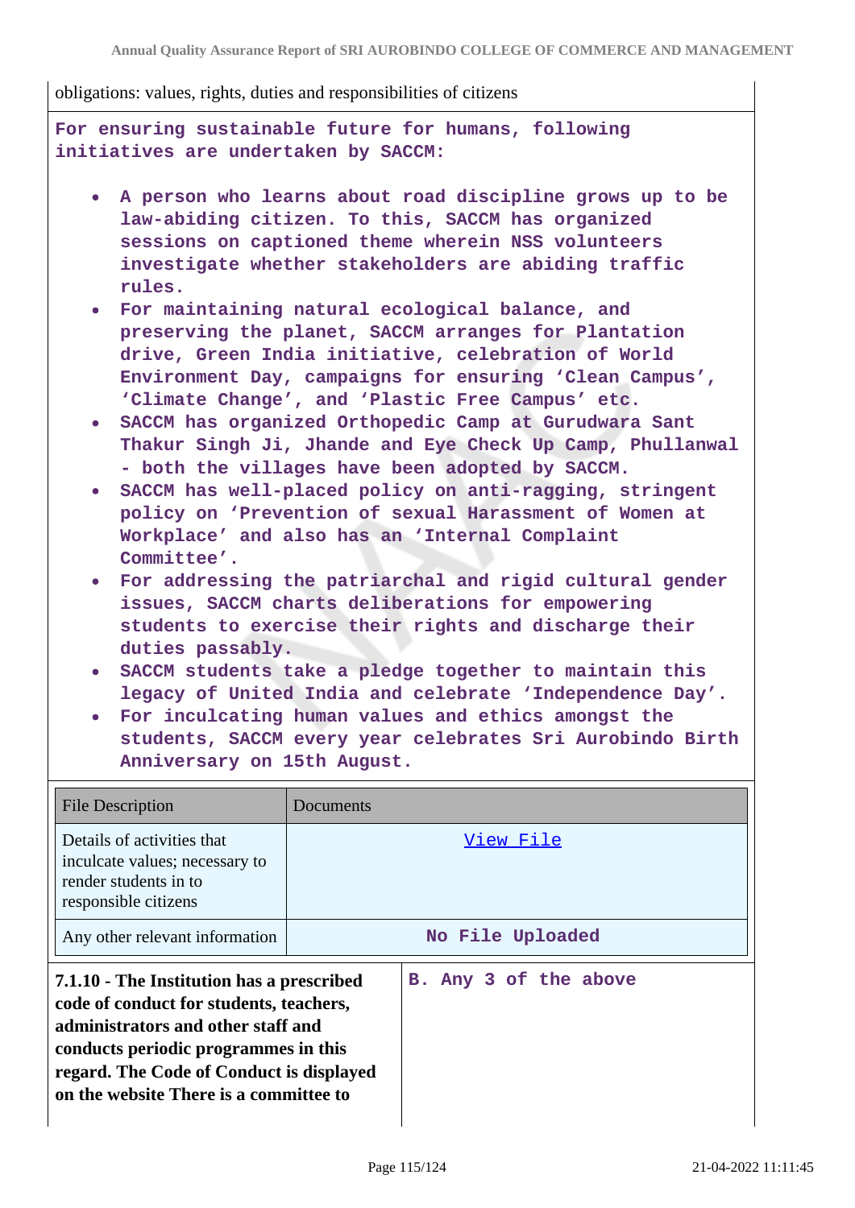obligations: values, rights, duties and responsibilities of citizens

For ensuring sustainable future for humans, following initiatives are undertaken by SACCM:

- A person who learns about road discipline grows up to be law-abiding citizen. To this, SACCM has organized sessions on captioned theme wherein NSS volunteers investigate whether stakeholders are abiding traffic rules.
- For maintaining natural ecological balance, and preserving the planet, SACCM arranges for Plantation drive, Green India initiative, celebration of World Environment Day, campaigns for ensuring 'Clean Campus', 'Climate Change', and 'Plastic Free Campus' etc.
- SACCM has organized Orthopedic Camp at Gurudwara Sant Thakur Singh Ji, Jhande and Eye Check Up Camp, Phullanwal - both the villages have been adopted by SACCM.
- SACCM has well-placed policy on anti-ragging, stringent policy on 'Prevention of sexual Harassment of Women at Workplace' and also has an 'Internal Complaint Committee'.
- For addressing the patriarchal and rigid cultural gender issues, SACCM charts deliberations for empowering students to exercise their rights and discharge their duties passably.
- SACCM students take a pledge together to maintain this legacy of United India and celebrate 'Independence Day'.
- For inculcating human values and ethics amongst the students, SACCM every year celebrates Sri Aurobindo Birth Anniversary on 15th August.

| File Description | Documents |
|---|---|
| Details of activities that inculcate values; necessary to render students in to responsible citizens | View File |
| Any other relevant information | No File Uploaded |

| **7.1.10 - The Institution has a prescribed code of conduct for students, teachers, administrators and other staff and conducts periodic programmes in this regard. The Code of Conduct is displayed on the website There is a committee to** | B. Any 3 of the above |
|---|---|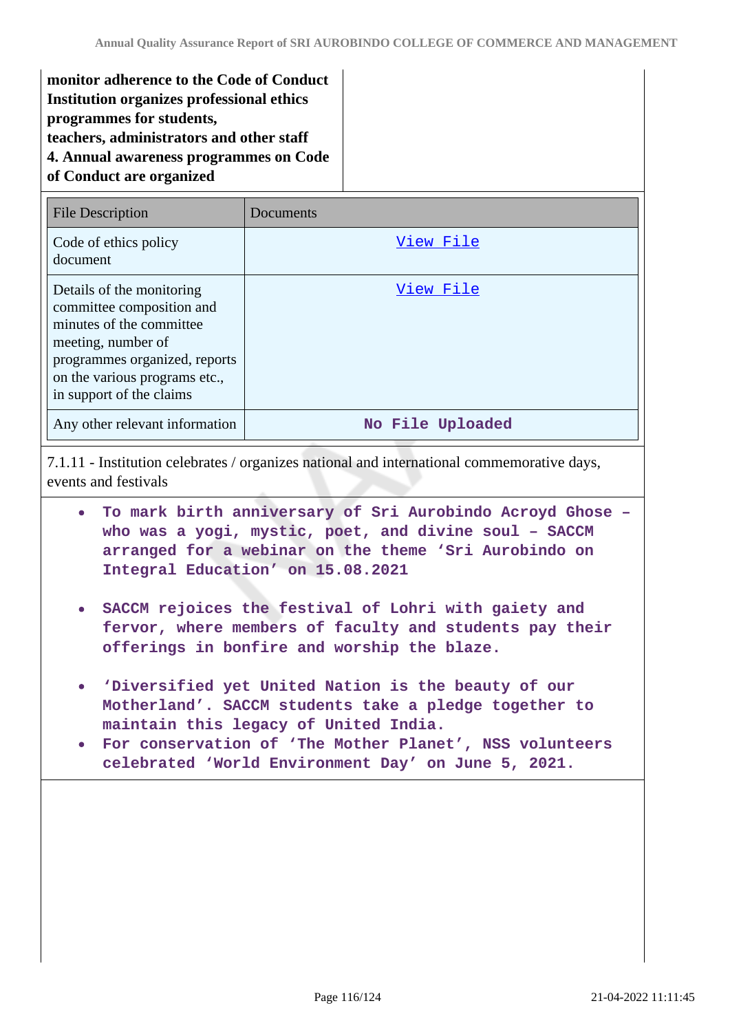**monitor adherence to the Code of Conduct Institution organizes professional ethics programmes for students, teachers, administrators and other staff 4. Annual awareness programmes on Code of Conduct are organized**

| File Description | Documents |
| --- | --- |
| Code of ethics policy document | View File |
| Details of the monitoring committee composition and minutes of the committee meeting, number of programmes organized, reports on the various programs etc., in support of the claims | View File |
| Any other relevant information | No File Uploaded |

7.1.11 - Institution celebrates / organizes national and international commemorative days, events and festivals

- To mark birth anniversary of Sri Aurobindo Acroyd Ghose – who was a yogi, mystic, poet, and divine soul – SACCM arranged for a webinar on the theme 'Sri Aurobindo on Integral Education' on 15.08.2021
- SACCM rejoices the festival of Lohri with gaiety and fervor, where members of faculty and students pay their offerings in bonfire and worship the blaze.
- 'Diversified yet United Nation is the beauty of our Motherland'. SACCM students take a pledge together to maintain this legacy of United India.
- For conservation of 'The Mother Planet', NSS volunteers celebrated 'World Environment Day' on June 5, 2021.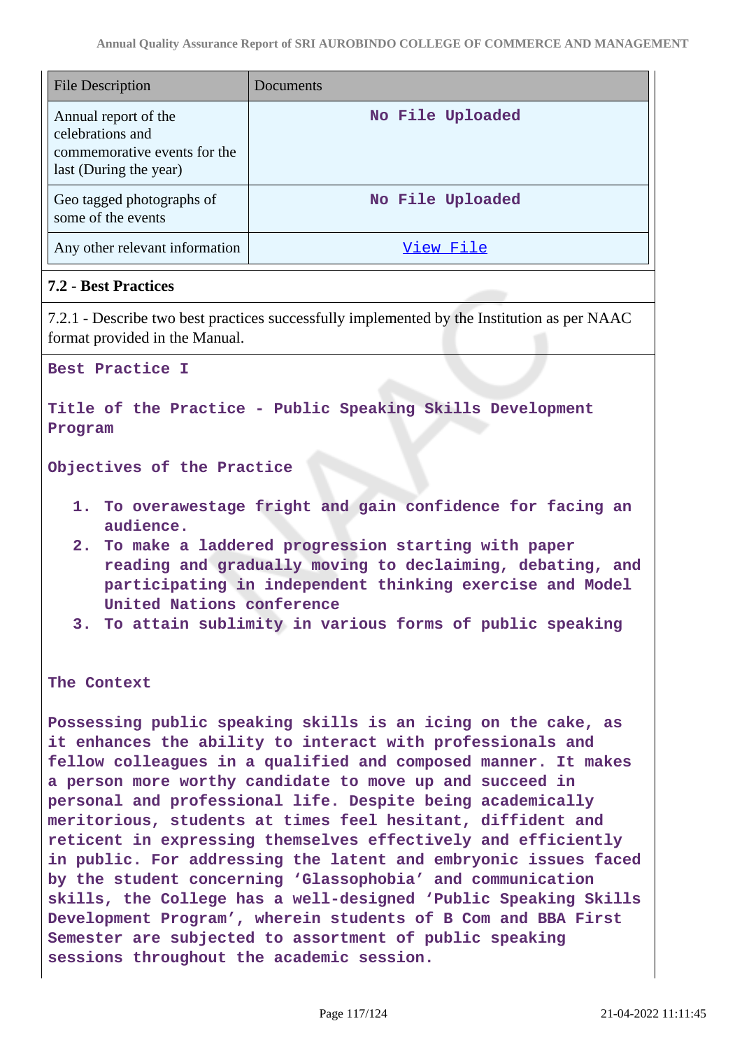| File Description | Documents |
| --- | --- |
| Annual report of the celebrations and commemorative events for the last (During the year) | No File Uploaded |
| Geo tagged photographs of some of the events | No File Uploaded |
| Any other relevant information | View File |

### 7.2 - Best Practices

7.2.1 - Describe two best practices successfully implemented by the Institution as per NAAC format provided in the Manual.

**Best Practice I**

**Title of the Practice - Public Speaking Skills Development Program**

**Objectives of the Practice**

1. To overawestage fright and gain confidence for facing an audience.
2. To make a laddered progression starting with paper reading and gradually moving to declaiming, debating, and participating in independent thinking exercise and Model United Nations conference
3. To attain sublimity in various forms of public speaking

**The Context**

Possessing public speaking skills is an icing on the cake, as it enhances the ability to interact with professionals and fellow colleagues in a qualified and composed manner. It makes a person more worthy candidate to move up and succeed in personal and professional life. Despite being academically meritorious, students at times feel hesitant, diffident and reticent in expressing themselves effectively and efficiently in public. For addressing the latent and embryonic issues faced by the student concerning 'Glassophobia' and communication skills, the College has a well-designed 'Public Speaking Skills Development Program', wherein students of B Com and BBA First Semester are subjected to assortment of public speaking sessions throughout the academic session.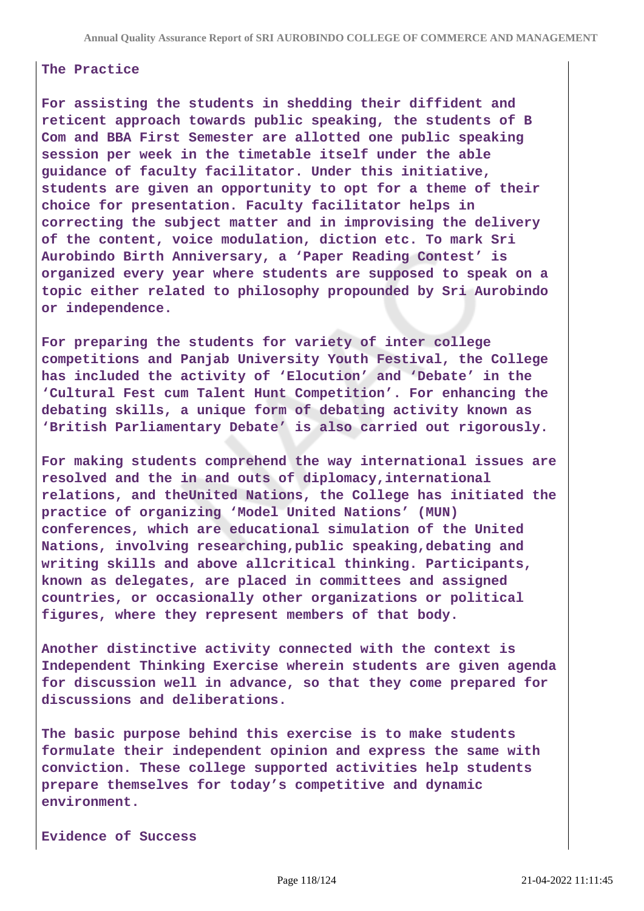**The Practice**

**For assisting the students in shedding their diffident and reticent approach towards public speaking, the students of B Com and BBA First Semester are allotted one public speaking session per week in the timetable itself under the able guidance of faculty facilitator. Under this initiative, students are given an opportunity to opt for a theme of their choice for presentation. Faculty facilitator helps in correcting the subject matter and in improvising the delivery of the content, voice modulation, diction etc. To mark Sri Aurobindo Birth Anniversary, a 'Paper Reading Contest' is organized every year where students are supposed to speak on a topic either related to philosophy propounded by Sri Aurobindo or independence.**

**For preparing the students for variety of inter college competitions and Panjab University Youth Festival, the College has included the activity of 'Elocution' and 'Debate' in the 'Cultural Fest cum Talent Hunt Competition'. For enhancing the debating skills, a unique form of debating activity known as 'British Parliamentary Debate' is also carried out rigorously.**

**For making students comprehend the way international issues are resolved and the in and outs of diplomacy,international relations, and theUnited Nations, the College has initiated the practice of organizing 'Model United Nations' (MUN) conferences, which are educational simulation of the United Nations, involving researching,public speaking,debating and writing skills and above allcritical thinking. Participants, known as delegates, are placed in committees and assigned countries, or occasionally other organizations or political figures, where they represent members of that body.**

**Another distinctive activity connected with the context is Independent Thinking Exercise wherein students are given agenda for discussion well in advance, so that they come prepared for discussions and deliberations.**

**The basic purpose behind this exercise is to make students formulate their independent opinion and express the same with conviction. These college supported activities help students prepare themselves for today's competitive and dynamic environment.**

**Evidence of Success**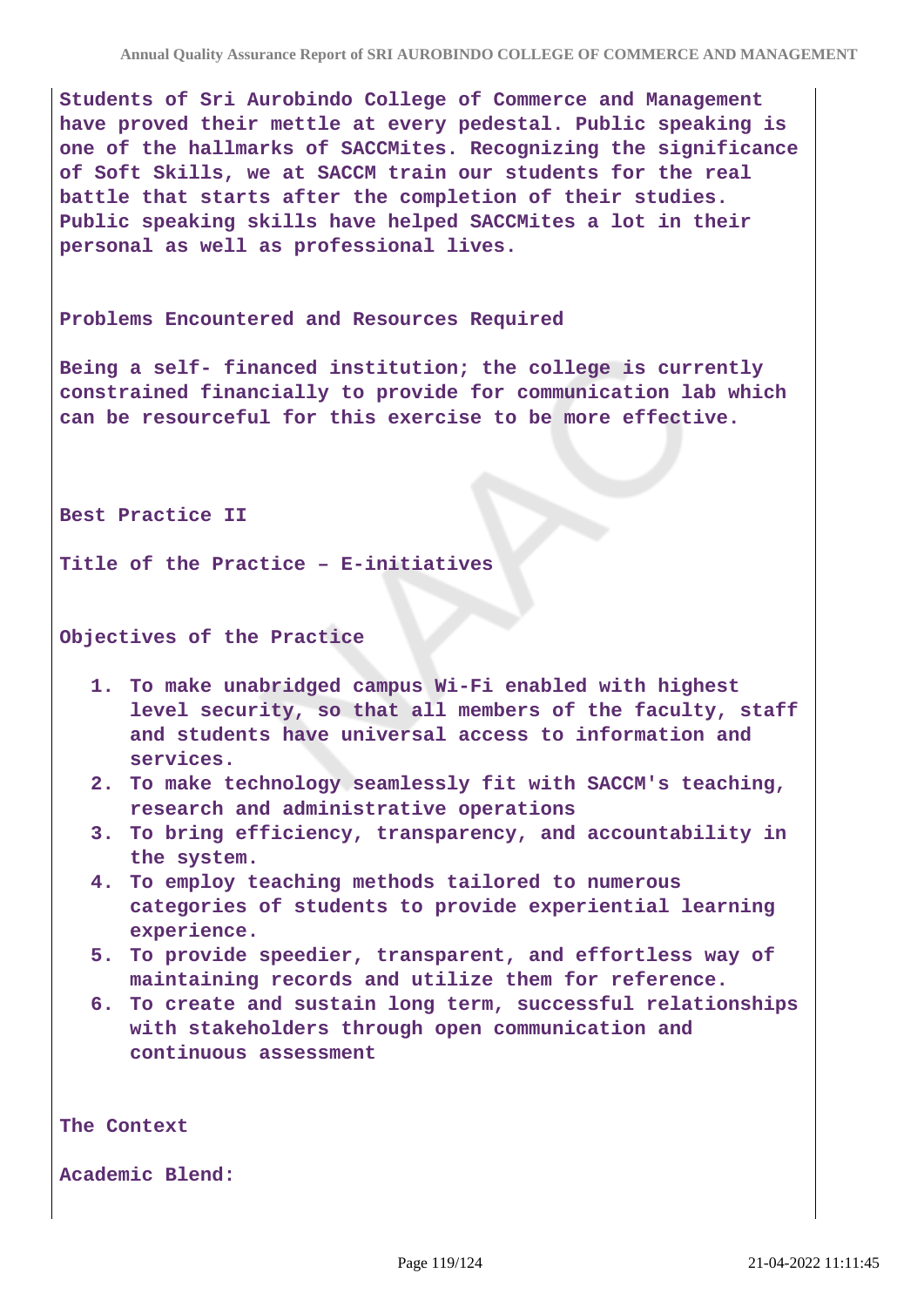Students of Sri Aurobindo College of Commerce and Management have proved their mettle at every pedestal. Public speaking is one of the hallmarks of SACCMites. Recognizing the significance of Soft Skills, we at SACCM train our students for the real battle that starts after the completion of their studies. Public speaking skills have helped SACCMites a lot in their personal as well as professional lives.

Problems Encountered and Resources Required

Being a self- financed institution; the college is currently constrained financially to provide for communication lab which can be resourceful for this exercise to be more effective.

Best Practice II

Title of the Practice – E-initiatives

Objectives of the Practice

1. To make unabridged campus Wi-Fi enabled with highest level security, so that all members of the faculty, staff and students have universal access to information and services.
2. To make technology seamlessly fit with SACCM's teaching, research and administrative operations
3. To bring efficiency, transparency, and accountability in the system.
4. To employ teaching methods tailored to numerous categories of students to provide experiential learning experience.
5. To provide speedier, transparent, and effortless way of maintaining records and utilize them for reference.
6. To create and sustain long term, successful relationships with stakeholders through open communication and continuous assessment

The Context

Academic Blend: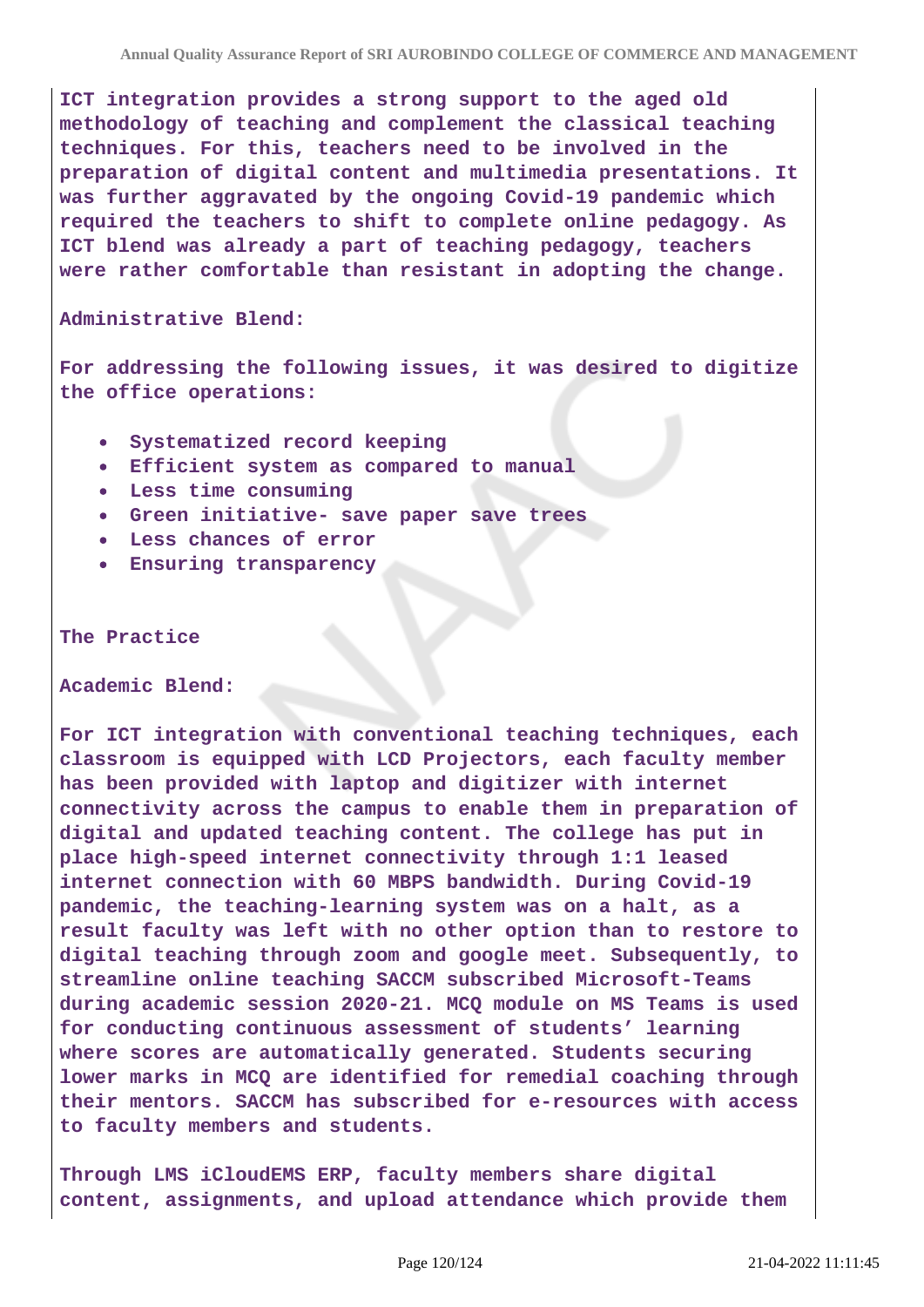ICT integration provides a strong support to the aged old methodology of teaching and complement the classical teaching techniques. For this, teachers need to be involved in the preparation of digital content and multimedia presentations. It was further aggravated by the ongoing Covid-19 pandemic which required the teachers to shift to complete online pedagogy. As ICT blend was already a part of teaching pedagogy, teachers were rather comfortable than resistant in adopting the change.

**Administrative Blend:**

For addressing the following issues, it was desired to digitize the office operations:

- Systematized record keeping
- Efficient system as compared to manual
- Less time consuming
- Green initiative- save paper save trees
- Less chances of error
- Ensuring transparency

**The Practice**

**Academic Blend:**

For ICT integration with conventional teaching techniques, each classroom is equipped with LCD Projectors, each faculty member has been provided with laptop and digitizer with internet connectivity across the campus to enable them in preparation of digital and updated teaching content. The college has put in place high-speed internet connectivity through 1:1 leased internet connection with 60 MBPS bandwidth. During Covid-19 pandemic, the teaching-learning system was on a halt, as a result faculty was left with no other option than to restore to digital teaching through zoom and google meet. Subsequently, to streamline online teaching SACCM subscribed Microsoft-Teams during academic session 2020-21. MCQ module on MS Teams is used for conducting continuous assessment of students' learning where scores are automatically generated. Students securing lower marks in MCQ are identified for remedial coaching through their mentors. SACCM has subscribed for e-resources with access to faculty members and students.

Through LMS iCloudEMS ERP, faculty members share digital content, assignments, and upload attendance which provide them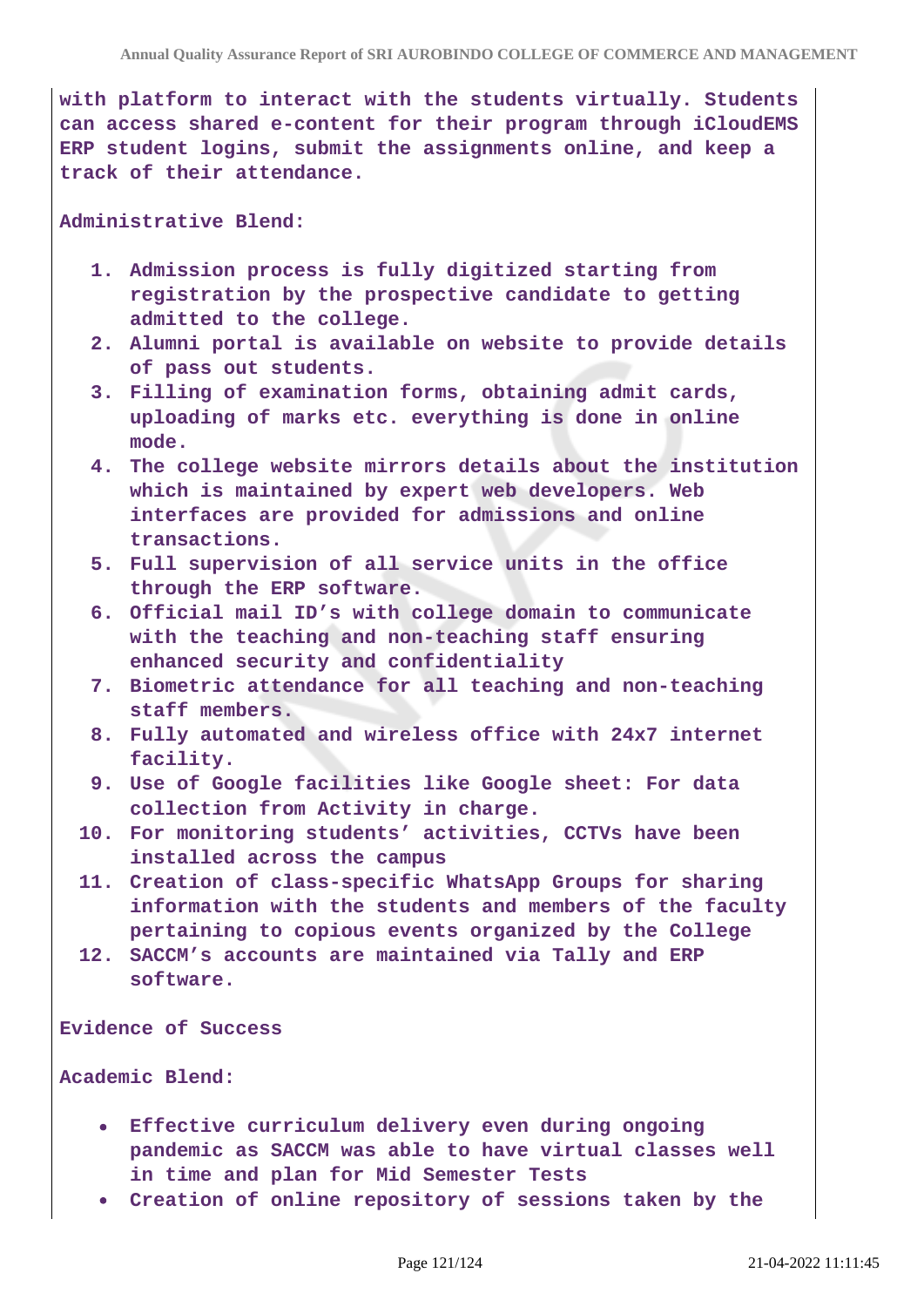with platform to interact with the students virtually. Students can access shared e-content for their program through iCloudEMS ERP student logins, submit the assignments online, and keep a track of their attendance.

**Administrative Blend:**

1. Admission process is fully digitized starting from registration by the prospective candidate to getting admitted to the college.
2. Alumni portal is available on website to provide details of pass out students.
3. Filling of examination forms, obtaining admit cards, uploading of marks etc. everything is done in online mode.
4. The college website mirrors details about the institution which is maintained by expert web developers. Web interfaces are provided for admissions and online transactions.
5. Full supervision of all service units in the office through the ERP software.
6. Official mail ID's with college domain to communicate with the teaching and non-teaching staff ensuring enhanced security and confidentiality
7. Biometric attendance for all teaching and non-teaching staff members.
8. Fully automated and wireless office with 24x7 internet facility.
9. Use of Google facilities like Google sheet: For data collection from Activity in charge.
10. For monitoring students' activities, CCTVs have been installed across the campus
11. Creation of class-specific WhatsApp Groups for sharing information with the students and members of the faculty pertaining to copious events organized by the College
12. SACCM's accounts are maintained via Tally and ERP software.

**Evidence of Success**

**Academic Blend:**

- Effective curriculum delivery even during ongoing pandemic as SACCM was able to have virtual classes well in time and plan for Mid Semester Tests
- Creation of online repository of sessions taken by the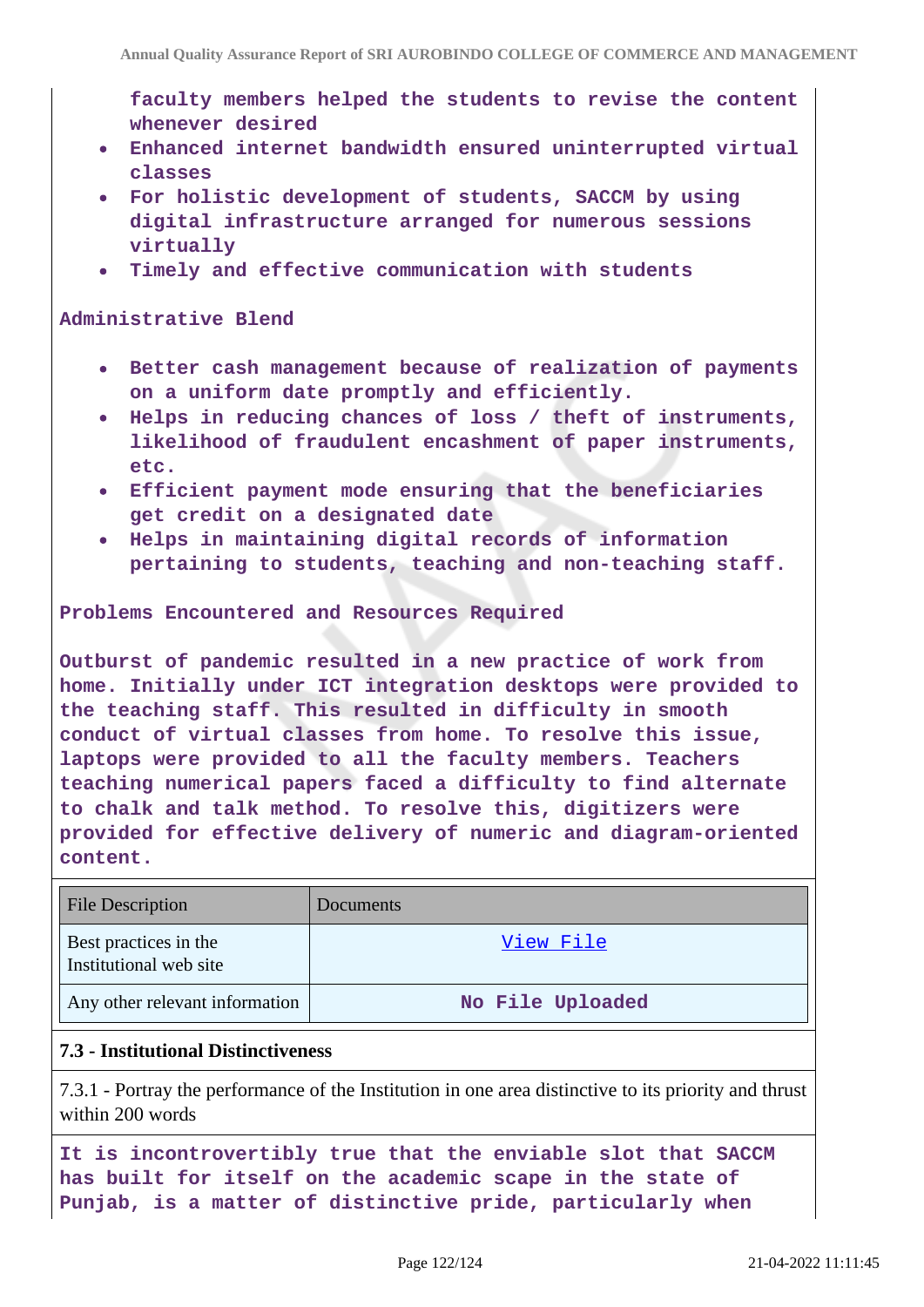faculty members helped the students to revise the content whenever desired

- Enhanced internet bandwidth ensured uninterrupted virtual classes
- For holistic development of students, SACCM by using digital infrastructure arranged for numerous sessions virtually
- Timely and effective communication with students

**Administrative Blend**

- Better cash management because of realization of payments on a uniform date promptly and efficiently.
- Helps in reducing chances of loss / theft of instruments, likelihood of fraudulent encashment of paper instruments, etc.
- Efficient payment mode ensuring that the beneficiaries get credit on a designated date
- Helps in maintaining digital records of information pertaining to students, teaching and non-teaching staff.

**Problems Encountered and Resources Required**

Outburst of pandemic resulted in a new practice of work from home. Initially under ICT integration desktops were provided to the teaching staff. This resulted in difficulty in smooth conduct of virtual classes from home. To resolve this issue, laptops were provided to all the faculty members. Teachers teaching numerical papers faced a difficulty to find alternate to chalk and talk method. To resolve this, digitizers were provided for effective delivery of numeric and diagram-oriented content.

| File Description | Documents |
|---|---|
| Best practices in the Institutional web site | View File |
| Any other relevant information | No File Uploaded |

### 7.3 - Institutional Distinctiveness

7.3.1 - Portray the performance of the Institution in one area distinctive to its priority and thrust within 200 words

It is incontrovertibly true that the enviable slot that SACCM has built for itself on the academic scape in the state of Punjab, is a matter of distinctive pride, particularly when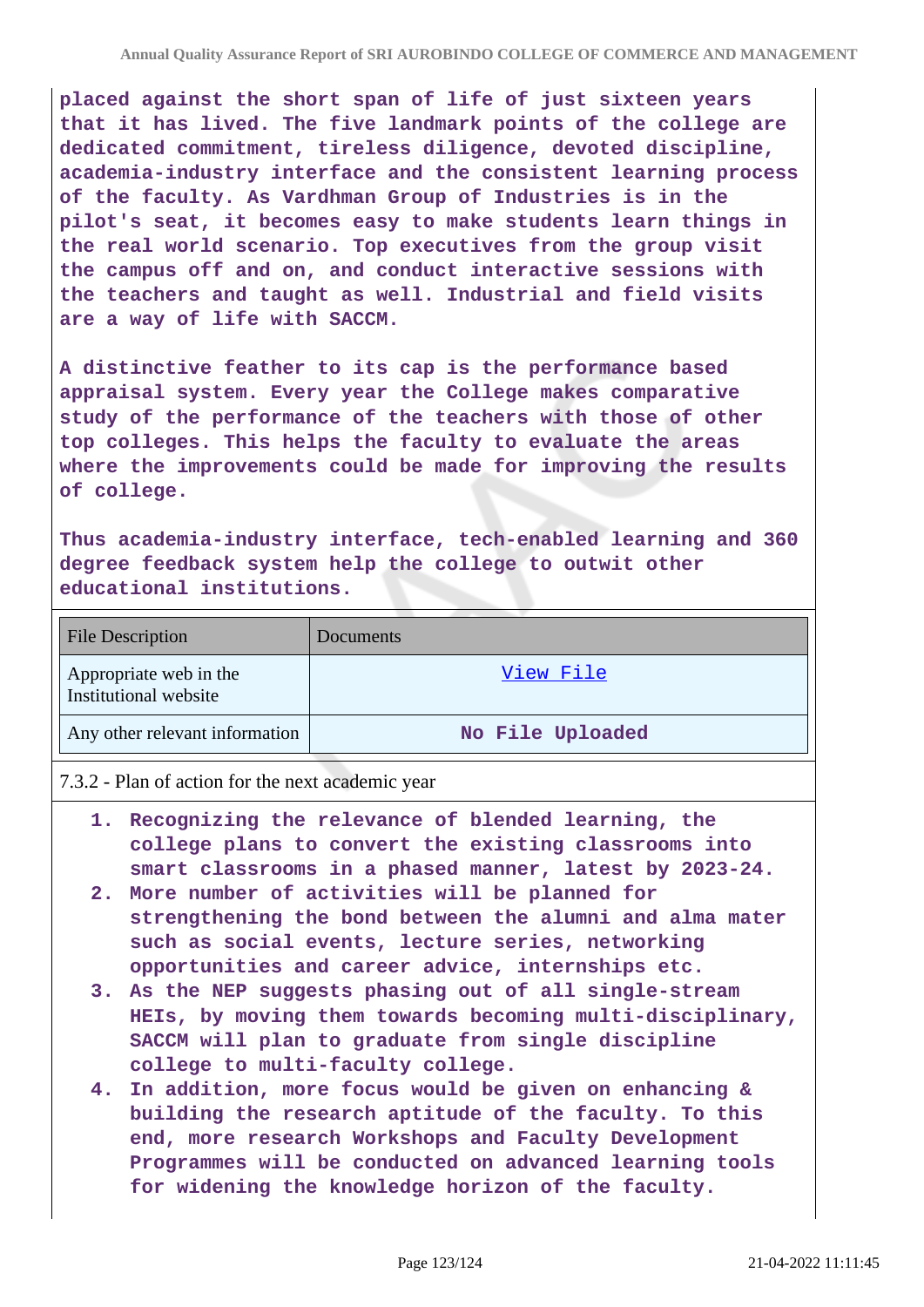**placed against the short span of life of just sixteen years that it has lived. The five landmark points of the college are dedicated commitment, tireless diligence, devoted discipline, academia-industry interface and the consistent learning process of the faculty. As Vardhman Group of Industries is in the pilot's seat, it becomes easy to make students learn things in the real world scenario. Top executives from the group visit the campus off and on, and conduct interactive sessions with the teachers and taught as well. Industrial and field visits are a way of life with SACCM.**

**A distinctive feather to its cap is the performance based appraisal system. Every year the College makes comparative study of the performance of the teachers with those of other top colleges. This helps the faculty to evaluate the areas where the improvements could be made for improving the results of college.**

**Thus academia-industry interface, tech-enabled learning and 360 degree feedback system help the college to outwit other educational institutions.**

| File Description | Documents |
|---|---|
| Appropriate web in the Institutional website | View File |
| Any other relevant information | **No File Uploaded** |

7.3.2 - Plan of action for the next academic year

1. **Recognizing the relevance of blended learning, the college plans to convert the existing classrooms into smart classrooms in a phased manner, latest by 2023-24.**
2. **More number of activities will be planned for strengthening the bond between the alumni and alma mater such as social events, lecture series, networking opportunities and career advice, internships etc.**
3. **As the NEP suggests phasing out of all single-stream HEIs, by moving them towards becoming multi-disciplinary, SACCM will plan to graduate from single discipline college to multi-faculty college.**
4. **In addition, more focus would be given on enhancing & building the research aptitude of the faculty. To this end, more research Workshops and Faculty Development Programmes will be conducted on advanced learning tools for widening the knowledge horizon of the faculty.**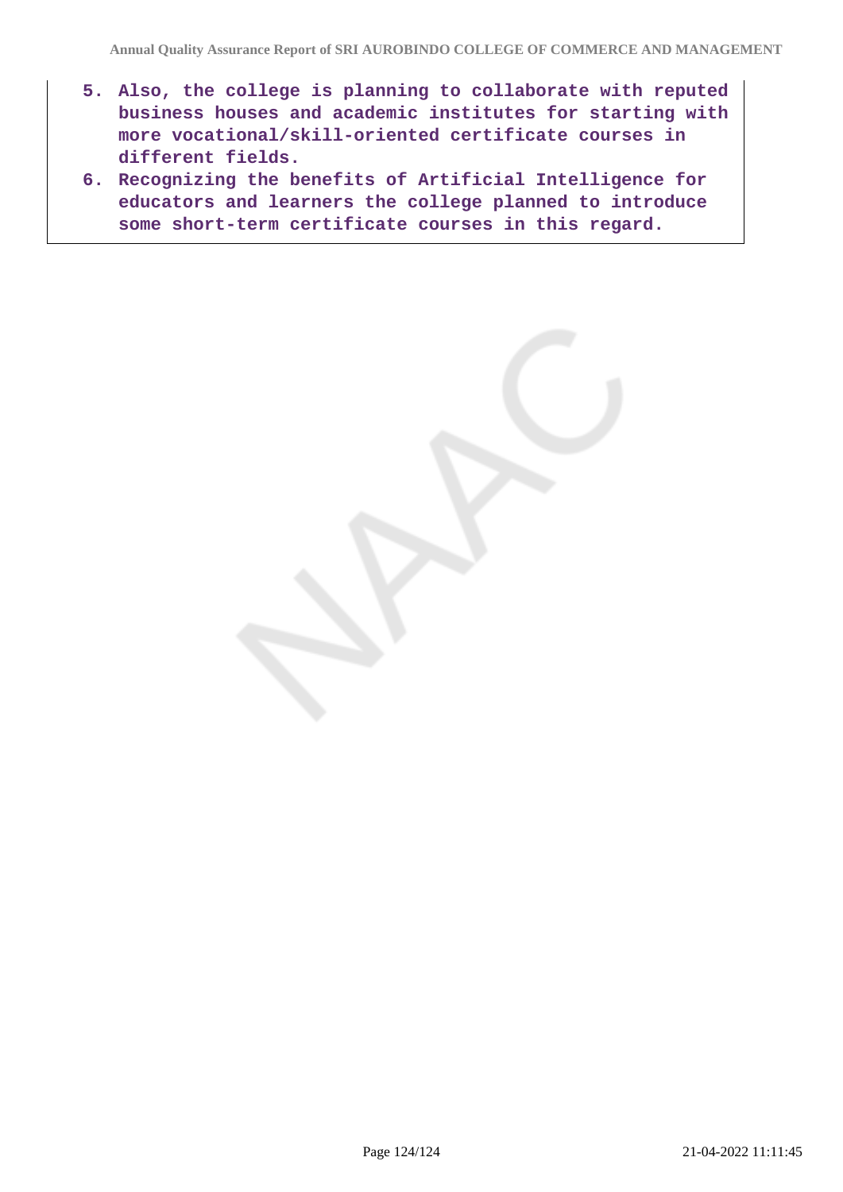5. **Also, the college is planning to collaborate with reputed business houses and academic institutes for starting with more vocational/skill-oriented certificate courses in different fields.**
6. **Recognizing the benefits of Artificial Intelligence for educators and learners the college planned to introduce some short-term certificate courses in this regard.**